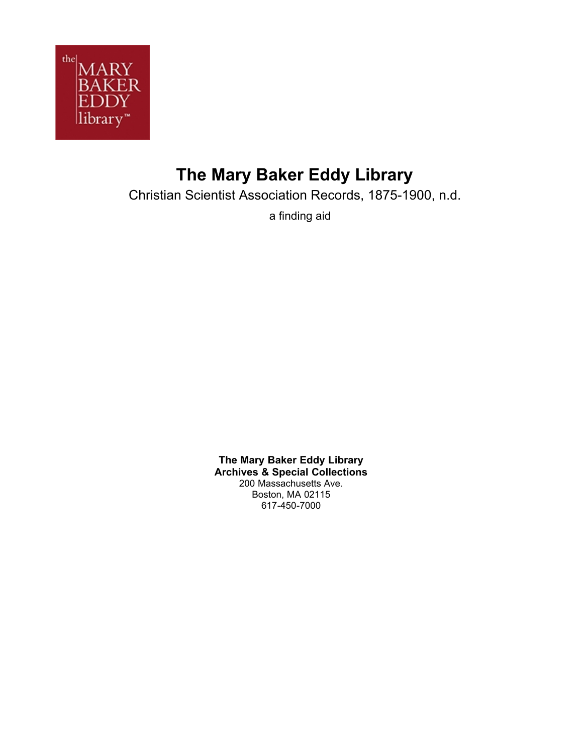# The Mary Baker Eddy Library

Christian Scientist Association Records, 1875-1900, n.d.

a finding aid

**The Mary Baker Eddy Library**
**Archives & Special Collections**
200 Massachusetts Ave.
Boston, MA 02115
617-450-7000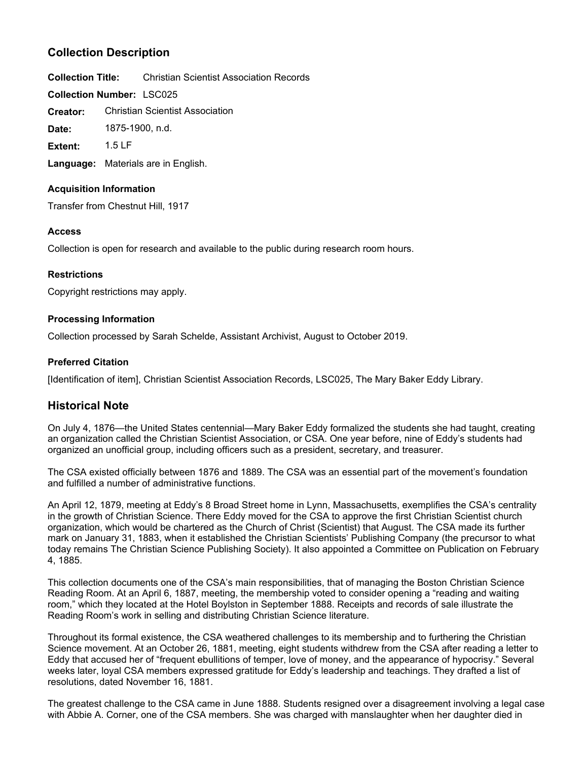## Collection Description

**Collection Title:** Christian Scientist Association Records

**Collection Number:** LSC025

**Creator:** Christian Scientist Association

**Date:** 1875-1900, n.d.

**Extent:** 1.5 LF

**Language:** Materials are in English.

### Acquisition Information

Transfer from Chestnut Hill, 1917

### Access

Collection is open for research and available to the public during research room hours.

### Restrictions

Copyright restrictions may apply.

### Processing Information

Collection processed by Sarah Schelde, Assistant Archivist, August to October 2019.

### Preferred Citation

[Identification of item], Christian Scientist Association Records, LSC025, The Mary Baker Eddy Library.

## Historical Note

On July 4, 1876—the United States centennial—Mary Baker Eddy formalized the students she had taught, creating an organization called the Christian Scientist Association, or CSA. One year before, nine of Eddy's students had organized an unofficial group, including officers such as a president, secretary, and treasurer.

The CSA existed officially between 1876 and 1889. The CSA was an essential part of the movement's foundation and fulfilled a number of administrative functions.

An April 12, 1879, meeting at Eddy's 8 Broad Street home in Lynn, Massachusetts, exemplifies the CSA's centrality in the growth of Christian Science. There Eddy moved for the CSA to approve the first Christian Scientist church organization, which would be chartered as the Church of Christ (Scientist) that August. The CSA made its further mark on January 31, 1883, when it established the Christian Scientists' Publishing Company (the precursor to what today remains The Christian Science Publishing Society). It also appointed a Committee on Publication on February 4, 1885.

This collection documents one of the CSA's main responsibilities, that of managing the Boston Christian Science Reading Room. At an April 6, 1887, meeting, the membership voted to consider opening a "reading and waiting room," which they located at the Hotel Boylston in September 1888. Receipts and records of sale illustrate the Reading Room's work in selling and distributing Christian Science literature.

Throughout its formal existence, the CSA weathered challenges to its membership and to furthering the Christian Science movement. At an October 26, 1881, meeting, eight students withdrew from the CSA after reading a letter to Eddy that accused her of "frequent ebullitions of temper, love of money, and the appearance of hypocrisy." Several weeks later, loyal CSA members expressed gratitude for Eddy's leadership and teachings. They drafted a list of resolutions, dated November 16, 1881.

The greatest challenge to the CSA came in June 1888. Students resigned over a disagreement involving a legal case with Abbie A. Corner, one of the CSA members. She was charged with manslaughter when her daughter died in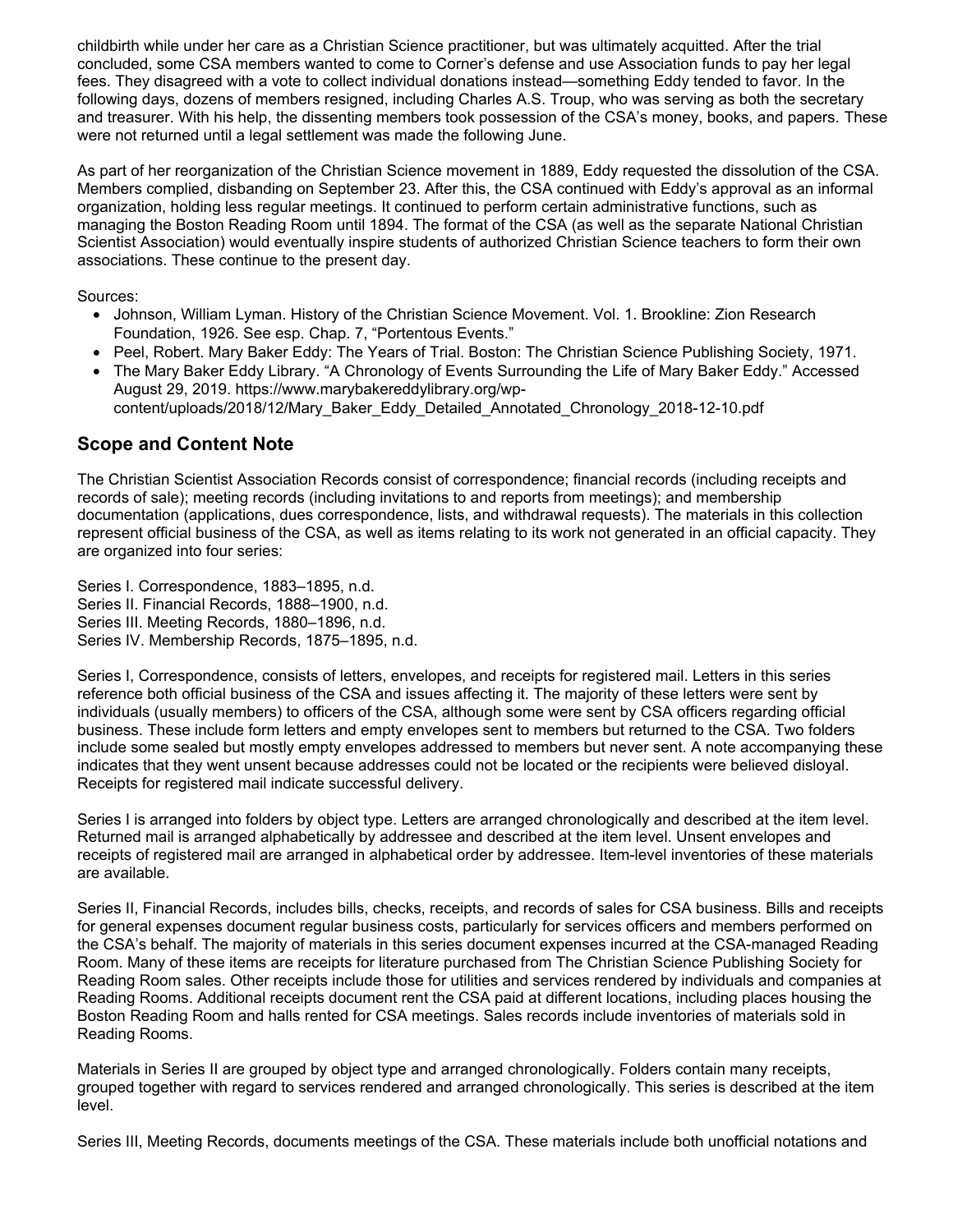childbirth while under her care as a Christian Science practitioner, but was ultimately acquitted. After the trial concluded, some CSA members wanted to come to Corner's defense and use Association funds to pay her legal fees. They disagreed with a vote to collect individual donations instead—something Eddy tended to favor. In the following days, dozens of members resigned, including Charles A.S. Troup, who was serving as both the secretary and treasurer. With his help, the dissenting members took possession of the CSA's money, books, and papers. These were not returned until a legal settlement was made the following June.

As part of her reorganization of the Christian Science movement in 1889, Eddy requested the dissolution of the CSA. Members complied, disbanding on September 23. After this, the CSA continued with Eddy's approval as an informal organization, holding less regular meetings. It continued to perform certain administrative functions, such as managing the Boston Reading Room until 1894. The format of the CSA (as well as the separate National Christian Scientist Association) would eventually inspire students of authorized Christian Science teachers to form their own associations. These continue to the present day.

Sources:

- Johnson, William Lyman. History of the Christian Science Movement. Vol. 1. Brookline: Zion Research Foundation, 1926. See esp. Chap. 7, "Portentous Events."
- Peel, Robert. Mary Baker Eddy: The Years of Trial. Boston: The Christian Science Publishing Society, 1971.
- The Mary Baker Eddy Library. "A Chronology of Events Surrounding the Life of Mary Baker Eddy." Accessed August 29, 2019. https://www.marybakereddylibrary.org/wp-content/uploads/2018/12/Mary_Baker_Eddy_Detailed_Annotated_Chronology_2018-12-10.pdf

## Scope and Content Note

The Christian Scientist Association Records consist of correspondence; financial records (including receipts and records of sale); meeting records (including invitations to and reports from meetings); and membership documentation (applications, dues correspondence, lists, and withdrawal requests). The materials in this collection represent official business of the CSA, as well as items relating to its work not generated in an official capacity. They are organized into four series:

Series I. Correspondence, 1883–1895, n.d.
Series II. Financial Records, 1888–1900, n.d.
Series III. Meeting Records, 1880–1896, n.d.
Series IV. Membership Records, 1875–1895, n.d.

Series I, Correspondence, consists of letters, envelopes, and receipts for registered mail. Letters in this series reference both official business of the CSA and issues affecting it. The majority of these letters were sent by individuals (usually members) to officers of the CSA, although some were sent by CSA officers regarding official business. These include form letters and empty envelopes sent to members but returned to the CSA. Two folders include some sealed but mostly empty envelopes addressed to members but never sent. A note accompanying these indicates that they went unsent because addresses could not be located or the recipients were believed disloyal. Receipts for registered mail indicate successful delivery.

Series I is arranged into folders by object type. Letters are arranged chronologically and described at the item level. Returned mail is arranged alphabetically by addressee and described at the item level. Unsent envelopes and receipts of registered mail are arranged in alphabetical order by addressee. Item-level inventories of these materials are available.

Series II, Financial Records, includes bills, checks, receipts, and records of sales for CSA business. Bills and receipts for general expenses document regular business costs, particularly for services officers and members performed on the CSA's behalf. The majority of materials in this series document expenses incurred at the CSA-managed Reading Room. Many of these items are receipts for literature purchased from The Christian Science Publishing Society for Reading Room sales. Other receipts include those for utilities and services rendered by individuals and companies at Reading Rooms. Additional receipts document rent the CSA paid at different locations, including places housing the Boston Reading Room and halls rented for CSA meetings. Sales records include inventories of materials sold in Reading Rooms.

Materials in Series II are grouped by object type and arranged chronologically. Folders contain many receipts, grouped together with regard to services rendered and arranged chronologically. This series is described at the item level.

Series III, Meeting Records, documents meetings of the CSA. These materials include both unofficial notations and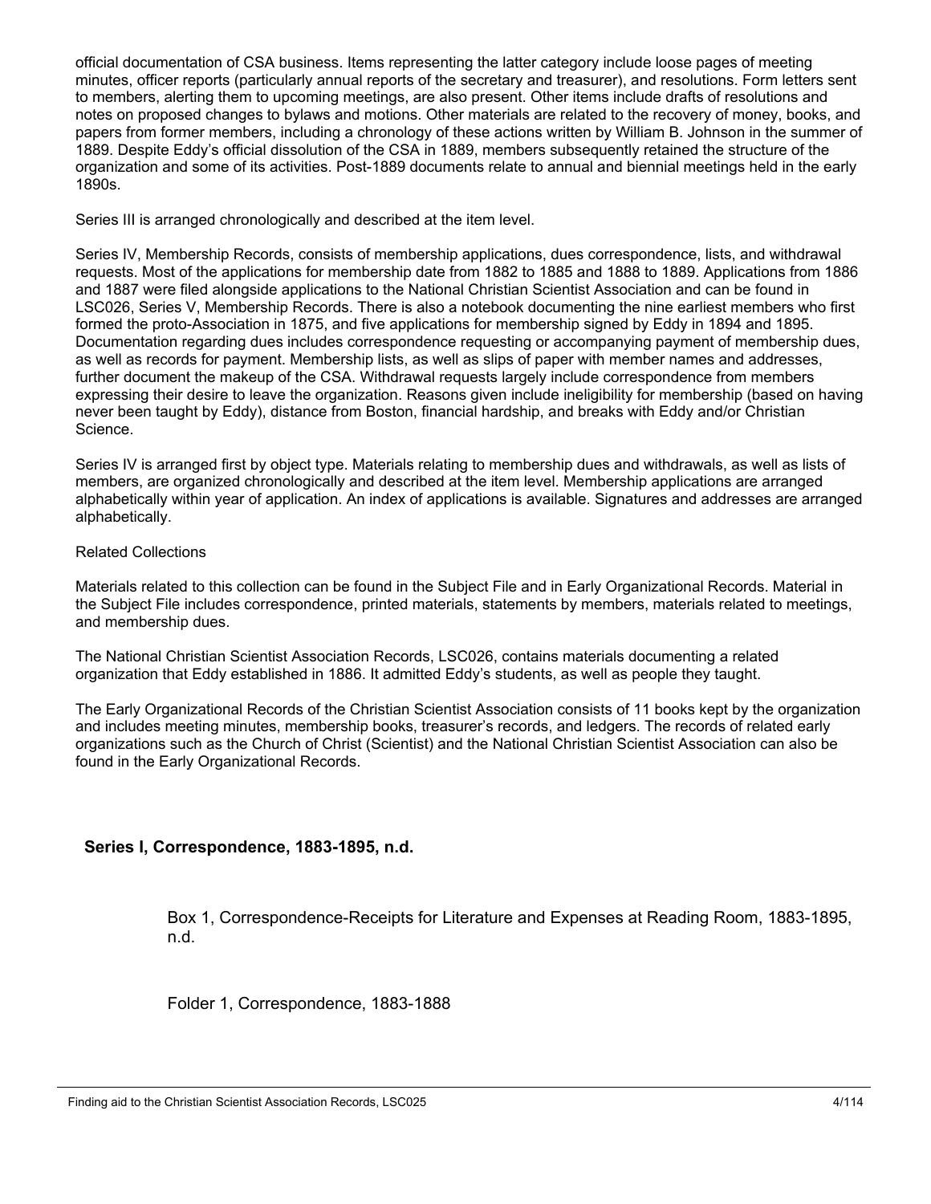official documentation of CSA business. Items representing the latter category include loose pages of meeting minutes, officer reports (particularly annual reports of the secretary and treasurer), and resolutions. Form letters sent to members, alerting them to upcoming meetings, are also present. Other items include drafts of resolutions and notes on proposed changes to bylaws and motions. Other materials are related to the recovery of money, books, and papers from former members, including a chronology of these actions written by William B. Johnson in the summer of 1889. Despite Eddy's official dissolution of the CSA in 1889, members subsequently retained the structure of the organization and some of its activities. Post-1889 documents relate to annual and biennial meetings held in the early 1890s.

Series III is arranged chronologically and described at the item level.

Series IV, Membership Records, consists of membership applications, dues correspondence, lists, and withdrawal requests. Most of the applications for membership date from 1882 to 1885 and 1888 to 1889. Applications from 1886 and 1887 were filed alongside applications to the National Christian Scientist Association and can be found in LSC026, Series V, Membership Records. There is also a notebook documenting the nine earliest members who first formed the proto-Association in 1875, and five applications for membership signed by Eddy in 1894 and 1895. Documentation regarding dues includes correspondence requesting or accompanying payment of membership dues, as well as records for payment. Membership lists, as well as slips of paper with member names and addresses, further document the makeup of the CSA. Withdrawal requests largely include correspondence from members expressing their desire to leave the organization. Reasons given include ineligibility for membership (based on having never been taught by Eddy), distance from Boston, financial hardship, and breaks with Eddy and/or Christian Science.

Series IV is arranged first by object type. Materials relating to membership dues and withdrawals, as well as lists of members, are organized chronologically and described at the item level. Membership applications are arranged alphabetically within year of application. An index of applications is available. Signatures and addresses are arranged alphabetically.

Related Collections

Materials related to this collection can be found in the Subject File and in Early Organizational Records. Material in the Subject File includes correspondence, printed materials, statements by members, materials related to meetings, and membership dues.

The National Christian Scientist Association Records, LSC026, contains materials documenting a related organization that Eddy established in 1886. It admitted Eddy's students, as well as people they taught.

The Early Organizational Records of the Christian Scientist Association consists of 11 books kept by the organization and includes meeting minutes, membership books, treasurer's records, and ledgers. The records of related early organizations such as the Church of Christ (Scientist) and the National Christian Scientist Association can also be found in the Early Organizational Records.

## Series I, Correspondence, 1883-1895, n.d.

Box 1, Correspondence-Receipts for Literature and Expenses at Reading Room, 1883-1895, n.d.

Folder 1, Correspondence, 1883-1888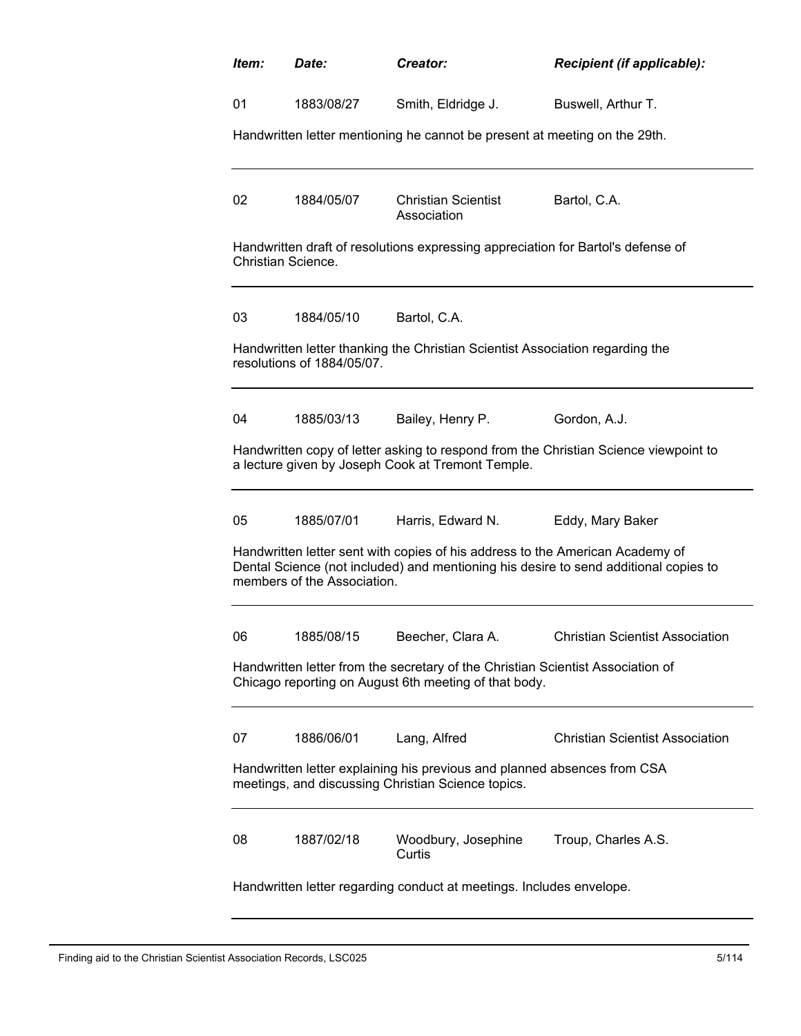| *Item:* | *Date:* | *Creator:* | *Recipient (if applicable):* |
|---|---|---|---|
| 01 | 1883/08/27 | Smith, Eldridge J. | Buswell, Arthur T. |

Handwritten letter mentioning he cannot be present at meeting on the 29th.

---

| | | | |
|---|---|---|---|
| 02 | 1884/05/07 | Christian Scientist Association | Bartol, C.A. |

Handwritten draft of resolutions expressing appreciation for Bartol's defense of Christian Science.

---

| | | | |
|---|---|---|---|
| 03 | 1884/05/10 | Bartol, C.A. | |

Handwritten letter thanking the Christian Scientist Association regarding the resolutions of 1884/05/07.

---

| | | | |
|---|---|---|---|
| 04 | 1885/03/13 | Bailey, Henry P. | Gordon, A.J. |

Handwritten copy of letter asking to respond from the Christian Science viewpoint to a lecture given by Joseph Cook at Tremont Temple.

---

| | | | |
|---|---|---|---|
| 05 | 1885/07/01 | Harris, Edward N. | Eddy, Mary Baker |

Handwritten letter sent with copies of his address to the American Academy of Dental Science (not included) and mentioning his desire to send additional copies to members of the Association.

---

| | | | |
|---|---|---|---|
| 06 | 1885/08/15 | Beecher, Clara A. | Christian Scientist Association |

Handwritten letter from the secretary of the Christian Scientist Association of Chicago reporting on August 6th meeting of that body.

---

| | | | |
|---|---|---|---|
| 07 | 1886/06/01 | Lang, Alfred | Christian Scientist Association |

Handwritten letter explaining his previous and planned absences from CSA meetings, and discussing Christian Science topics.

---

| | | | |
|---|---|---|---|
| 08 | 1887/02/18 | Woodbury, Josephine Curtis | Troup, Charles A.S. |

Handwritten letter regarding conduct at meetings. Includes envelope.

---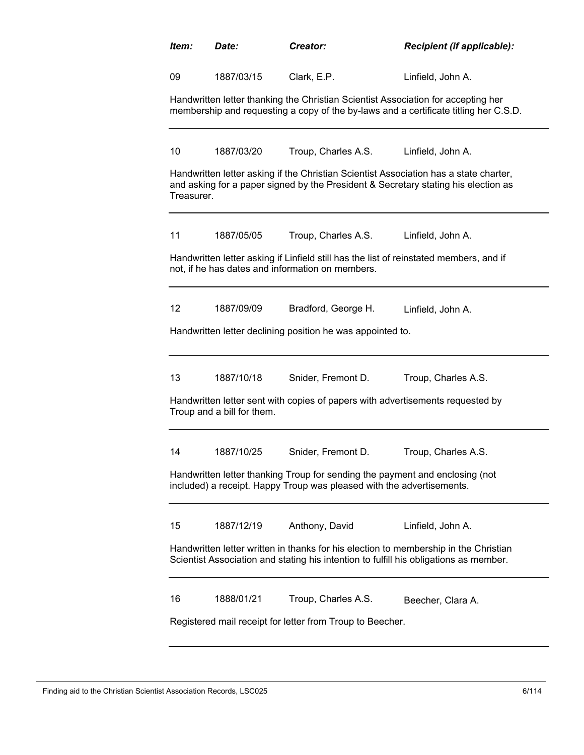| *Item:* | *Date:* | *Creator:* | *Recipient (if applicable):* |
|---|---|---|---|
| 09 | 1887/03/15 | Clark, E.P. | Linfield, John A. |

Handwritten letter thanking the Christian Scientist Association for accepting her membership and requesting a copy of the by-laws and a certificate titling her C.S.D.

---

| | | | |
|---|---|---|---|
| 10 | 1887/03/20 | Troup, Charles A.S. | Linfield, John A. |

Handwritten letter asking if the Christian Scientist Association has a state charter, and asking for a paper signed by the President & Secretary stating his election as Treasurer.

---

| | | | |
|---|---|---|---|
| 11 | 1887/05/05 | Troup, Charles A.S. | Linfield, John A. |

Handwritten letter asking if Linfield still has the list of reinstated members, and if not, if he has dates and information on members.

---

| | | | |
|---|---|---|---|
| 12 | 1887/09/09 | Bradford, George H. | Linfield, John A. |

Handwritten letter declining position he was appointed to.

---

| | | | |
|---|---|---|---|
| 13 | 1887/10/18 | Snider, Fremont D. | Troup, Charles A.S. |

Handwritten letter sent with copies of papers with advertisements requested by Troup and a bill for them.

---

| | | | |
|---|---|---|---|
| 14 | 1887/10/25 | Snider, Fremont D. | Troup, Charles A.S. |

Handwritten letter thanking Troup for sending the payment and enclosing (not included) a receipt. Happy Troup was pleased with the advertisements.

---

| | | | |
|---|---|---|---|
| 15 | 1887/12/19 | Anthony, David | Linfield, John A. |

Handwritten letter written in thanks for his election to membership in the Christian Scientist Association and stating his intention to fulfill his obligations as member.

---

| | | | |
|---|---|---|---|
| 16 | 1888/01/21 | Troup, Charles A.S. | Beecher, Clara A. |

Registered mail receipt for letter from Troup to Beecher.

---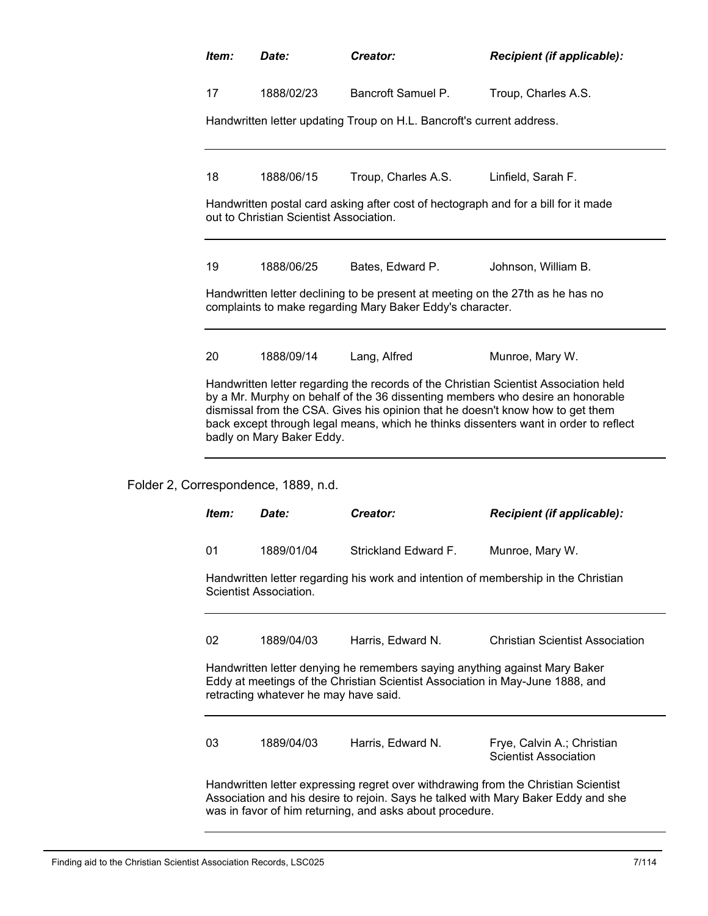| *Item:* | *Date:* | *Creator:* | *Recipient (if applicable):* |
|---|---|---|---|
| 17 | 1888/02/23 | Bancroft Samuel P. | Troup, Charles A.S. |

Handwritten letter updating Troup on H.L. Bancroft's current address.

| *Item:* | *Date:* | *Creator:* | *Recipient (if applicable):* |
|---|---|---|---|
| 18 | 1888/06/15 | Troup, Charles A.S. | Linfield, Sarah F. |

Handwritten postal card asking after cost of hectograph and for a bill for it made out to Christian Scientist Association.

| *Item:* | *Date:* | *Creator:* | *Recipient (if applicable):* |
|---|---|---|---|
| 19 | 1888/06/25 | Bates, Edward P. | Johnson, William B. |

Handwritten letter declining to be present at meeting on the 27th as he has no complaints to make regarding Mary Baker Eddy's character.

| *Item:* | *Date:* | *Creator:* | *Recipient (if applicable):* |
|---|---|---|---|
| 20 | 1888/09/14 | Lang, Alfred | Munroe, Mary W. |

Handwritten letter regarding the records of the Christian Scientist Association held by a Mr. Murphy on behalf of the 36 dissenting members who desire an honorable dismissal from the CSA. Gives his opinion that he doesn't know how to get them back except through legal means, which he thinks dissenters want in order to reflect badly on Mary Baker Eddy.

Folder 2, Correspondence, 1889, n.d.

| *Item:* | *Date:* | *Creator:* | *Recipient (if applicable):* |
|---|---|---|---|
| 01 | 1889/01/04 | Strickland Edward F. | Munroe, Mary W. |

Handwritten letter regarding his work and intention of membership in the Christian Scientist Association.

| *Item:* | *Date:* | *Creator:* | *Recipient (if applicable):* |
|---|---|---|---|
| 02 | 1889/04/03 | Harris, Edward N. | Christian Scientist Association |

Handwritten letter denying he remembers saying anything against Mary Baker Eddy at meetings of the Christian Scientist Association in May-June 1888, and retracting whatever he may have said.

| *Item:* | *Date:* | *Creator:* | *Recipient (if applicable):* |
|---|---|---|---|
| 03 | 1889/04/03 | Harris, Edward N. | Frye, Calvin A.; Christian Scientist Association |

Handwritten letter expressing regret over withdrawing from the Christian Scientist Association and his desire to rejoin. Says he talked with Mary Baker Eddy and she was in favor of him returning, and asks about procedure.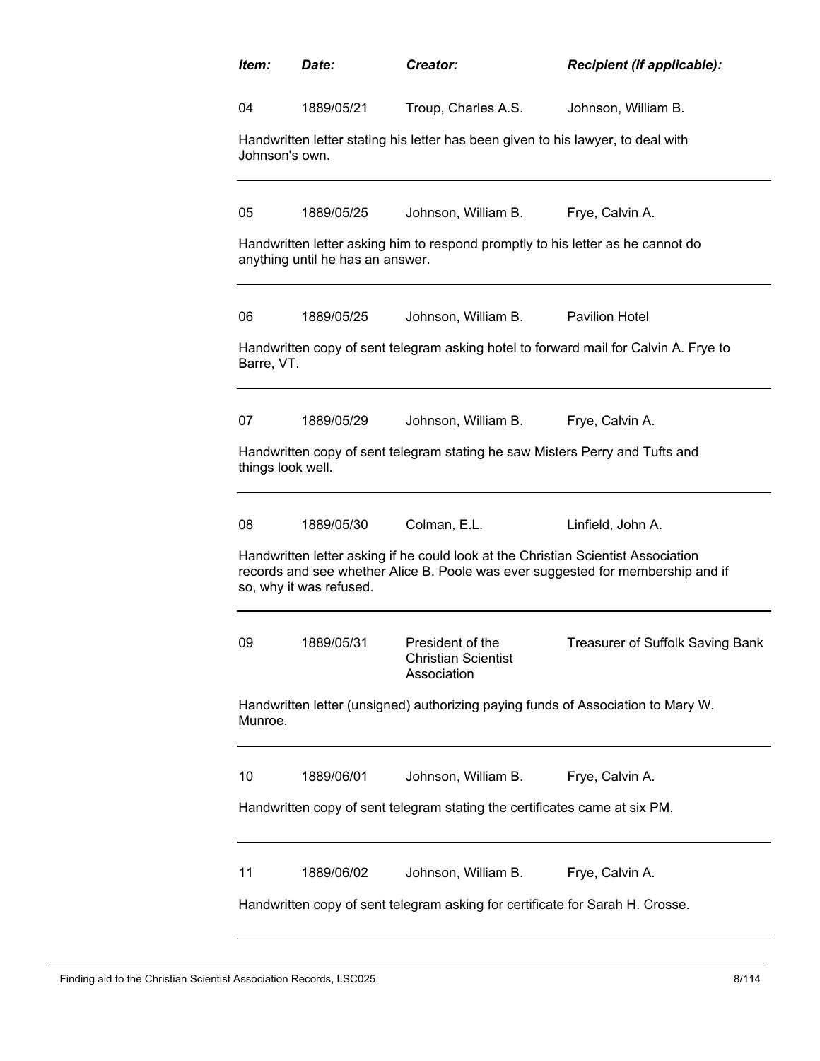| *Item:* | *Date:* | *Creator:* | *Recipient (if applicable):* |
|---|---|---|---|
| 04 | 1889/05/21 | Troup, Charles A.S. | Johnson, William B. |

Handwritten letter stating his letter has been given to his lawyer, to deal with Johnson's own.

---

| | | | |
|---|---|---|---|
| 05 | 1889/05/25 | Johnson, William B. | Frye, Calvin A. |

Handwritten letter asking him to respond promptly to his letter as he cannot do anything until he has an answer.

---

| | | | |
|---|---|---|---|
| 06 | 1889/05/25 | Johnson, William B. | Pavilion Hotel |

Handwritten copy of sent telegram asking hotel to forward mail for Calvin A. Frye to Barre, VT.

---

| | | | |
|---|---|---|---|
| 07 | 1889/05/29 | Johnson, William B. | Frye, Calvin A. |

Handwritten copy of sent telegram stating he saw Misters Perry and Tufts and things look well.

---

| | | | |
|---|---|---|---|
| 08 | 1889/05/30 | Colman, E.L. | Linfield, John A. |

Handwritten letter asking if he could look at the Christian Scientist Association records and see whether Alice B. Poole was ever suggested for membership and if so, why it was refused.

---

| | | | |
|---|---|---|---|
| 09 | 1889/05/31 | President of the Christian Scientist Association | Treasurer of Suffolk Saving Bank |

Handwritten letter (unsigned) authorizing paying funds of Association to Mary W. Munroe.

---

| | | | |
|---|---|---|---|
| 10 | 1889/06/01 | Johnson, William B. | Frye, Calvin A. |

Handwritten copy of sent telegram stating the certificates came at six PM.

---

| | | | |
|---|---|---|---|
| 11 | 1889/06/02 | Johnson, William B. | Frye, Calvin A. |

Handwritten copy of sent telegram asking for certificate for Sarah H. Crosse.

---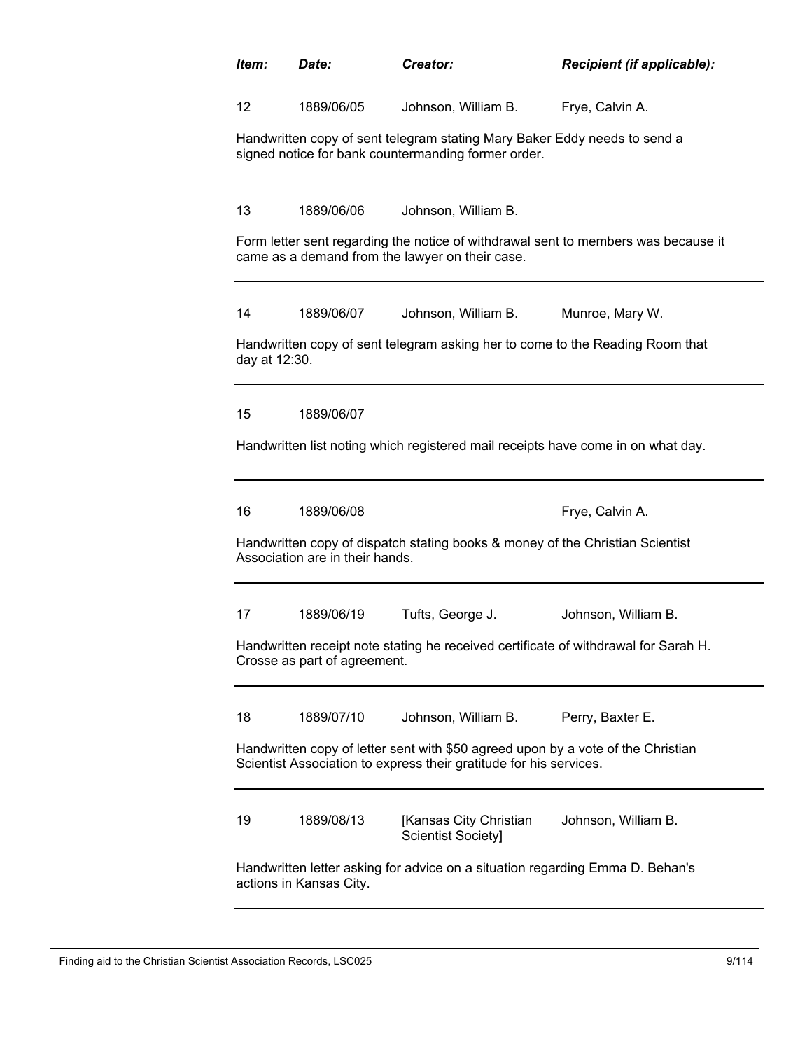| *Item:* | *Date:* | *Creator:* | *Recipient (if applicable):* |
|---|---|---|---|
| 12 | 1889/06/05 | Johnson, William B. | Frye, Calvin A. |

Handwritten copy of sent telegram stating Mary Baker Eddy needs to send a signed notice for bank countermanding former order.

---

| | | | |
|---|---|---|---|
| 13 | 1889/06/06 | Johnson, William B. | |

Form letter sent regarding the notice of withdrawal sent to members was because it came as a demand from the lawyer on their case.

---

| | | | |
|---|---|---|---|
| 14 | 1889/06/07 | Johnson, William B. | Munroe, Mary W. |

Handwritten copy of sent telegram asking her to come to the Reading Room that day at 12:30.

---

| | | | |
|---|---|---|---|
| 15 | 1889/06/07 | | |

Handwritten list noting which registered mail receipts have come in on what day.

---

| | | | |
|---|---|---|---|
| 16 | 1889/06/08 | | Frye, Calvin A. |

Handwritten copy of dispatch stating books & money of the Christian Scientist Association are in their hands.

---

| | | | |
|---|---|---|---|
| 17 | 1889/06/19 | Tufts, George J. | Johnson, William B. |

Handwritten receipt note stating he received certificate of withdrawal for Sarah H. Crosse as part of agreement.

---

| | | | |
|---|---|---|---|
| 18 | 1889/07/10 | Johnson, William B. | Perry, Baxter E. |

Handwritten copy of letter sent with $50 agreed upon by a vote of the Christian Scientist Association to express their gratitude for his services.

---

| | | | |
|---|---|---|---|
| 19 | 1889/08/13 | [Kansas City Christian Scientist Society] | Johnson, William B. |

Handwritten letter asking for advice on a situation regarding Emma D. Behan's actions in Kansas City.

---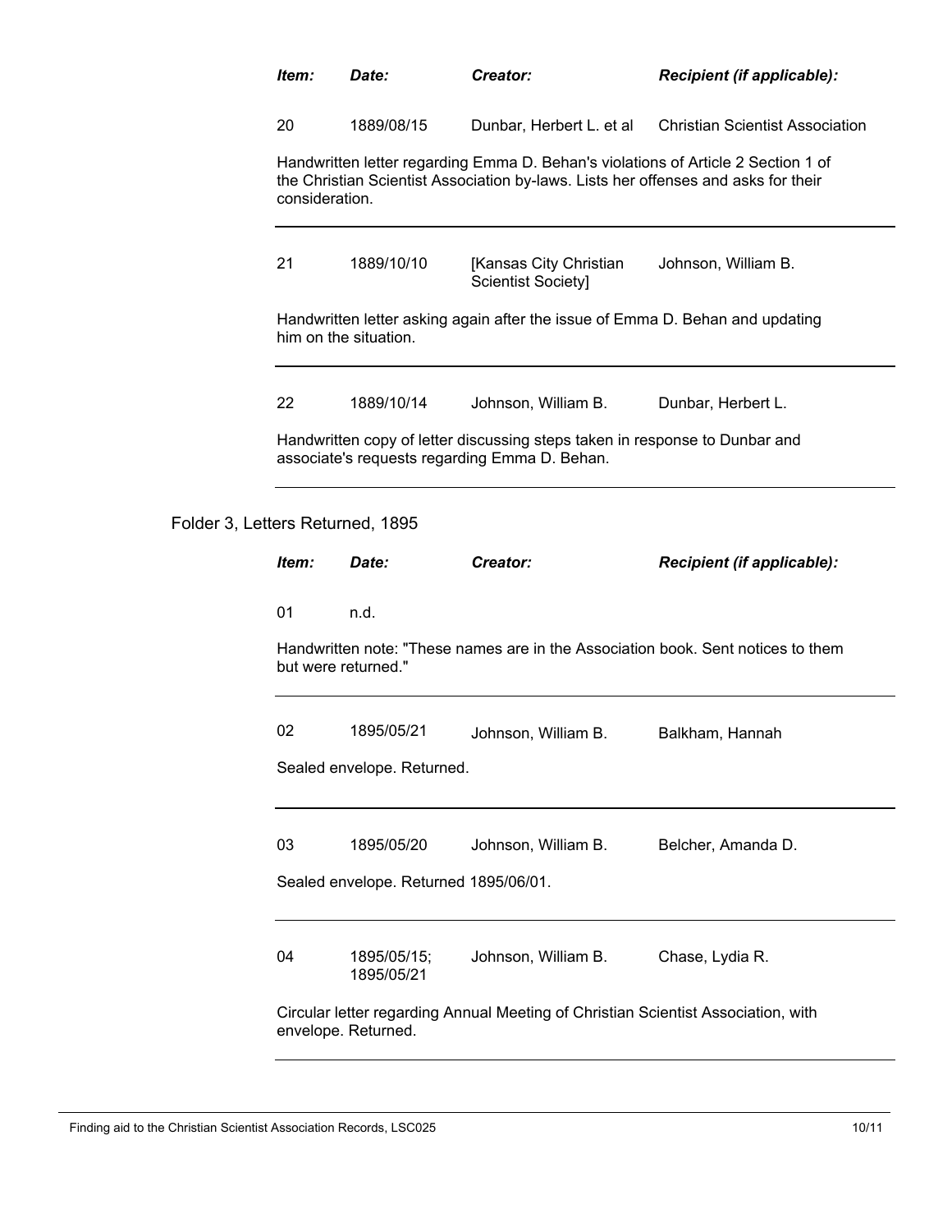| *Item:* | *Date:* | *Creator:* | *Recipient (if applicable):* |
|---|---|---|---|
| 20 | 1889/08/15 | Dunbar, Herbert L. et al | Christian Scientist Association |

Handwritten letter regarding Emma D. Behan's violations of Article 2 Section 1 of the Christian Scientist Association by-laws. Lists her offenses and asks for their consideration.

| *Item:* | *Date:* | *Creator:* | *Recipient (if applicable):* |
|---|---|---|---|
| 21 | 1889/10/10 | [Kansas City Christian Scientist Society] | Johnson, William B. |

Handwritten letter asking again after the issue of Emma D. Behan and updating him on the situation.

| *Item:* | *Date:* | *Creator:* | *Recipient (if applicable):* |
|---|---|---|---|
| 22 | 1889/10/14 | Johnson, William B. | Dunbar, Herbert L. |

Handwritten copy of letter discussing steps taken in response to Dunbar and associate's requests regarding Emma D. Behan.

## Folder 3, Letters Returned, 1895

| *Item:* | *Date:* | *Creator:* | *Recipient (if applicable):* |
|---|---|---|---|
| 01 | n.d. | | |

Handwritten note: "These names are in the Association book. Sent notices to them but were returned."

| *Item:* | *Date:* | *Creator:* | *Recipient (if applicable):* |
|---|---|---|---|
| 02 | 1895/05/21 | Johnson, William B. | Balkham, Hannah |

Sealed envelope. Returned.

| *Item:* | *Date:* | *Creator:* | *Recipient (if applicable):* |
|---|---|---|---|
| 03 | 1895/05/20 | Johnson, William B. | Belcher, Amanda D. |

Sealed envelope. Returned 1895/06/01.

| *Item:* | *Date:* | *Creator:* | *Recipient (if applicable):* |
|---|---|---|---|
| 04 | 1895/05/15; 1895/05/21 | Johnson, William B. | Chase, Lydia R. |

Circular letter regarding Annual Meeting of Christian Scientist Association, with envelope. Returned.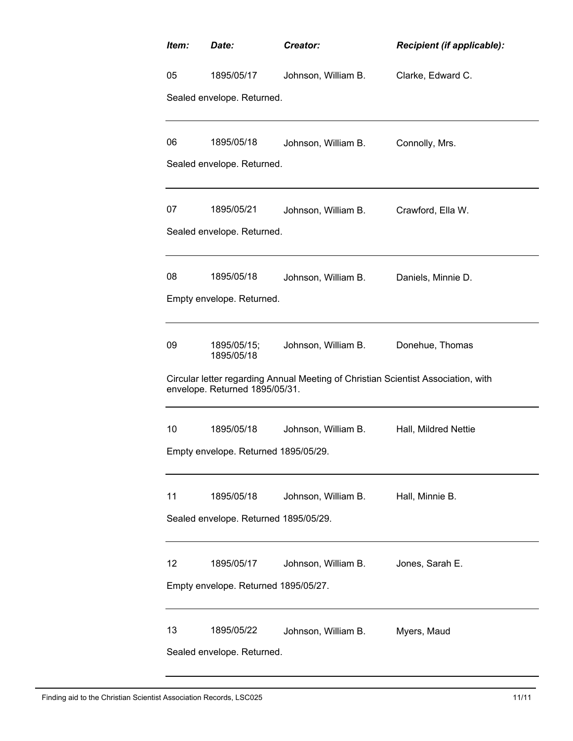| Item: | Date: | Creator: | Recipient (if applicable): |
|---|---|---|---|
| 05 | 1895/05/17 | Johnson, William B. | Clarke, Edward C. |

Sealed envelope. Returned.

| 06 | 1895/05/18 | Johnson, William B. | Connolly, Mrs. |
|---|---|---|---|

Sealed envelope. Returned.

| 07 | 1895/05/21 | Johnson, William B. | Crawford, Ella W. |
|---|---|---|---|

Sealed envelope. Returned.

| 08 | 1895/05/18 | Johnson, William B. | Daniels, Minnie D. |
|---|---|---|---|

Empty envelope. Returned.

| 09 | 1895/05/15; 1895/05/18 | Johnson, William B. | Donehue, Thomas |
|---|---|---|---|

Circular letter regarding Annual Meeting of Christian Scientist Association, with envelope. Returned 1895/05/31.

| 10 | 1895/05/18 | Johnson, William B. | Hall, Mildred Nettie |
|---|---|---|---|

Empty envelope. Returned 1895/05/29.

| 11 | 1895/05/18 | Johnson, William B. | Hall, Minnie B. |
|---|---|---|---|

Sealed envelope. Returned 1895/05/29.

| 12 | 1895/05/17 | Johnson, William B. | Jones, Sarah E. |
|---|---|---|---|

Empty envelope. Returned 1895/05/27.

| 13 | 1895/05/22 | Johnson, William B. | Myers, Maud |
|---|---|---|---|

Sealed envelope. Returned.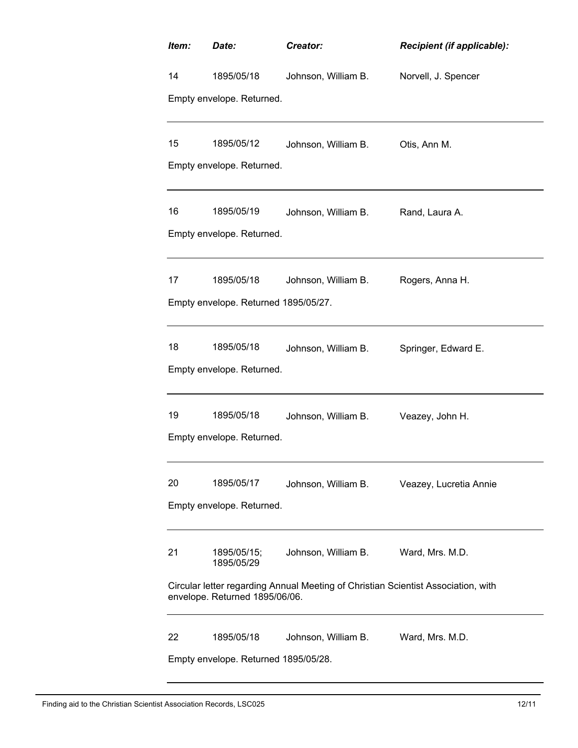| Item: | Date: | Creator: | Recipient (if applicable): |
|---|---|---|---|
| 14 | 1895/05/18 | Johnson, William B. | Norvell, J. Spencer |

Empty envelope. Returned.

---

| | | | |
|---|---|---|---|
| 15 | 1895/05/12 | Johnson, William B. | Otis, Ann M. |

Empty envelope. Returned.

---

| | | | |
|---|---|---|---|
| 16 | 1895/05/19 | Johnson, William B. | Rand, Laura A. |

Empty envelope. Returned.

---

| | | | |
|---|---|---|---|
| 17 | 1895/05/18 | Johnson, William B. | Rogers, Anna H. |

Empty envelope. Returned 1895/05/27.

---

| | | | |
|---|---|---|---|
| 18 | 1895/05/18 | Johnson, William B. | Springer, Edward E. |

Empty envelope. Returned.

---

| | | | |
|---|---|---|---|
| 19 | 1895/05/18 | Johnson, William B. | Veazey, John H. |

Empty envelope. Returned.

---

| | | | |
|---|---|---|---|
| 20 | 1895/05/17 | Johnson, William B. | Veazey, Lucretia Annie |

Empty envelope. Returned.

---

| | | | |
|---|---|---|---|
| 21 | 1895/05/15; 1895/05/29 | Johnson, William B. | Ward, Mrs. M.D. |

Circular letter regarding Annual Meeting of Christian Scientist Association, with envelope. Returned 1895/06/06.

---

| | | | |
|---|---|---|---|
| 22 | 1895/05/18 | Johnson, William B. | Ward, Mrs. M.D. |

Empty envelope. Returned 1895/05/28.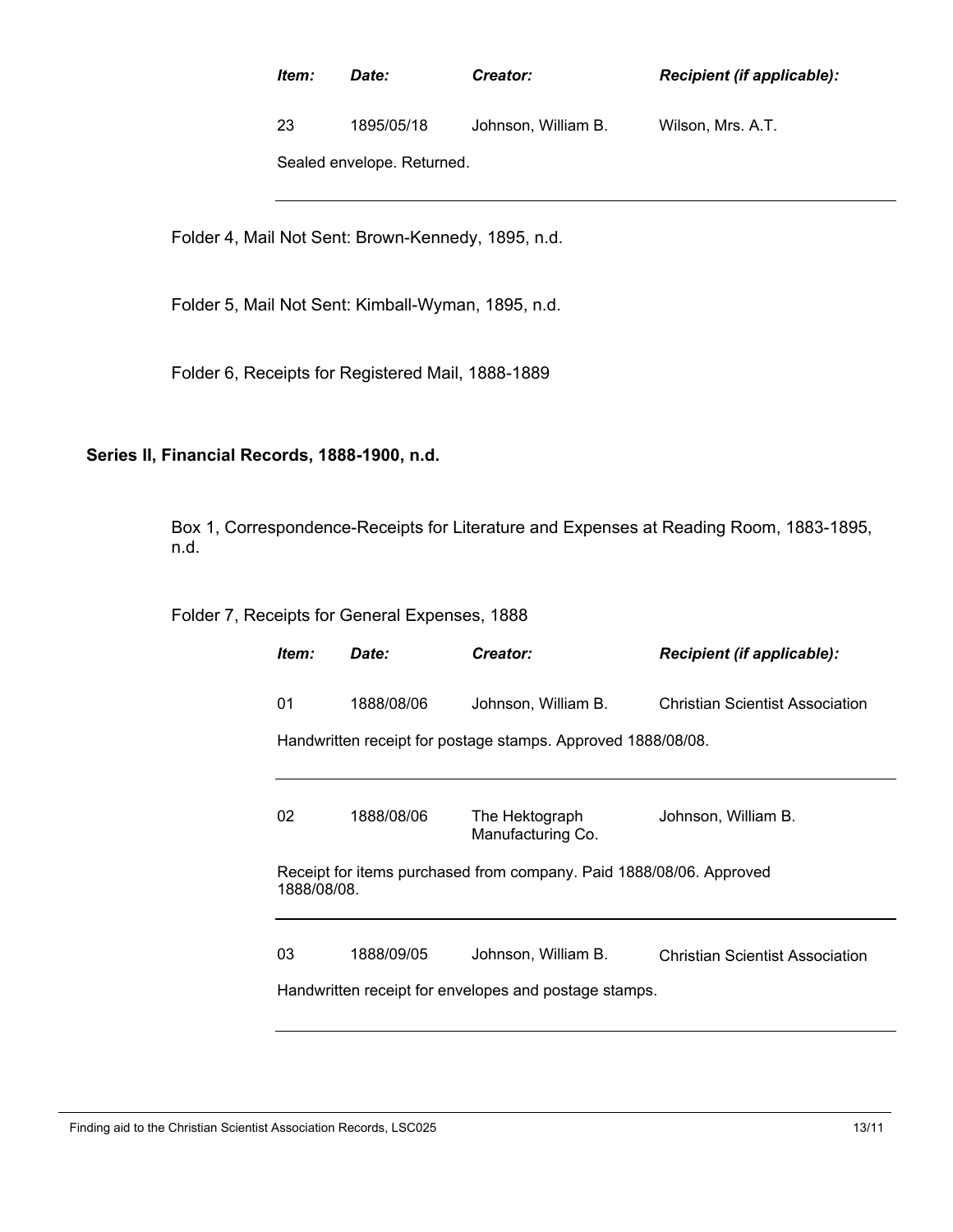| *Item:* | *Date:* | *Creator:* | *Recipient (if applicable):* |
|---|---|---|---|
| 23 | 1895/05/18 | Johnson, William B. | Wilson, Mrs. A.T. |

Sealed envelope. Returned.

---

Folder 4, Mail Not Sent: Brown-Kennedy, 1895, n.d.

Folder 5, Mail Not Sent: Kimball-Wyman, 1895, n.d.

Folder 6, Receipts for Registered Mail, 1888-1889

**Series II, Financial Records, 1888-1900, n.d.**

Box 1, Correspondence-Receipts for Literature and Expenses at Reading Room, 1883-1895, n.d.

Folder 7, Receipts for General Expenses, 1888

| *Item:* | *Date:* | *Creator:* | *Recipient (if applicable):* |
|---|---|---|---|
| 01 | 1888/08/06 | Johnson, William B. | Christian Scientist Association |

Handwritten receipt for postage stamps. Approved 1888/08/08.

---

| *Item:* | *Date:* | *Creator:* | *Recipient (if applicable):* |
|---|---|---|---|
| 02 | 1888/08/06 | The Hektograph Manufacturing Co. | Johnson, William B. |

Receipt for items purchased from company. Paid 1888/08/06. Approved 1888/08/08.

---

| *Item:* | *Date:* | *Creator:* | *Recipient (if applicable):* |
|---|---|---|---|
| 03 | 1888/09/05 | Johnson, William B. | Christian Scientist Association |

Handwritten receipt for envelopes and postage stamps.

---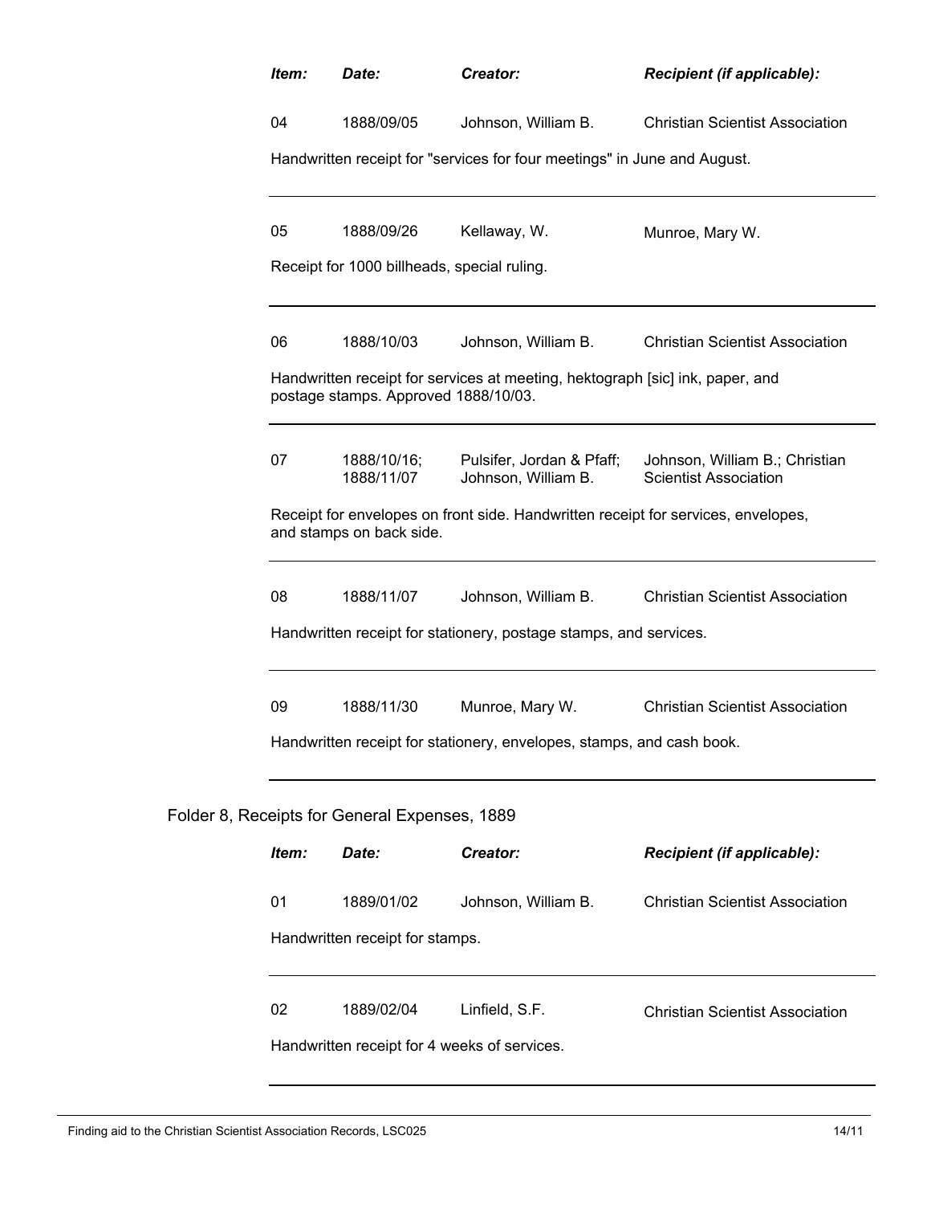| *Item:* | *Date:* | *Creator:* | *Recipient (if applicable):* |
|---|---|---|---|
| 04 | 1888/09/05 | Johnson, William B. | Christian Scientist Association |

Handwritten receipt for "services for four meetings" in June and August.

---

| | | | |
|---|---|---|---|
| 05 | 1888/09/26 | Kellaway, W. | Munroe, Mary W. |

Receipt for 1000 billheads, special ruling.

---

| | | | |
|---|---|---|---|
| 06 | 1888/10/03 | Johnson, William B. | Christian Scientist Association |

Handwritten receipt for services at meeting, hektograph [sic] ink, paper, and postage stamps. Approved 1888/10/03.

---

| | | | |
|---|---|---|---|
| 07 | 1888/10/16; 1888/11/07 | Pulsifer, Jordan & Pfaff; Johnson, William B. | Johnson, William B.; Christian Scientist Association |

Receipt for envelopes on front side. Handwritten receipt for services, envelopes, and stamps on back side.

---

| | | | |
|---|---|---|---|
| 08 | 1888/11/07 | Johnson, William B. | Christian Scientist Association |

Handwritten receipt for stationery, postage stamps, and services.

---

| | | | |
|---|---|---|---|
| 09 | 1888/11/30 | Munroe, Mary W. | Christian Scientist Association |

Handwritten receipt for stationery, envelopes, stamps, and cash book.

---

Folder 8, Receipts for General Expenses, 1889

| *Item:* | *Date:* | *Creator:* | *Recipient (if applicable):* |
|---|---|---|---|
| 01 | 1889/01/02 | Johnson, William B. | Christian Scientist Association |

Handwritten receipt for stamps.

---

| | | | |
|---|---|---|---|
| 02 | 1889/02/04 | Linfield, S.F. | Christian Scientist Association |

Handwritten receipt for 4 weeks of services.

---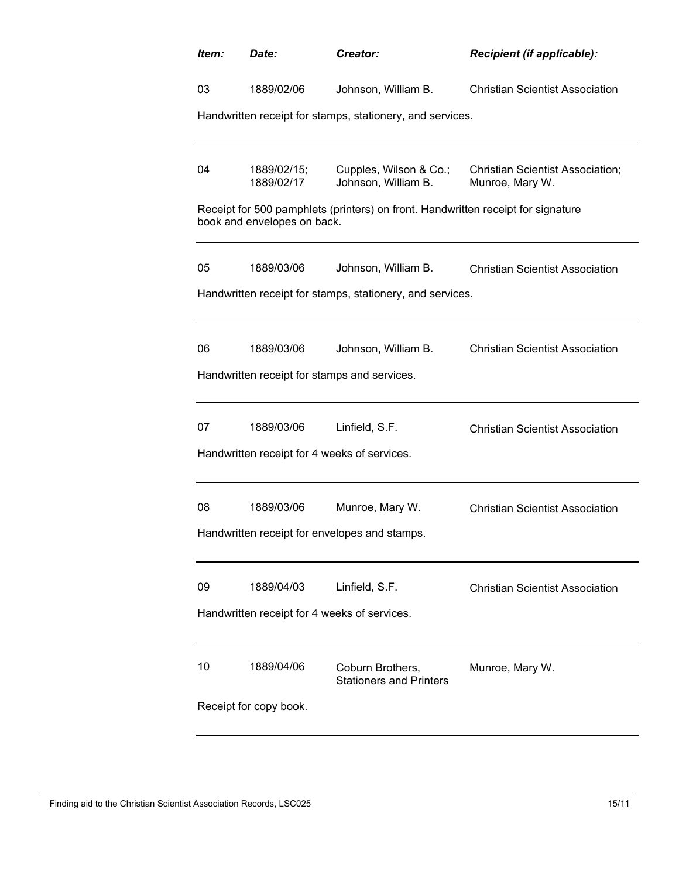| *Item:* | *Date:* | *Creator:* | *Recipient (if applicable):* |
|---|---|---|---|
| 03 | 1889/02/06 | Johnson, William B. | Christian Scientist Association |

Handwritten receipt for stamps, stationery, and services.

---

| | | | |
|---|---|---|---|
| 04 | 1889/02/15; 1889/02/17 | Cupples, Wilson & Co.; Johnson, William B. | Christian Scientist Association; Munroe, Mary W. |

Receipt for 500 pamphlets (printers) on front. Handwritten receipt for signature book and envelopes on back.

---

| | | | |
|---|---|---|---|
| 05 | 1889/03/06 | Johnson, William B. | Christian Scientist Association |

Handwritten receipt for stamps, stationery, and services.

---

| | | | |
|---|---|---|---|
| 06 | 1889/03/06 | Johnson, William B. | Christian Scientist Association |

Handwritten receipt for stamps and services.

---

| | | | |
|---|---|---|---|
| 07 | 1889/03/06 | Linfield, S.F. | Christian Scientist Association |

Handwritten receipt for 4 weeks of services.

---

| | | | |
|---|---|---|---|
| 08 | 1889/03/06 | Munroe, Mary W. | Christian Scientist Association |

Handwritten receipt for envelopes and stamps.

---

| | | | |
|---|---|---|---|
| 09 | 1889/04/03 | Linfield, S.F. | Christian Scientist Association |

Handwritten receipt for 4 weeks of services.

---

| | | | |
|---|---|---|---|
| 10 | 1889/04/06 | Coburn Brothers, Stationers and Printers | Munroe, Mary W. |

Receipt for copy book.

---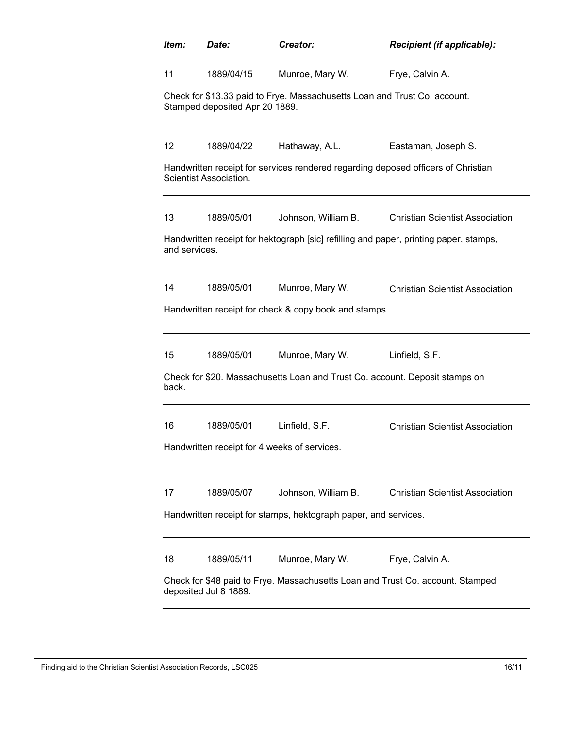| *Item:* | *Date:* | *Creator:* | *Recipient (if applicable):* |
|---|---|---|---|
| 11 | 1889/04/15 | Munroe, Mary W. | Frye, Calvin A. |

Check for $13.33 paid to Frye. Massachusetts Loan and Trust Co. account. Stamped deposited Apr 20 1889.

---

| 12 | 1889/04/22 | Hathaway, A.L. | Eastaman, Joseph S. |
|---|---|---|---|

Handwritten receipt for services rendered regarding deposed officers of Christian Scientist Association.

---

| 13 | 1889/05/01 | Johnson, William B. | Christian Scientist Association |
|---|---|---|---|

Handwritten receipt for hektograph [sic] refilling and paper, printing paper, stamps, and services.

---

| 14 | 1889/05/01 | Munroe, Mary W. | Christian Scientist Association |
|---|---|---|---|

Handwritten receipt for check & copy book and stamps.

---

| 15 | 1889/05/01 | Munroe, Mary W. | Linfield, S.F. |
|---|---|---|---|

Check for $20. Massachusetts Loan and Trust Co. account. Deposit stamps on back.

---

| 16 | 1889/05/01 | Linfield, S.F. | Christian Scientist Association |
|---|---|---|---|

Handwritten receipt for 4 weeks of services.

---

| 17 | 1889/05/07 | Johnson, William B. | Christian Scientist Association |
|---|---|---|---|

Handwritten receipt for stamps, hektograph paper, and services.

---

| 18 | 1889/05/11 | Munroe, Mary W. | Frye, Calvin A. |
|---|---|---|---|

Check for $48 paid to Frye. Massachusetts Loan and Trust Co. account. Stamped deposited Jul 8 1889.

---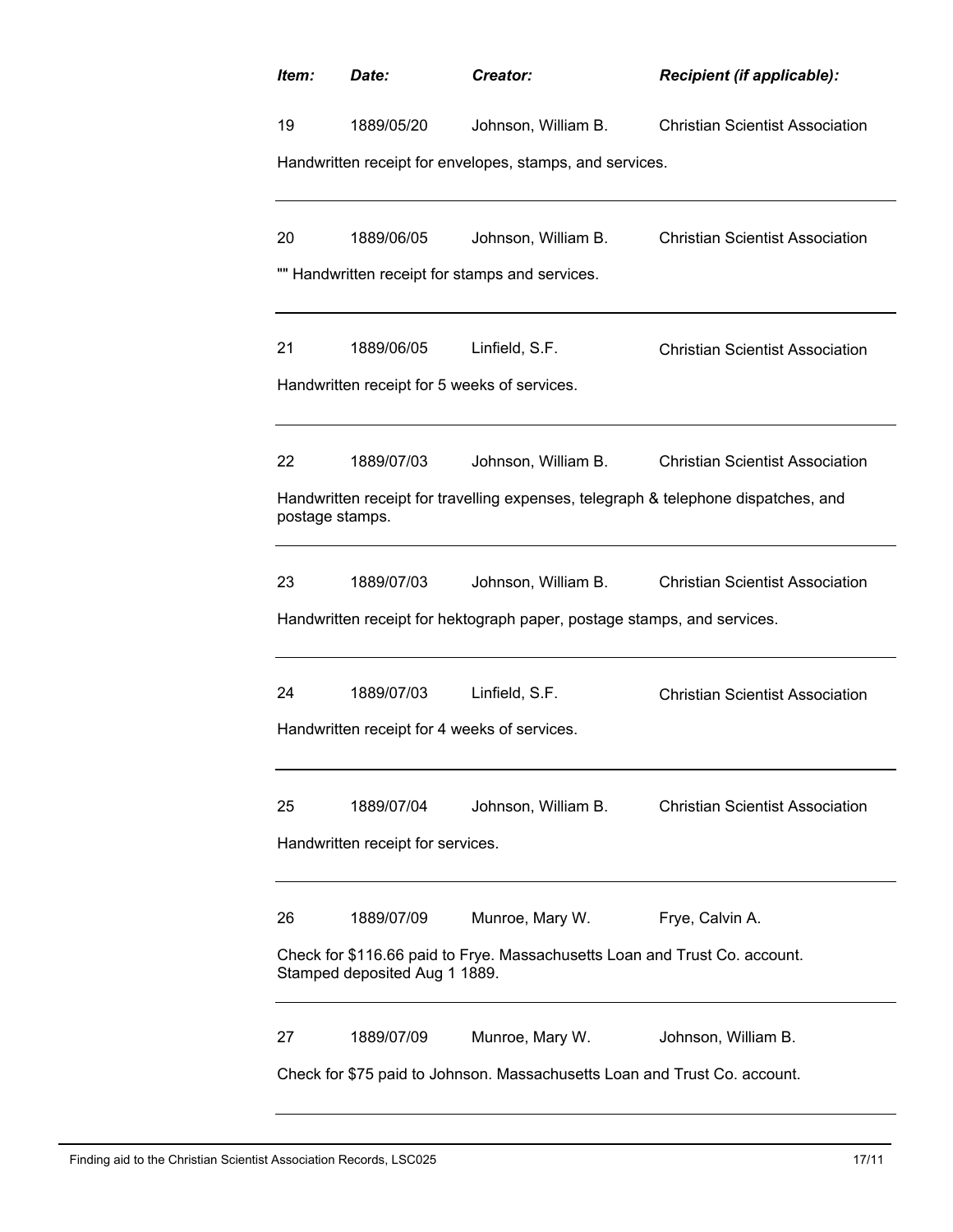| *Item:* | *Date:* | *Creator:* | *Recipient (if applicable):* |
|---|---|---|---|
| 19 | 1889/05/20 | Johnson, William B. | Christian Scientist Association |

Handwritten receipt for envelopes, stamps, and services.

---

| | | | |
|---|---|---|---|
| 20 | 1889/06/05 | Johnson, William B. | Christian Scientist Association |

"" Handwritten receipt for stamps and services.

---

| | | | |
|---|---|---|---|
| 21 | 1889/06/05 | Linfield, S.F. | Christian Scientist Association |

Handwritten receipt for 5 weeks of services.

---

| | | | |
|---|---|---|---|
| 22 | 1889/07/03 | Johnson, William B. | Christian Scientist Association |

Handwritten receipt for travelling expenses, telegraph & telephone dispatches, and postage stamps.

---

| | | | |
|---|---|---|---|
| 23 | 1889/07/03 | Johnson, William B. | Christian Scientist Association |

Handwritten receipt for hektograph paper, postage stamps, and services.

---

| | | | |
|---|---|---|---|
| 24 | 1889/07/03 | Linfield, S.F. | Christian Scientist Association |

Handwritten receipt for 4 weeks of services.

---

| | | | |
|---|---|---|---|
| 25 | 1889/07/04 | Johnson, William B. | Christian Scientist Association |

Handwritten receipt for services.

---

| | | | |
|---|---|---|---|
| 26 | 1889/07/09 | Munroe, Mary W. | Frye, Calvin A. |

Check for $116.66 paid to Frye. Massachusetts Loan and Trust Co. account. Stamped deposited Aug 1 1889.

---

| | | | |
|---|---|---|---|
| 27 | 1889/07/09 | Munroe, Mary W. | Johnson, William B. |

Check for $75 paid to Johnson. Massachusetts Loan and Trust Co. account.

---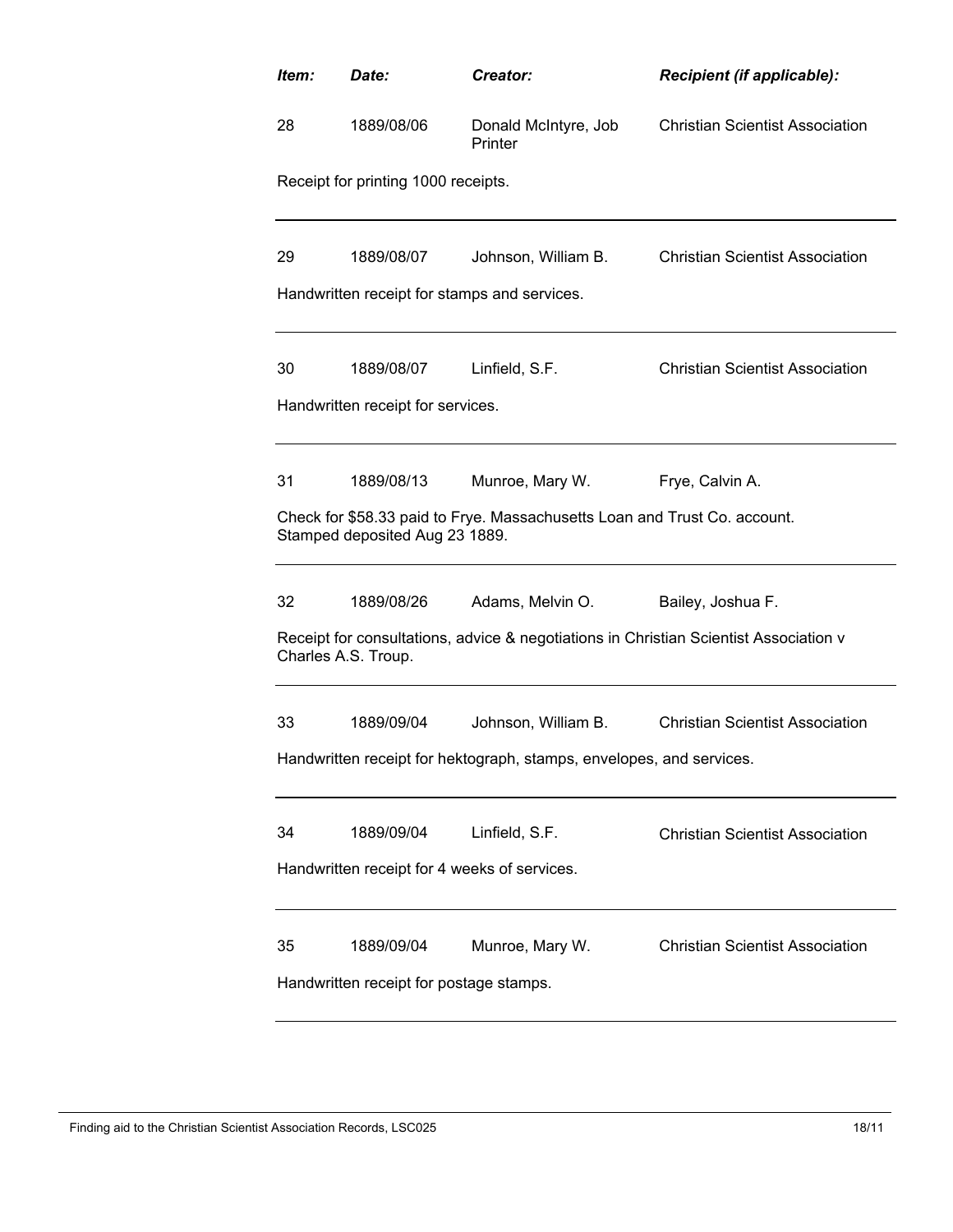| *Item:* | *Date:* | *Creator:* | *Recipient (if applicable):* |
|---|---|---|---|
| 28 | 1889/08/06 | Donald McIntyre, Job Printer | Christian Scientist Association |

Receipt for printing 1000 receipts.

---

| | | | |
|---|---|---|---|
| 29 | 1889/08/07 | Johnson, William B. | Christian Scientist Association |

Handwritten receipt for stamps and services.

---

| | | | |
|---|---|---|---|
| 30 | 1889/08/07 | Linfield, S.F. | Christian Scientist Association |

Handwritten receipt for services.

---

| | | | |
|---|---|---|---|
| 31 | 1889/08/13 | Munroe, Mary W. | Frye, Calvin A. |

Check for $58.33 paid to Frye. Massachusetts Loan and Trust Co. account. Stamped deposited Aug 23 1889.

---

| | | | |
|---|---|---|---|
| 32 | 1889/08/26 | Adams, Melvin O. | Bailey, Joshua F. |

Receipt for consultations, advice & negotiations in Christian Scientist Association v Charles A.S. Troup.

---

| | | | |
|---|---|---|---|
| 33 | 1889/09/04 | Johnson, William B. | Christian Scientist Association |

Handwritten receipt for hektograph, stamps, envelopes, and services.

---

| | | | |
|---|---|---|---|
| 34 | 1889/09/04 | Linfield, S.F. | Christian Scientist Association |

Handwritten receipt for 4 weeks of services.

---

| | | | |
|---|---|---|---|
| 35 | 1889/09/04 | Munroe, Mary W. | Christian Scientist Association |

Handwritten receipt for postage stamps.

---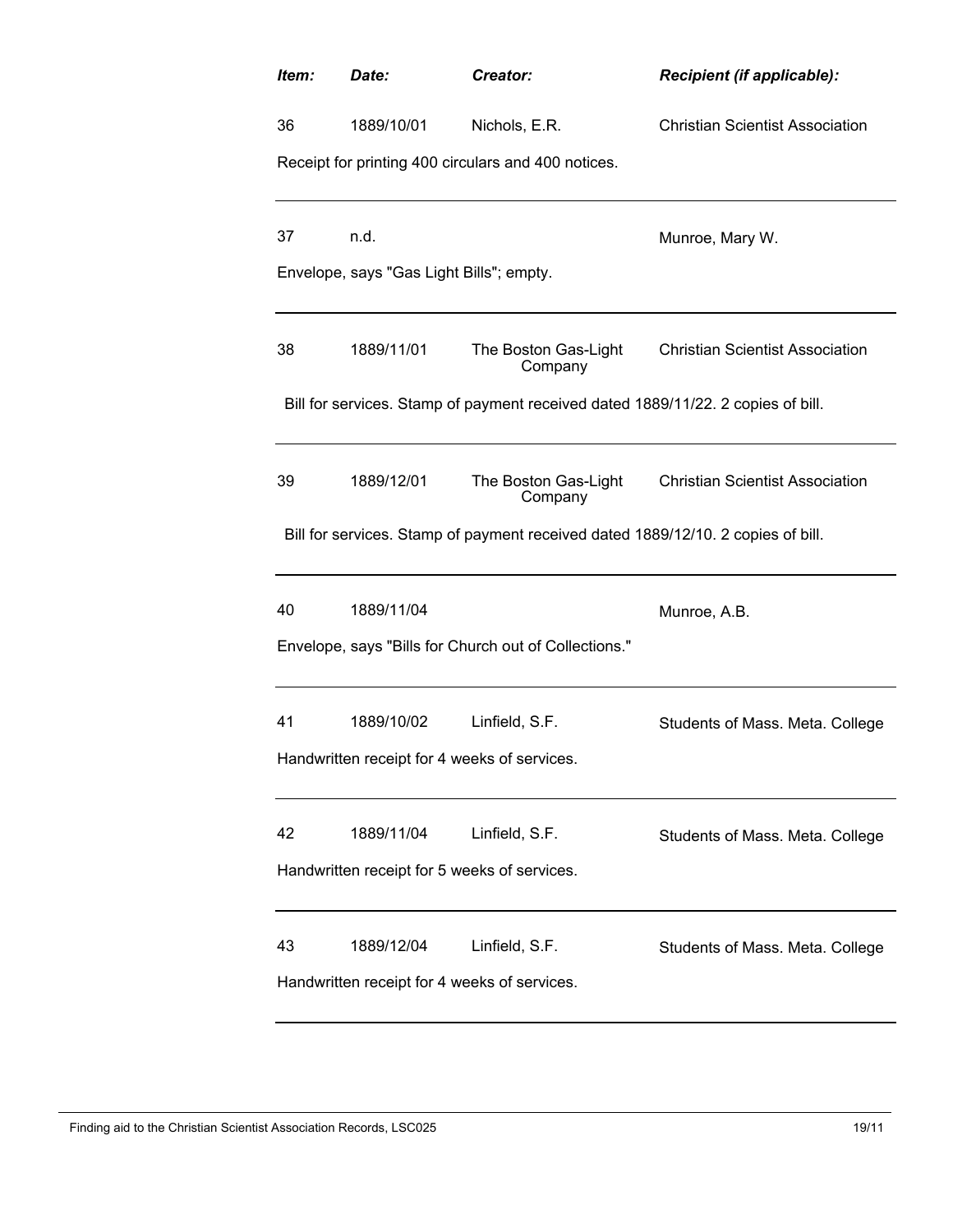| *Item:* | *Date:* | *Creator:* | *Recipient (if applicable):* |
|---|---|---|---|
| 36 | 1889/10/01 | Nichols, E.R. | Christian Scientist Association |
| Receipt for printing 400 circulars and 400 notices. | | | |
| 37 | n.d. | | Munroe, Mary W. |
| Envelope, says "Gas Light Bills"; empty. | | | |
| 38 | 1889/11/01 | The Boston Gas-Light Company | Christian Scientist Association |
| Bill for services. Stamp of payment received dated 1889/11/22. 2 copies of bill. | | | |
| 39 | 1889/12/01 | The Boston Gas-Light Company | Christian Scientist Association |
| Bill for services. Stamp of payment received dated 1889/12/10. 2 copies of bill. | | | |
| 40 | 1889/11/04 | | Munroe, A.B. |
| Envelope, says "Bills for Church out of Collections." | | | |
| 41 | 1889/10/02 | Linfield, S.F. | Students of Mass. Meta. College |
| Handwritten receipt for 4 weeks of services. | | | |
| 42 | 1889/11/04 | Linfield, S.F. | Students of Mass. Meta. College |
| Handwritten receipt for 5 weeks of services. | | | |
| 43 | 1889/12/04 | Linfield, S.F. | Students of Mass. Meta. College |
| Handwritten receipt for 4 weeks of services. | | | |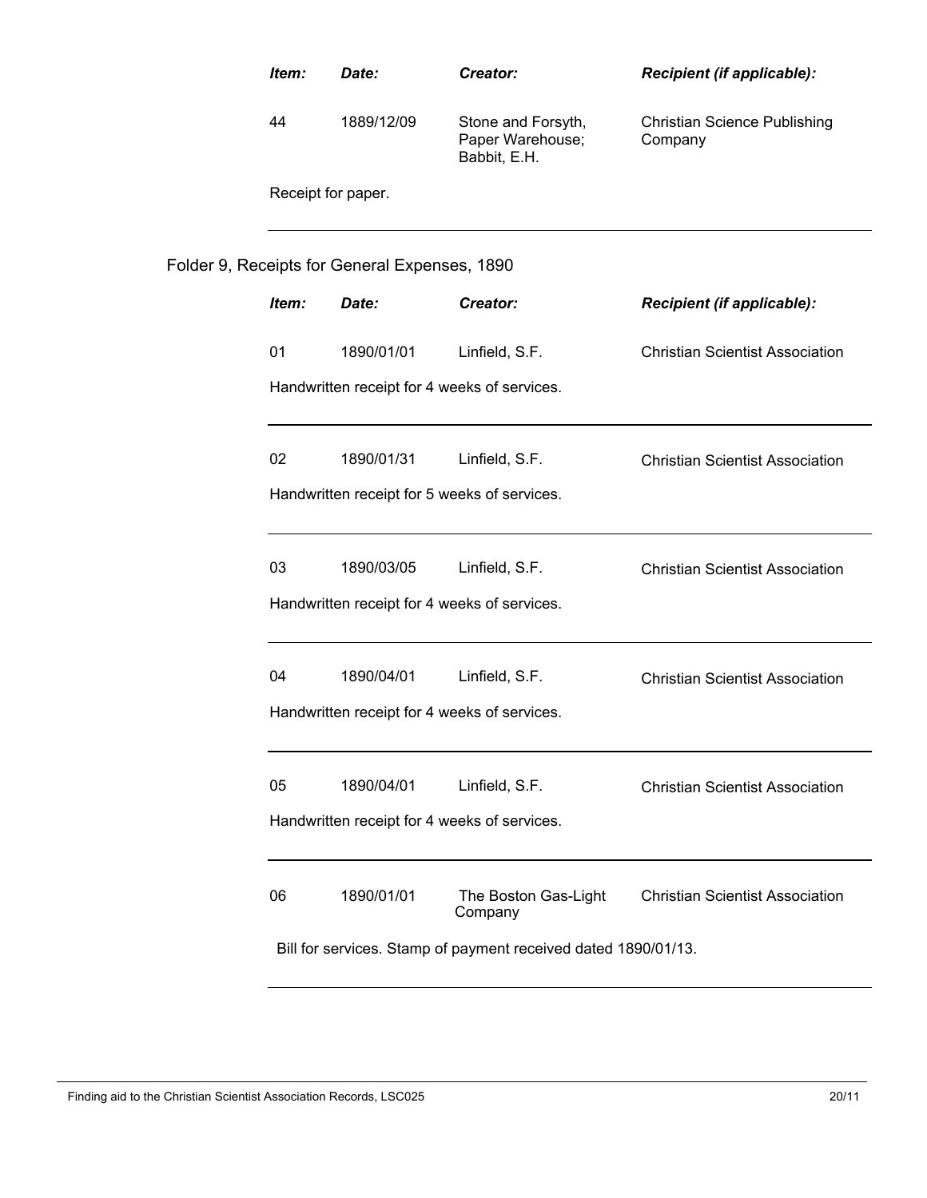| *Item:* | *Date:* | *Creator:* | *Recipient (if applicable):* |
|---|---|---|---|
| 44 | 1889/12/09 | Stone and Forsyth, Paper Warehouse; Babbit, E.H. | Christian Science Publishing Company |

Receipt for paper.

---

Folder 9, Receipts for General Expenses, 1890

| *Item:* | *Date:* | *Creator:* | *Recipient (if applicable):* |
|---|---|---|---|
| 01 | 1890/01/01 | Linfield, S.F. | Christian Scientist Association |

Handwritten receipt for 4 weeks of services.

---

| | | | |
|---|---|---|---|
| 02 | 1890/01/31 | Linfield, S.F. | Christian Scientist Association |

Handwritten receipt for 5 weeks of services.

---

| | | | |
|---|---|---|---|
| 03 | 1890/03/05 | Linfield, S.F. | Christian Scientist Association |

Handwritten receipt for 4 weeks of services.

---

| | | | |
|---|---|---|---|
| 04 | 1890/04/01 | Linfield, S.F. | Christian Scientist Association |

Handwritten receipt for 4 weeks of services.

---

| | | | |
|---|---|---|---|
| 05 | 1890/04/01 | Linfield, S.F. | Christian Scientist Association |

Handwritten receipt for 4 weeks of services.

---

| | | | |
|---|---|---|---|
| 06 | 1890/01/01 | The Boston Gas-Light Company | Christian Scientist Association |

Bill for services. Stamp of payment received dated 1890/01/13.

---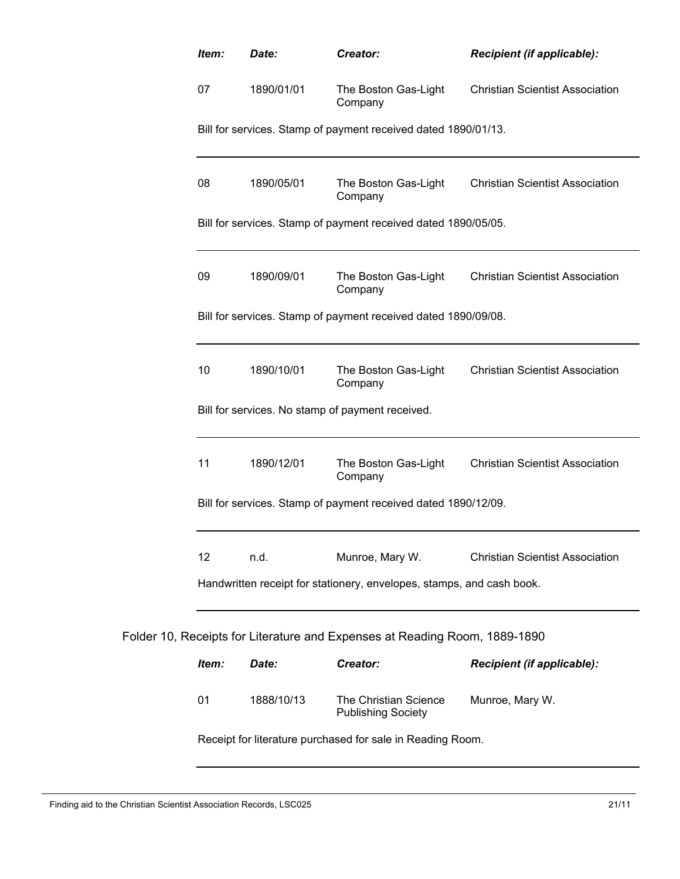| Item: | Date: | Creator: | Recipient (if applicable): |
|---|---|---|---|
| 07 | 1890/01/01 | The Boston Gas-Light Company | Christian Scientist Association |

Bill for services. Stamp of payment received dated 1890/01/13.

| Item: | Date: | Creator: | Recipient (if applicable): |
|---|---|---|---|
| 08 | 1890/05/01 | The Boston Gas-Light Company | Christian Scientist Association |

Bill for services. Stamp of payment received dated 1890/05/05.

| Item: | Date: | Creator: | Recipient (if applicable): |
|---|---|---|---|
| 09 | 1890/09/01 | The Boston Gas-Light Company | Christian Scientist Association |

Bill for services. Stamp of payment received dated 1890/09/08.

| Item: | Date: | Creator: | Recipient (if applicable): |
|---|---|---|---|
| 10 | 1890/10/01 | The Boston Gas-Light Company | Christian Scientist Association |

Bill for services. No stamp of payment received.

| Item: | Date: | Creator: | Recipient (if applicable): |
|---|---|---|---|
| 11 | 1890/12/01 | The Boston Gas-Light Company | Christian Scientist Association |

Bill for services. Stamp of payment received dated 1890/12/09.

| Item: | Date: | Creator: | Recipient (if applicable): |
|---|---|---|---|
| 12 | n.d. | Munroe, Mary W. | Christian Scientist Association |

Handwritten receipt for stationery, envelopes, stamps, and cash book.

Folder 10, Receipts for Literature and Expenses at Reading Room, 1889-1890

| Item: | Date: | Creator: | Recipient (if applicable): |
|---|---|---|---|
| 01 | 1888/10/13 | The Christian Science Publishing Society | Munroe, Mary W. |

Receipt for literature purchased for sale in Reading Room.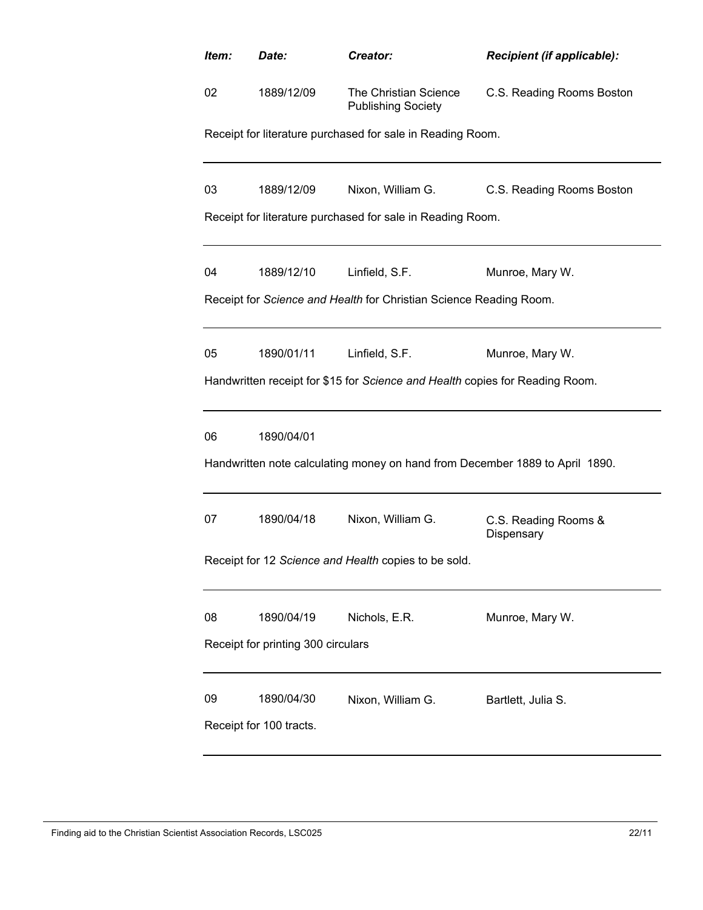| *Item:* | *Date:* | *Creator:* | *Recipient (if applicable):* |
|---|---|---|---|
| 02 | 1889/12/09 | The Christian Science Publishing Society | C.S. Reading Rooms Boston |

Receipt for literature purchased for sale in Reading Room.

---

| | | | |
|---|---|---|---|
| 03 | 1889/12/09 | Nixon, William G. | C.S. Reading Rooms Boston |

Receipt for literature purchased for sale in Reading Room.

---

| | | | |
|---|---|---|---|
| 04 | 1889/12/10 | Linfield, S.F. | Munroe, Mary W. |

Receipt for *Science and Health* for Christian Science Reading Room.

---

| | | | |
|---|---|---|---|
| 05 | 1890/01/11 | Linfield, S.F. | Munroe, Mary W. |

Handwritten receipt for $15 for *Science and Health* copies for Reading Room.

---

| | | | |
|---|---|---|---|
| 06 | 1890/04/01 | | |

Handwritten note calculating money on hand from December 1889 to April 1890.

---

| | | | |
|---|---|---|---|
| 07 | 1890/04/18 | Nixon, William G. | C.S. Reading Rooms & Dispensary |

Receipt for 12 *Science and Health* copies to be sold.

---

| | | | |
|---|---|---|---|
| 08 | 1890/04/19 | Nichols, E.R. | Munroe, Mary W. |

Receipt for printing 300 circulars

---

| | | | |
|---|---|---|---|
| 09 | 1890/04/30 | Nixon, William G. | Bartlett, Julia S. |

Receipt for 100 tracts.

---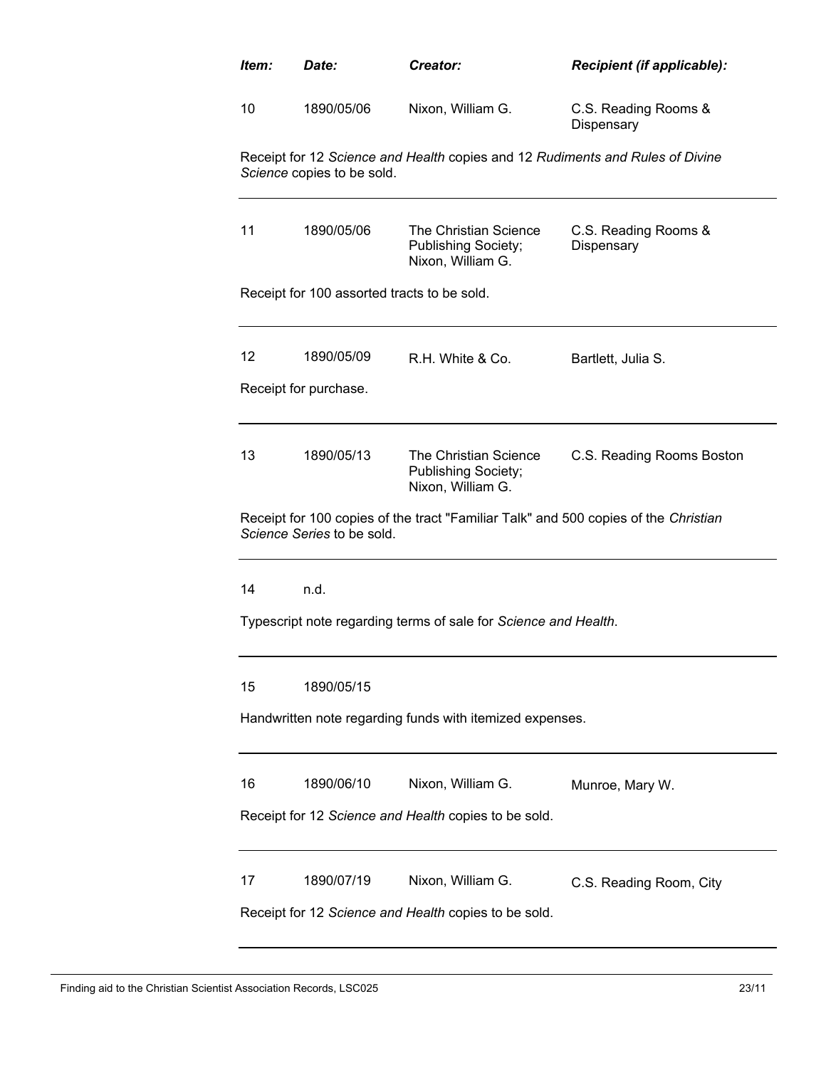| *Item:* | *Date:* | *Creator:* | *Recipient (if applicable):* |
|---|---|---|---|
| 10 | 1890/05/06 | Nixon, William G. | C.S. Reading Rooms & Dispensary |

Receipt for 12 *Science and Health* copies and 12 *Rudiments and Rules of Divine Science* copies to be sold.

---

| | | | |
|---|---|---|---|
| 11 | 1890/05/06 | The Christian Science Publishing Society; Nixon, William G. | C.S. Reading Rooms & Dispensary |

Receipt for 100 assorted tracts to be sold.

---

| | | | |
|---|---|---|---|
| 12 | 1890/05/09 | R.H. White & Co. | Bartlett, Julia S. |

Receipt for purchase.

---

| | | | |
|---|---|---|---|
| 13 | 1890/05/13 | The Christian Science Publishing Society; Nixon, William G. | C.S. Reading Rooms Boston |

Receipt for 100 copies of the tract "Familiar Talk" and 500 copies of the *Christian Science Series* to be sold.

---

| | | | |
|---|---|---|---|
| 14 | n.d. | | |

Typescript note regarding terms of sale for *Science and Health*.

---

| | | | |
|---|---|---|---|
| 15 | 1890/05/15 | | |

Handwritten note regarding funds with itemized expenses.

---

| | | | |
|---|---|---|---|
| 16 | 1890/06/10 | Nixon, William G. | Munroe, Mary W. |

Receipt for 12 *Science and Health* copies to be sold.

---

| | | | |
|---|---|---|---|
| 17 | 1890/07/19 | Nixon, William G. | C.S. Reading Room, City |

Receipt for 12 *Science and Health* copies to be sold.

---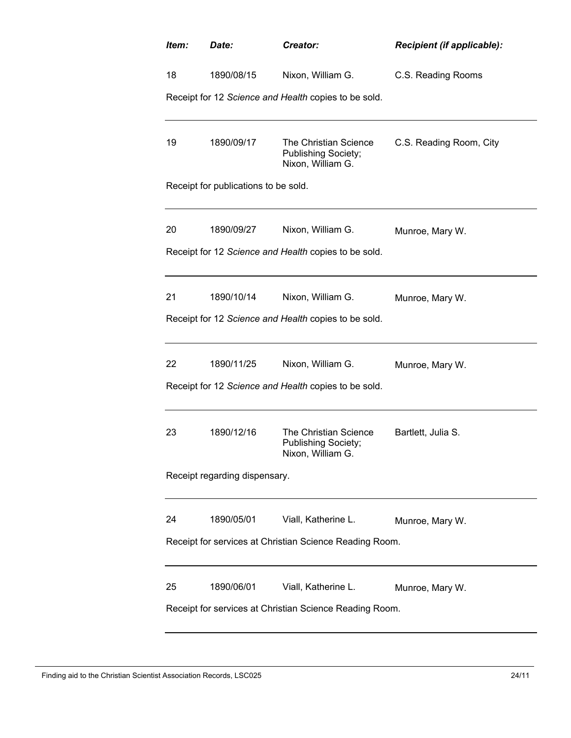| *Item:* | *Date:* | *Creator:* | *Recipient (if applicable):* |
|---|---|---|---|
| 18 | 1890/08/15 | Nixon, William G. | C.S. Reading Rooms |

Receipt for 12 *Science and Health* copies to be sold.

---

| | | | |
|---|---|---|---|
| 19 | 1890/09/17 | The Christian Science Publishing Society; Nixon, William G. | C.S. Reading Room, City |

Receipt for publications to be sold.

---

| | | | |
|---|---|---|---|
| 20 | 1890/09/27 | Nixon, William G. | Munroe, Mary W. |

Receipt for 12 *Science and Health* copies to be sold.

---

| | | | |
|---|---|---|---|
| 21 | 1890/10/14 | Nixon, William G. | Munroe, Mary W. |

Receipt for 12 *Science and Health* copies to be sold.

---

| | | | |
|---|---|---|---|
| 22 | 1890/11/25 | Nixon, William G. | Munroe, Mary W. |

Receipt for 12 *Science and Health* copies to be sold.

---

| | | | |
|---|---|---|---|
| 23 | 1890/12/16 | The Christian Science Publishing Society; Nixon, William G. | Bartlett, Julia S. |

Receipt regarding dispensary.

---

| | | | |
|---|---|---|---|
| 24 | 1890/05/01 | Viall, Katherine L. | Munroe, Mary W. |

Receipt for services at Christian Science Reading Room.

---

| | | | |
|---|---|---|---|
| 25 | 1890/06/01 | Viall, Katherine L. | Munroe, Mary W. |

Receipt for services at Christian Science Reading Room.

---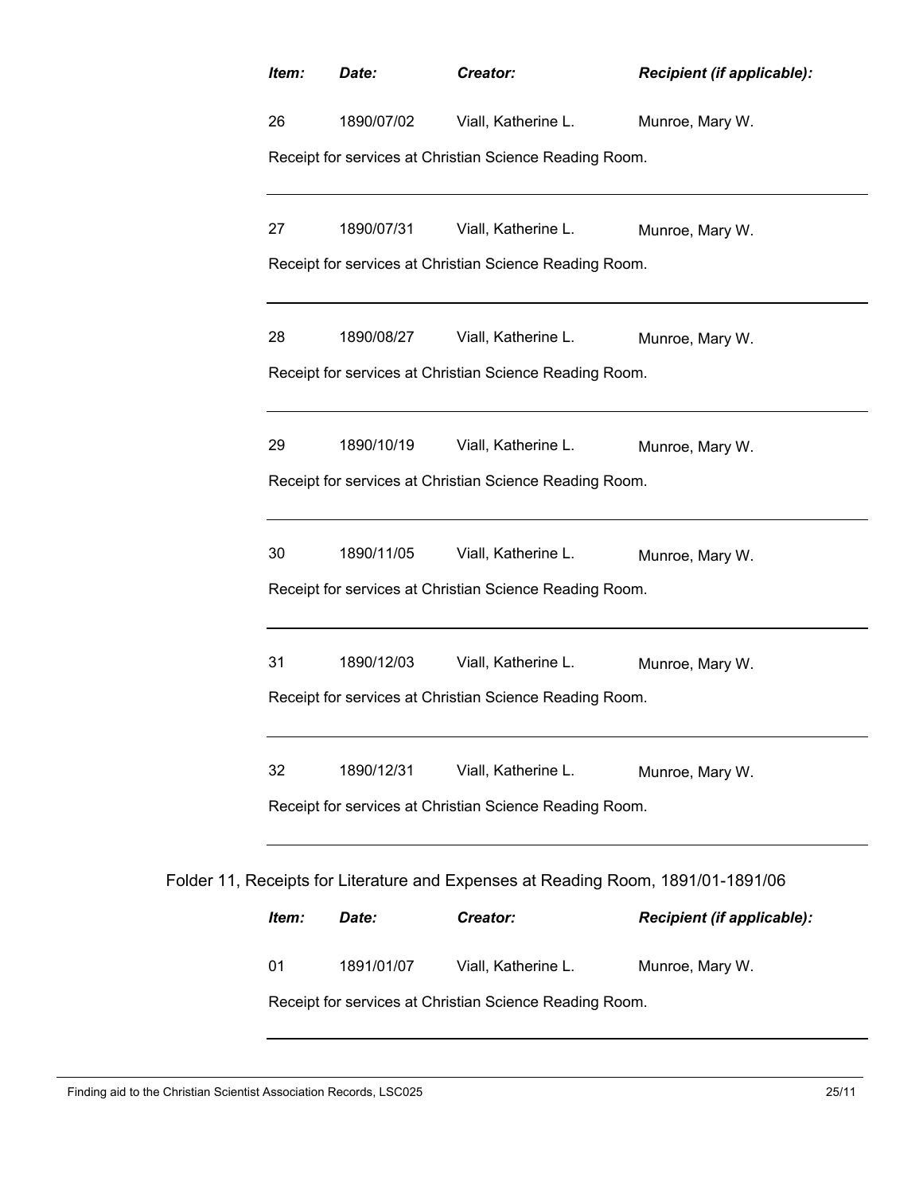| *Item:* | *Date:* | *Creator:* | *Recipient (if applicable):* |
| --- | --- | --- | --- |
| 26 | 1890/07/02 | Viall, Katherine L. | Munroe, Mary W. |

Receipt for services at Christian Science Reading Room.

| *Item:* | *Date:* | *Creator:* | *Recipient (if applicable):* |
| --- | --- | --- | --- |
| 27 | 1890/07/31 | Viall, Katherine L. | Munroe, Mary W. |

Receipt for services at Christian Science Reading Room.

| *Item:* | *Date:* | *Creator:* | *Recipient (if applicable):* |
| --- | --- | --- | --- |
| 28 | 1890/08/27 | Viall, Katherine L. | Munroe, Mary W. |

Receipt for services at Christian Science Reading Room.

| *Item:* | *Date:* | *Creator:* | *Recipient (if applicable):* |
| --- | --- | --- | --- |
| 29 | 1890/10/19 | Viall, Katherine L. | Munroe, Mary W. |

Receipt for services at Christian Science Reading Room.

| *Item:* | *Date:* | *Creator:* | *Recipient (if applicable):* |
| --- | --- | --- | --- |
| 30 | 1890/11/05 | Viall, Katherine L. | Munroe, Mary W. |

Receipt for services at Christian Science Reading Room.

| *Item:* | *Date:* | *Creator:* | *Recipient (if applicable):* |
| --- | --- | --- | --- |
| 31 | 1890/12/03 | Viall, Katherine L. | Munroe, Mary W. |

Receipt for services at Christian Science Reading Room.

| *Item:* | *Date:* | *Creator:* | *Recipient (if applicable):* |
| --- | --- | --- | --- |
| 32 | 1890/12/31 | Viall, Katherine L. | Munroe, Mary W. |

Receipt for services at Christian Science Reading Room.

Folder 11, Receipts for Literature and Expenses at Reading Room, 1891/01-1891/06

| *Item:* | *Date:* | *Creator:* | *Recipient (if applicable):* |
| --- | --- | --- | --- |
| 01 | 1891/01/07 | Viall, Katherine L. | Munroe, Mary W. |

Receipt for services at Christian Science Reading Room.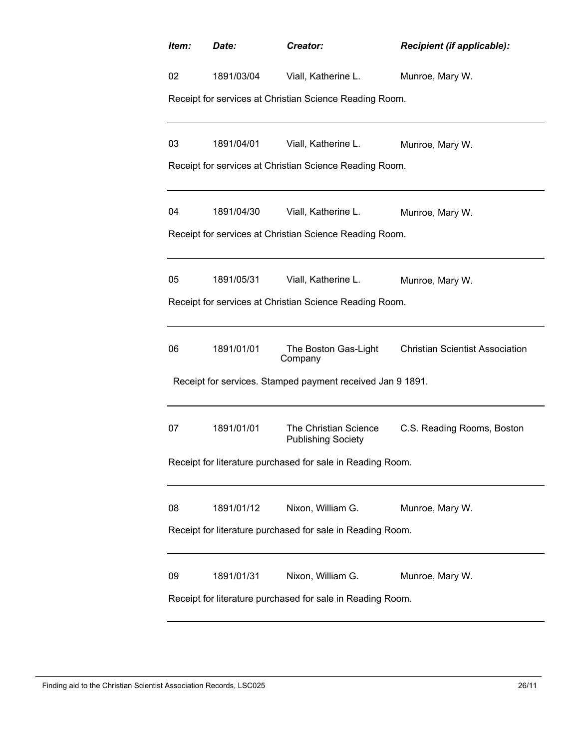| *Item:* | *Date:* | *Creator:* | *Recipient (if applicable):* |
|---|---|---|---|
| 02 | 1891/03/04 | Viall, Katherine L. | Munroe, Mary W. |

Receipt for services at Christian Science Reading Room.

---

| | | | |
|---|---|---|---|
| 03 | 1891/04/01 | Viall, Katherine L. | Munroe, Mary W. |

Receipt for services at Christian Science Reading Room.

---

| | | | |
|---|---|---|---|
| 04 | 1891/04/30 | Viall, Katherine L. | Munroe, Mary W. |

Receipt for services at Christian Science Reading Room.

---

| | | | |
|---|---|---|---|
| 05 | 1891/05/31 | Viall, Katherine L. | Munroe, Mary W. |

Receipt for services at Christian Science Reading Room.

---

| | | | |
|---|---|---|---|
| 06 | 1891/01/01 | The Boston Gas-Light Company | Christian Scientist Association |

Receipt for services. Stamped payment received Jan 9 1891.

---

| | | | |
|---|---|---|---|
| 07 | 1891/01/01 | The Christian Science Publishing Society | C.S. Reading Rooms, Boston |

Receipt for literature purchased for sale in Reading Room.

---

| | | | |
|---|---|---|---|
| 08 | 1891/01/12 | Nixon, William G. | Munroe, Mary W. |

Receipt for literature purchased for sale in Reading Room.

---

| | | | |
|---|---|---|---|
| 09 | 1891/01/31 | Nixon, William G. | Munroe, Mary W. |

Receipt for literature purchased for sale in Reading Room.

---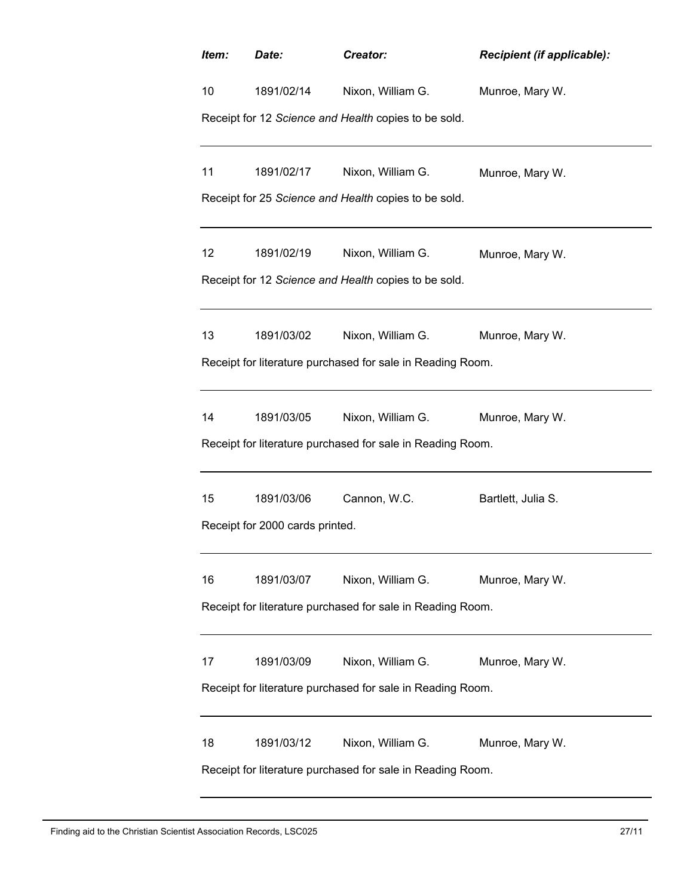| *Item:* | *Date:* | *Creator:* | *Recipient (if applicable):* |
|---|---|---|---|
| 10 | 1891/02/14 | Nixon, William G. | Munroe, Mary W. |

Receipt for 12 *Science and Health* copies to be sold.

---

| | | | |
|---|---|---|---|
| 11 | 1891/02/17 | Nixon, William G. | Munroe, Mary W. |

Receipt for 25 *Science and Health* copies to be sold.

---

| | | | |
|---|---|---|---|
| 12 | 1891/02/19 | Nixon, William G. | Munroe, Mary W. |

Receipt for 12 *Science and Health* copies to be sold.

---

| | | | |
|---|---|---|---|
| 13 | 1891/03/02 | Nixon, William G. | Munroe, Mary W. |

Receipt for literature purchased for sale in Reading Room.

---

| | | | |
|---|---|---|---|
| 14 | 1891/03/05 | Nixon, William G. | Munroe, Mary W. |

Receipt for literature purchased for sale in Reading Room.

---

| | | | |
|---|---|---|---|
| 15 | 1891/03/06 | Cannon, W.C. | Bartlett, Julia S. |

Receipt for 2000 cards printed.

---

| | | | |
|---|---|---|---|
| 16 | 1891/03/07 | Nixon, William G. | Munroe, Mary W. |

Receipt for literature purchased for sale in Reading Room.

---

| | | | |
|---|---|---|---|
| 17 | 1891/03/09 | Nixon, William G. | Munroe, Mary W. |

Receipt for literature purchased for sale in Reading Room.

---

| | | | |
|---|---|---|---|
| 18 | 1891/03/12 | Nixon, William G. | Munroe, Mary W. |

Receipt for literature purchased for sale in Reading Room.

---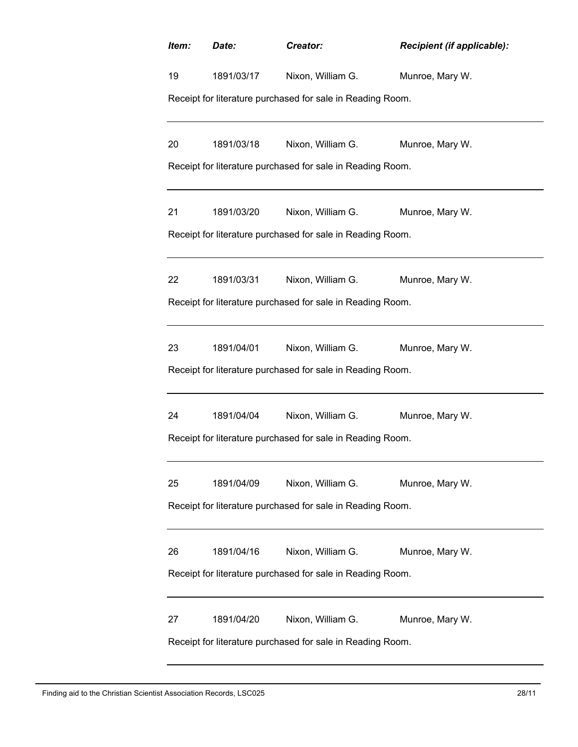| *Item:* | *Date:* | *Creator:* | *Recipient (if applicable):* |
|---|---|---|---|
| 19 | 1891/03/17 | Nixon, William G. | Munroe, Mary W. |

Receipt for literature purchased for sale in Reading Room.

---

| | | | |
|---|---|---|---|
| 20 | 1891/03/18 | Nixon, William G. | Munroe, Mary W. |

Receipt for literature purchased for sale in Reading Room.

---

| | | | |
|---|---|---|---|
| 21 | 1891/03/20 | Nixon, William G. | Munroe, Mary W. |

Receipt for literature purchased for sale in Reading Room.

---

| | | | |
|---|---|---|---|
| 22 | 1891/03/31 | Nixon, William G. | Munroe, Mary W. |

Receipt for literature purchased for sale in Reading Room.

---

| | | | |
|---|---|---|---|
| 23 | 1891/04/01 | Nixon, William G. | Munroe, Mary W. |

Receipt for literature purchased for sale in Reading Room.

---

| | | | |
|---|---|---|---|
| 24 | 1891/04/04 | Nixon, William G. | Munroe, Mary W. |

Receipt for literature purchased for sale in Reading Room.

---

| | | | |
|---|---|---|---|
| 25 | 1891/04/09 | Nixon, William G. | Munroe, Mary W. |

Receipt for literature purchased for sale in Reading Room.

---

| | | | |
|---|---|---|---|
| 26 | 1891/04/16 | Nixon, William G. | Munroe, Mary W. |

Receipt for literature purchased for sale in Reading Room.

---

| | | | |
|---|---|---|---|
| 27 | 1891/04/20 | Nixon, William G. | Munroe, Mary W. |

Receipt for literature purchased for sale in Reading Room.

---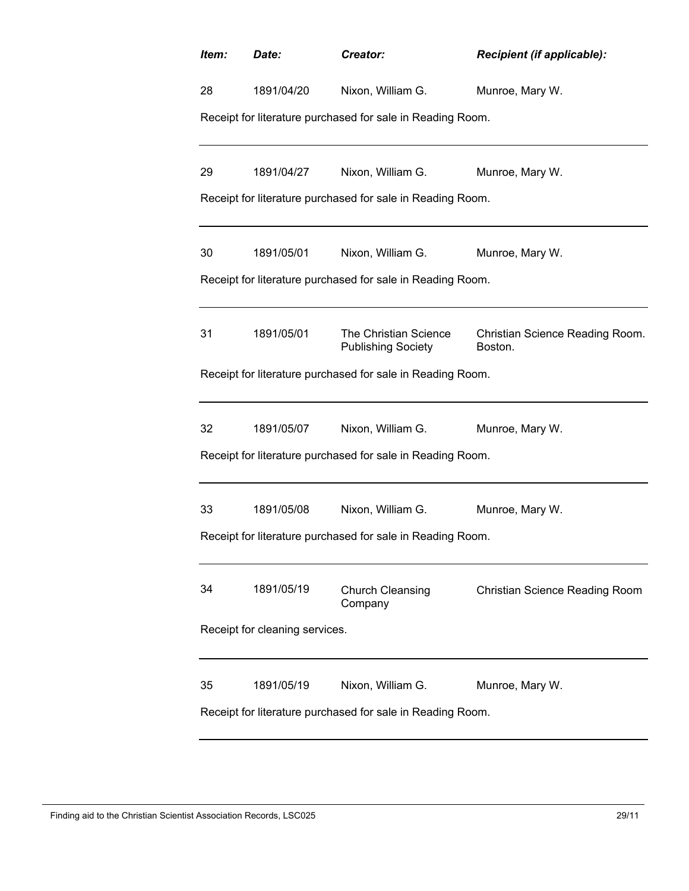| *Item:* | *Date:* | *Creator:* | *Recipient (if applicable):* |
|---|---|---|---|
| 28 | 1891/04/20 | Nixon, William G. | Munroe, Mary W. |

Receipt for literature purchased for sale in Reading Room.

---

| | | | |
|---|---|---|---|
| 29 | 1891/04/27 | Nixon, William G. | Munroe, Mary W. |

Receipt for literature purchased for sale in Reading Room.

---

| | | | |
|---|---|---|---|
| 30 | 1891/05/01 | Nixon, William G. | Munroe, Mary W. |

Receipt for literature purchased for sale in Reading Room.

---

| | | | |
|---|---|---|---|
| 31 | 1891/05/01 | The Christian Science Publishing Society | Christian Science Reading Room. Boston. |

Receipt for literature purchased for sale in Reading Room.

---

| | | | |
|---|---|---|---|
| 32 | 1891/05/07 | Nixon, William G. | Munroe, Mary W. |

Receipt for literature purchased for sale in Reading Room.

---

| | | | |
|---|---|---|---|
| 33 | 1891/05/08 | Nixon, William G. | Munroe, Mary W. |

Receipt for literature purchased for sale in Reading Room.

---

| | | | |
|---|---|---|---|
| 34 | 1891/05/19 | Church Cleansing Company | Christian Science Reading Room |

Receipt for cleaning services.

---

| | | | |
|---|---|---|---|
| 35 | 1891/05/19 | Nixon, William G. | Munroe, Mary W. |

Receipt for literature purchased for sale in Reading Room.

---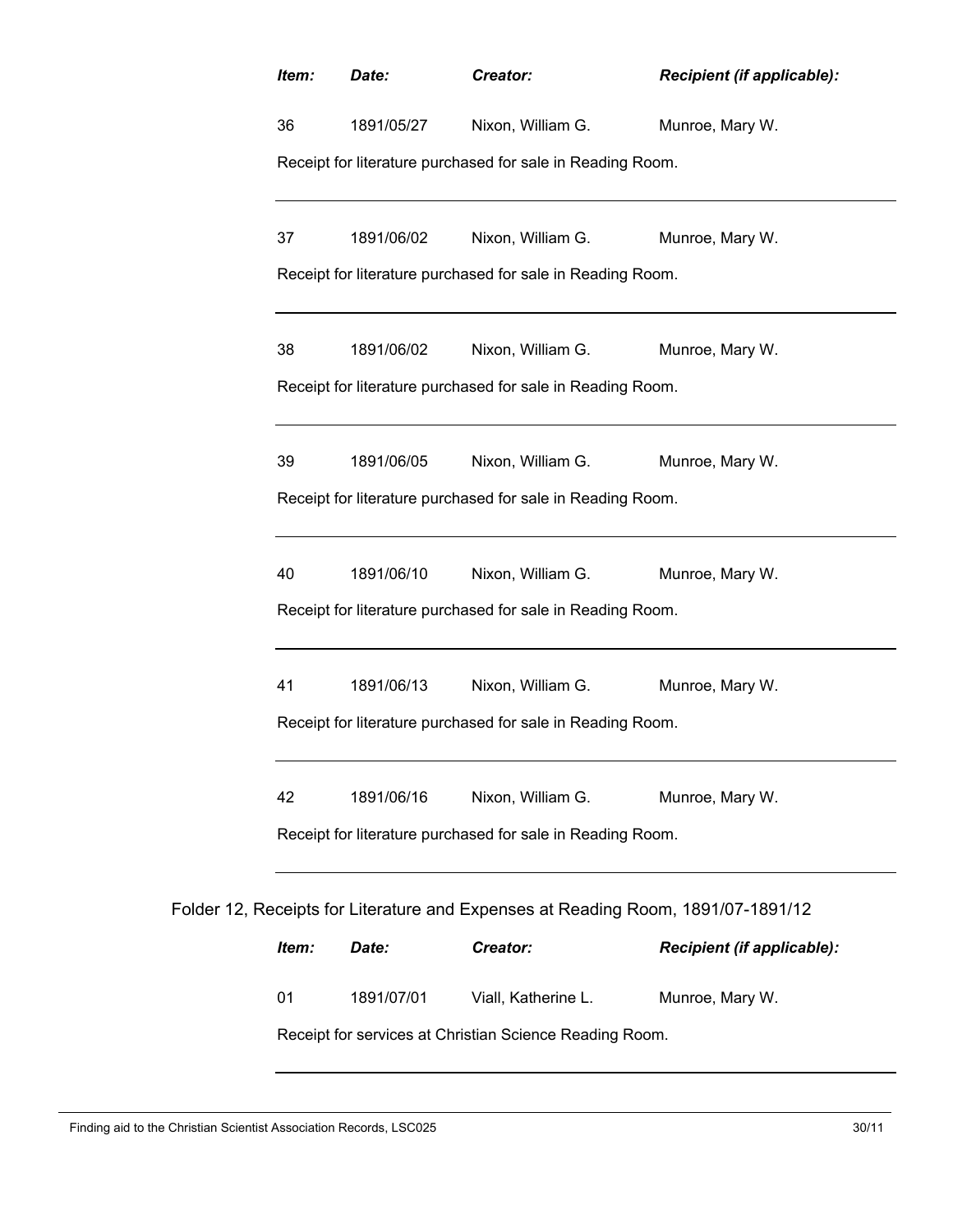| *Item:* | *Date:* | *Creator:* | *Recipient (if applicable):* |
|---|---|---|---|
| 36 | 1891/05/27 | Nixon, William G. | Munroe, Mary W. |

Receipt for literature purchased for sale in Reading Room.

---

| *Item:* | *Date:* | *Creator:* | *Recipient (if applicable):* |
|---|---|---|---|
| 37 | 1891/06/02 | Nixon, William G. | Munroe, Mary W. |

Receipt for literature purchased for sale in Reading Room.

---

| *Item:* | *Date:* | *Creator:* | *Recipient (if applicable):* |
|---|---|---|---|
| 38 | 1891/06/02 | Nixon, William G. | Munroe, Mary W. |

Receipt for literature purchased for sale in Reading Room.

---

| *Item:* | *Date:* | *Creator:* | *Recipient (if applicable):* |
|---|---|---|---|
| 39 | 1891/06/05 | Nixon, William G. | Munroe, Mary W. |

Receipt for literature purchased for sale in Reading Room.

---

| *Item:* | *Date:* | *Creator:* | *Recipient (if applicable):* |
|---|---|---|---|
| 40 | 1891/06/10 | Nixon, William G. | Munroe, Mary W. |

Receipt for literature purchased for sale in Reading Room.

---

| *Item:* | *Date:* | *Creator:* | *Recipient (if applicable):* |
|---|---|---|---|
| 41 | 1891/06/13 | Nixon, William G. | Munroe, Mary W. |

Receipt for literature purchased for sale in Reading Room.

---

| *Item:* | *Date:* | *Creator:* | *Recipient (if applicable):* |
|---|---|---|---|
| 42 | 1891/06/16 | Nixon, William G. | Munroe, Mary W. |

Receipt for literature purchased for sale in Reading Room.

---

Folder 12, Receipts for Literature and Expenses at Reading Room, 1891/07-1891/12

| *Item:* | *Date:* | *Creator:* | *Recipient (if applicable):* |
|---|---|---|---|
| 01 | 1891/07/01 | Viall, Katherine L. | Munroe, Mary W. |

Receipt for services at Christian Science Reading Room.

---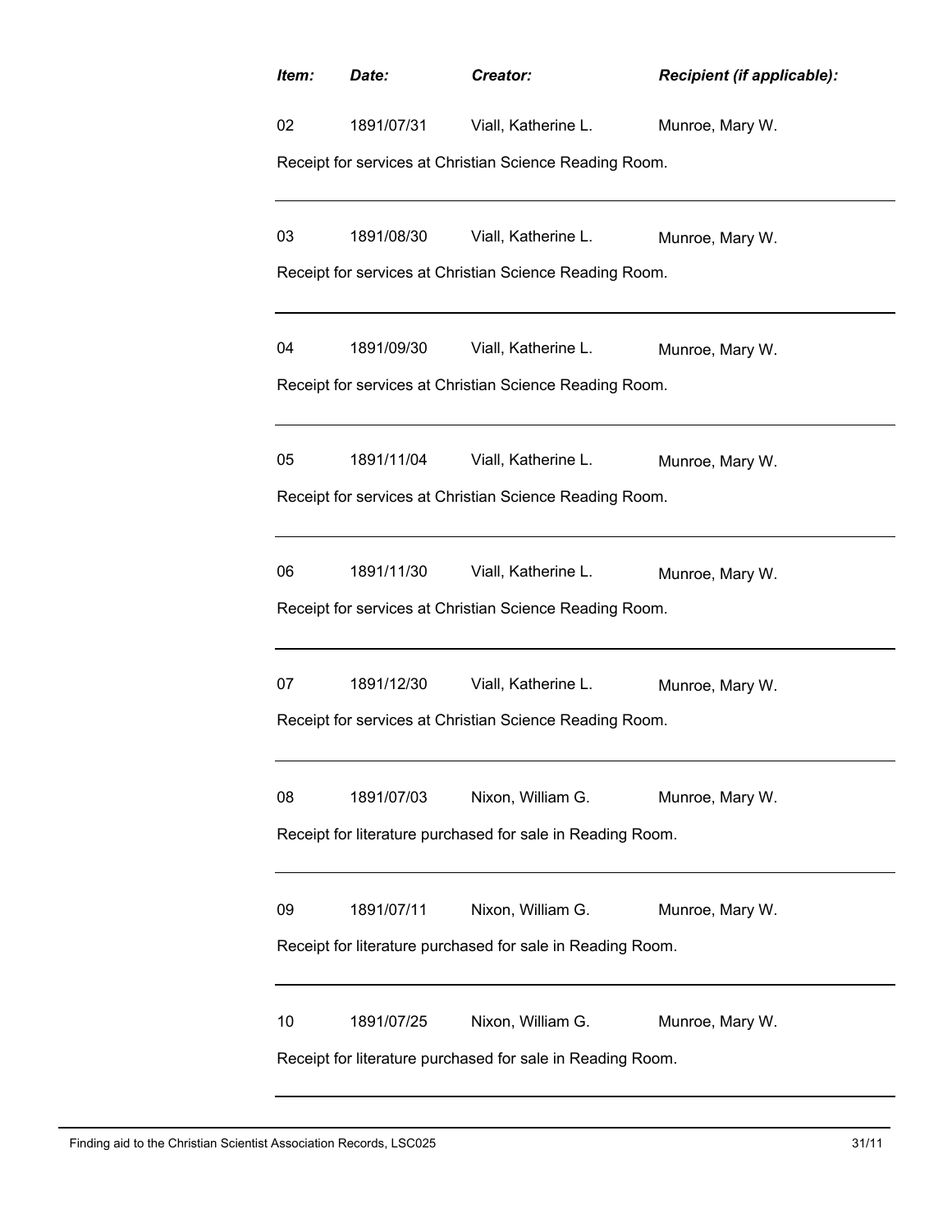| *Item:* | *Date:* | *Creator:* | *Recipient (if applicable):* |
|---|---|---|---|
| 02 | 1891/07/31 | Viall, Katherine L. | Munroe, Mary W. |

Receipt for services at Christian Science Reading Room.

---

| | | | |
|---|---|---|---|
| 03 | 1891/08/30 | Viall, Katherine L. | Munroe, Mary W. |

Receipt for services at Christian Science Reading Room.

---

| | | | |
|---|---|---|---|
| 04 | 1891/09/30 | Viall, Katherine L. | Munroe, Mary W. |

Receipt for services at Christian Science Reading Room.

---

| | | | |
|---|---|---|---|
| 05 | 1891/11/04 | Viall, Katherine L. | Munroe, Mary W. |

Receipt for services at Christian Science Reading Room.

---

| | | | |
|---|---|---|---|
| 06 | 1891/11/30 | Viall, Katherine L. | Munroe, Mary W. |

Receipt for services at Christian Science Reading Room.

---

| | | | |
|---|---|---|---|
| 07 | 1891/12/30 | Viall, Katherine L. | Munroe, Mary W. |

Receipt for services at Christian Science Reading Room.

---

| | | | |
|---|---|---|---|
| 08 | 1891/07/03 | Nixon, William G. | Munroe, Mary W. |

Receipt for literature purchased for sale in Reading Room.

---

| | | | |
|---|---|---|---|
| 09 | 1891/07/11 | Nixon, William G. | Munroe, Mary W. |

Receipt for literature purchased for sale in Reading Room.

---

| | | | |
|---|---|---|---|
| 10 | 1891/07/25 | Nixon, William G. | Munroe, Mary W. |

Receipt for literature purchased for sale in Reading Room.

---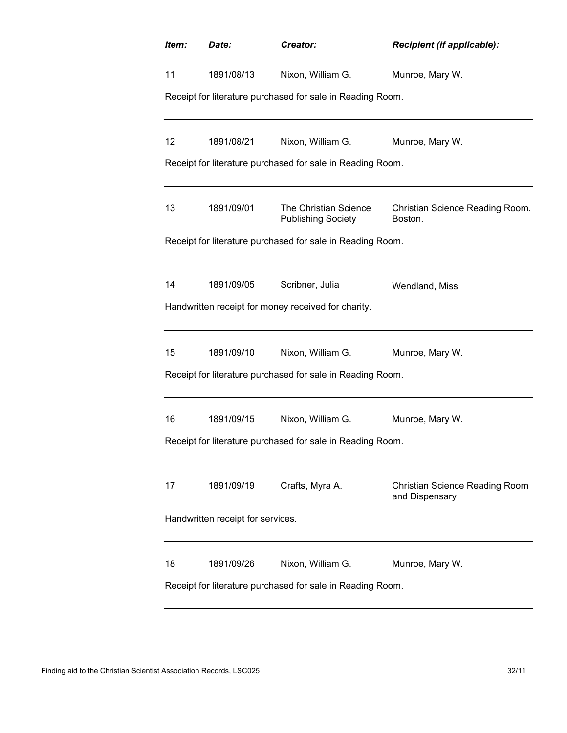| *Item:* | *Date:* | *Creator:* | *Recipient (if applicable):* |
|---|---|---|---|
| 11 | 1891/08/13 | Nixon, William G. | Munroe, Mary W. |
| Receipt for literature purchased for sale in Reading Room. | | | |
| 12 | 1891/08/21 | Nixon, William G. | Munroe, Mary W. |
| Receipt for literature purchased for sale in Reading Room. | | | |
| 13 | 1891/09/01 | The Christian Science Publishing Society | Christian Science Reading Room. Boston. |
| Receipt for literature purchased for sale in Reading Room. | | | |
| 14 | 1891/09/05 | Scribner, Julia | Wendland, Miss |
| Handwritten receipt for money received for charity. | | | |
| 15 | 1891/09/10 | Nixon, William G. | Munroe, Mary W. |
| Receipt for literature purchased for sale in Reading Room. | | | |
| 16 | 1891/09/15 | Nixon, William G. | Munroe, Mary W. |
| Receipt for literature purchased for sale in Reading Room. | | | |
| 17 | 1891/09/19 | Crafts, Myra A. | Christian Science Reading Room and Dispensary |
| Handwritten receipt for services. | | | |
| 18 | 1891/09/26 | Nixon, William G. | Munroe, Mary W. |
| Receipt for literature purchased for sale in Reading Room. | | | |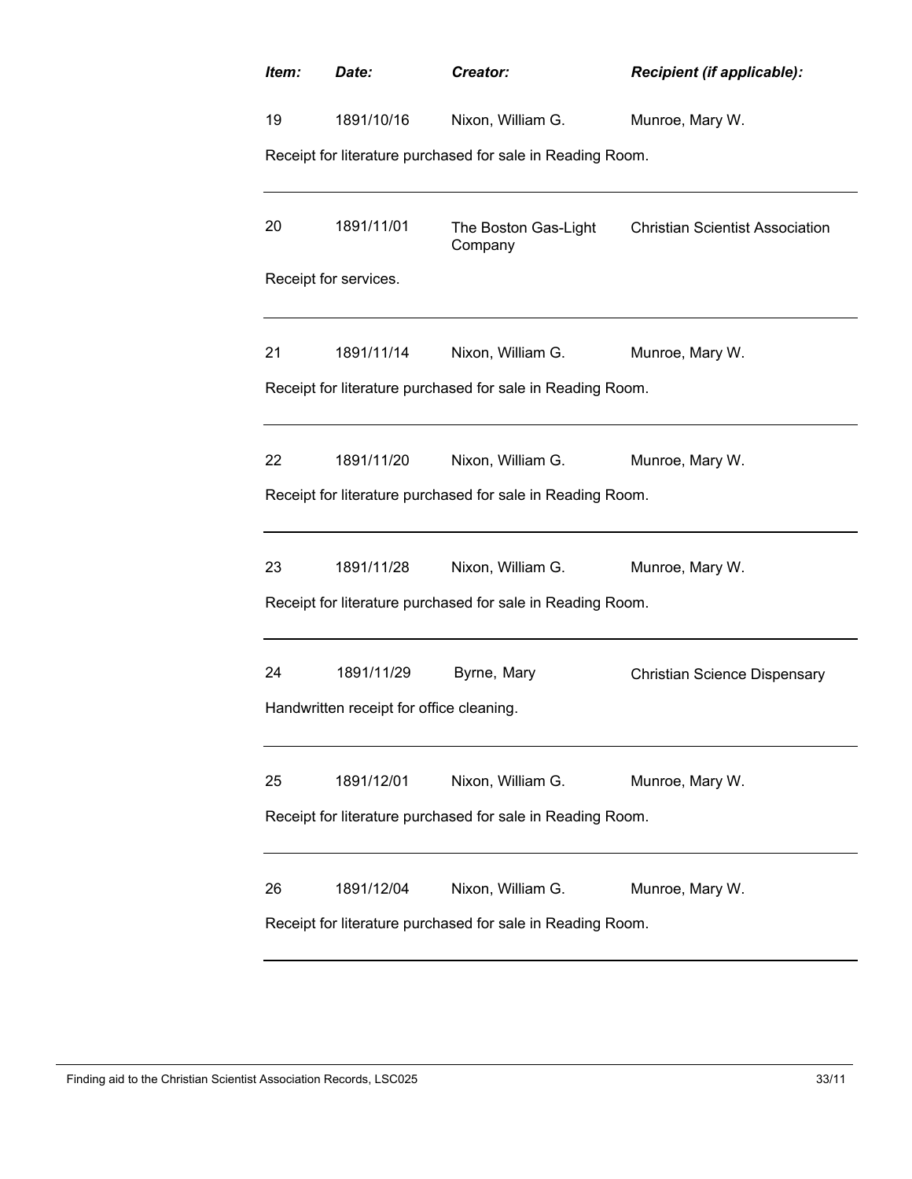| *Item:* | *Date:* | *Creator:* | *Recipient (if applicable):* |
|---|---|---|---|
| 19 | 1891/10/16 | Nixon, William G. | Munroe, Mary W. |

Receipt for literature purchased for sale in Reading Room.

---

| | | | |
|---|---|---|---|
| 20 | 1891/11/01 | The Boston Gas-Light Company | Christian Scientist Association |

Receipt for services.

---

| | | | |
|---|---|---|---|
| 21 | 1891/11/14 | Nixon, William G. | Munroe, Mary W. |

Receipt for literature purchased for sale in Reading Room.

---

| | | | |
|---|---|---|---|
| 22 | 1891/11/20 | Nixon, William G. | Munroe, Mary W. |

Receipt for literature purchased for sale in Reading Room.

---

| | | | |
|---|---|---|---|
| 23 | 1891/11/28 | Nixon, William G. | Munroe, Mary W. |

Receipt for literature purchased for sale in Reading Room.

---

| | | | |
|---|---|---|---|
| 24 | 1891/11/29 | Byrne, Mary | Christian Science Dispensary |

Handwritten receipt for office cleaning.

---

| | | | |
|---|---|---|---|
| 25 | 1891/12/01 | Nixon, William G. | Munroe, Mary W. |

Receipt for literature purchased for sale in Reading Room.

---

| | | | |
|---|---|---|---|
| 26 | 1891/12/04 | Nixon, William G. | Munroe, Mary W. |

Receipt for literature purchased for sale in Reading Room.

---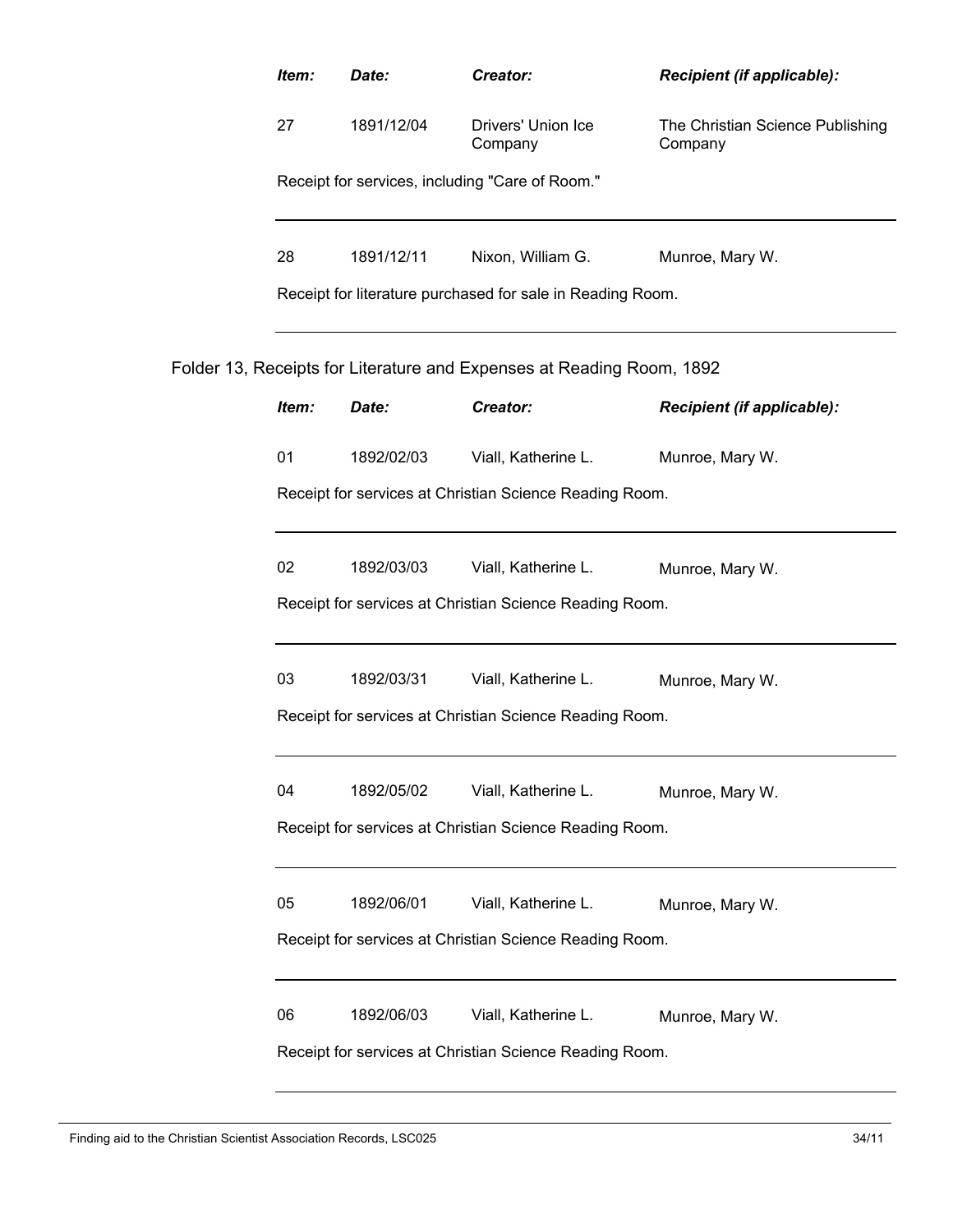| *Item:* | *Date:* | *Creator:* | *Recipient (if applicable):* |
|---|---|---|---|
| 27 | 1891/12/04 | Drivers' Union Ice Company | The Christian Science Publishing Company |

Receipt for services, including "Care of Room."

---

| *Item:* | *Date:* | *Creator:* | *Recipient (if applicable):* |
|---|---|---|---|
| 28 | 1891/12/11 | Nixon, William G. | Munroe, Mary W. |

Receipt for literature purchased for sale in Reading Room.

---

Folder 13, Receipts for Literature and Expenses at Reading Room, 1892

| *Item:* | *Date:* | *Creator:* | *Recipient (if applicable):* |
|---|---|---|---|
| 01 | 1892/02/03 | Viall, Katherine L. | Munroe, Mary W. |

Receipt for services at Christian Science Reading Room.

---

| *Item:* | *Date:* | *Creator:* | *Recipient (if applicable):* |
|---|---|---|---|
| 02 | 1892/03/03 | Viall, Katherine L. | Munroe, Mary W. |

Receipt for services at Christian Science Reading Room.

---

| *Item:* | *Date:* | *Creator:* | *Recipient (if applicable):* |
|---|---|---|---|
| 03 | 1892/03/31 | Viall, Katherine L. | Munroe, Mary W. |

Receipt for services at Christian Science Reading Room.

---

| *Item:* | *Date:* | *Creator:* | *Recipient (if applicable):* |
|---|---|---|---|
| 04 | 1892/05/02 | Viall, Katherine L. | Munroe, Mary W. |

Receipt for services at Christian Science Reading Room.

---

| *Item:* | *Date:* | *Creator:* | *Recipient (if applicable):* |
|---|---|---|---|
| 05 | 1892/06/01 | Viall, Katherine L. | Munroe, Mary W. |

Receipt for services at Christian Science Reading Room.

---

| *Item:* | *Date:* | *Creator:* | *Recipient (if applicable):* |
|---|---|---|---|
| 06 | 1892/06/03 | Viall, Katherine L. | Munroe, Mary W. |

Receipt for services at Christian Science Reading Room.

---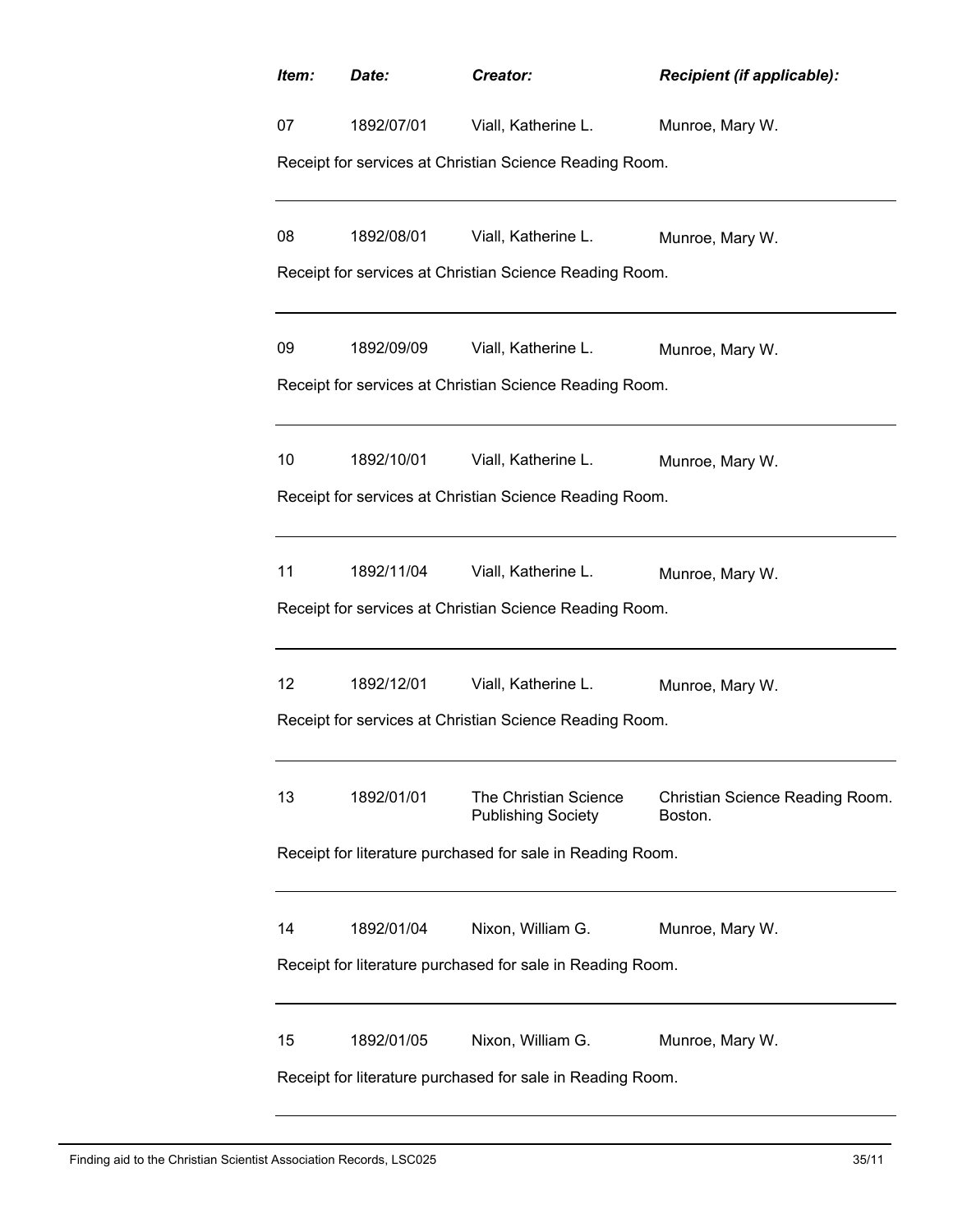| *Item:* | *Date:* | *Creator:* | *Recipient (if applicable):* |
|---|---|---|---|
| 07 | 1892/07/01 | Viall, Katherine L. | Munroe, Mary W. |

Receipt for services at Christian Science Reading Room.

| 08 | 1892/08/01 | Viall, Katherine L. | Munroe, Mary W. |
|---|---|---|---|

Receipt for services at Christian Science Reading Room.

| 09 | 1892/09/09 | Viall, Katherine L. | Munroe, Mary W. |
|---|---|---|---|

Receipt for services at Christian Science Reading Room.

| 10 | 1892/10/01 | Viall, Katherine L. | Munroe, Mary W. |
|---|---|---|---|

Receipt for services at Christian Science Reading Room.

| 11 | 1892/11/04 | Viall, Katherine L. | Munroe, Mary W. |
|---|---|---|---|

Receipt for services at Christian Science Reading Room.

| 12 | 1892/12/01 | Viall, Katherine L. | Munroe, Mary W. |
|---|---|---|---|

Receipt for services at Christian Science Reading Room.

| 13 | 1892/01/01 | The Christian Science Publishing Society | Christian Science Reading Room. Boston. |
|---|---|---|---|

Receipt for literature purchased for sale in Reading Room.

| 14 | 1892/01/04 | Nixon, William G. | Munroe, Mary W. |
|---|---|---|---|

Receipt for literature purchased for sale in Reading Room.

| 15 | 1892/01/05 | Nixon, William G. | Munroe, Mary W. |
|---|---|---|---|

Receipt for literature purchased for sale in Reading Room.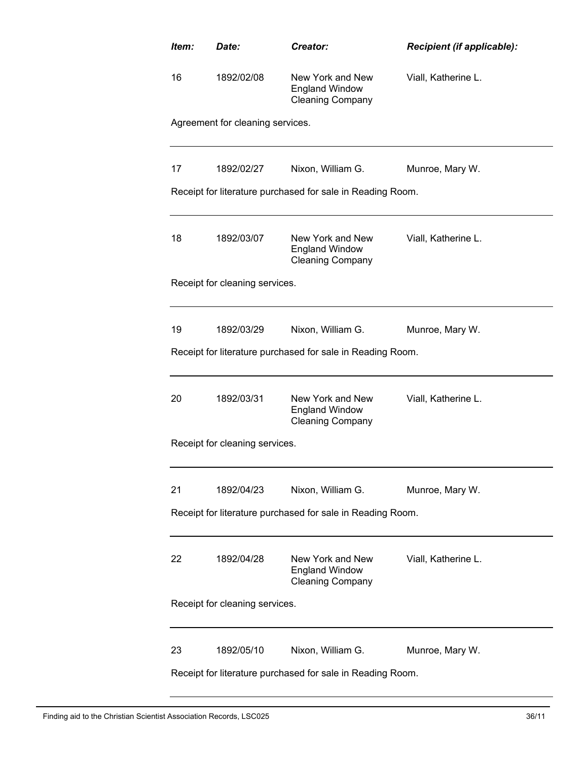| ***Item:*** | ***Date:*** | ***Creator:*** | ***Recipient (if applicable):*** |
|---|---|---|---|
| 16 | 1892/02/08 | New York and New England Window Cleaning Company | Viall, Katherine L. |

Agreement for cleaning services.

---

| | | | |
|---|---|---|---|
| 17 | 1892/02/27 | Nixon, William G. | Munroe, Mary W. |

Receipt for literature purchased for sale in Reading Room.

---

| | | | |
|---|---|---|---|
| 18 | 1892/03/07 | New York and New England Window Cleaning Company | Viall, Katherine L. |

Receipt for cleaning services.

---

| | | | |
|---|---|---|---|
| 19 | 1892/03/29 | Nixon, William G. | Munroe, Mary W. |

Receipt for literature purchased for sale in Reading Room.

---

| | | | |
|---|---|---|---|
| 20 | 1892/03/31 | New York and New England Window Cleaning Company | Viall, Katherine L. |

Receipt for cleaning services.

---

| | | | |
|---|---|---|---|
| 21 | 1892/04/23 | Nixon, William G. | Munroe, Mary W. |

Receipt for literature purchased for sale in Reading Room.

---

| | | | |
|---|---|---|---|
| 22 | 1892/04/28 | New York and New England Window Cleaning Company | Viall, Katherine L. |

Receipt for cleaning services.

---

| | | | |
|---|---|---|---|
| 23 | 1892/05/10 | Nixon, William G. | Munroe, Mary W. |

Receipt for literature purchased for sale in Reading Room.

---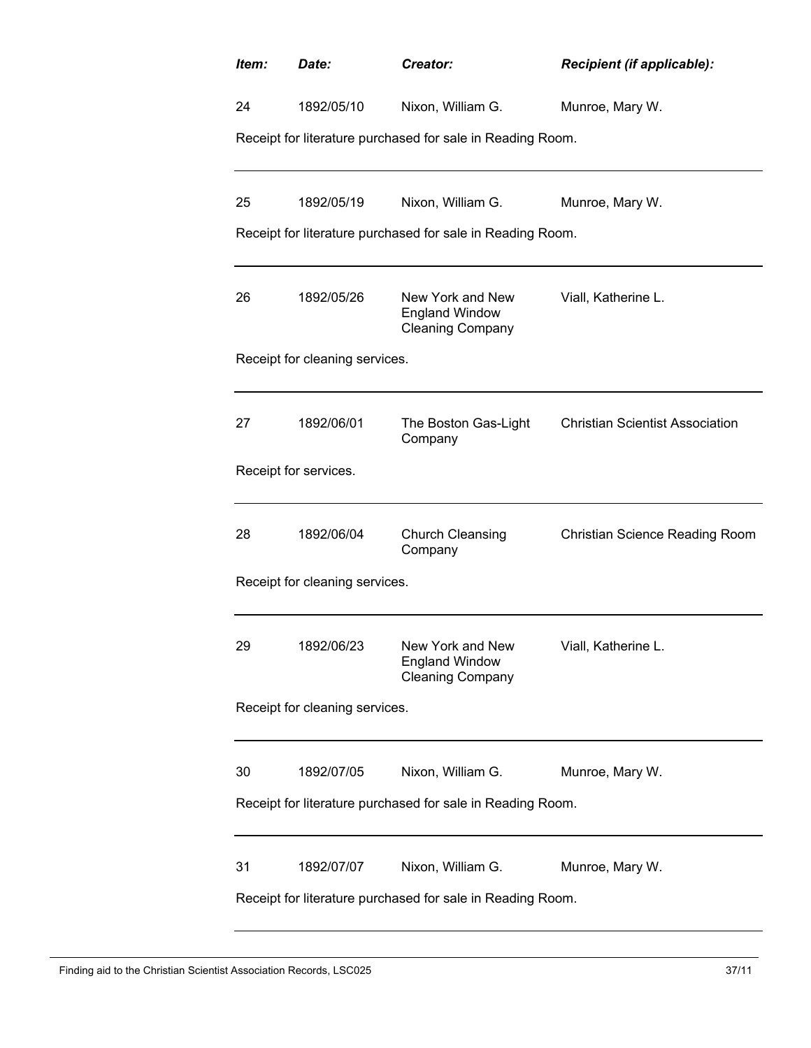| *Item:* | *Date:* | *Creator:* | *Recipient (if applicable):* |
|---|---|---|---|
| 24 | 1892/05/10 | Nixon, William G. | Munroe, Mary W. |

Receipt for literature purchased for sale in Reading Room.

---

| | | | |
|---|---|---|---|
| 25 | 1892/05/19 | Nixon, William G. | Munroe, Mary W. |

Receipt for literature purchased for sale in Reading Room.

---

| | | | |
|---|---|---|---|
| 26 | 1892/05/26 | New York and New England Window Cleaning Company | Viall, Katherine L. |

Receipt for cleaning services.

---

| | | | |
|---|---|---|---|
| 27 | 1892/06/01 | The Boston Gas-Light Company | Christian Scientist Association |

Receipt for services.

---

| | | | |
|---|---|---|---|
| 28 | 1892/06/04 | Church Cleansing Company | Christian Science Reading Room |

Receipt for cleaning services.

---

| | | | |
|---|---|---|---|
| 29 | 1892/06/23 | New York and New England Window Cleaning Company | Viall, Katherine L. |

Receipt for cleaning services.

---

| | | | |
|---|---|---|---|
| 30 | 1892/07/05 | Nixon, William G. | Munroe, Mary W. |

Receipt for literature purchased for sale in Reading Room.

---

| | | | |
|---|---|---|---|
| 31 | 1892/07/07 | Nixon, William G. | Munroe, Mary W. |

Receipt for literature purchased for sale in Reading Room.

---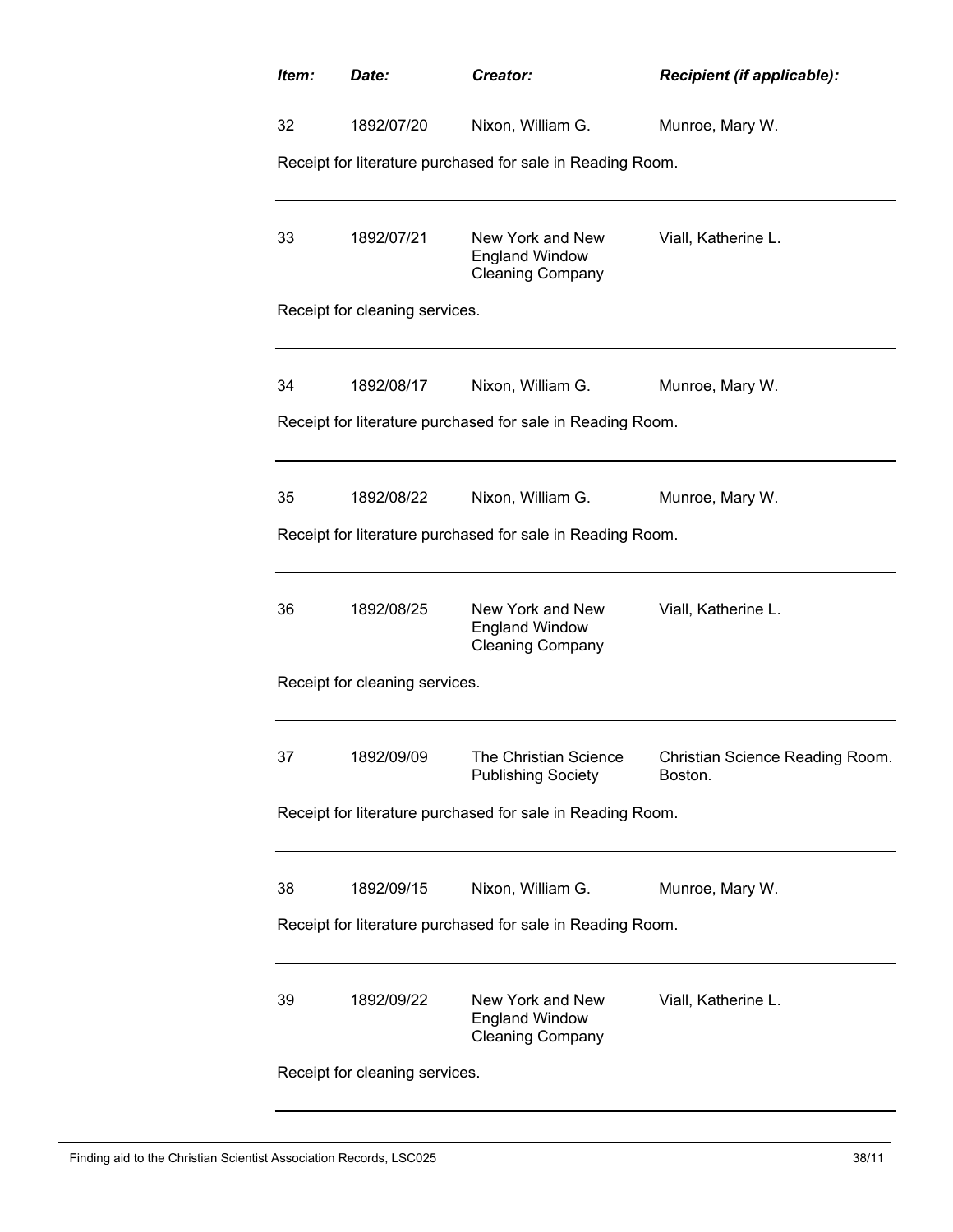| Item: | Date: | Creator: | Recipient (if applicable): |
|---|---|---|---|
| 32 | 1892/07/20 | Nixon, William G. | Munroe, Mary W. |

Receipt for literature purchased for sale in Reading Room.

---

| 33 | 1892/07/21 | New York and New England Window Cleaning Company | Viall, Katherine L. |
|---|---|---|---|

Receipt for cleaning services.

---

| 34 | 1892/08/17 | Nixon, William G. | Munroe, Mary W. |
|---|---|---|---|

Receipt for literature purchased for sale in Reading Room.

---

| 35 | 1892/08/22 | Nixon, William G. | Munroe, Mary W. |
|---|---|---|---|

Receipt for literature purchased for sale in Reading Room.

---

| 36 | 1892/08/25 | New York and New England Window Cleaning Company | Viall, Katherine L. |
|---|---|---|---|

Receipt for cleaning services.

---

| 37 | 1892/09/09 | The Christian Science Publishing Society | Christian Science Reading Room. Boston. |
|---|---|---|---|

Receipt for literature purchased for sale in Reading Room.

---

| 38 | 1892/09/15 | Nixon, William G. | Munroe, Mary W. |
|---|---|---|---|

Receipt for literature purchased for sale in Reading Room.

---

| 39 | 1892/09/22 | New York and New England Window Cleaning Company | Viall, Katherine L. |
|---|---|---|---|

Receipt for cleaning services.

---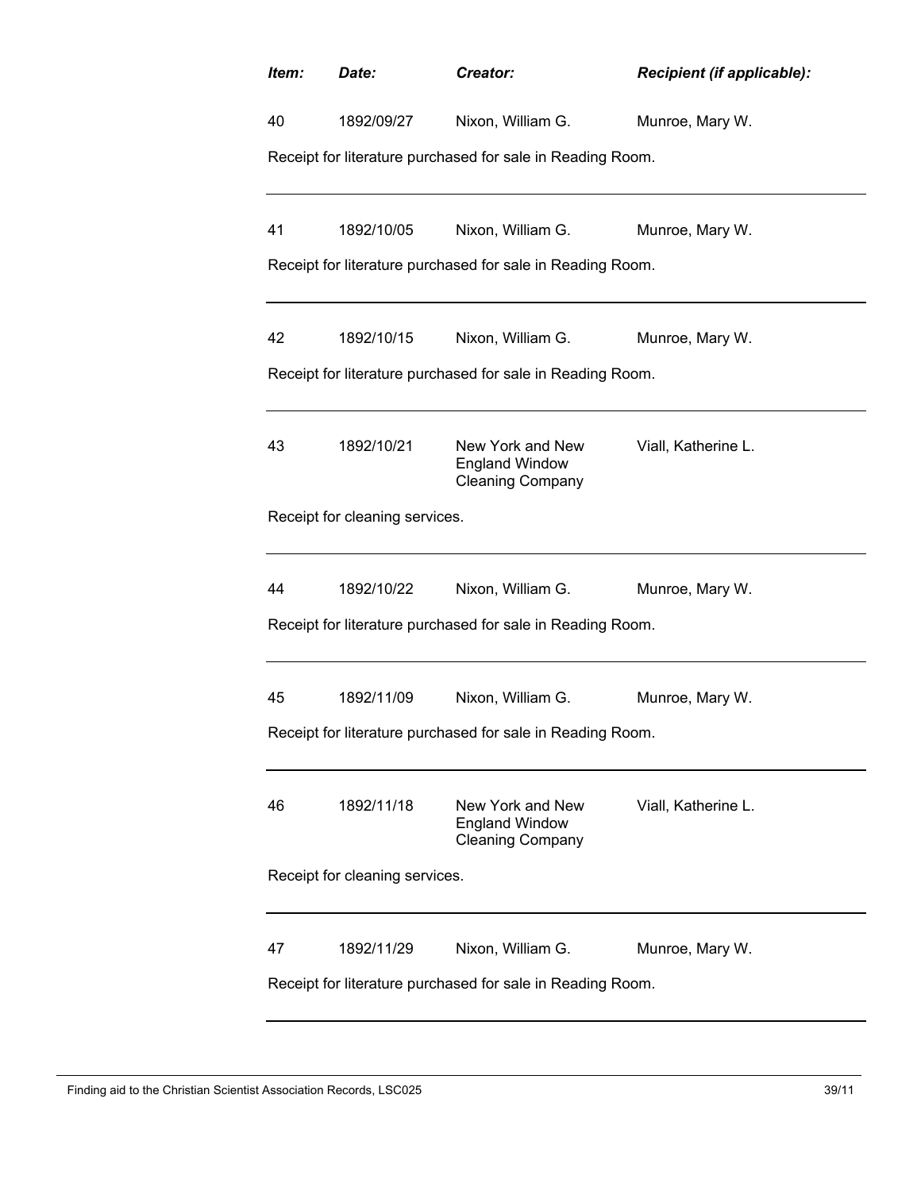| *Item:* | *Date:* | *Creator:* | *Recipient (if applicable):* |
|---|---|---|---|
| 40 | 1892/09/27 | Nixon, William G. | Munroe, Mary W. |

Receipt for literature purchased for sale in Reading Room.

---

| | | | |
|---|---|---|---|
| 41 | 1892/10/05 | Nixon, William G. | Munroe, Mary W. |

Receipt for literature purchased for sale in Reading Room.

---

| | | | |
|---|---|---|---|
| 42 | 1892/10/15 | Nixon, William G. | Munroe, Mary W. |

Receipt for literature purchased for sale in Reading Room.

---

| | | | |
|---|---|---|---|
| 43 | 1892/10/21 | New York and New England Window Cleaning Company | Viall, Katherine L. |

Receipt for cleaning services.

---

| | | | |
|---|---|---|---|
| 44 | 1892/10/22 | Nixon, William G. | Munroe, Mary W. |

Receipt for literature purchased for sale in Reading Room.

---

| | | | |
|---|---|---|---|
| 45 | 1892/11/09 | Nixon, William G. | Munroe, Mary W. |

Receipt for literature purchased for sale in Reading Room.

---

| | | | |
|---|---|---|---|
| 46 | 1892/11/18 | New York and New England Window Cleaning Company | Viall, Katherine L. |

Receipt for cleaning services.

---

| | | | |
|---|---|---|---|
| 47 | 1892/11/29 | Nixon, William G. | Munroe, Mary W. |

Receipt for literature purchased for sale in Reading Room.

---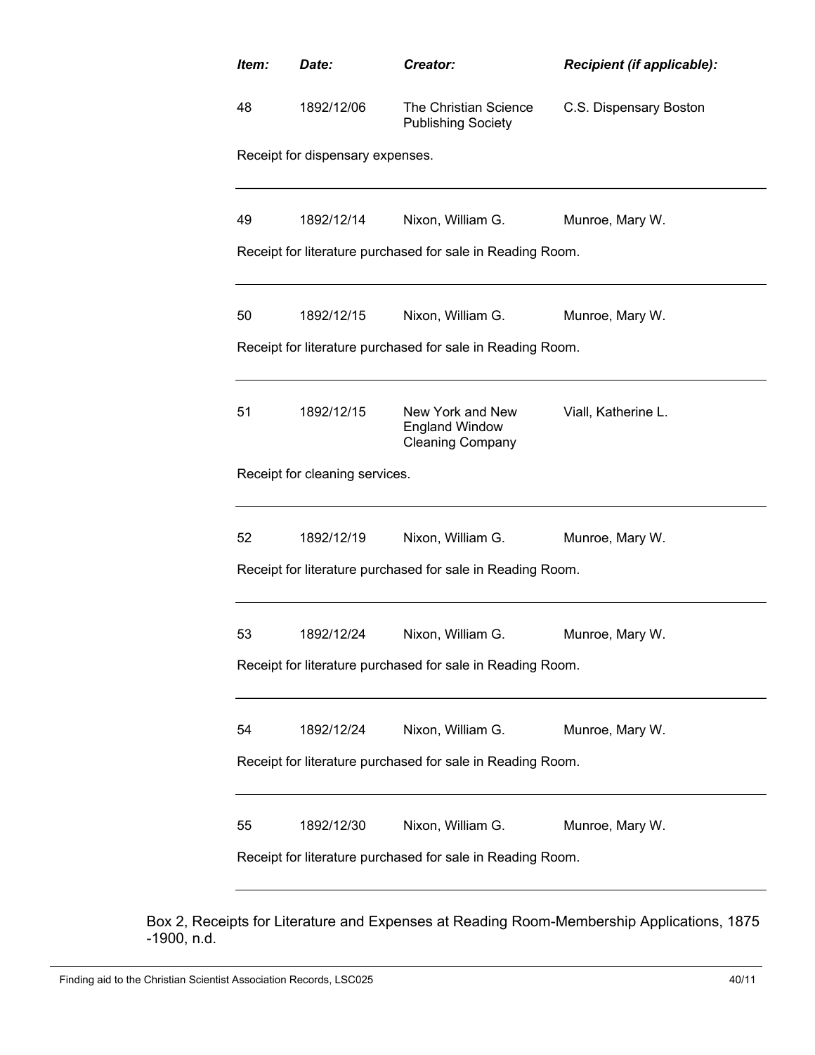| *Item:* | *Date:* | *Creator:* | *Recipient (if applicable):* |
|---|---|---|---|
| 48 | 1892/12/06 | The Christian Science Publishing Society | C.S. Dispensary Boston |

Receipt for dispensary expenses.

---

| | | | |
|---|---|---|---|
| 49 | 1892/12/14 | Nixon, William G. | Munroe, Mary W. |

Receipt for literature purchased for sale in Reading Room.

---

| | | | |
|---|---|---|---|
| 50 | 1892/12/15 | Nixon, William G. | Munroe, Mary W. |

Receipt for literature purchased for sale in Reading Room.

---

| | | | |
|---|---|---|---|
| 51 | 1892/12/15 | New York and New England Window Cleaning Company | Viall, Katherine L. |

Receipt for cleaning services.

---

| | | | |
|---|---|---|---|
| 52 | 1892/12/19 | Nixon, William G. | Munroe, Mary W. |

Receipt for literature purchased for sale in Reading Room.

---

| | | | |
|---|---|---|---|
| 53 | 1892/12/24 | Nixon, William G. | Munroe, Mary W. |

Receipt for literature purchased for sale in Reading Room.

---

| | | | |
|---|---|---|---|
| 54 | 1892/12/24 | Nixon, William G. | Munroe, Mary W. |

Receipt for literature purchased for sale in Reading Room.

---

| | | | |
|---|---|---|---|
| 55 | 1892/12/30 | Nixon, William G. | Munroe, Mary W. |

Receipt for literature purchased for sale in Reading Room.

---

Box 2, Receipts for Literature and Expenses at Reading Room-Membership Applications, 1875 -1900, n.d.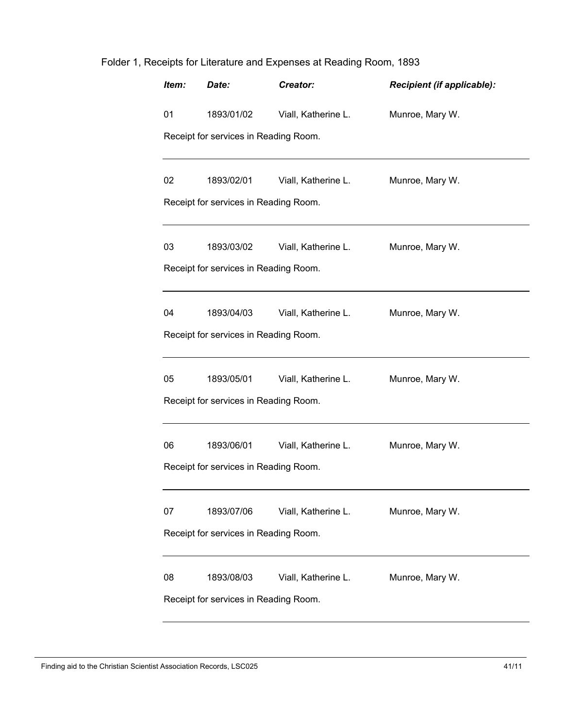Folder 1, Receipts for Literature and Expenses at Reading Room, 1893

| *Item:* | *Date:* | *Creator:* | *Recipient (if applicable):* |
|---|---|---|---|
| 01 | 1893/01/02 | Viall, Katherine L. | Munroe, Mary W. |

Receipt for services in Reading Room.

---

| | | | |
|---|---|---|---|
| 02 | 1893/02/01 | Viall, Katherine L. | Munroe, Mary W. |

Receipt for services in Reading Room.

---

| | | | |
|---|---|---|---|
| 03 | 1893/03/02 | Viall, Katherine L. | Munroe, Mary W. |

Receipt for services in Reading Room.

---

| | | | |
|---|---|---|---|
| 04 | 1893/04/03 | Viall, Katherine L. | Munroe, Mary W. |

Receipt for services in Reading Room.

---

| | | | |
|---|---|---|---|
| 05 | 1893/05/01 | Viall, Katherine L. | Munroe, Mary W. |

Receipt for services in Reading Room.

---

| | | | |
|---|---|---|---|
| 06 | 1893/06/01 | Viall, Katherine L. | Munroe, Mary W. |

Receipt for services in Reading Room.

---

| | | | |
|---|---|---|---|
| 07 | 1893/07/06 | Viall, Katherine L. | Munroe, Mary W. |

Receipt for services in Reading Room.

---

| | | | |
|---|---|---|---|
| 08 | 1893/08/03 | Viall, Katherine L. | Munroe, Mary W. |

Receipt for services in Reading Room.

---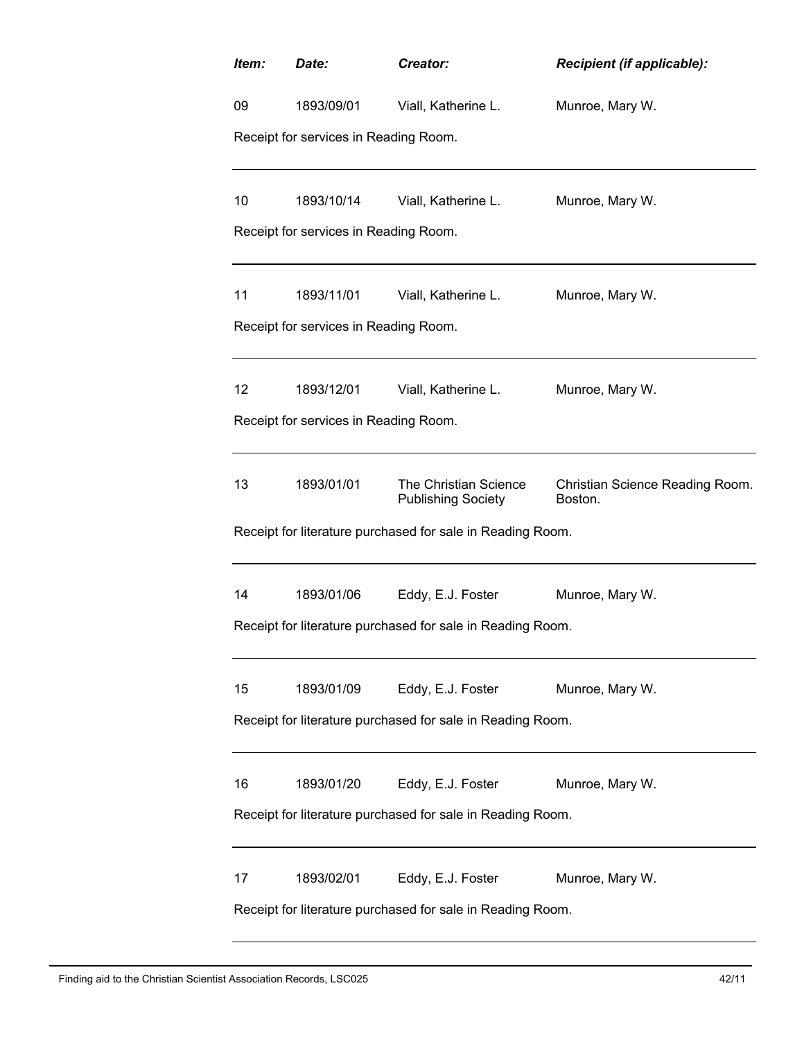| *Item:* | *Date:* | *Creator:* | *Recipient (if applicable):* |
|---|---|---|---|
| 09 | 1893/09/01 | Viall, Katherine L. | Munroe, Mary W. |

Receipt for services in Reading Room.

---

| | | | |
|---|---|---|---|
| 10 | 1893/10/14 | Viall, Katherine L. | Munroe, Mary W. |

Receipt for services in Reading Room.

---

| | | | |
|---|---|---|---|
| 11 | 1893/11/01 | Viall, Katherine L. | Munroe, Mary W. |

Receipt for services in Reading Room.

---

| | | | |
|---|---|---|---|
| 12 | 1893/12/01 | Viall, Katherine L. | Munroe, Mary W. |

Receipt for services in Reading Room.

---

| | | | |
|---|---|---|---|
| 13 | 1893/01/01 | The Christian Science Publishing Society | Christian Science Reading Room. Boston. |

Receipt for literature purchased for sale in Reading Room.

---

| | | | |
|---|---|---|---|
| 14 | 1893/01/06 | Eddy, E.J. Foster | Munroe, Mary W. |

Receipt for literature purchased for sale in Reading Room.

---

| | | | |
|---|---|---|---|
| 15 | 1893/01/09 | Eddy, E.J. Foster | Munroe, Mary W. |

Receipt for literature purchased for sale in Reading Room.

---

| | | | |
|---|---|---|---|
| 16 | 1893/01/20 | Eddy, E.J. Foster | Munroe, Mary W. |

Receipt for literature purchased for sale in Reading Room.

---

| | | | |
|---|---|---|---|
| 17 | 1893/02/01 | Eddy, E.J. Foster | Munroe, Mary W. |

Receipt for literature purchased for sale in Reading Room.

---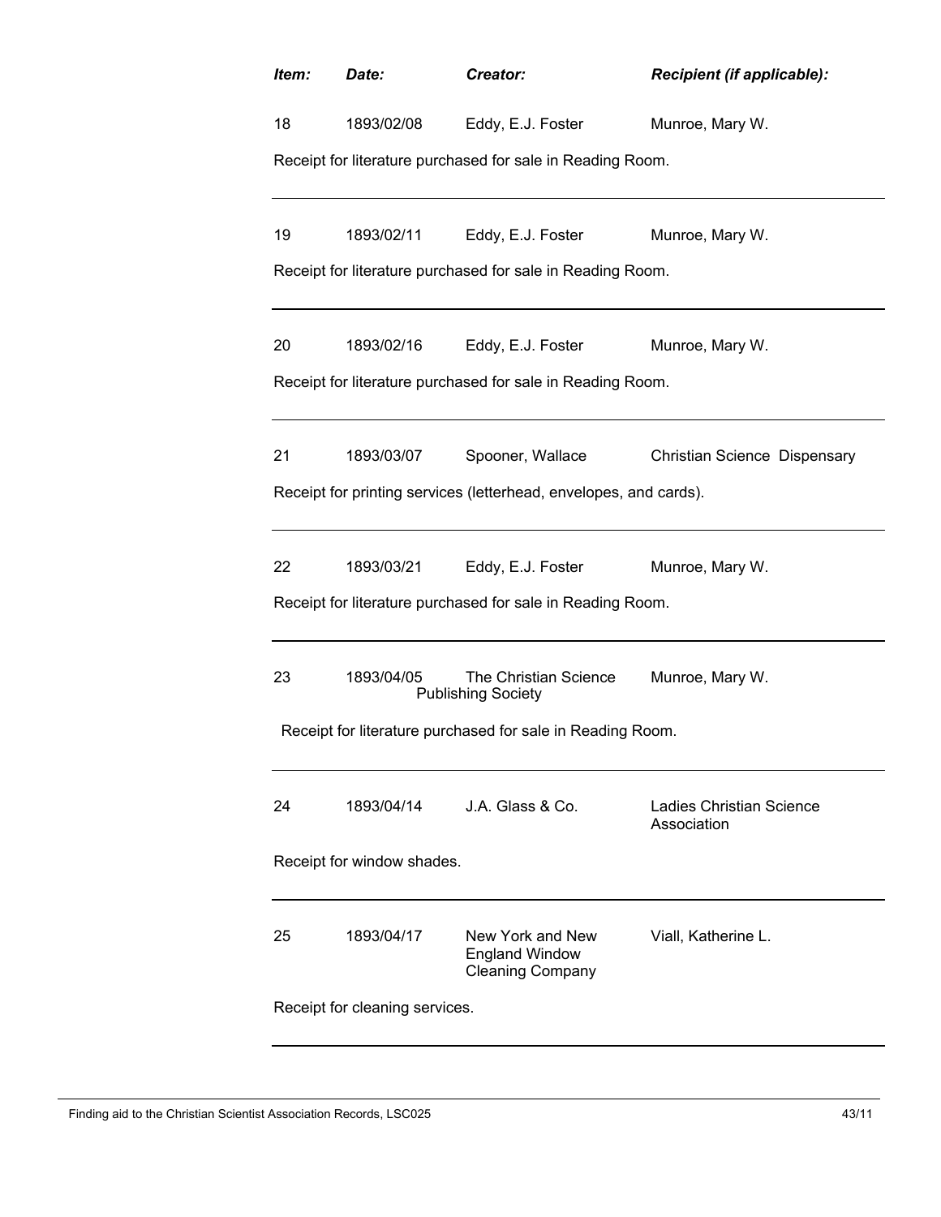| *Item:* | *Date:* | *Creator:* | *Recipient (if applicable):* |
|---|---|---|---|
| 18 | 1893/02/08 | Eddy, E.J. Foster | Munroe, Mary W. |

Receipt for literature purchased for sale in Reading Room.

---

| | | | |
|---|---|---|---|
| 19 | 1893/02/11 | Eddy, E.J. Foster | Munroe, Mary W. |

Receipt for literature purchased for sale in Reading Room.

---

| | | | |
|---|---|---|---|
| 20 | 1893/02/16 | Eddy, E.J. Foster | Munroe, Mary W. |

Receipt for literature purchased for sale in Reading Room.

---

| | | | |
|---|---|---|---|
| 21 | 1893/03/07 | Spooner, Wallace | Christian Science Dispensary |

Receipt for printing services (letterhead, envelopes, and cards).

---

| | | | |
|---|---|---|---|
| 22 | 1893/03/21 | Eddy, E.J. Foster | Munroe, Mary W. |

Receipt for literature purchased for sale in Reading Room.

---

| | | | |
|---|---|---|---|
| 23 | 1893/04/05 | The Christian Science Publishing Society | Munroe, Mary W. |

Receipt for literature purchased for sale in Reading Room.

---

| | | | |
|---|---|---|---|
| 24 | 1893/04/14 | J.A. Glass & Co. | Ladies Christian Science Association |

Receipt for window shades.

---

| | | | |
|---|---|---|---|
| 25 | 1893/04/17 | New York and New England Window Cleaning Company | Viall, Katherine L. |

Receipt for cleaning services.

---

Finding aid to the Christian Scientist Association Records, LSC025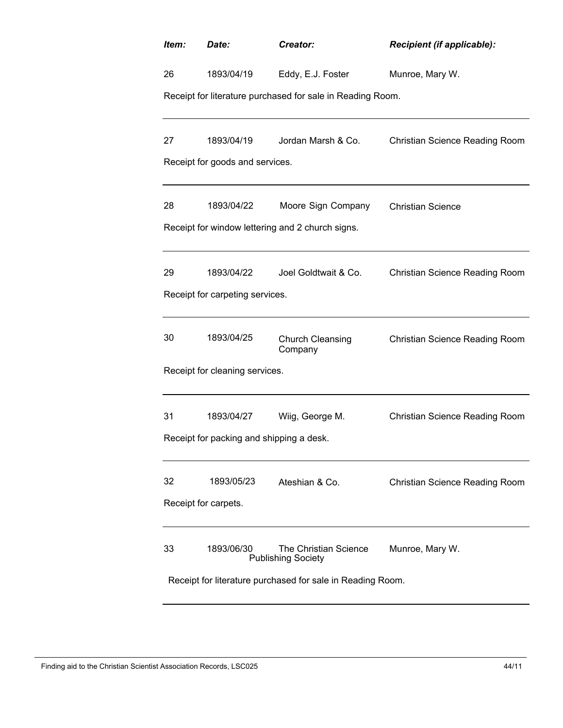| *Item:* | *Date:* | *Creator:* | *Recipient (if applicable):* |
|---|---|---|---|
| 26 | 1893/04/19 | Eddy, E.J. Foster | Munroe, Mary W. |

Receipt for literature purchased for sale in Reading Room.

---

| | | | |
|---|---|---|---|
| 27 | 1893/04/19 | Jordan Marsh & Co. | Christian Science Reading Room |

Receipt for goods and services.

---

| | | | |
|---|---|---|---|
| 28 | 1893/04/22 | Moore Sign Company | Christian Science |

Receipt for window lettering and 2 church signs.

---

| | | | |
|---|---|---|---|
| 29 | 1893/04/22 | Joel Goldtwait & Co. | Christian Science Reading Room |

Receipt for carpeting services.

---

| | | | |
|---|---|---|---|
| 30 | 1893/04/25 | Church Cleansing Company | Christian Science Reading Room |

Receipt for cleaning services.

---

| | | | |
|---|---|---|---|
| 31 | 1893/04/27 | Wiig, George M. | Christian Science Reading Room |

Receipt for packing and shipping a desk.

---

| | | | |
|---|---|---|---|
| 32 | 1893/05/23 | Ateshian & Co. | Christian Science Reading Room |

Receipt for carpets.

---

| | | | |
|---|---|---|---|
| 33 | 1893/06/30 | The Christian Science Publishing Society | Munroe, Mary W. |

Receipt for literature purchased for sale in Reading Room.

---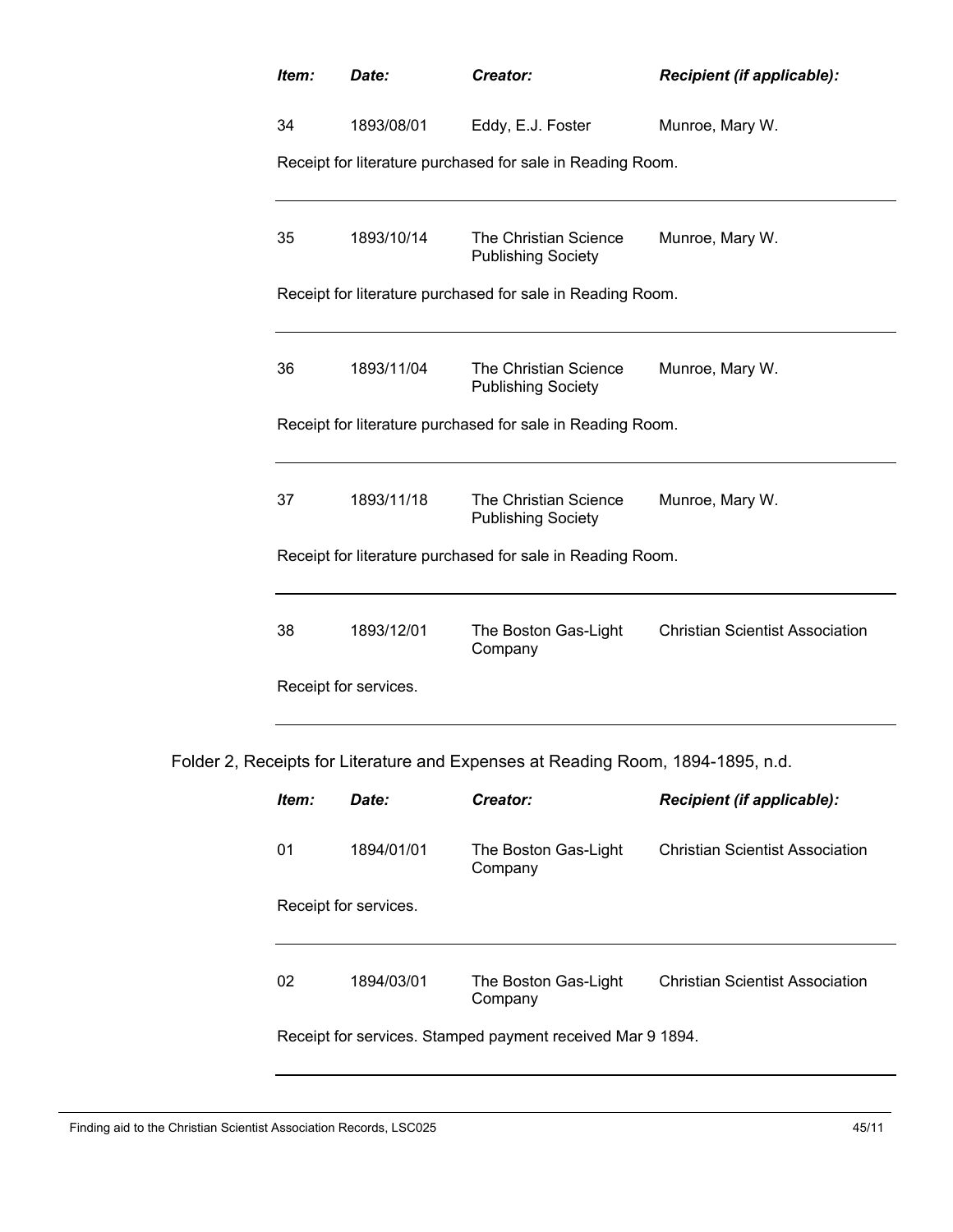| *Item:* | *Date:* | *Creator:* | *Recipient (if applicable):* |
|---|---|---|---|
| 34 | 1893/08/01 | Eddy, E.J. Foster | Munroe, Mary W. |

Receipt for literature purchased for sale in Reading Room.

| *Item:* | *Date:* | *Creator:* | *Recipient (if applicable):* |
|---|---|---|---|
| 35 | 1893/10/14 | The Christian Science Publishing Society | Munroe, Mary W. |

Receipt for literature purchased for sale in Reading Room.

| *Item:* | *Date:* | *Creator:* | *Recipient (if applicable):* |
|---|---|---|---|
| 36 | 1893/11/04 | The Christian Science Publishing Society | Munroe, Mary W. |

Receipt for literature purchased for sale in Reading Room.

| *Item:* | *Date:* | *Creator:* | *Recipient (if applicable):* |
|---|---|---|---|
| 37 | 1893/11/18 | The Christian Science Publishing Society | Munroe, Mary W. |

Receipt for literature purchased for sale in Reading Room.

| *Item:* | *Date:* | *Creator:* | *Recipient (if applicable):* |
|---|---|---|---|
| 38 | 1893/12/01 | The Boston Gas-Light Company | Christian Scientist Association |

Receipt for services.

Folder 2, Receipts for Literature and Expenses at Reading Room, 1894-1895, n.d.

| *Item:* | *Date:* | *Creator:* | *Recipient (if applicable):* |
|---|---|---|---|
| 01 | 1894/01/01 | The Boston Gas-Light Company | Christian Scientist Association |

Receipt for services.

| *Item:* | *Date:* | *Creator:* | *Recipient (if applicable):* |
|---|---|---|---|
| 02 | 1894/03/01 | The Boston Gas-Light Company | Christian Scientist Association |

Receipt for services. Stamped payment received Mar 9 1894.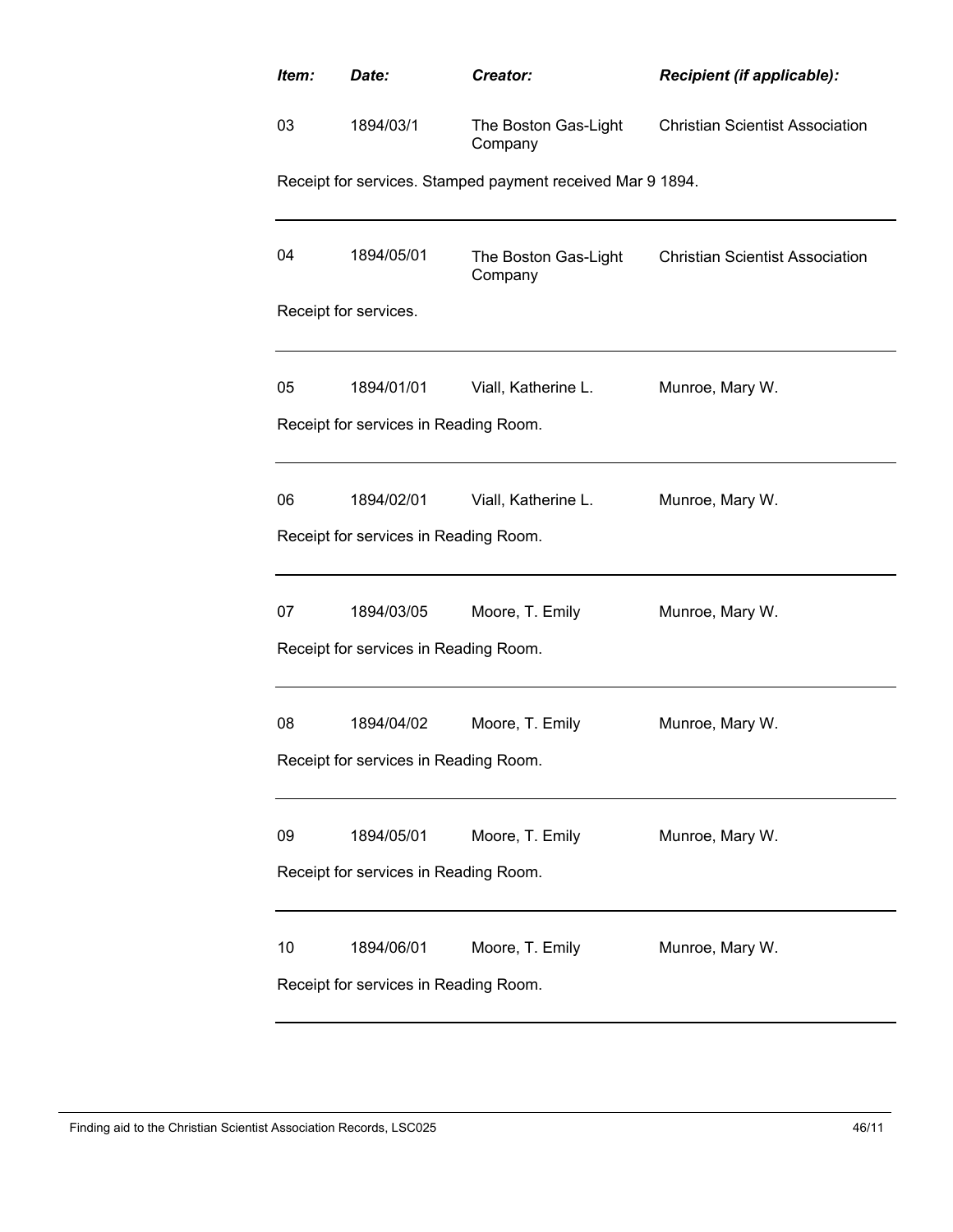| Item: | Date: | Creator: | Recipient (if applicable): |
|---|---|---|---|
| 03 | 1894/03/1 | The Boston Gas-Light Company | Christian Scientist Association |
| Receipt for services. Stamped payment received Mar 9 1894. | | | |
| 04 | 1894/05/01 | The Boston Gas-Light Company | Christian Scientist Association |
| Receipt for services. | | | |
| 05 | 1894/01/01 | Viall, Katherine L. | Munroe, Mary W. |
| Receipt for services in Reading Room. | | | |
| 06 | 1894/02/01 | Viall, Katherine L. | Munroe, Mary W. |
| Receipt for services in Reading Room. | | | |
| 07 | 1894/03/05 | Moore, T. Emily | Munroe, Mary W. |
| Receipt for services in Reading Room. | | | |
| 08 | 1894/04/02 | Moore, T. Emily | Munroe, Mary W. |
| Receipt for services in Reading Room. | | | |
| 09 | 1894/05/01 | Moore, T. Emily | Munroe, Mary W. |
| Receipt for services in Reading Room. | | | |
| 10 | 1894/06/01 | Moore, T. Emily | Munroe, Mary W. |
| Receipt for services in Reading Room. | | | |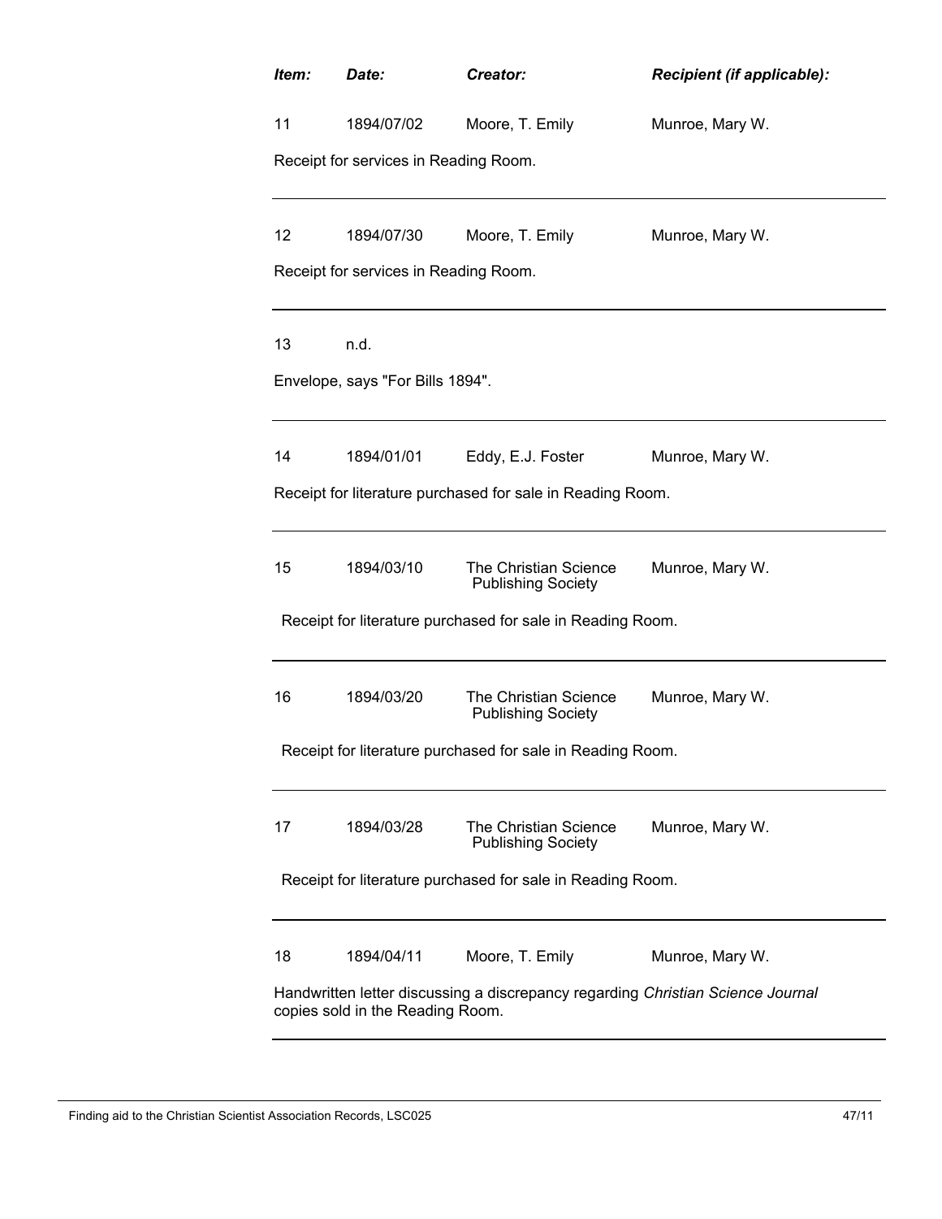| *Item:* | *Date:* | *Creator:* | *Recipient (if applicable):* |
|---|---|---|---|
| 11 | 1894/07/02 | Moore, T. Emily | Munroe, Mary W. |

Receipt for services in Reading Room.

| | | | |
|---|---|---|---|
| 12 | 1894/07/30 | Moore, T. Emily | Munroe, Mary W. |

Receipt for services in Reading Room.

| | | | |
|---|---|---|---|
| 13 | n.d. | | |

Envelope, says "For Bills 1894".

| | | | |
|---|---|---|---|
| 14 | 1894/01/01 | Eddy, E.J. Foster | Munroe, Mary W. |

Receipt for literature purchased for sale in Reading Room.

| | | | |
|---|---|---|---|
| 15 | 1894/03/10 | The Christian Science Publishing Society | Munroe, Mary W. |

Receipt for literature purchased for sale in Reading Room.

| | | | |
|---|---|---|---|
| 16 | 1894/03/20 | The Christian Science Publishing Society | Munroe, Mary W. |

Receipt for literature purchased for sale in Reading Room.

| | | | |
|---|---|---|---|
| 17 | 1894/03/28 | The Christian Science Publishing Society | Munroe, Mary W. |

Receipt for literature purchased for sale in Reading Room.

| | | | |
|---|---|---|---|
| 18 | 1894/04/11 | Moore, T. Emily | Munroe, Mary W. |

Handwritten letter discussing a discrepancy regarding *Christian Science Journal* copies sold in the Reading Room.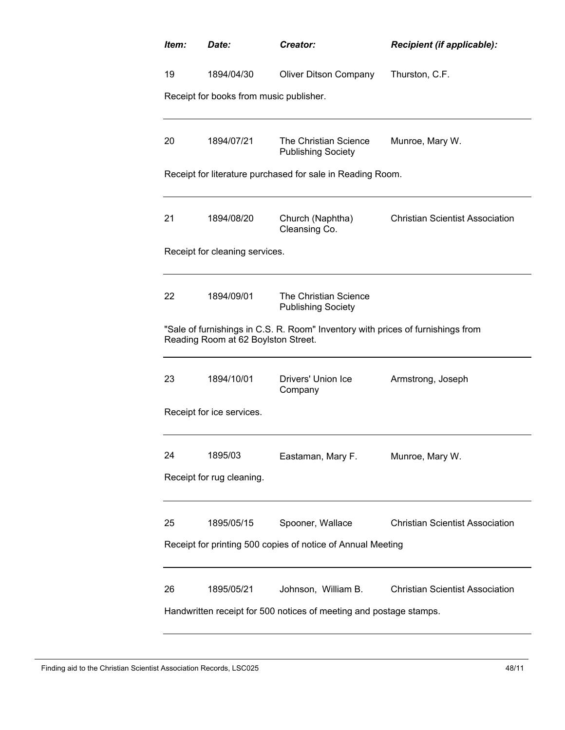| *Item:* | *Date:* | *Creator:* | *Recipient (if applicable):* |
|---|---|---|---|
| 19 | 1894/04/30 | Oliver Ditson Company | Thurston, C.F. |

Receipt for books from music publisher.

---

| | | | |
|---|---|---|---|
| 20 | 1894/07/21 | The Christian Science Publishing Society | Munroe, Mary W. |

Receipt for literature purchased for sale in Reading Room.

---

| | | | |
|---|---|---|---|
| 21 | 1894/08/20 | Church (Naphtha) Cleansing Co. | Christian Scientist Association |

Receipt for cleaning services.

---

| | | | |
|---|---|---|---|
| 22 | 1894/09/01 | The Christian Science Publishing Society | |

"Sale of furnishings in C.S. R. Room" Inventory with prices of furnishings from Reading Room at 62 Boylston Street.

---

| | | | |
|---|---|---|---|
| 23 | 1894/10/01 | Drivers' Union Ice Company | Armstrong, Joseph |

Receipt for ice services.

---

| | | | |
|---|---|---|---|
| 24 | 1895/03 | Eastaman, Mary F. | Munroe, Mary W. |

Receipt for rug cleaning.

---

| | | | |
|---|---|---|---|
| 25 | 1895/05/15 | Spooner, Wallace | Christian Scientist Association |

Receipt for printing 500 copies of notice of Annual Meeting

---

| | | | |
|---|---|---|---|
| 26 | 1895/05/21 | Johnson, William B. | Christian Scientist Association |

Handwritten receipt for 500 notices of meeting and postage stamps.

---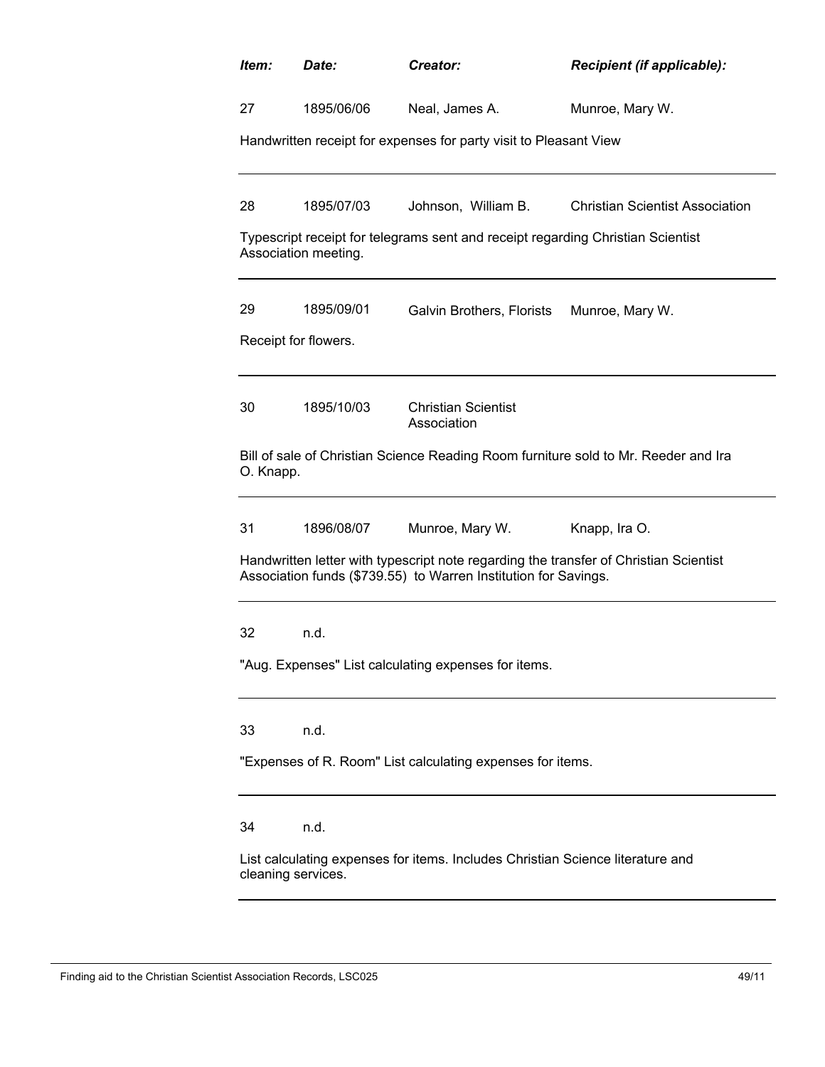| Item: | Date: | Creator: | Recipient (if applicable): |
|---|---|---|---|
| 27 | 1895/06/06 | Neal, James A. | Munroe, Mary W. |

Handwritten receipt for expenses for party visit to Pleasant View

---

| Item: | Date: | Creator: | Recipient (if applicable): |
|---|---|---|---|
| 28 | 1895/07/03 | Johnson, William B. | Christian Scientist Association |

Typescript receipt for telegrams sent and receipt regarding Christian Scientist Association meeting.

---

| Item: | Date: | Creator: | Recipient (if applicable): |
|---|---|---|---|
| 29 | 1895/09/01 | Galvin Brothers, Florists | Munroe, Mary W. |

Receipt for flowers.

---

| Item: | Date: | Creator: | Recipient (if applicable): |
|---|---|---|---|
| 30 | 1895/10/03 | Christian Scientist Association | |

Bill of sale of Christian Science Reading Room furniture sold to Mr. Reeder and Ira O. Knapp.

---

| Item: | Date: | Creator: | Recipient (if applicable): |
|---|---|---|---|
| 31 | 1896/08/07 | Munroe, Mary W. | Knapp, Ira O. |

Handwritten letter with typescript note regarding the transfer of Christian Scientist Association funds ($739.55) to Warren Institution for Savings.

---

| Item: | Date: | Creator: | Recipient (if applicable): |
|---|---|---|---|
| 32 | n.d. | | |

"Aug. Expenses" List calculating expenses for items.

---

| Item: | Date: | Creator: | Recipient (if applicable): |
|---|---|---|---|
| 33 | n.d. | | |

"Expenses of R. Room" List calculating expenses for items.

---

| Item: | Date: | Creator: | Recipient (if applicable): |
|---|---|---|---|
| 34 | n.d. | | |

List calculating expenses for items. Includes Christian Science literature and cleaning services.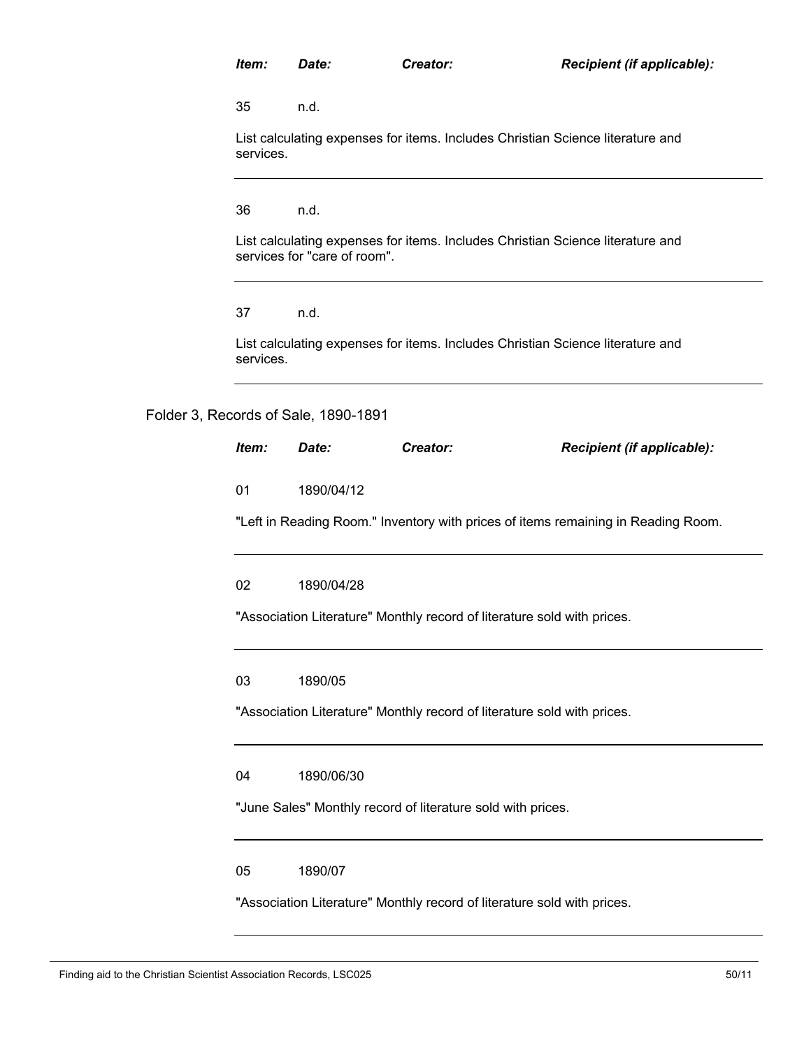| *Item:* | *Date:* | *Creator:* | *Recipient (if applicable):* |
|---|---|---|---|

35 n.d.

List calculating expenses for items. Includes Christian Science literature and services.

---

36 n.d.

List calculating expenses for items. Includes Christian Science literature and services for "care of room".

---

37 n.d.

List calculating expenses for items. Includes Christian Science literature and services.

---

Folder 3, Records of Sale, 1890-1891

| *Item:* | *Date:* | *Creator:* | *Recipient (if applicable):* |
|---|---|---|---|

01 1890/04/12

"Left in Reading Room." Inventory with prices of items remaining in Reading Room.

---

02 1890/04/28

"Association Literature" Monthly record of literature sold with prices.

---

03 1890/05

"Association Literature" Monthly record of literature sold with prices.

---

04 1890/06/30

"June Sales" Monthly record of literature sold with prices.

---

05 1890/07

"Association Literature" Monthly record of literature sold with prices.

---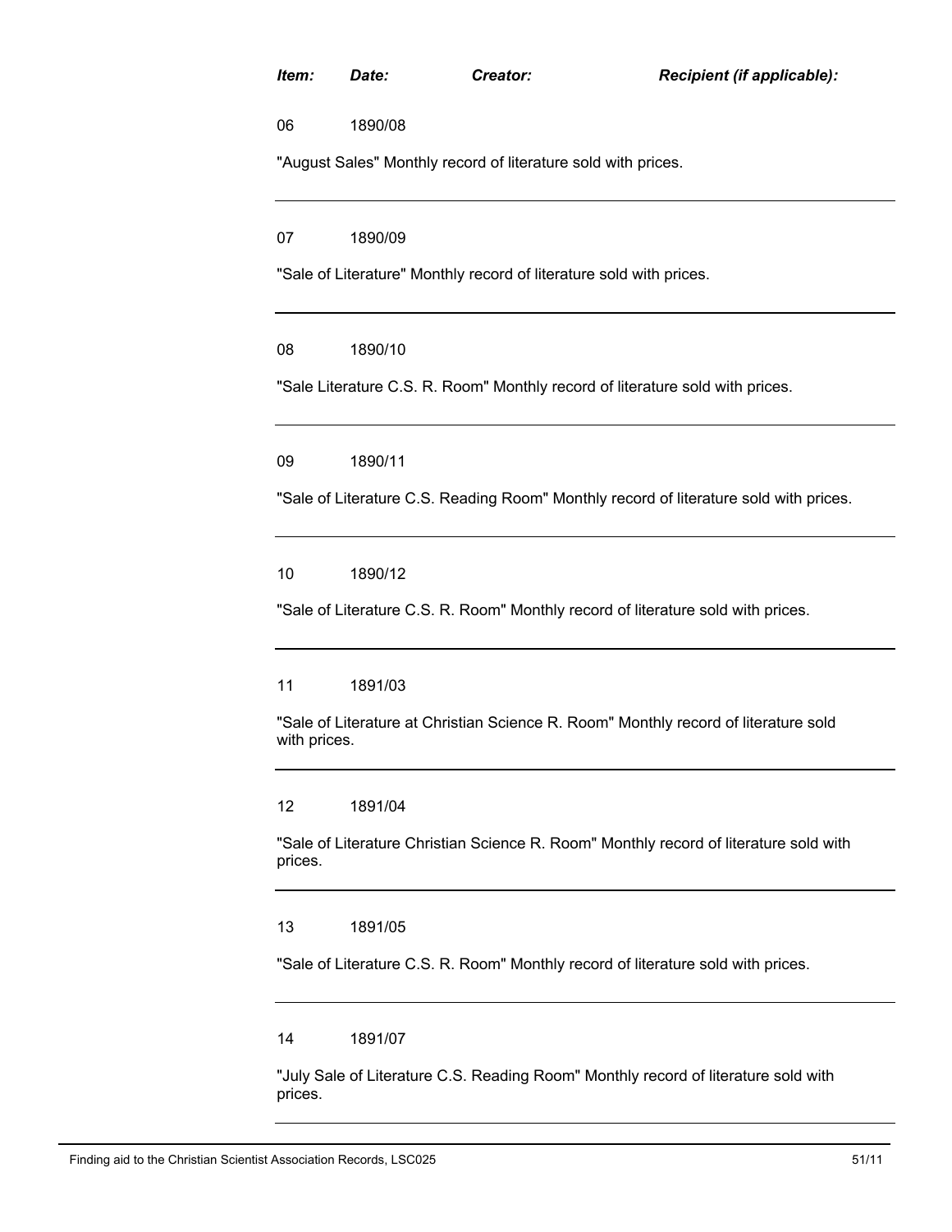| *Item:* | *Date:* | *Creator:* | *Recipient (if applicable):* |
|---|---|---|---|

06 1890/08

"August Sales" Monthly record of literature sold with prices.

---

07 1890/09

"Sale of Literature" Monthly record of literature sold with prices.

---

08 1890/10

"Sale Literature C.S. R. Room" Monthly record of literature sold with prices.

---

09 1890/11

"Sale of Literature C.S. Reading Room" Monthly record of literature sold with prices.

---

10 1890/12

"Sale of Literature C.S. R. Room" Monthly record of literature sold with prices.

---

11 1891/03

"Sale of Literature at Christian Science R. Room" Monthly record of literature sold with prices.

---

12 1891/04

"Sale of Literature Christian Science R. Room" Monthly record of literature sold with prices.

---

13 1891/05

"Sale of Literature C.S. R. Room" Monthly record of literature sold with prices.

---

14 1891/07

"July Sale of Literature C.S. Reading Room" Monthly record of literature sold with prices.

---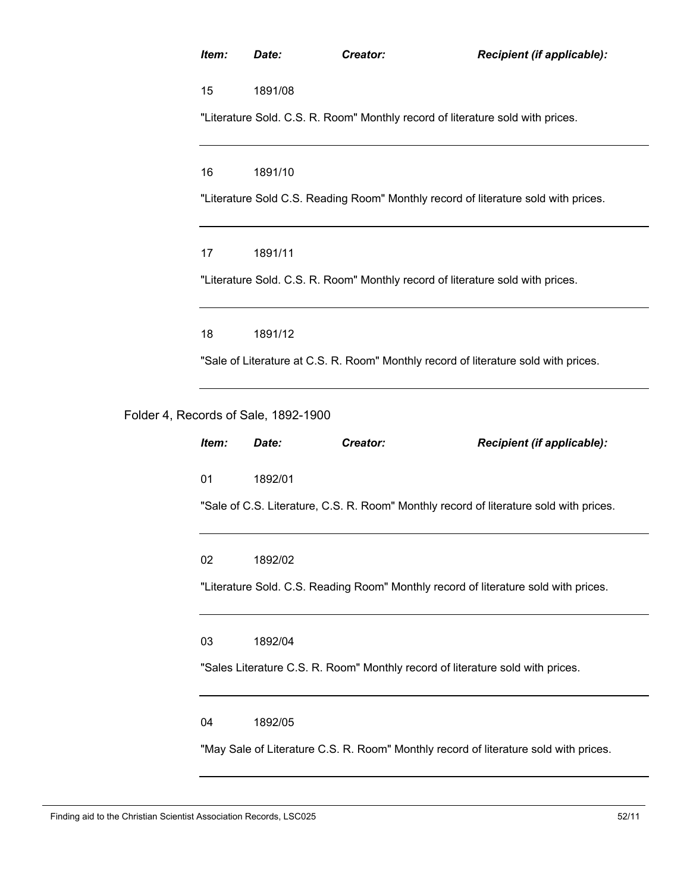| *Item:* | *Date:* | *Creator:* | *Recipient (if applicable):* |
|---|---|---|---|
| 15 | 1891/08 | | |

"Literature Sold. C.S. R. Room" Monthly record of literature sold with prices.

---

| *Item:* | *Date:* | *Creator:* | *Recipient (if applicable):* |
|---|---|---|---|
| 16 | 1891/10 | | |

"Literature Sold C.S. Reading Room" Monthly record of literature sold with prices.

---

| *Item:* | *Date:* | *Creator:* | *Recipient (if applicable):* |
|---|---|---|---|
| 17 | 1891/11 | | |

"Literature Sold. C.S. R. Room" Monthly record of literature sold with prices.

---

| *Item:* | *Date:* | *Creator:* | *Recipient (if applicable):* |
|---|---|---|---|
| 18 | 1891/12 | | |

"Sale of Literature at C.S. R. Room" Monthly record of literature sold with prices.

---

Folder 4, Records of Sale, 1892-1900

| *Item:* | *Date:* | *Creator:* | *Recipient (if applicable):* |
|---|---|---|---|
| 01 | 1892/01 | | |

"Sale of C.S. Literature, C.S. R. Room" Monthly record of literature sold with prices.

---

| *Item:* | *Date:* | *Creator:* | *Recipient (if applicable):* |
|---|---|---|---|
| 02 | 1892/02 | | |

"Literature Sold. C.S. Reading Room" Monthly record of literature sold with prices.

---

| *Item:* | *Date:* | *Creator:* | *Recipient (if applicable):* |
|---|---|---|---|
| 03 | 1892/04 | | |

"Sales Literature C.S. R. Room" Monthly record of literature sold with prices.

---

| *Item:* | *Date:* | *Creator:* | *Recipient (if applicable):* |
|---|---|---|---|
| 04 | 1892/05 | | |

"May Sale of Literature C.S. R. Room" Monthly record of literature sold with prices.

---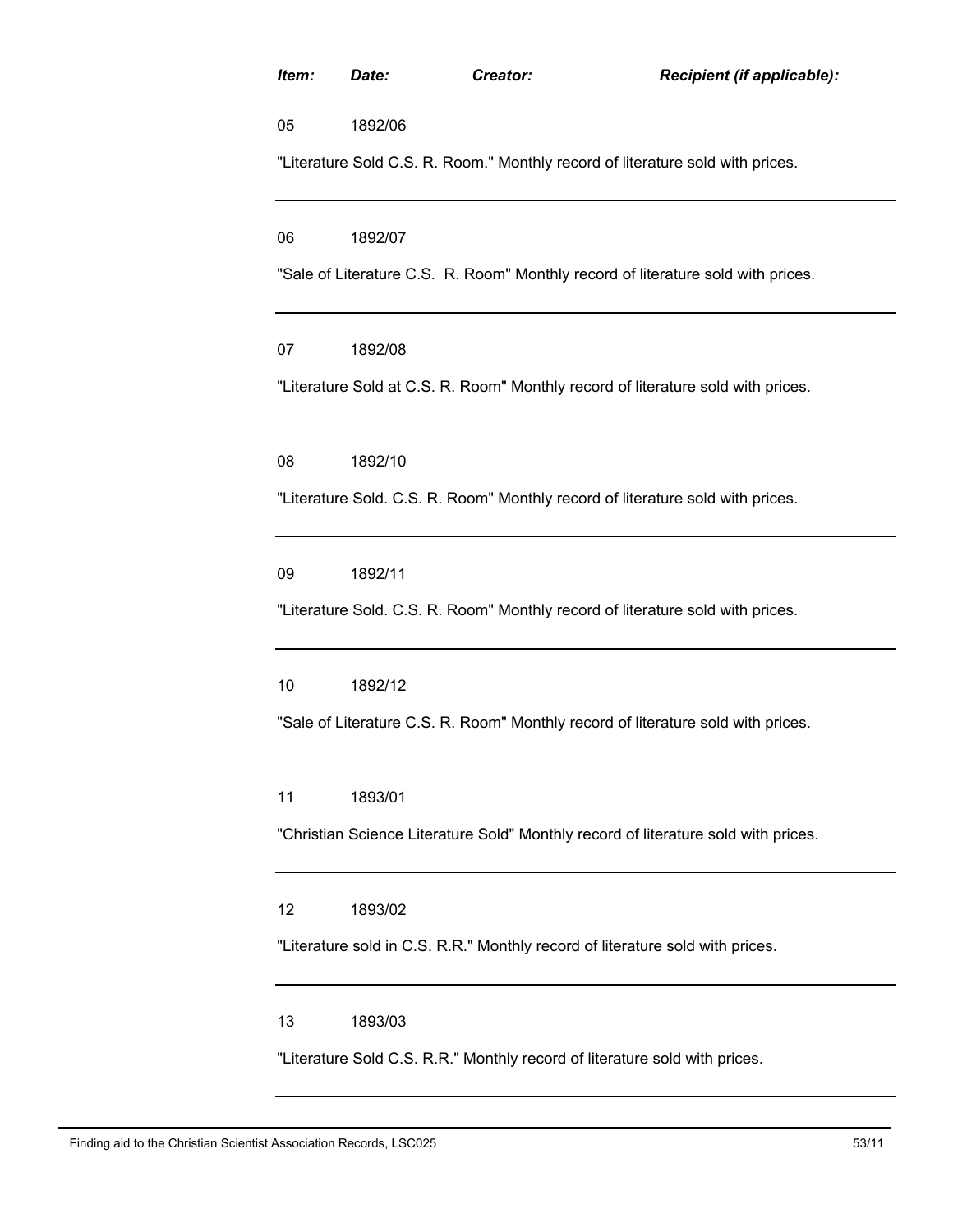| *Item:* | *Date:* | *Creator:* | *Recipient (if applicable):* |
|---|---|---|---|

05 1892/06

"Literature Sold C.S. R. Room." Monthly record of literature sold with prices.

---

06 1892/07

"Sale of Literature C.S.  R. Room" Monthly record of literature sold with prices.

---

07 1892/08

"Literature Sold at C.S. R. Room" Monthly record of literature sold with prices.

---

08 1892/10

"Literature Sold. C.S. R. Room" Monthly record of literature sold with prices.

---

09 1892/11

"Literature Sold. C.S. R. Room" Monthly record of literature sold with prices.

---

10 1892/12

"Sale of Literature C.S. R. Room" Monthly record of literature sold with prices.

---

11 1893/01

"Christian Science Literature Sold" Monthly record of literature sold with prices.

---

12 1893/02

"Literature sold in C.S. R.R." Monthly record of literature sold with prices.

---

13 1893/03

"Literature Sold C.S. R.R." Monthly record of literature sold with prices.

---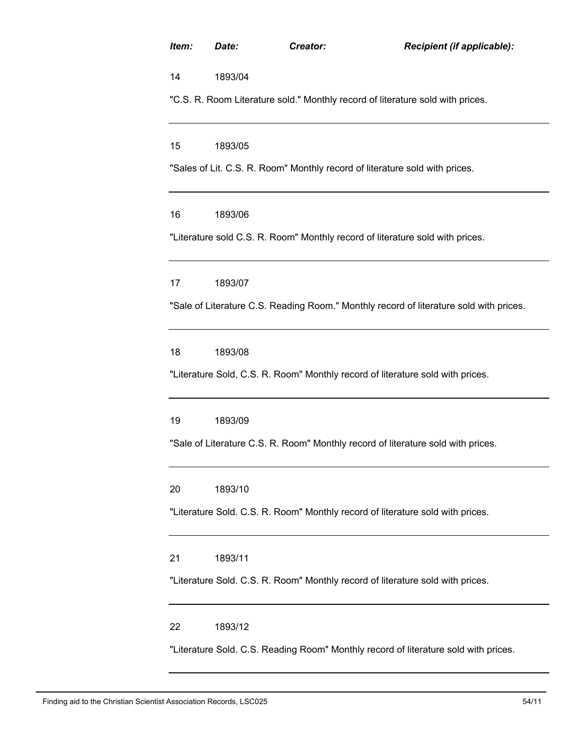| *Item:* | *Date:* | *Creator:* | *Recipient (if applicable):* |
|---|---|---|---|

14 1893/04

"C.S. R. Room Literature sold." Monthly record of literature sold with prices.

---

15 1893/05

"Sales of Lit. C.S. R. Room" Monthly record of literature sold with prices.

---

16 1893/06

"Literature sold C.S. R. Room" Monthly record of literature sold with prices.

---

17 1893/07

"Sale of Literature C.S. Reading Room." Monthly record of literature sold with prices.

---

18 1893/08

"Literature Sold, C.S. R. Room" Monthly record of literature sold with prices.

---

19 1893/09

"Sale of Literature C.S. R. Room" Monthly record of literature sold with prices.

---

20 1893/10

"Literature Sold. C.S. R. Room" Monthly record of literature sold with prices.

---

21 1893/11

"Literature Sold. C.S. R. Room" Monthly record of literature sold with prices.

---

22 1893/12

"Literature Sold. C.S. Reading Room" Monthly record of literature sold with prices.

---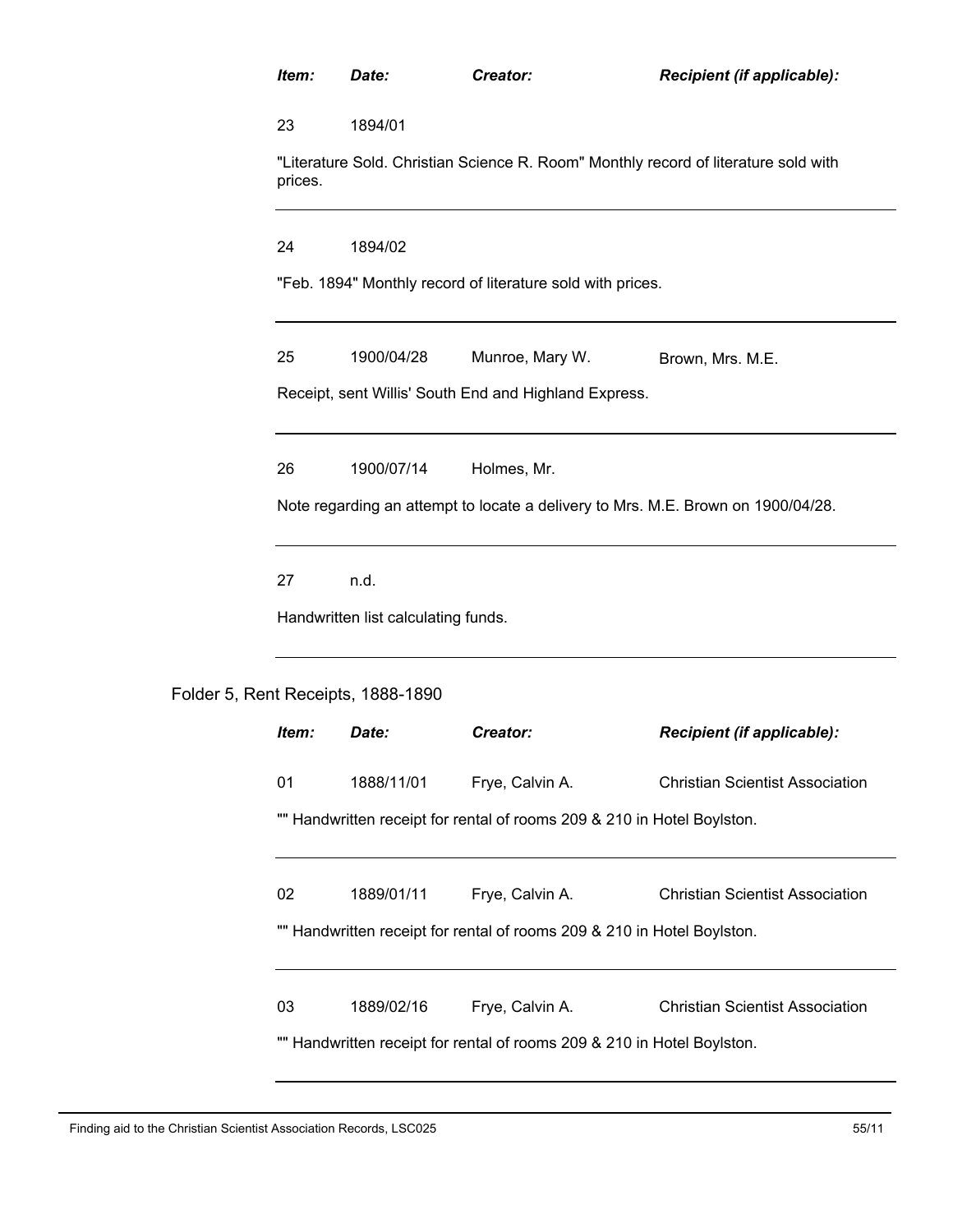| Item: | Date: | Creator: | Recipient (if applicable): |
|---|---|---|---|
| 23 | 1894/01 | | |

"Literature Sold. Christian Science R. Room" Monthly record of literature sold with prices.

| Item: | Date: | Creator: | Recipient (if applicable): |
|---|---|---|---|
| 24 | 1894/02 | | |

"Feb. 1894" Monthly record of literature sold with prices.

| Item: | Date: | Creator: | Recipient (if applicable): |
|---|---|---|---|
| 25 | 1900/04/28 | Munroe, Mary W. | Brown, Mrs. M.E. |

Receipt, sent Willis' South End and Highland Express.

| Item: | Date: | Creator: | Recipient (if applicable): |
|---|---|---|---|
| 26 | 1900/07/14 | Holmes, Mr. | |

Note regarding an attempt to locate a delivery to Mrs. M.E. Brown on 1900/04/28.

| Item: | Date: | Creator: | Recipient (if applicable): |
|---|---|---|---|
| 27 | n.d. | | |

Handwritten list calculating funds.

Folder 5, Rent Receipts, 1888-1890

| Item: | Date: | Creator: | Recipient (if applicable): |
|---|---|---|---|
| 01 | 1888/11/01 | Frye, Calvin A. | Christian Scientist Association |

"" Handwritten receipt for rental of rooms 209 & 210 in Hotel Boylston.

| Item: | Date: | Creator: | Recipient (if applicable): |
|---|---|---|---|
| 02 | 1889/01/11 | Frye, Calvin A. | Christian Scientist Association |

"" Handwritten receipt for rental of rooms 209 & 210 in Hotel Boylston.

| Item: | Date: | Creator: | Recipient (if applicable): |
|---|---|---|---|
| 03 | 1889/02/16 | Frye, Calvin A. | Christian Scientist Association |

"" Handwritten receipt for rental of rooms 209 & 210 in Hotel Boylston.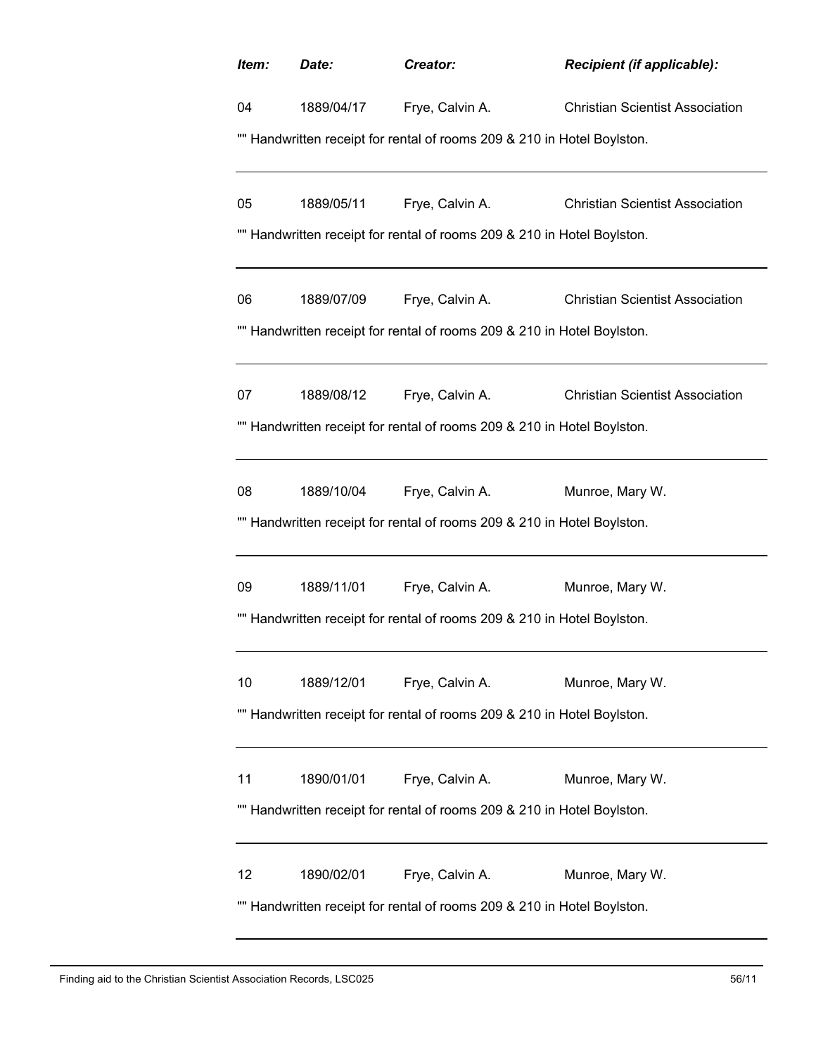| Item: | Date: | Creator: | Recipient (if applicable): |
|---|---|---|---|
| 04 | 1889/04/17 | Frye, Calvin A. | Christian Scientist Association |
| "" Handwritten receipt for rental of rooms 209 & 210 in Hotel Boylston. | | | |
| 05 | 1889/05/11 | Frye, Calvin A. | Christian Scientist Association |
| "" Handwritten receipt for rental of rooms 209 & 210 in Hotel Boylston. | | | |
| 06 | 1889/07/09 | Frye, Calvin A. | Christian Scientist Association |
| "" Handwritten receipt for rental of rooms 209 & 210 in Hotel Boylston. | | | |
| 07 | 1889/08/12 | Frye, Calvin A. | Christian Scientist Association |
| "" Handwritten receipt for rental of rooms 209 & 210 in Hotel Boylston. | | | |
| 08 | 1889/10/04 | Frye, Calvin A. | Munroe, Mary W. |
| "" Handwritten receipt for rental of rooms 209 & 210 in Hotel Boylston. | | | |
| 09 | 1889/11/01 | Frye, Calvin A. | Munroe, Mary W. |
| "" Handwritten receipt for rental of rooms 209 & 210 in Hotel Boylston. | | | |
| 10 | 1889/12/01 | Frye, Calvin A. | Munroe, Mary W. |
| "" Handwritten receipt for rental of rooms 209 & 210 in Hotel Boylston. | | | |
| 11 | 1890/01/01 | Frye, Calvin A. | Munroe, Mary W. |
| "" Handwritten receipt for rental of rooms 209 & 210 in Hotel Boylston. | | | |
| 12 | 1890/02/01 | Frye, Calvin A. | Munroe, Mary W. |
| "" Handwritten receipt for rental of rooms 209 & 210 in Hotel Boylston. | | | |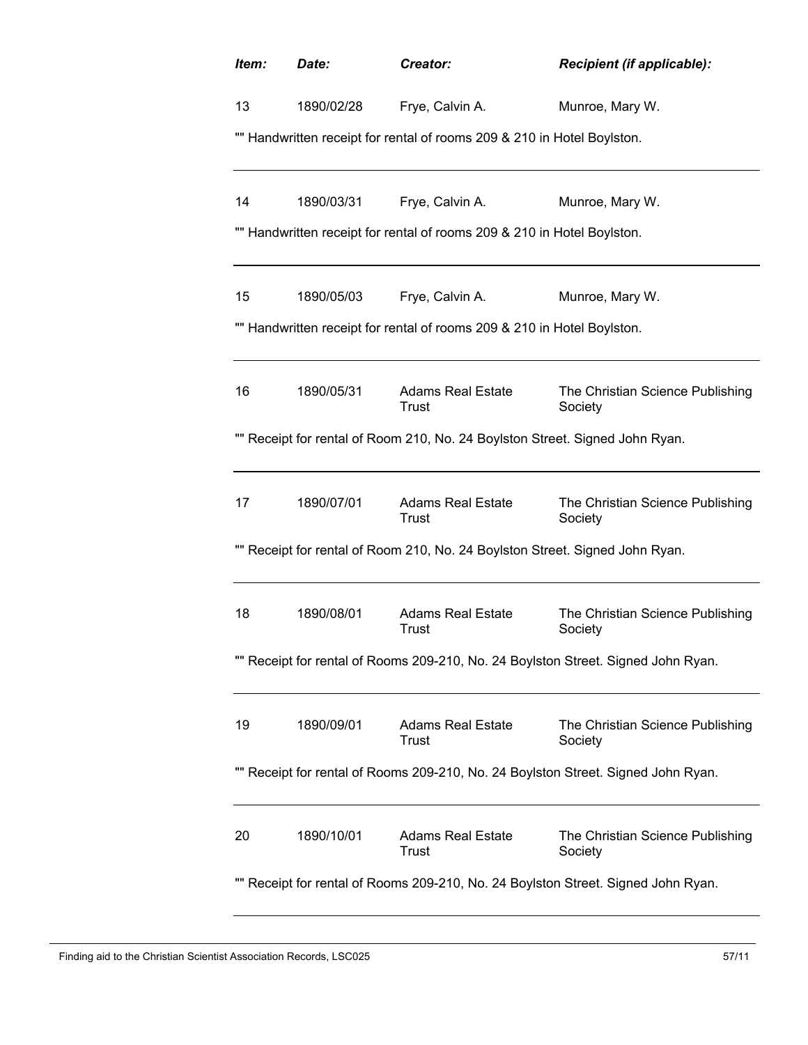| Item: | Date: | Creator: | Recipient (if applicable): |
|---|---|---|---|
| 13 | 1890/02/28 | Frye, Calvin A. | Munroe, Mary W. |

"" Handwritten receipt for rental of rooms 209 & 210 in Hotel Boylston.

| | | | |
|---|---|---|---|
| 14 | 1890/03/31 | Frye, Calvin A. | Munroe, Mary W. |

"" Handwritten receipt for rental of rooms 209 & 210 in Hotel Boylston.

| | | | |
|---|---|---|---|
| 15 | 1890/05/03 | Frye, Calvin A. | Munroe, Mary W. |

"" Handwritten receipt for rental of rooms 209 & 210 in Hotel Boylston.

| | | | |
|---|---|---|---|
| 16 | 1890/05/31 | Adams Real Estate Trust | The Christian Science Publishing Society |

"" Receipt for rental of Room 210, No. 24 Boylston Street. Signed John Ryan.

| | | | |
|---|---|---|---|
| 17 | 1890/07/01 | Adams Real Estate Trust | The Christian Science Publishing Society |

"" Receipt for rental of Room 210, No. 24 Boylston Street. Signed John Ryan.

| | | | |
|---|---|---|---|
| 18 | 1890/08/01 | Adams Real Estate Trust | The Christian Science Publishing Society |

"" Receipt for rental of Rooms 209-210, No. 24 Boylston Street. Signed John Ryan.

| | | | |
|---|---|---|---|
| 19 | 1890/09/01 | Adams Real Estate Trust | The Christian Science Publishing Society |

"" Receipt for rental of Rooms 209-210, No. 24 Boylston Street. Signed John Ryan.

| | | | |
|---|---|---|---|
| 20 | 1890/10/01 | Adams Real Estate Trust | The Christian Science Publishing Society |

"" Receipt for rental of Rooms 209-210, No. 24 Boylston Street. Signed John Ryan.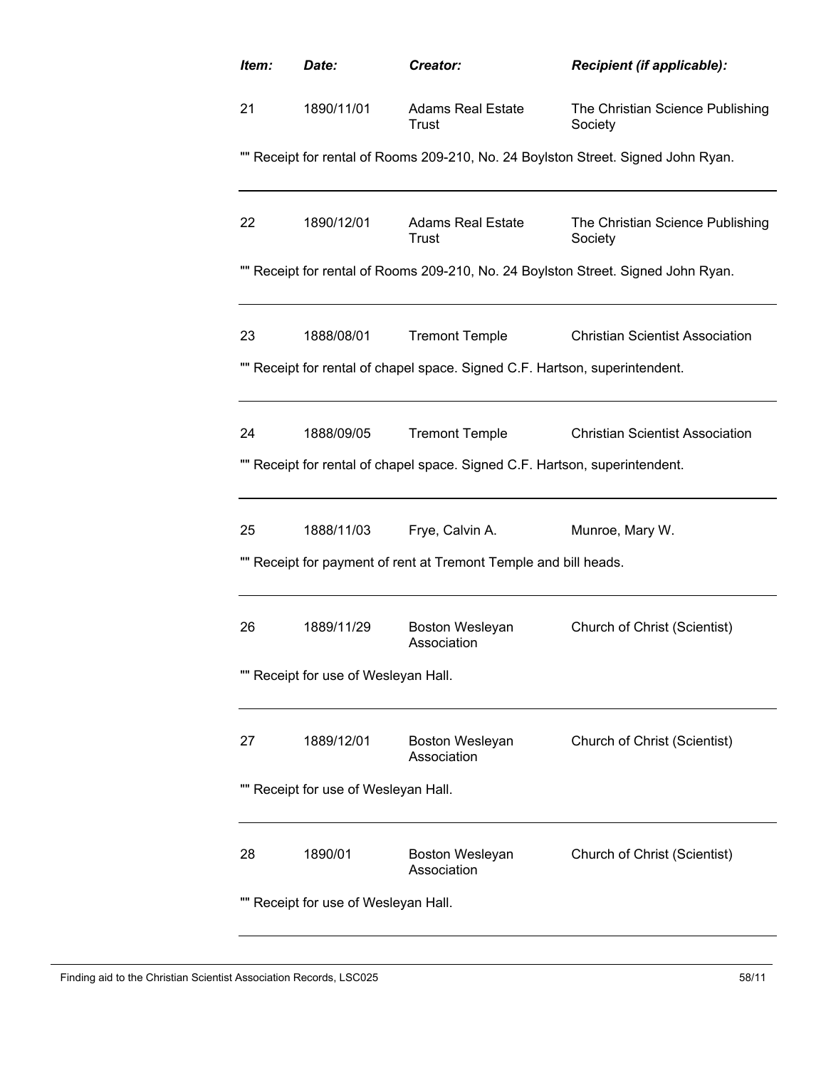| Item: | Date: | Creator: | Recipient (if applicable): |
|---|---|---|---|
| 21 | 1890/11/01 | Adams Real Estate Trust | The Christian Science Publishing Society |
| "" Receipt for rental of Rooms 209-210, No. 24 Boylston Street. Signed John Ryan. | | | |
| 22 | 1890/12/01 | Adams Real Estate Trust | The Christian Science Publishing Society |
| "" Receipt for rental of Rooms 209-210, No. 24 Boylston Street. Signed John Ryan. | | | |
| 23 | 1888/08/01 | Tremont Temple | Christian Scientist Association |
| "" Receipt for rental of chapel space. Signed C.F. Hartson, superintendent. | | | |
| 24 | 1888/09/05 | Tremont Temple | Christian Scientist Association |
| "" Receipt for rental of chapel space. Signed C.F. Hartson, superintendent. | | | |
| 25 | 1888/11/03 | Frye, Calvin A. | Munroe, Mary W. |
| "" Receipt for payment of rent at Tremont Temple and bill heads. | | | |
| 26 | 1889/11/29 | Boston Wesleyan Association | Church of Christ (Scientist) |
| "" Receipt for use of Wesleyan Hall. | | | |
| 27 | 1889/12/01 | Boston Wesleyan Association | Church of Christ (Scientist) |
| "" Receipt for use of Wesleyan Hall. | | | |
| 28 | 1890/01 | Boston Wesleyan Association | Church of Christ (Scientist) |
| "" Receipt for use of Wesleyan Hall. | | | |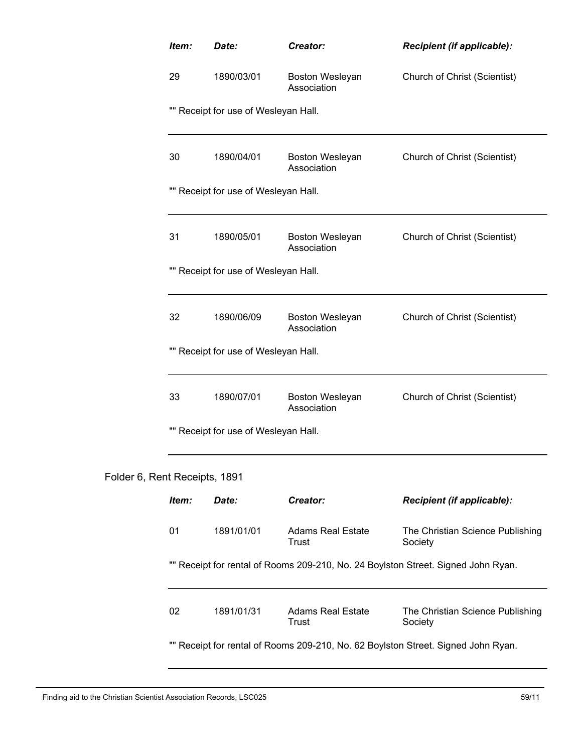| Item: | Date: | Creator: | Recipient (if applicable): |
|---|---|---|---|
| 29 | 1890/03/01 | Boston Wesleyan Association | Church of Christ (Scientist) |

"" Receipt for use of Wesleyan Hall.

| Item: | Date: | Creator: | Recipient (if applicable): |
|---|---|---|---|
| 30 | 1890/04/01 | Boston Wesleyan Association | Church of Christ (Scientist) |

"" Receipt for use of Wesleyan Hall.

| Item: | Date: | Creator: | Recipient (if applicable): |
|---|---|---|---|
| 31 | 1890/05/01 | Boston Wesleyan Association | Church of Christ (Scientist) |

"" Receipt for use of Wesleyan Hall.

| Item: | Date: | Creator: | Recipient (if applicable): |
|---|---|---|---|
| 32 | 1890/06/09 | Boston Wesleyan Association | Church of Christ (Scientist) |

"" Receipt for use of Wesleyan Hall.

| Item: | Date: | Creator: | Recipient (if applicable): |
|---|---|---|---|
| 33 | 1890/07/01 | Boston Wesleyan Association | Church of Christ (Scientist) |

"" Receipt for use of Wesleyan Hall.

Folder 6, Rent Receipts, 1891

| Item: | Date: | Creator: | Recipient (if applicable): |
|---|---|---|---|
| 01 | 1891/01/01 | Adams Real Estate Trust | The Christian Science Publishing Society |

"" Receipt for rental of Rooms 209-210, No. 24 Boylston Street. Signed John Ryan.

| Item: | Date: | Creator: | Recipient (if applicable): |
|---|---|---|---|
| 02 | 1891/01/31 | Adams Real Estate Trust | The Christian Science Publishing Society |

"" Receipt for rental of Rooms 209-210, No. 62 Boylston Street. Signed John Ryan.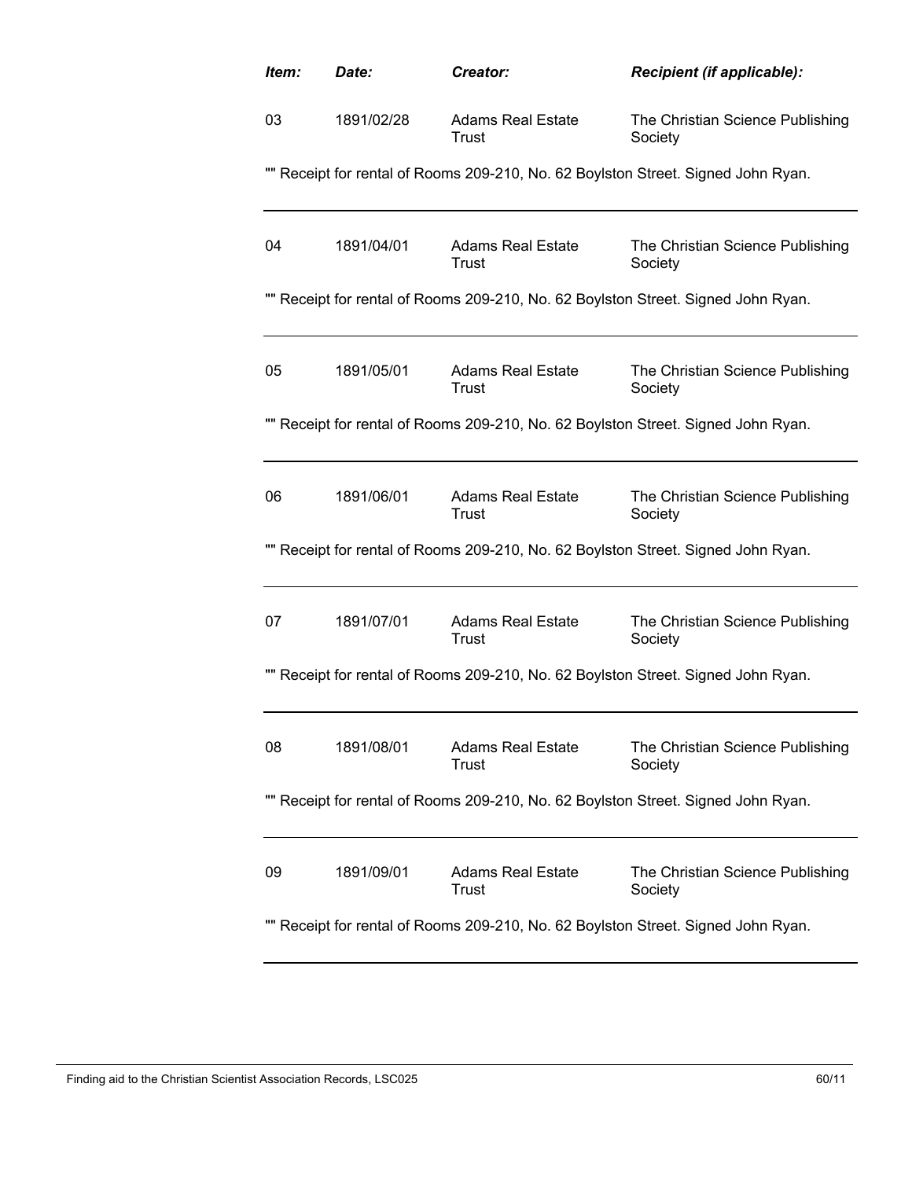| *Item:* | *Date:* | *Creator:* | *Recipient (if applicable):* |
|---|---|---|---|
| 03 | 1891/02/28 | Adams Real Estate Trust | The Christian Science Publishing Society |

"" Receipt for rental of Rooms 209-210, No. 62 Boylston Street. Signed John Ryan.

---

| | | | |
|---|---|---|---|
| 04 | 1891/04/01 | Adams Real Estate Trust | The Christian Science Publishing Society |

"" Receipt for rental of Rooms 209-210, No. 62 Boylston Street. Signed John Ryan.

---

| | | | |
|---|---|---|---|
| 05 | 1891/05/01 | Adams Real Estate Trust | The Christian Science Publishing Society |

"" Receipt for rental of Rooms 209-210, No. 62 Boylston Street. Signed John Ryan.

---

| | | | |
|---|---|---|---|
| 06 | 1891/06/01 | Adams Real Estate Trust | The Christian Science Publishing Society |

"" Receipt for rental of Rooms 209-210, No. 62 Boylston Street. Signed John Ryan.

---

| | | | |
|---|---|---|---|
| 07 | 1891/07/01 | Adams Real Estate Trust | The Christian Science Publishing Society |

"" Receipt for rental of Rooms 209-210, No. 62 Boylston Street. Signed John Ryan.

---

| | | | |
|---|---|---|---|
| 08 | 1891/08/01 | Adams Real Estate Trust | The Christian Science Publishing Society |

"" Receipt for rental of Rooms 209-210, No. 62 Boylston Street. Signed John Ryan.

---

| | | | |
|---|---|---|---|
| 09 | 1891/09/01 | Adams Real Estate Trust | The Christian Science Publishing Society |

"" Receipt for rental of Rooms 209-210, No. 62 Boylston Street. Signed John Ryan.

---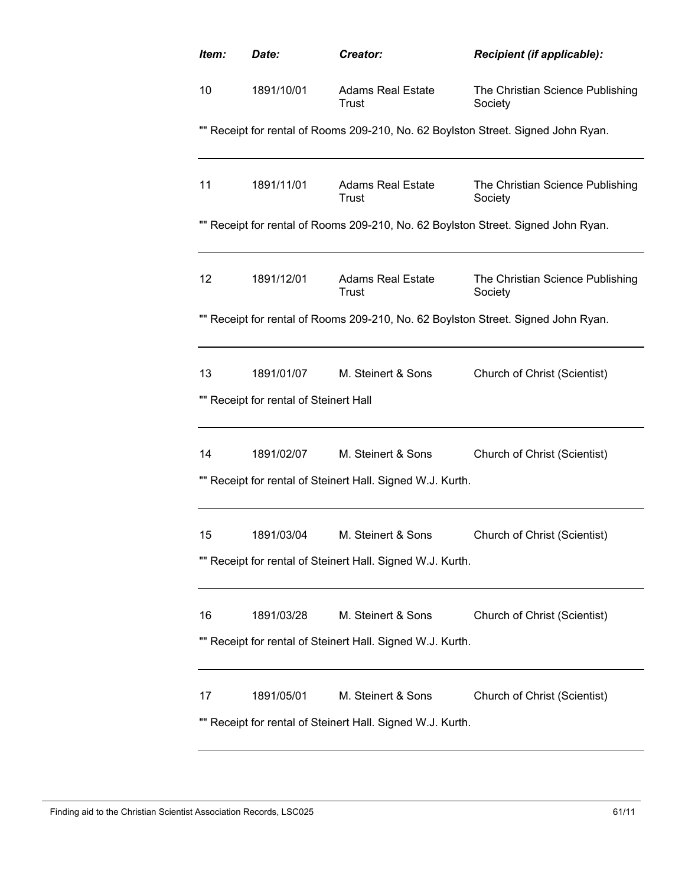| *Item:* | *Date:* | *Creator:* | *Recipient (if applicable):* |
| --- | --- | --- | --- |
| 10 | 1891/10/01 | Adams Real Estate Trust | The Christian Science Publishing Society |

"" Receipt for rental of Rooms 209-210, No. 62 Boylston Street. Signed John Ryan.

| | | | |
| --- | --- | --- | --- |
| 11 | 1891/11/01 | Adams Real Estate Trust | The Christian Science Publishing Society |

"" Receipt for rental of Rooms 209-210, No. 62 Boylston Street. Signed John Ryan.

| | | | |
| --- | --- | --- | --- |
| 12 | 1891/12/01 | Adams Real Estate Trust | The Christian Science Publishing Society |

"" Receipt for rental of Rooms 209-210, No. 62 Boylston Street. Signed John Ryan.

| | | | |
| --- | --- | --- | --- |
| 13 | 1891/01/07 | M. Steinert & Sons | Church of Christ (Scientist) |

"" Receipt for rental of Steinert Hall

| | | | |
| --- | --- | --- | --- |
| 14 | 1891/02/07 | M. Steinert & Sons | Church of Christ (Scientist) |

"" Receipt for rental of Steinert Hall. Signed W.J. Kurth.

| | | | |
| --- | --- | --- | --- |
| 15 | 1891/03/04 | M. Steinert & Sons | Church of Christ (Scientist) |

"" Receipt for rental of Steinert Hall. Signed W.J. Kurth.

| | | | |
| --- | --- | --- | --- |
| 16 | 1891/03/28 | M. Steinert & Sons | Church of Christ (Scientist) |

"" Receipt for rental of Steinert Hall. Signed W.J. Kurth.

| | | | |
| --- | --- | --- | --- |
| 17 | 1891/05/01 | M. Steinert & Sons | Church of Christ (Scientist) |

"" Receipt for rental of Steinert Hall. Signed W.J. Kurth.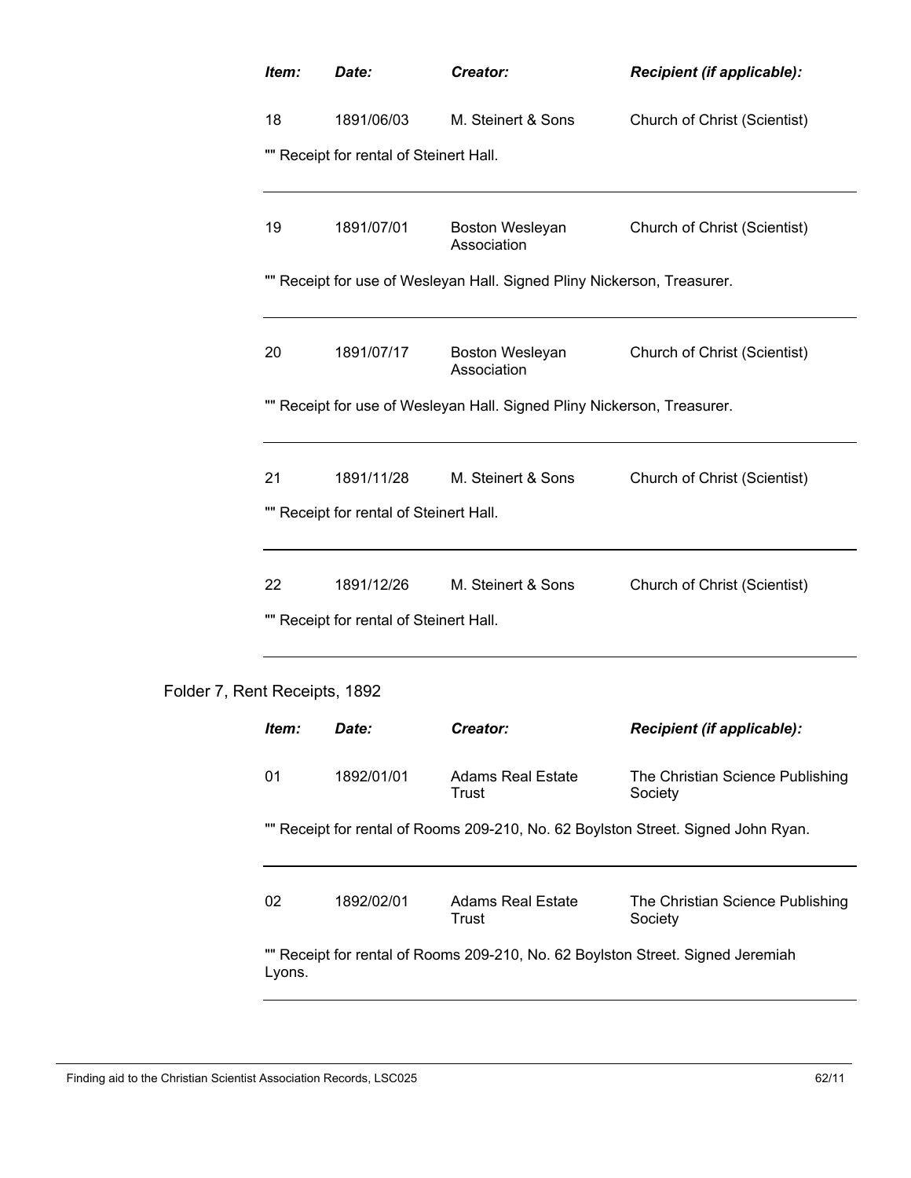| Item: | Date: | Creator: | Recipient (if applicable): |
|---|---|---|---|
| 18 | 1891/06/03 | M. Steinert & Sons | Church of Christ (Scientist) |

"" Receipt for rental of Steinert Hall.

| Item: | Date: | Creator: | Recipient (if applicable): |
|---|---|---|---|
| 19 | 1891/07/01 | Boston Wesleyan Association | Church of Christ (Scientist) |

"" Receipt for use of Wesleyan Hall. Signed Pliny Nickerson, Treasurer.

| Item: | Date: | Creator: | Recipient (if applicable): |
|---|---|---|---|
| 20 | 1891/07/17 | Boston Wesleyan Association | Church of Christ (Scientist) |

"" Receipt for use of Wesleyan Hall. Signed Pliny Nickerson, Treasurer.

| Item: | Date: | Creator: | Recipient (if applicable): |
|---|---|---|---|
| 21 | 1891/11/28 | M. Steinert & Sons | Church of Christ (Scientist) |

"" Receipt for rental of Steinert Hall.

| Item: | Date: | Creator: | Recipient (if applicable): |
|---|---|---|---|
| 22 | 1891/12/26 | M. Steinert & Sons | Church of Christ (Scientist) |

"" Receipt for rental of Steinert Hall.

Folder 7, Rent Receipts, 1892

| Item: | Date: | Creator: | Recipient (if applicable): |
|---|---|---|---|
| 01 | 1892/01/01 | Adams Real Estate Trust | The Christian Science Publishing Society |

"" Receipt for rental of Rooms 209-210, No. 62 Boylston Street. Signed John Ryan.

| Item: | Date: | Creator: | Recipient (if applicable): |
|---|---|---|---|
| 02 | 1892/02/01 | Adams Real Estate Trust | The Christian Science Publishing Society |

"" Receipt for rental of Rooms 209-210, No. 62 Boylston Street. Signed Jeremiah Lyons.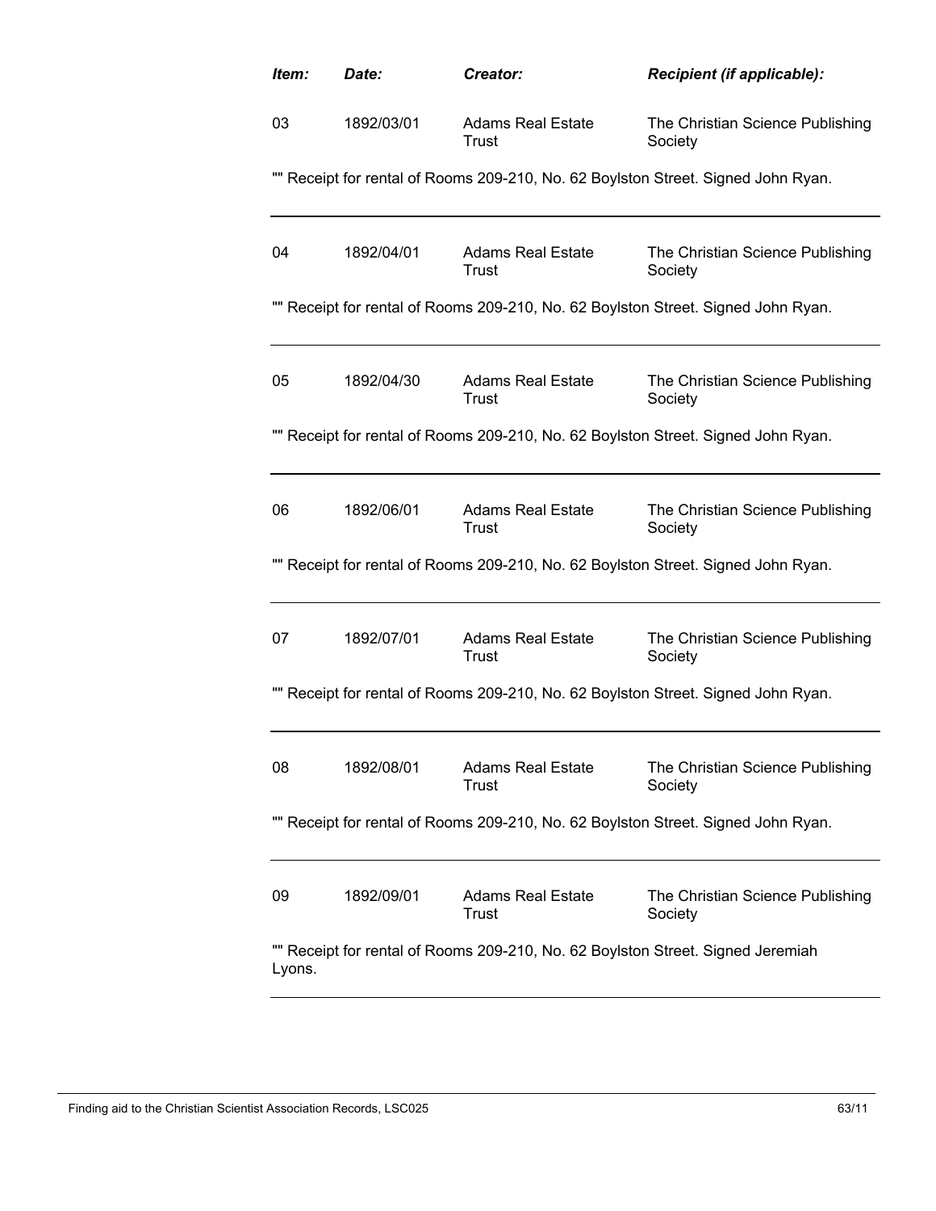| Item: | Date: | Creator: | Recipient (if applicable): |
|---|---|---|---|
| 03 | 1892/03/01 | Adams Real Estate Trust | The Christian Science Publishing Society |

"" Receipt for rental of Rooms 209-210, No. 62 Boylston Street. Signed John Ryan.

---

| | | | |
|---|---|---|---|
| 04 | 1892/04/01 | Adams Real Estate Trust | The Christian Science Publishing Society |

"" Receipt for rental of Rooms 209-210, No. 62 Boylston Street. Signed John Ryan.

---

| | | | |
|---|---|---|---|
| 05 | 1892/04/30 | Adams Real Estate Trust | The Christian Science Publishing Society |

"" Receipt for rental of Rooms 209-210, No. 62 Boylston Street. Signed John Ryan.

---

| | | | |
|---|---|---|---|
| 06 | 1892/06/01 | Adams Real Estate Trust | The Christian Science Publishing Society |

"" Receipt for rental of Rooms 209-210, No. 62 Boylston Street. Signed John Ryan.

---

| | | | |
|---|---|---|---|
| 07 | 1892/07/01 | Adams Real Estate Trust | The Christian Science Publishing Society |

"" Receipt for rental of Rooms 209-210, No. 62 Boylston Street. Signed John Ryan.

---

| | | | |
|---|---|---|---|
| 08 | 1892/08/01 | Adams Real Estate Trust | The Christian Science Publishing Society |

"" Receipt for rental of Rooms 209-210, No. 62 Boylston Street. Signed John Ryan.

---

| | | | |
|---|---|---|---|
| 09 | 1892/09/01 | Adams Real Estate Trust | The Christian Science Publishing Society |

"" Receipt for rental of Rooms 209-210, No. 62 Boylston Street. Signed Jeremiah Lyons.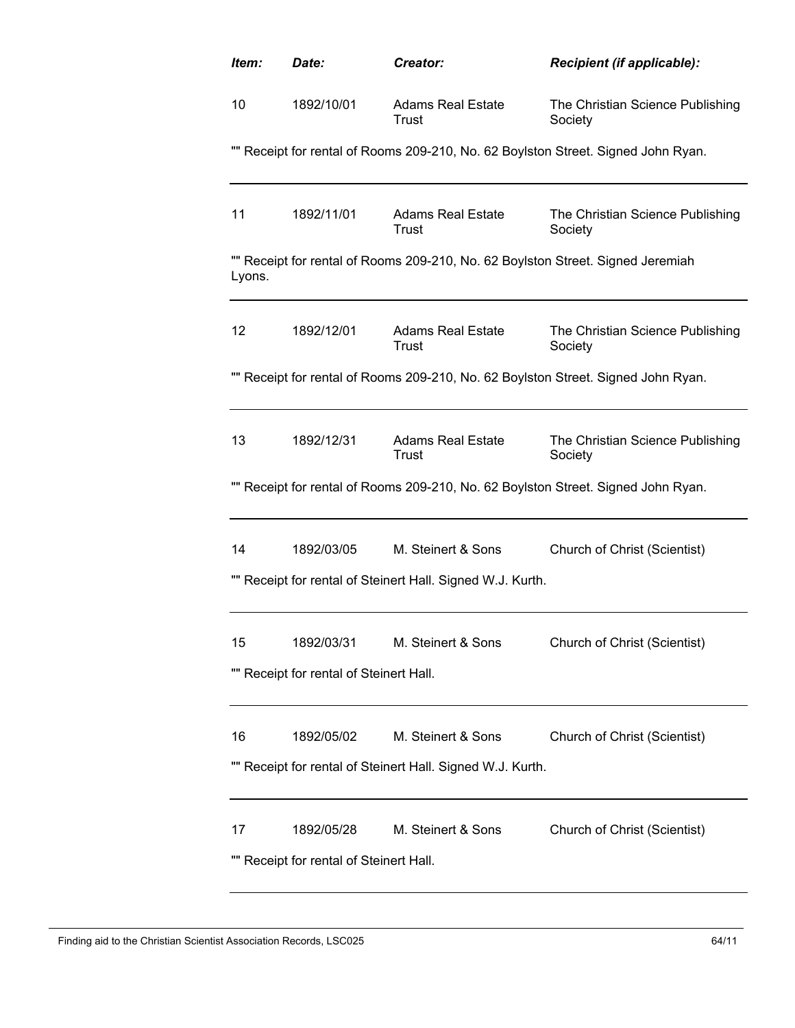| *Item:* | *Date:* | *Creator:* | *Recipient (if applicable):* |
|---|---|---|---|
| 10 | 1892/10/01 | Adams Real Estate Trust | The Christian Science Publishing Society |

"" Receipt for rental of Rooms 209-210, No. 62 Boylston Street. Signed John Ryan.

| | | | |
|---|---|---|---|
| 11 | 1892/11/01 | Adams Real Estate Trust | The Christian Science Publishing Society |

"" Receipt for rental of Rooms 209-210, No. 62 Boylston Street. Signed Jeremiah Lyons.

| | | | |
|---|---|---|---|
| 12 | 1892/12/01 | Adams Real Estate Trust | The Christian Science Publishing Society |

"" Receipt for rental of Rooms 209-210, No. 62 Boylston Street. Signed John Ryan.

| | | | |
|---|---|---|---|
| 13 | 1892/12/31 | Adams Real Estate Trust | The Christian Science Publishing Society |

"" Receipt for rental of Rooms 209-210, No. 62 Boylston Street. Signed John Ryan.

| | | | |
|---|---|---|---|
| 14 | 1892/03/05 | M. Steinert & Sons | Church of Christ (Scientist) |

"" Receipt for rental of Steinert Hall. Signed W.J. Kurth.

| | | | |
|---|---|---|---|
| 15 | 1892/03/31 | M. Steinert & Sons | Church of Christ (Scientist) |

"" Receipt for rental of Steinert Hall.

| | | | |
|---|---|---|---|
| 16 | 1892/05/02 | M. Steinert & Sons | Church of Christ (Scientist) |

"" Receipt for rental of Steinert Hall. Signed W.J. Kurth.

| | | | |
|---|---|---|---|
| 17 | 1892/05/28 | M. Steinert & Sons | Church of Christ (Scientist) |

"" Receipt for rental of Steinert Hall.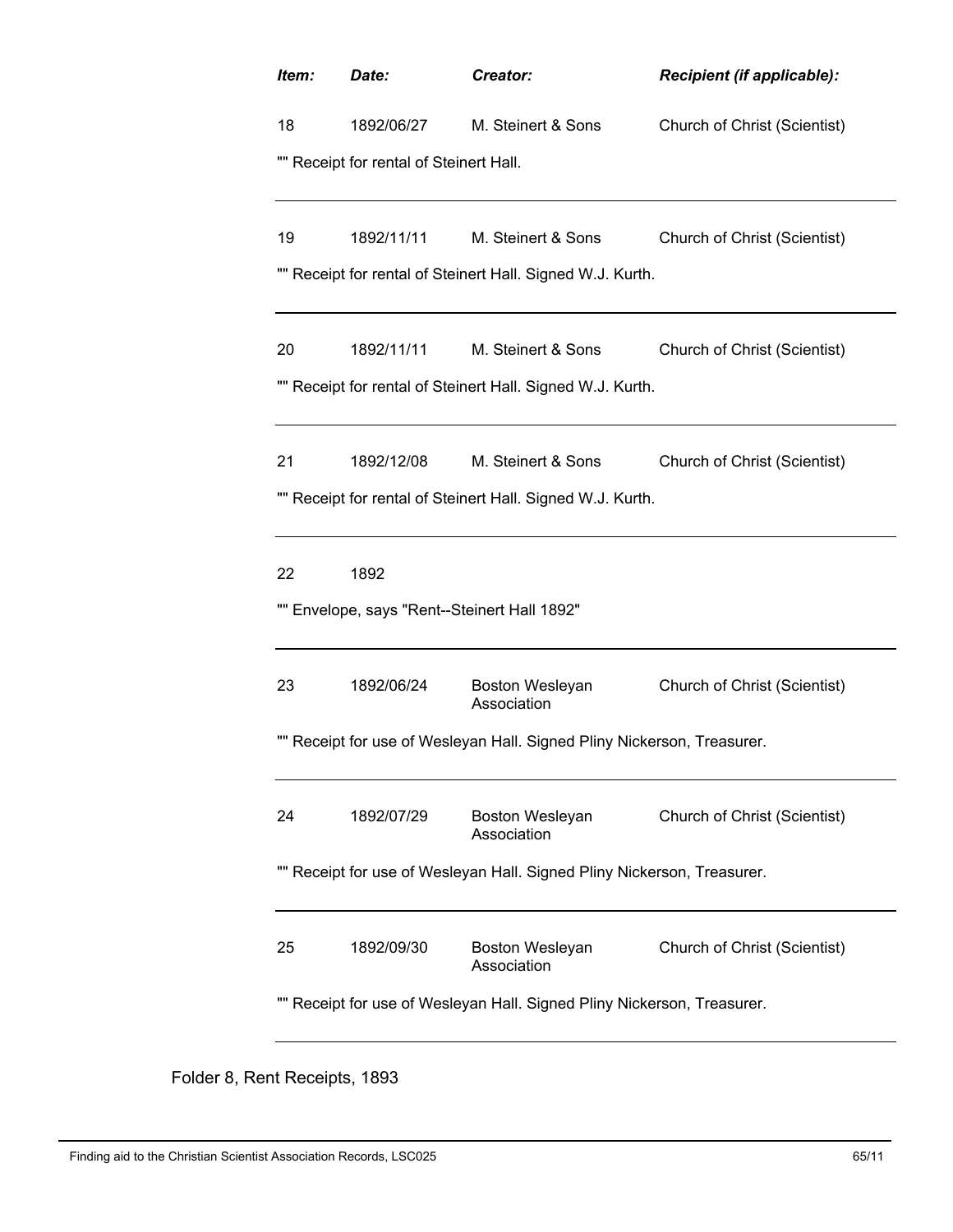| *Item:* | *Date:* | *Creator:* | *Recipient (if applicable):* |
|---|---|---|---|
| 18 | 1892/06/27 | M. Steinert & Sons | Church of Christ (Scientist) |

"" Receipt for rental of Steinert Hall.

| | | | |
|---|---|---|---|
| 19 | 1892/11/11 | M. Steinert & Sons | Church of Christ (Scientist) |

"" Receipt for rental of Steinert Hall. Signed W.J. Kurth.

| | | | |
|---|---|---|---|
| 20 | 1892/11/11 | M. Steinert & Sons | Church of Christ (Scientist) |

"" Receipt for rental of Steinert Hall. Signed W.J. Kurth.

| | | | |
|---|---|---|---|
| 21 | 1892/12/08 | M. Steinert & Sons | Church of Christ (Scientist) |

"" Receipt for rental of Steinert Hall. Signed W.J. Kurth.

| | | | |
|---|---|---|---|
| 22 | 1892 | | |

"" Envelope, says "Rent--Steinert Hall 1892"

| | | | |
|---|---|---|---|
| 23 | 1892/06/24 | Boston Wesleyan Association | Church of Christ (Scientist) |

"" Receipt for use of Wesleyan Hall. Signed Pliny Nickerson, Treasurer.

| | | | |
|---|---|---|---|
| 24 | 1892/07/29 | Boston Wesleyan Association | Church of Christ (Scientist) |

"" Receipt for use of Wesleyan Hall. Signed Pliny Nickerson, Treasurer.

| | | | |
|---|---|---|---|
| 25 | 1892/09/30 | Boston Wesleyan Association | Church of Christ (Scientist) |

"" Receipt for use of Wesleyan Hall. Signed Pliny Nickerson, Treasurer.

Folder 8, Rent Receipts, 1893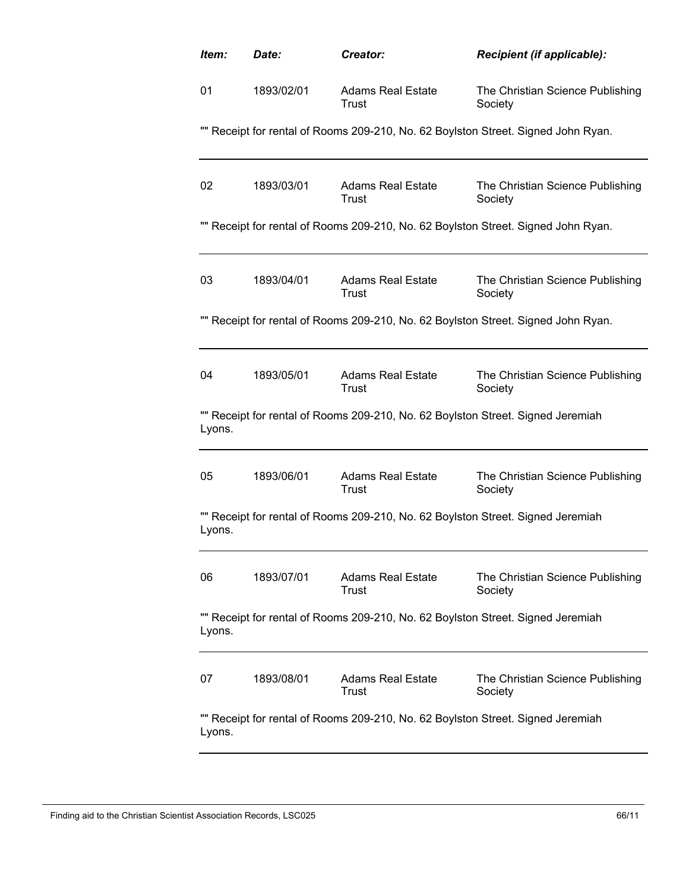| *Item:* | *Date:* | *Creator:* | *Recipient (if applicable):* |
|---|---|---|---|
| 01 | 1893/02/01 | Adams Real Estate Trust | The Christian Science Publishing Society |

"" Receipt for rental of Rooms 209-210, No. 62 Boylston Street. Signed John Ryan.

---

| | | | |
|---|---|---|---|
| 02 | 1893/03/01 | Adams Real Estate Trust | The Christian Science Publishing Society |

"" Receipt for rental of Rooms 209-210, No. 62 Boylston Street. Signed John Ryan.

---

| | | | |
|---|---|---|---|
| 03 | 1893/04/01 | Adams Real Estate Trust | The Christian Science Publishing Society |

"" Receipt for rental of Rooms 209-210, No. 62 Boylston Street. Signed John Ryan.

---

| | | | |
|---|---|---|---|
| 04 | 1893/05/01 | Adams Real Estate Trust | The Christian Science Publishing Society |

"" Receipt for rental of Rooms 209-210, No. 62 Boylston Street. Signed Jeremiah Lyons.

---

| | | | |
|---|---|---|---|
| 05 | 1893/06/01 | Adams Real Estate Trust | The Christian Science Publishing Society |

"" Receipt for rental of Rooms 209-210, No. 62 Boylston Street. Signed Jeremiah Lyons.

---

| | | | |
|---|---|---|---|
| 06 | 1893/07/01 | Adams Real Estate Trust | The Christian Science Publishing Society |

"" Receipt for rental of Rooms 209-210, No. 62 Boylston Street. Signed Jeremiah Lyons.

---

| | | | |
|---|---|---|---|
| 07 | 1893/08/01 | Adams Real Estate Trust | The Christian Science Publishing Society |

"" Receipt for rental of Rooms 209-210, No. 62 Boylston Street. Signed Jeremiah Lyons.

---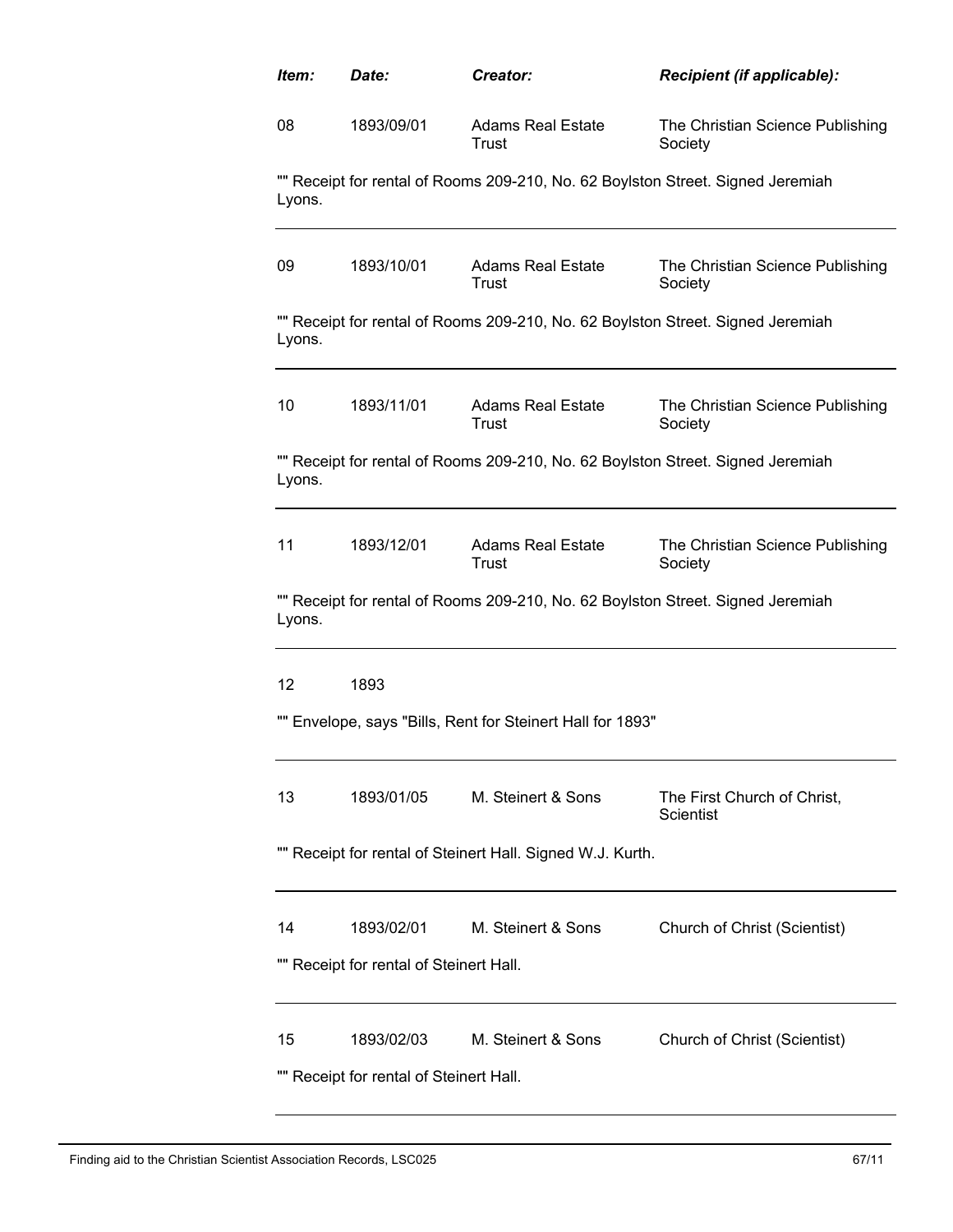| *Item:* | *Date:* | *Creator:* | *Recipient (if applicable):* |
|---|---|---|---|
| 08 | 1893/09/01 | Adams Real Estate Trust | The Christian Science Publishing Society |

"" Receipt for rental of Rooms 209-210, No. 62 Boylston Street. Signed Jeremiah Lyons.

---

| | | | |
|---|---|---|---|
| 09 | 1893/10/01 | Adams Real Estate Trust | The Christian Science Publishing Society |

"" Receipt for rental of Rooms 209-210, No. 62 Boylston Street. Signed Jeremiah Lyons.

---

| | | | |
|---|---|---|---|
| 10 | 1893/11/01 | Adams Real Estate Trust | The Christian Science Publishing Society |

"" Receipt for rental of Rooms 209-210, No. 62 Boylston Street. Signed Jeremiah Lyons.

---

| | | | |
|---|---|---|---|
| 11 | 1893/12/01 | Adams Real Estate Trust | The Christian Science Publishing Society |

"" Receipt for rental of Rooms 209-210, No. 62 Boylston Street. Signed Jeremiah Lyons.

---

| | | | |
|---|---|---|---|
| 12 | 1893 | | |

"" Envelope, says "Bills, Rent for Steinert Hall for 1893"

---

| | | | |
|---|---|---|---|
| 13 | 1893/01/05 | M. Steinert & Sons | The First Church of Christ, Scientist |

"" Receipt for rental of Steinert Hall. Signed W.J. Kurth.

---

| | | | |
|---|---|---|---|
| 14 | 1893/02/01 | M. Steinert & Sons | Church of Christ (Scientist) |

"" Receipt for rental of Steinert Hall.

---

| | | | |
|---|---|---|---|
| 15 | 1893/02/03 | M. Steinert & Sons | Church of Christ (Scientist) |

"" Receipt for rental of Steinert Hall.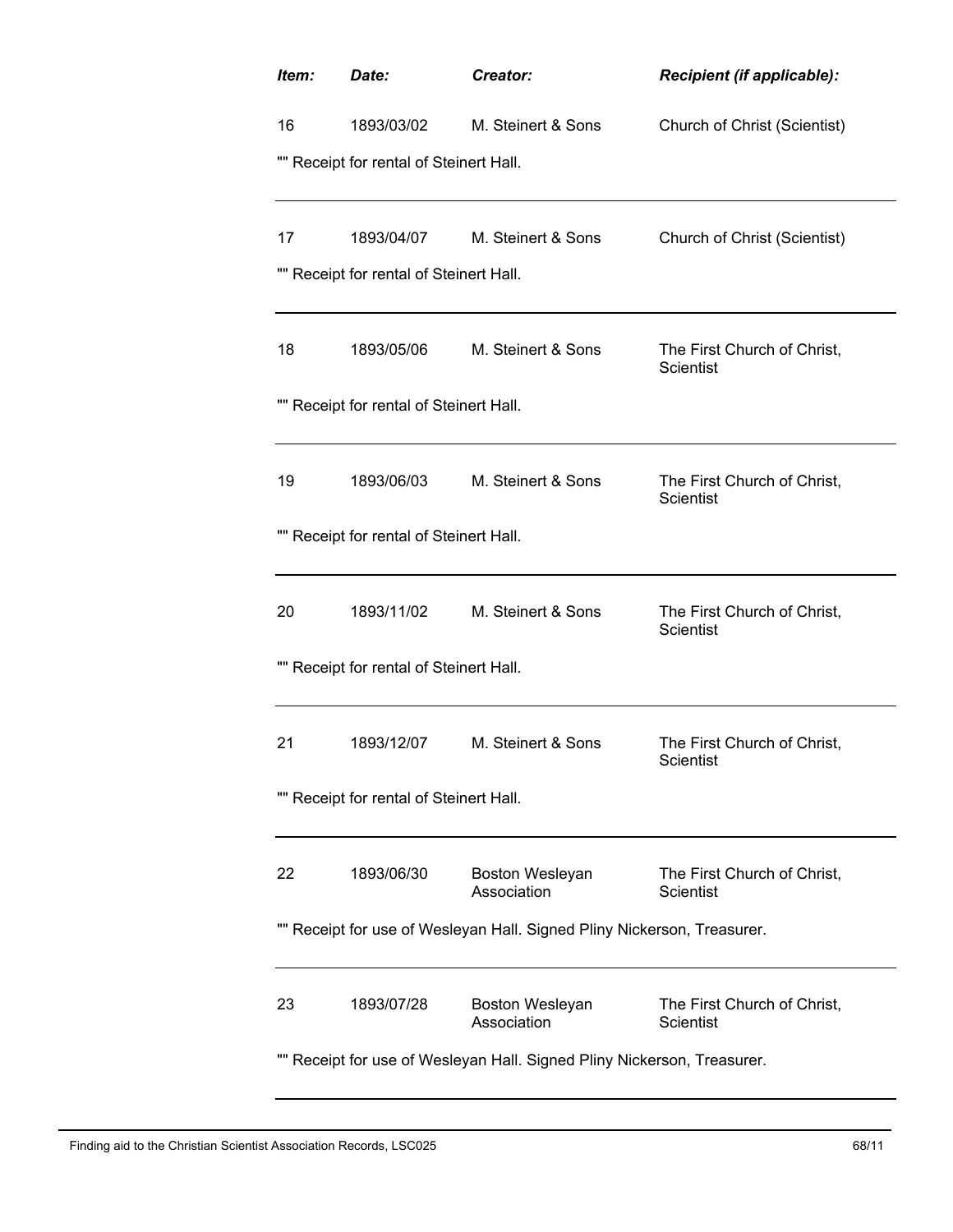| Item: | Date: | Creator: | Recipient (if applicable): |
| --- | --- | --- | --- |
| 16 | 1893/03/02 | M. Steinert & Sons | Church of Christ (Scientist) |
| "" Receipt for rental of Steinert Hall. | | | |
| 17 | 1893/04/07 | M. Steinert & Sons | Church of Christ (Scientist) |
| "" Receipt for rental of Steinert Hall. | | | |
| 18 | 1893/05/06 | M. Steinert & Sons | The First Church of Christ, Scientist |
| "" Receipt for rental of Steinert Hall. | | | |
| 19 | 1893/06/03 | M. Steinert & Sons | The First Church of Christ, Scientist |
| "" Receipt for rental of Steinert Hall. | | | |
| 20 | 1893/11/02 | M. Steinert & Sons | The First Church of Christ, Scientist |
| "" Receipt for rental of Steinert Hall. | | | |
| 21 | 1893/12/07 | M. Steinert & Sons | The First Church of Christ, Scientist |
| "" Receipt for rental of Steinert Hall. | | | |
| 22 | 1893/06/30 | Boston Wesleyan Association | The First Church of Christ, Scientist |
| "" Receipt for use of Wesleyan Hall. Signed Pliny Nickerson, Treasurer. | | | |
| 23 | 1893/07/28 | Boston Wesleyan Association | The First Church of Christ, Scientist |
| "" Receipt for use of Wesleyan Hall. Signed Pliny Nickerson, Treasurer. | | | |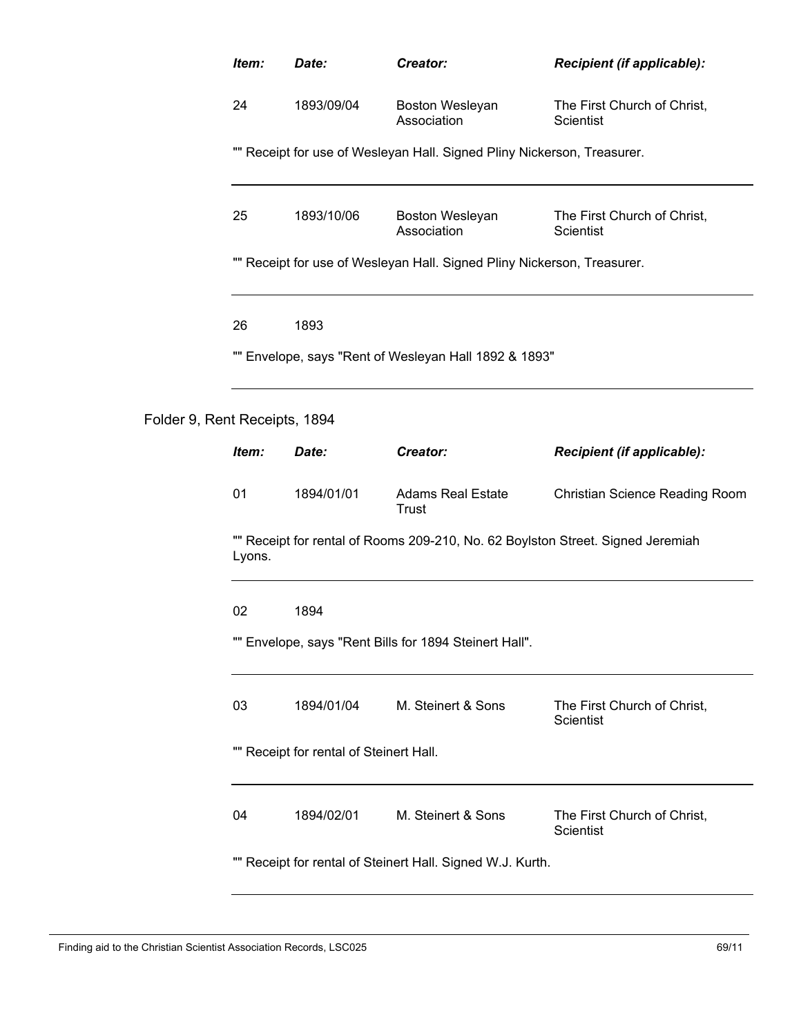| Item: | Date: | Creator: | Recipient (if applicable): |
|---|---|---|---|
| 24 | 1893/09/04 | Boston Wesleyan Association | The First Church of Christ, Scientist |

"" Receipt for use of Wesleyan Hall. Signed Pliny Nickerson, Treasurer.

---

| Item: | Date: | Creator: | Recipient (if applicable): |
|---|---|---|---|
| 25 | 1893/10/06 | Boston Wesleyan Association | The First Church of Christ, Scientist |

"" Receipt for use of Wesleyan Hall. Signed Pliny Nickerson, Treasurer.

---

| Item: | Date: | Creator: | Recipient (if applicable): |
|---|---|---|---|
| 26 | 1893 | | |

"" Envelope, says "Rent of Wesleyan Hall 1892 & 1893"

---

Folder 9, Rent Receipts, 1894

| Item: | Date: | Creator: | Recipient (if applicable): |
|---|---|---|---|
| 01 | 1894/01/01 | Adams Real Estate Trust | Christian Science Reading Room |

"" Receipt for rental of Rooms 209-210, No. 62 Boylston Street. Signed Jeremiah Lyons.

---

| Item: | Date: | Creator: | Recipient (if applicable): |
|---|---|---|---|
| 02 | 1894 | | |

"" Envelope, says "Rent Bills for 1894 Steinert Hall".

---

| Item: | Date: | Creator: | Recipient (if applicable): |
|---|---|---|---|
| 03 | 1894/01/04 | M. Steinert & Sons | The First Church of Christ, Scientist |

"" Receipt for rental of Steinert Hall.

---

| Item: | Date: | Creator: | Recipient (if applicable): |
|---|---|---|---|
| 04 | 1894/02/01 | M. Steinert & Sons | The First Church of Christ, Scientist |

"" Receipt for rental of Steinert Hall. Signed W.J. Kurth.

---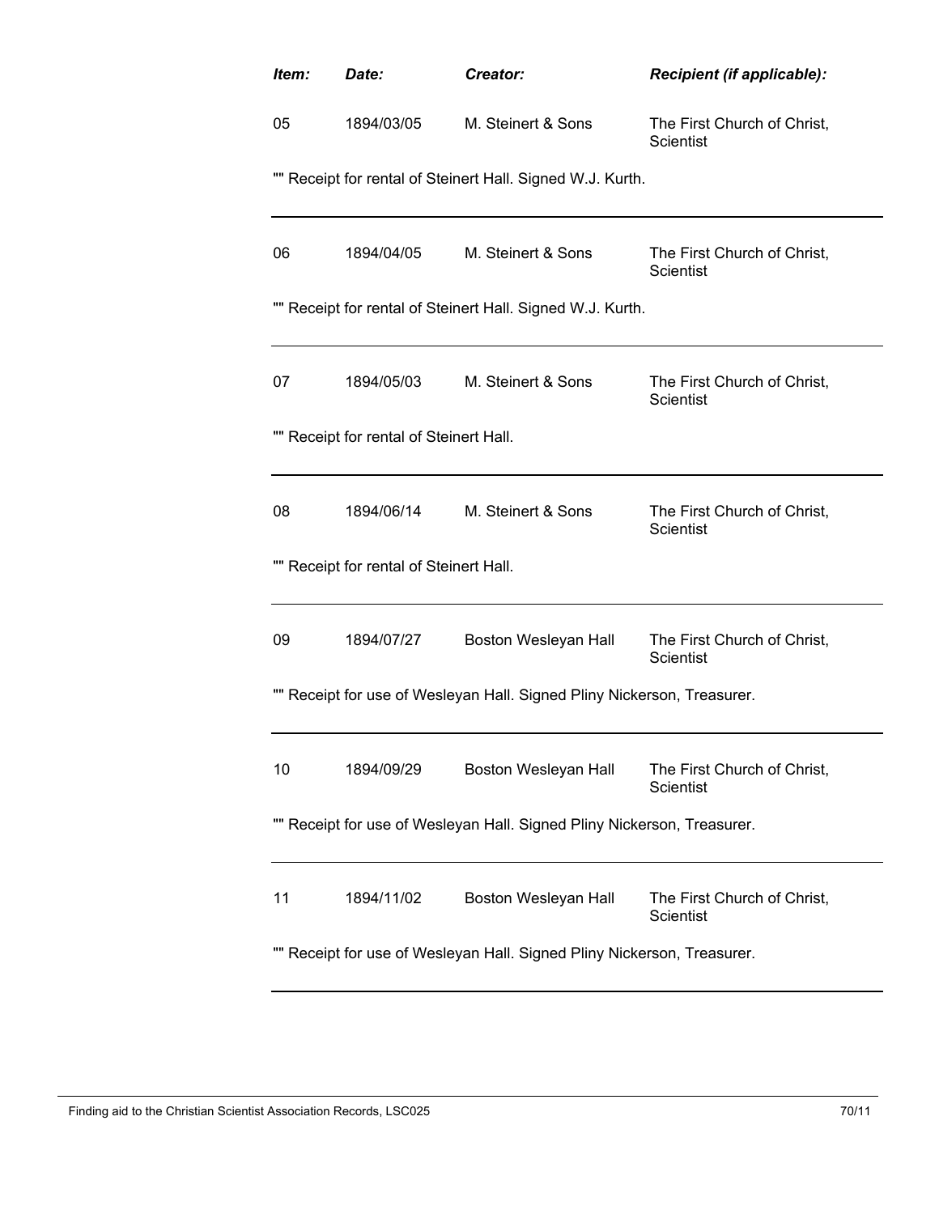| *Item:* | *Date:* | *Creator:* | *Recipient (if applicable):* |
|---|---|---|---|
| 05 | 1894/03/05 | M. Steinert & Sons | The First Church of Christ, Scientist |

"" Receipt for rental of Steinert Hall. Signed W.J. Kurth.

---

| | | | |
|---|---|---|---|
| 06 | 1894/04/05 | M. Steinert & Sons | The First Church of Christ, Scientist |

"" Receipt for rental of Steinert Hall. Signed W.J. Kurth.

---

| | | | |
|---|---|---|---|
| 07 | 1894/05/03 | M. Steinert & Sons | The First Church of Christ, Scientist |

"" Receipt for rental of Steinert Hall.

---

| | | | |
|---|---|---|---|
| 08 | 1894/06/14 | M. Steinert & Sons | The First Church of Christ, Scientist |

"" Receipt for rental of Steinert Hall.

---

| | | | |
|---|---|---|---|
| 09 | 1894/07/27 | Boston Wesleyan Hall | The First Church of Christ, Scientist |

"" Receipt for use of Wesleyan Hall. Signed Pliny Nickerson, Treasurer.

---

| | | | |
|---|---|---|---|
| 10 | 1894/09/29 | Boston Wesleyan Hall | The First Church of Christ, Scientist |

"" Receipt for use of Wesleyan Hall. Signed Pliny Nickerson, Treasurer.

---

| | | | |
|---|---|---|---|
| 11 | 1894/11/02 | Boston Wesleyan Hall | The First Church of Christ, Scientist |

"" Receipt for use of Wesleyan Hall. Signed Pliny Nickerson, Treasurer.

---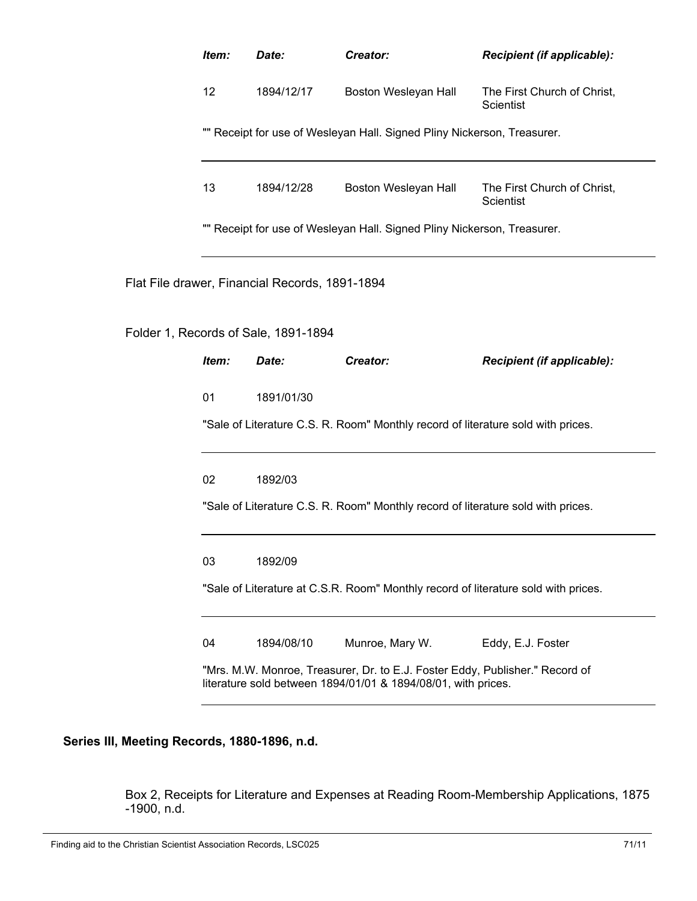| Item: | Date: | Creator: | Recipient (if applicable): |
|---|---|---|---|
| 12 | 1894/12/17 | Boston Wesleyan Hall | The First Church of Christ, Scientist |

"" Receipt for use of Wesleyan Hall. Signed Pliny Nickerson, Treasurer.

| Item: | Date: | Creator: | Recipient (if applicable): |
|---|---|---|---|
| 13 | 1894/12/28 | Boston Wesleyan Hall | The First Church of Christ, Scientist |

"" Receipt for use of Wesleyan Hall. Signed Pliny Nickerson, Treasurer.

Flat File drawer, Financial Records, 1891-1894

Folder 1, Records of Sale, 1891-1894

| Item: | Date: | Creator: | Recipient (if applicable): |
|---|---|---|---|
| 01 | 1891/01/30 | | |

"Sale of Literature C.S. R. Room" Monthly record of literature sold with prices.

| Item: | Date: | Creator: | Recipient (if applicable): |
|---|---|---|---|
| 02 | 1892/03 | | |

"Sale of Literature C.S. R. Room" Monthly record of literature sold with prices.

| Item: | Date: | Creator: | Recipient (if applicable): |
|---|---|---|---|
| 03 | 1892/09 | | |

"Sale of Literature at C.S.R. Room" Monthly record of literature sold with prices.

| Item: | Date: | Creator: | Recipient (if applicable): |
|---|---|---|---|
| 04 | 1894/08/10 | Munroe, Mary W. | Eddy, E.J. Foster |

"Mrs. M.W. Monroe, Treasurer, Dr. to E.J. Foster Eddy, Publisher." Record of literature sold between 1894/01/01 & 1894/08/01, with prices.

**Series III, Meeting Records, 1880-1896, n.d.**

Box 2, Receipts for Literature and Expenses at Reading Room-Membership Applications, 1875 -1900, n.d.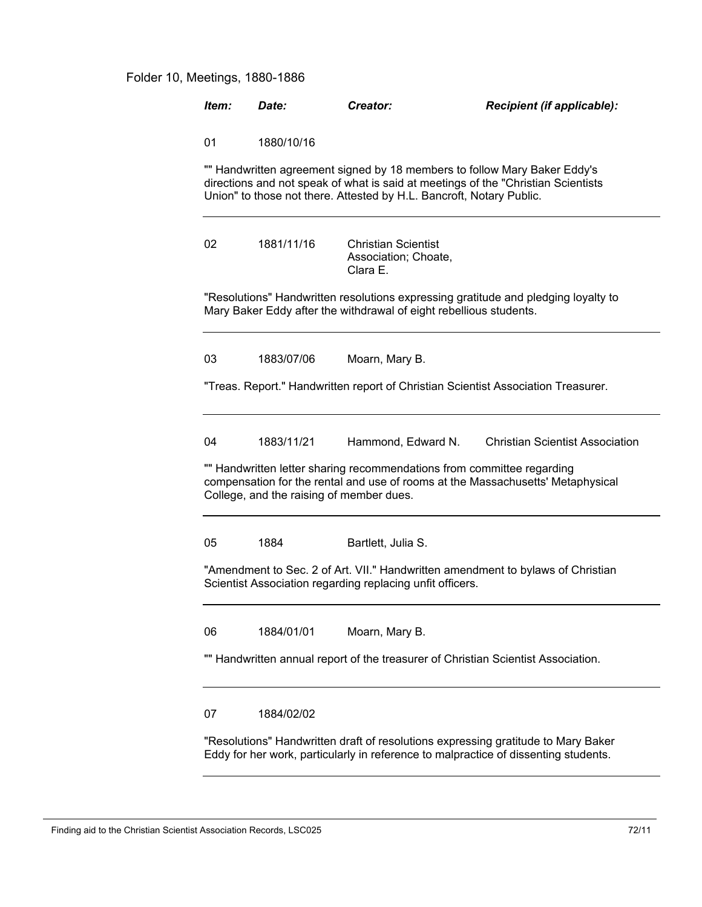Folder 10, Meetings, 1880-1886

| ***Item:*** | ***Date:*** | ***Creator:*** | ***Recipient (if applicable):*** |
|---|---|---|---|
| 01 | 1880/10/16 | | |

"" Handwritten agreement signed by 18 members to follow Mary Baker Eddy's directions and not speak of what is said at meetings of the "Christian Scientists Union" to those not there. Attested by H.L. Bancroft, Notary Public.

---

| | | | |
|---|---|---|---|
| 02 | 1881/11/16 | Christian Scientist Association; Choate, Clara E. | |

"Resolutions" Handwritten resolutions expressing gratitude and pledging loyalty to Mary Baker Eddy after the withdrawal of eight rebellious students.

---

| | | | |
|---|---|---|---|
| 03 | 1883/07/06 | Moarn, Mary B. | |

"Treas. Report." Handwritten report of Christian Scientist Association Treasurer.

---

| | | | |
|---|---|---|---|
| 04 | 1883/11/21 | Hammond, Edward N. | Christian Scientist Association |

"" Handwritten letter sharing recommendations from committee regarding compensation for the rental and use of rooms at the Massachusetts' Metaphysical College, and the raising of member dues.

---

| | | | |
|---|---|---|---|
| 05 | 1884 | Bartlett, Julia S. | |

"Amendment to Sec. 2 of Art. VII." Handwritten amendment to bylaws of Christian Scientist Association regarding replacing unfit officers.

---

| | | | |
|---|---|---|---|
| 06 | 1884/01/01 | Moarn, Mary B. | |

"" Handwritten annual report of the treasurer of Christian Scientist Association.

---

| | | | |
|---|---|---|---|
| 07 | 1884/02/02 | | |

"Resolutions" Handwritten draft of resolutions expressing gratitude to Mary Baker Eddy for her work, particularly in reference to malpractice of dissenting students.

---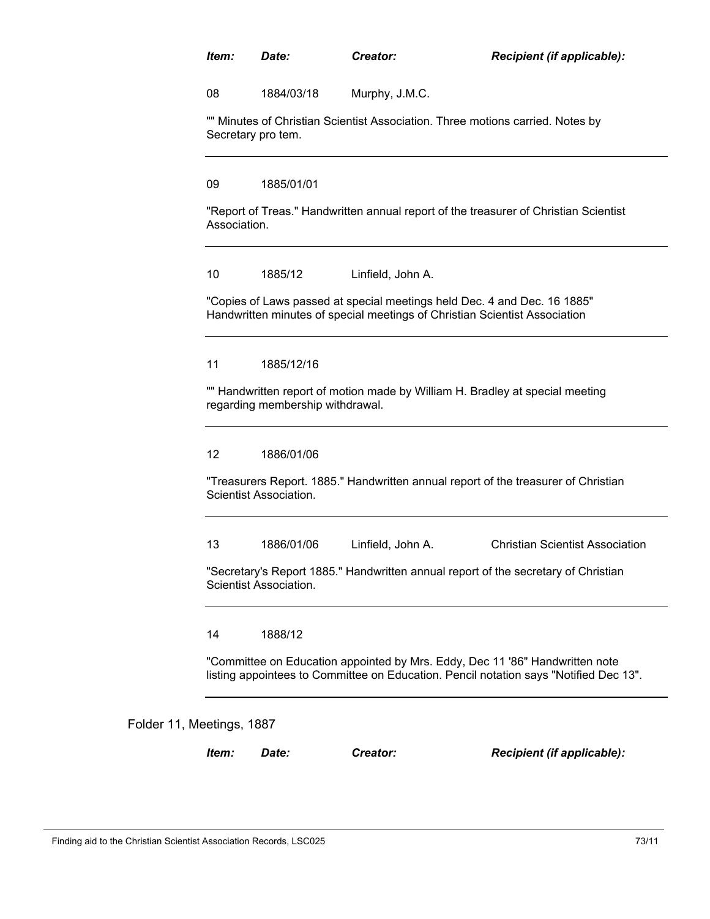| Item: | Date: | Creator: | Recipient (if applicable): |
|---|---|---|---|
| 08 | 1884/03/18 | Murphy, J.M.C. | |

"" Minutes of Christian Scientist Association. Three motions carried. Notes by Secretary pro tem.

---

| 09 | 1885/01/01 | | |
|---|---|---|---|

"Report of Treas." Handwritten annual report of the treasurer of Christian Scientist Association.

---

| 10 | 1885/12 | Linfield, John A. | |
|---|---|---|---|

"Copies of Laws passed at special meetings held Dec. 4 and Dec. 16 1885" Handwritten minutes of special meetings of Christian Scientist Association

---

| 11 | 1885/12/16 | | |
|---|---|---|---|

"" Handwritten report of motion made by William H. Bradley at special meeting regarding membership withdrawal.

---

| 12 | 1886/01/06 | | |
|---|---|---|---|

"Treasurers Report. 1885." Handwritten annual report of the treasurer of Christian Scientist Association.

---

| 13 | 1886/01/06 | Linfield, John A. | Christian Scientist Association |
|---|---|---|---|

"Secretary's Report 1885." Handwritten annual report of the secretary of Christian Scientist Association.

---

| 14 | 1888/12 | | |
|---|---|---|---|

"Committee on Education appointed by Mrs. Eddy, Dec 11 '86" Handwritten note listing appointees to Committee on Education. Pencil notation says "Notified Dec 13".

---

Folder 11, Meetings, 1887

| Item: | Date: | Creator: | Recipient (if applicable): |
|---|---|---|---|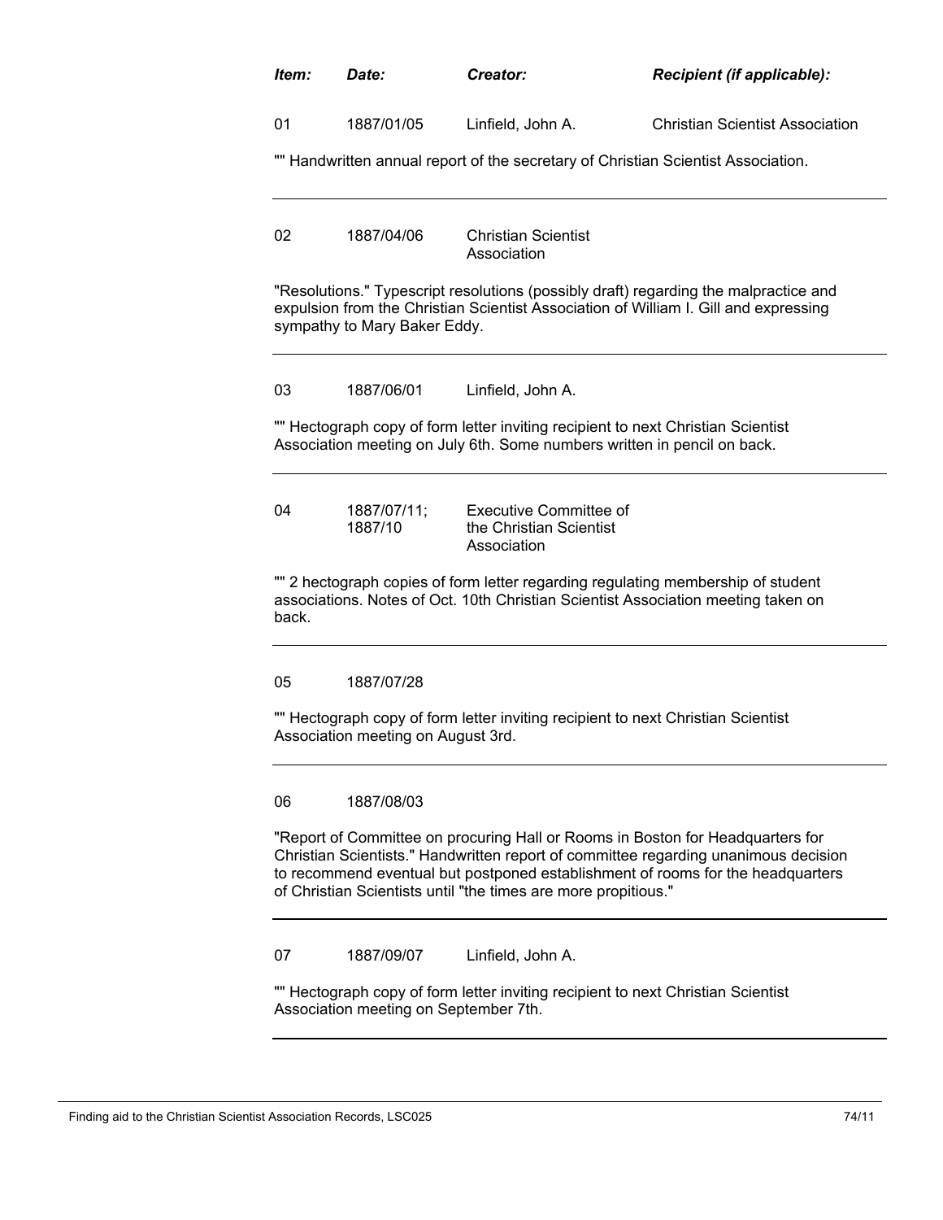| *Item:* | *Date:* | *Creator:* | *Recipient (if applicable):* |
|---|---|---|---|
| 01 | 1887/01/05 | Linfield, John A. | Christian Scientist Association |

"" Handwritten annual report of the secretary of Christian Scientist Association.

---

| | | | |
|---|---|---|---|
| 02 | 1887/04/06 | Christian Scientist Association | |

"Resolutions." Typescript resolutions (possibly draft) regarding the malpractice and expulsion from the Christian Scientist Association of William I. Gill and expressing sympathy to Mary Baker Eddy.

---

| | | | |
|---|---|---|---|
| 03 | 1887/06/01 | Linfield, John A. | |

"" Hectograph copy of form letter inviting recipient to next Christian Scientist Association meeting on July 6th. Some numbers written in pencil on back.

---

| | | | |
|---|---|---|---|
| 04 | 1887/07/11; 1887/10 | Executive Committee of the Christian Scientist Association | |

"" 2 hectograph copies of form letter regarding regulating membership of student associations. Notes of Oct. 10th Christian Scientist Association meeting taken on back.

---

| | | | |
|---|---|---|---|
| 05 | 1887/07/28 | | |

"" Hectograph copy of form letter inviting recipient to next Christian Scientist Association meeting on August 3rd.

---

| | | | |
|---|---|---|---|
| 06 | 1887/08/03 | | |

"Report of Committee on procuring Hall or Rooms in Boston for Headquarters for Christian Scientists." Handwritten report of committee regarding unanimous decision to recommend eventual but postponed establishment of rooms for the headquarters of Christian Scientists until "the times are more propitious."

---

| | | | |
|---|---|---|---|
| 07 | 1887/09/07 | Linfield, John A. | |

"" Hectograph copy of form letter inviting recipient to next Christian Scientist Association meeting on September 7th.

---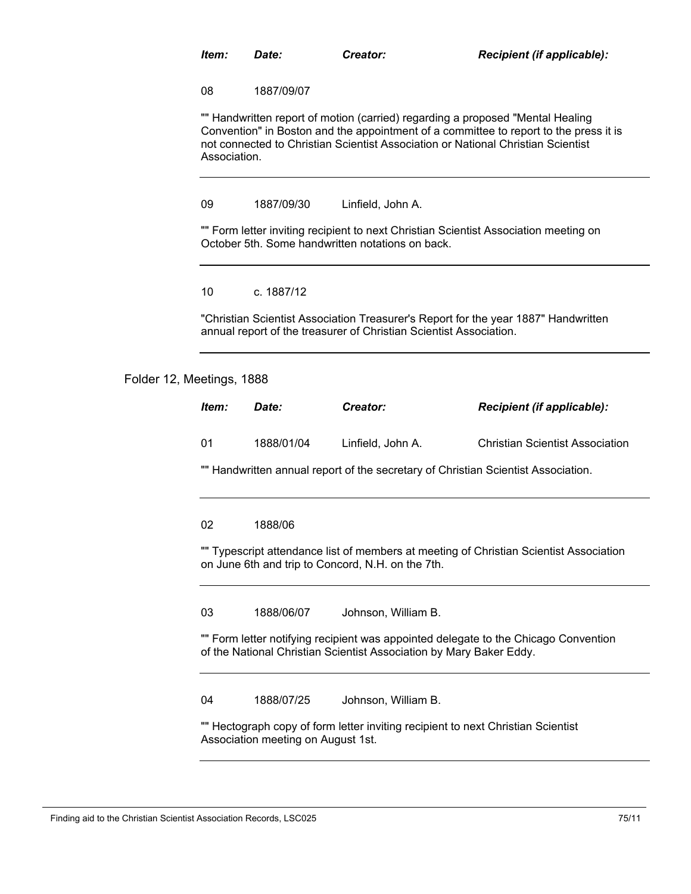| Item: | Date: | Creator: | Recipient (if applicable): |
|---|---|---|---|
| 08 | 1887/09/07 | | |

"" Handwritten report of motion (carried) regarding a proposed "Mental Healing Convention" in Boston and the appointment of a committee to report to the press it is not connected to Christian Scientist Association or National Christian Scientist Association.

---

| Item: | Date: | Creator: | Recipient (if applicable): |
|---|---|---|---|
| 09 | 1887/09/30 | Linfield, John A. | |

"" Form letter inviting recipient to next Christian Scientist Association meeting on October 5th. Some handwritten notations on back.

---

| Item: | Date: | Creator: | Recipient (if applicable): |
|---|---|---|---|
| 10 | c. 1887/12 | | |

"Christian Scientist Association Treasurer's Report for the year 1887" Handwritten annual report of the treasurer of Christian Scientist Association.

---

Folder 12, Meetings, 1888

| Item: | Date: | Creator: | Recipient (if applicable): |
|---|---|---|---|
| 01 | 1888/01/04 | Linfield, John A. | Christian Scientist Association |

"" Handwritten annual report of the secretary of Christian Scientist Association.

---

| Item: | Date: | Creator: | Recipient (if applicable): |
|---|---|---|---|
| 02 | 1888/06 | | |

"" Typescript attendance list of members at meeting of Christian Scientist Association on June 6th and trip to Concord, N.H. on the 7th.

---

| Item: | Date: | Creator: | Recipient (if applicable): |
|---|---|---|---|
| 03 | 1888/06/07 | Johnson, William B. | |

"" Form letter notifying recipient was appointed delegate to the Chicago Convention of the National Christian Scientist Association by Mary Baker Eddy.

---

| Item: | Date: | Creator: | Recipient (if applicable): |
|---|---|---|---|
| 04 | 1888/07/25 | Johnson, William B. | |

"" Hectograph copy of form letter inviting recipient to next Christian Scientist Association meeting on August 1st.

---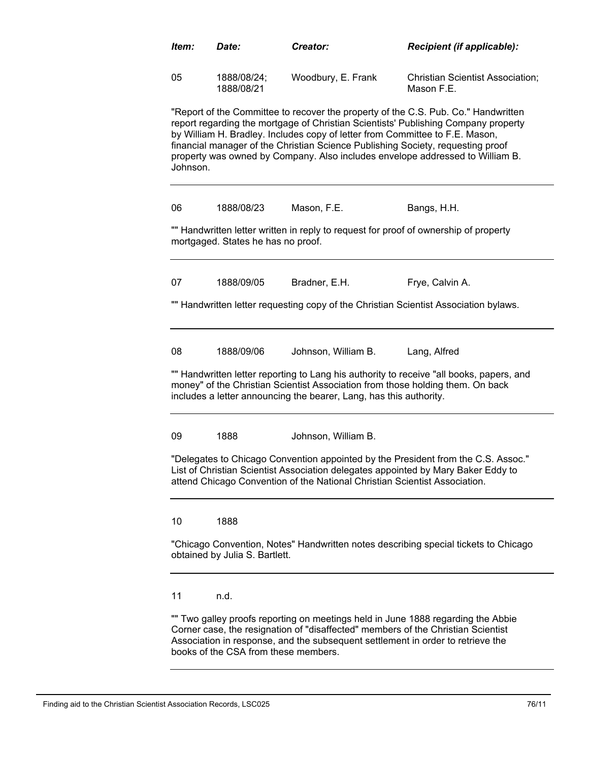| *Item:* | *Date:* | *Creator:* | *Recipient (if applicable):* |
|---|---|---|---|
| 05 | 1888/08/24; 1888/08/21 | Woodbury, E. Frank | Christian Scientist Association; Mason F.E. |

"Report of the Committee to recover the property of the C.S. Pub. Co." Handwritten report regarding the mortgage of Christian Scientists' Publishing Company property by William H. Bradley. Includes copy of letter from Committee to F.E. Mason, financial manager of the Christian Science Publishing Society, requesting proof property was owned by Company. Also includes envelope addressed to William B. Johnson.

---

| | | | |
|---|---|---|---|
| 06 | 1888/08/23 | Mason, F.E. | Bangs, H.H. |

"" Handwritten letter written in reply to request for proof of ownership of property mortgaged. States he has no proof.

---

| | | | |
|---|---|---|---|
| 07 | 1888/09/05 | Bradner, E.H. | Frye, Calvin A. |

"" Handwritten letter requesting copy of the Christian Scientist Association bylaws.

---

| | | | |
|---|---|---|---|
| 08 | 1888/09/06 | Johnson, William B. | Lang, Alfred |

"" Handwritten letter reporting to Lang his authority to receive "all books, papers, and money" of the Christian Scientist Association from those holding them. On back includes a letter announcing the bearer, Lang, has this authority.

---

| | | | |
|---|---|---|---|
| 09 | 1888 | Johnson, William B. | |

"Delegates to Chicago Convention appointed by the President from the C.S. Assoc." List of Christian Scientist Association delegates appointed by Mary Baker Eddy to attend Chicago Convention of the National Christian Scientist Association.

---

| | | | |
|---|---|---|---|
| 10 | 1888 | | |

"Chicago Convention, Notes" Handwritten notes describing special tickets to Chicago obtained by Julia S. Bartlett.

---

| | | | |
|---|---|---|---|
| 11 | n.d. | | |

"" Two galley proofs reporting on meetings held in June 1888 regarding the Abbie Corner case, the resignation of "disaffected" members of the Christian Scientist Association in response, and the subsequent settlement in order to retrieve the books of the CSA from these members.

---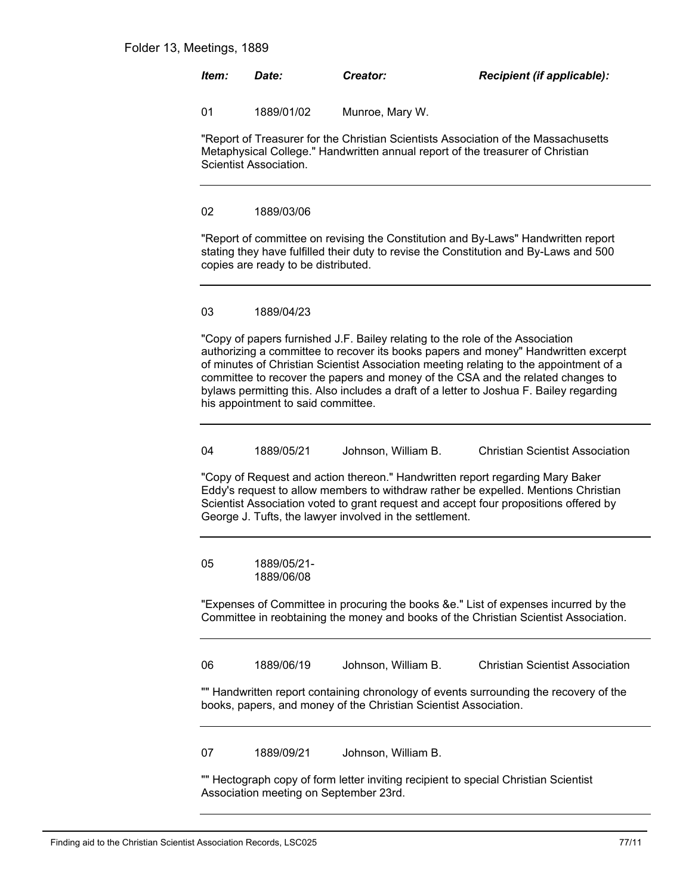Folder 13, Meetings, 1889

| Item: | Date: | Creator: | Recipient (if applicable): |
|---|---|---|---|
| 01 | 1889/01/02 | Munroe, Mary W. | |

"Report of Treasurer for the Christian Scientists Association of the Massachusetts Metaphysical College." Handwritten annual report of the treasurer of Christian Scientist Association.

---

| Item: | Date: | Creator: | Recipient (if applicable): |
|---|---|---|---|
| 02 | 1889/03/06 | | |

"Report of committee on revising the Constitution and By-Laws" Handwritten report stating they have fulfilled their duty to revise the Constitution and By-Laws and 500 copies are ready to be distributed.

---

| Item: | Date: | Creator: | Recipient (if applicable): |
|---|---|---|---|
| 03 | 1889/04/23 | | |

"Copy of papers furnished J.F. Bailey relating to the role of the Association authorizing a committee to recover its books papers and money" Handwritten excerpt of minutes of Christian Scientist Association meeting relating to the appointment of a committee to recover the papers and money of the CSA and the related changes to bylaws permitting this. Also includes a draft of a letter to Joshua F. Bailey regarding his appointment to said committee.

---

| Item: | Date: | Creator: | Recipient (if applicable): |
|---|---|---|---|
| 04 | 1889/05/21 | Johnson, William B. | Christian Scientist Association |

"Copy of Request and action thereon." Handwritten report regarding Mary Baker Eddy's request to allow members to withdraw rather be expelled. Mentions Christian Scientist Association voted to grant request and accept four propositions offered by George J. Tufts, the lawyer involved in the settlement.

---

| Item: | Date: | Creator: | Recipient (if applicable): |
|---|---|---|---|
| 05 | 1889/05/21-1889/06/08 | | |

"Expenses of Committee in procuring the books &e." List of expenses incurred by the Committee in reobtaining the money and books of the Christian Scientist Association.

---

| Item: | Date: | Creator: | Recipient (if applicable): |
|---|---|---|---|
| 06 | 1889/06/19 | Johnson, William B. | Christian Scientist Association |

"" Handwritten report containing chronology of events surrounding the recovery of the books, papers, and money of the Christian Scientist Association.

---

| Item: | Date: | Creator: | Recipient (if applicable): |
|---|---|---|---|
| 07 | 1889/09/21 | Johnson, William B. | |

"" Hectograph copy of form letter inviting recipient to special Christian Scientist Association meeting on September 23rd.

---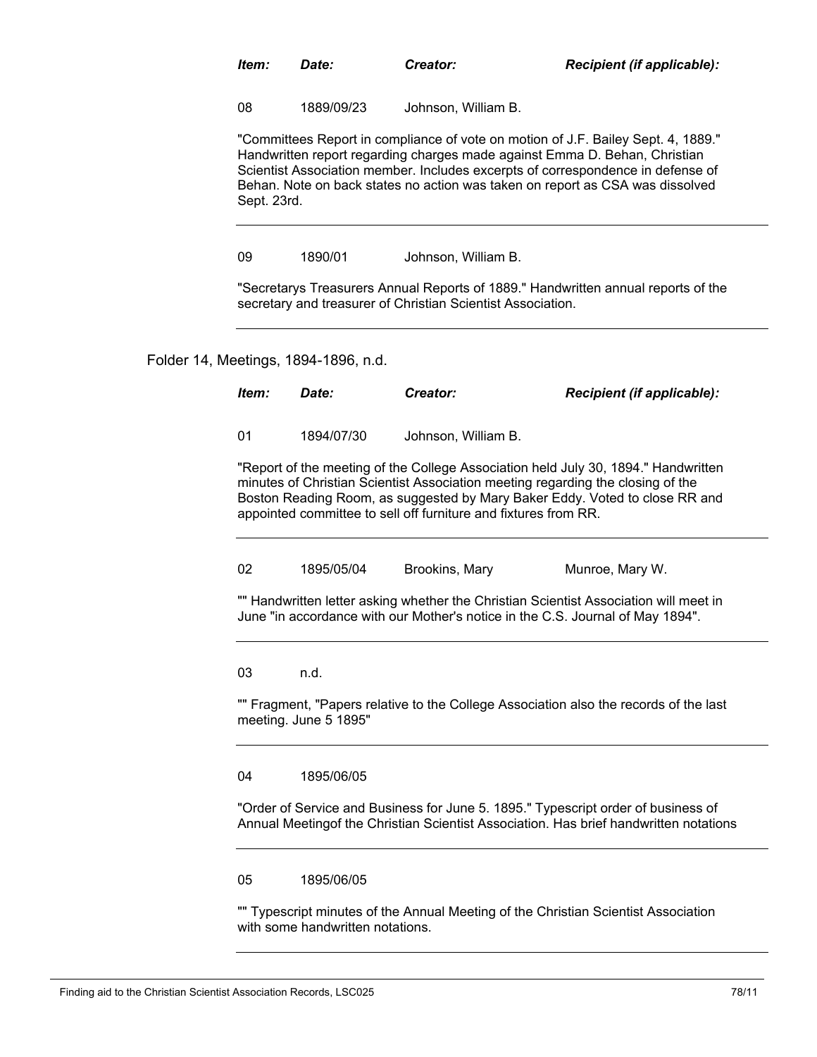| *Item:* | *Date:* | *Creator:* | *Recipient (if applicable):* |
|---|---|---|---|
| 08 | 1889/09/23 | Johnson, William B. | |

"Committees Report in compliance of vote on motion of J.F. Bailey Sept. 4, 1889." Handwritten report regarding charges made against Emma D. Behan, Christian Scientist Association member. Includes excerpts of correspondence in defense of Behan. Note on back states no action was taken on report as CSA was dissolved Sept. 23rd.

---

| | | | |
|---|---|---|---|
| 09 | 1890/01 | Johnson, William B. | |

"Secretarys Treasurers Annual Reports of 1889." Handwritten annual reports of the secretary and treasurer of Christian Scientist Association.

---

Folder 14, Meetings, 1894-1896, n.d.

| *Item:* | *Date:* | *Creator:* | *Recipient (if applicable):* |
|---|---|---|---|
| 01 | 1894/07/30 | Johnson, William B. | |

"Report of the meeting of the College Association held July 30, 1894." Handwritten minutes of Christian Scientist Association meeting regarding the closing of the Boston Reading Room, as suggested by Mary Baker Eddy. Voted to close RR and appointed committee to sell off furniture and fixtures from RR.

---

| | | | |
|---|---|---|---|
| 02 | 1895/05/04 | Brookins, Mary | Munroe, Mary W. |

"" Handwritten letter asking whether the Christian Scientist Association will meet in June "in accordance with our Mother's notice in the C.S. Journal of May 1894".

---

| | | | |
|---|---|---|---|
| 03 | n.d. | | |

"" Fragment, "Papers relative to the College Association also the records of the last meeting. June 5 1895"

---

| | | | |
|---|---|---|---|
| 04 | 1895/06/05 | | |

"Order of Service and Business for June 5. 1895." Typescript order of business of Annual Meetingof the Christian Scientist Association. Has brief handwritten notations

---

| | | | |
|---|---|---|---|
| 05 | 1895/06/05 | | |

"" Typescript minutes of the Annual Meeting of the Christian Scientist Association with some handwritten notations.

---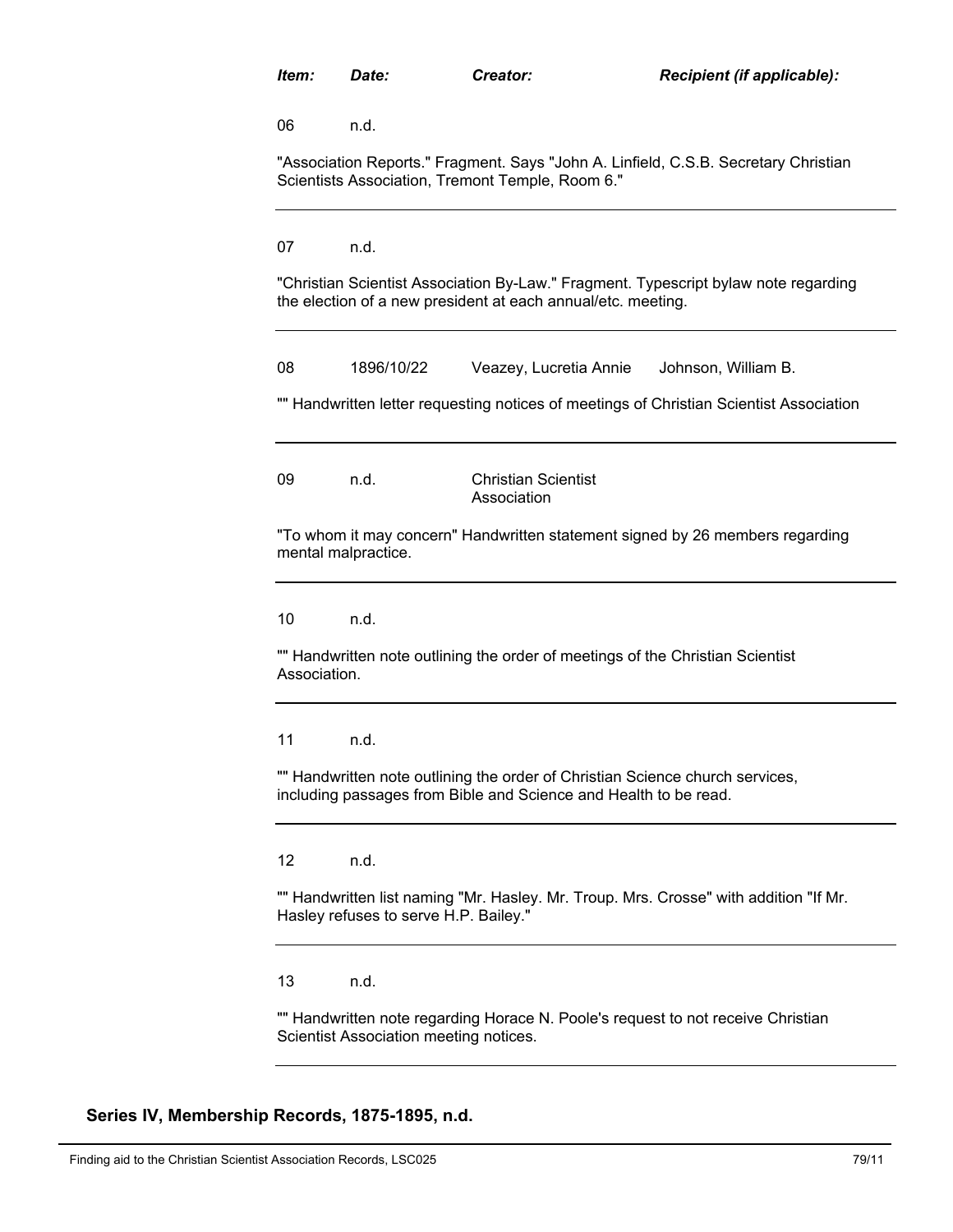| *Item:* | *Date:* | *Creator:* | *Recipient (if applicable):* |
|---|---|---|---|

06 n.d.

"Association Reports." Fragment. Says "John A. Linfield, C.S.B. Secretary Christian Scientists Association, Tremont Temple, Room 6."

---

07 n.d.

"Christian Scientist Association By-Law." Fragment. Typescript bylaw note regarding the election of a new president at each annual/etc. meeting.

---

08 1896/10/22 Veazey, Lucretia Annie Johnson, William B.

"" Handwritten letter requesting notices of meetings of Christian Scientist Association

---

09 n.d. Christian Scientist Association

"To whom it may concern" Handwritten statement signed by 26 members regarding mental malpractice.

---

10 n.d.

"" Handwritten note outlining the order of meetings of the Christian Scientist Association.

---

11 n.d.

"" Handwritten note outlining the order of Christian Science church services, including passages from Bible and Science and Health to be read.

---

12 n.d.

"" Handwritten list naming "Mr. Hasley. Mr. Troup. Mrs. Crosse" with addition "If Mr. Hasley refuses to serve H.P. Bailey."

---

13 n.d.

"" Handwritten note regarding Horace N. Poole's request to not receive Christian Scientist Association meeting notices.

---

## Series IV, Membership Records, 1875-1895, n.d.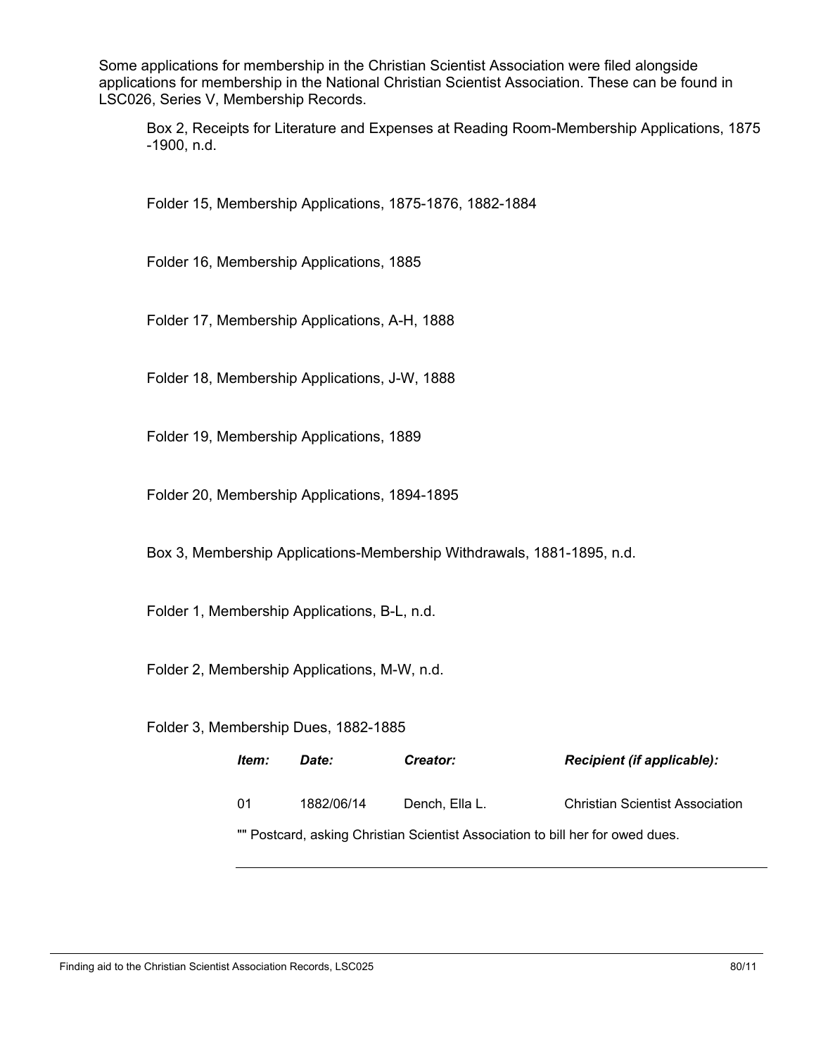Some applications for membership in the Christian Scientist Association were filed alongside applications for membership in the National Christian Scientist Association. These can be found in LSC026, Series V, Membership Records.

Box 2, Receipts for Literature and Expenses at Reading Room-Membership Applications, 1875 -1900, n.d.

Folder 15, Membership Applications, 1875-1876, 1882-1884

Folder 16, Membership Applications, 1885

Folder 17, Membership Applications, A-H, 1888

Folder 18, Membership Applications, J-W, 1888

Folder 19, Membership Applications, 1889

Folder 20, Membership Applications, 1894-1895

Box 3, Membership Applications-Membership Withdrawals, 1881-1895, n.d.

Folder 1, Membership Applications, B-L, n.d.

Folder 2, Membership Applications, M-W, n.d.

Folder 3, Membership Dues, 1882-1885

| *Item:* | *Date:* | *Creator:* | *Recipient (if applicable):* |
|---|---|---|---|
| 01 | 1882/06/14 | Dench, Ella L. | Christian Scientist Association |

"" Postcard, asking Christian Scientist Association to bill her for owed dues.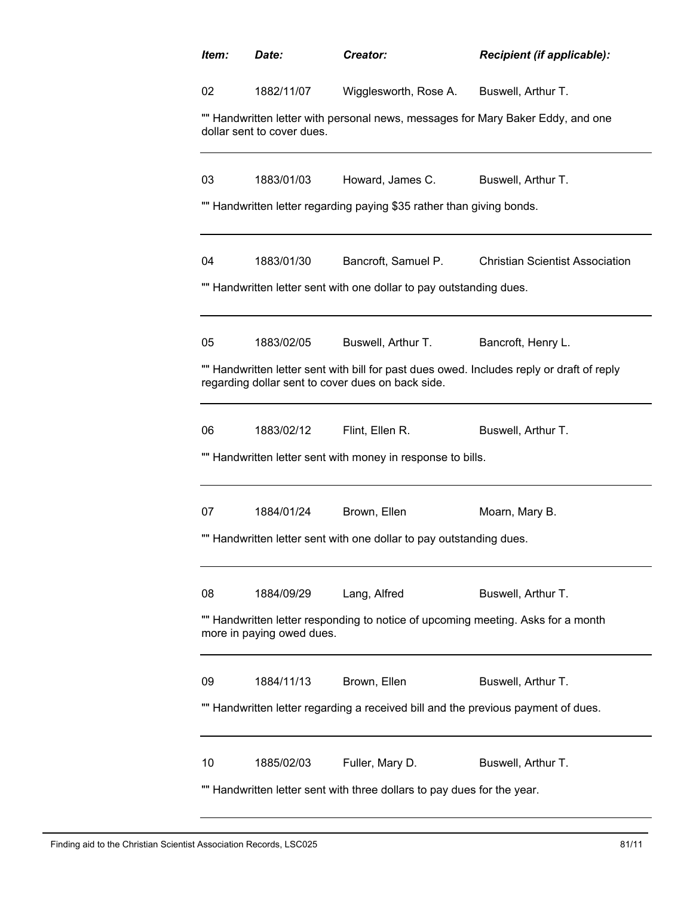| *Item:* | *Date:* | *Creator:* | *Recipient (if applicable):* |
|---|---|---|---|
| 02 | 1882/11/07 | Wigglesworth, Rose A. | Buswell, Arthur T. |

"" Handwritten letter with personal news, messages for Mary Baker Eddy, and one dollar sent to cover dues.

---

| | | | |
|---|---|---|---|
| 03 | 1883/01/03 | Howard, James C. | Buswell, Arthur T. |

"" Handwritten letter regarding paying $35 rather than giving bonds.

---

| | | | |
|---|---|---|---|
| 04 | 1883/01/30 | Bancroft, Samuel P. | Christian Scientist Association |

"" Handwritten letter sent with one dollar to pay outstanding dues.

---

| | | | |
|---|---|---|---|
| 05 | 1883/02/05 | Buswell, Arthur T. | Bancroft, Henry L. |

"" Handwritten letter sent with bill for past dues owed. Includes reply or draft of reply regarding dollar sent to cover dues on back side.

---

| | | | |
|---|---|---|---|
| 06 | 1883/02/12 | Flint, Ellen R. | Buswell, Arthur T. |

"" Handwritten letter sent with money in response to bills.

---

| | | | |
|---|---|---|---|
| 07 | 1884/01/24 | Brown, Ellen | Moarn, Mary B. |

"" Handwritten letter sent with one dollar to pay outstanding dues.

---

| | | | |
|---|---|---|---|
| 08 | 1884/09/29 | Lang, Alfred | Buswell, Arthur T. |

"" Handwritten letter responding to notice of upcoming meeting. Asks for a month more in paying owed dues.

---

| | | | |
|---|---|---|---|
| 09 | 1884/11/13 | Brown, Ellen | Buswell, Arthur T. |

"" Handwritten letter regarding a received bill and the previous payment of dues.

---

| | | | |
|---|---|---|---|
| 10 | 1885/02/03 | Fuller, Mary D. | Buswell, Arthur T. |

"" Handwritten letter sent with three dollars to pay dues for the year.

---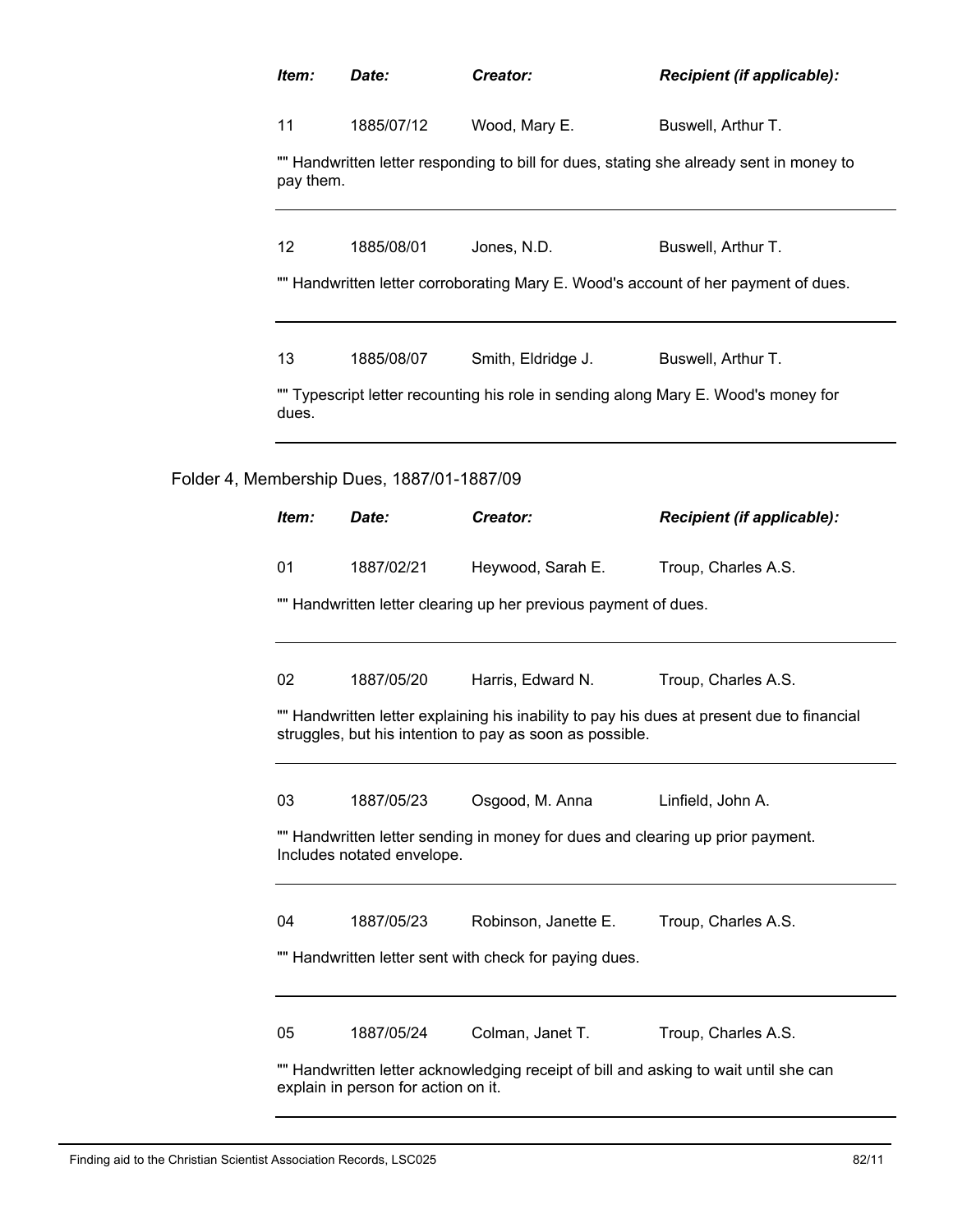| Item: | Date: | Creator: | Recipient (if applicable): |
|---|---|---|---|
| 11 | 1885/07/12 | Wood, Mary E. | Buswell, Arthur T. |

"" Handwritten letter responding to bill for dues, stating she already sent in money to pay them.

---

| | | | |
|---|---|---|---|
| 12 | 1885/08/01 | Jones, N.D. | Buswell, Arthur T. |

"" Handwritten letter corroborating Mary E. Wood's account of her payment of dues.

---

| | | | |
|---|---|---|---|
| 13 | 1885/08/07 | Smith, Eldridge J. | Buswell, Arthur T. |

"" Typescript letter recounting his role in sending along Mary E. Wood's money for dues.

---

Folder 4, Membership Dues, 1887/01-1887/09

| Item: | Date: | Creator: | Recipient (if applicable): |
|---|---|---|---|
| 01 | 1887/02/21 | Heywood, Sarah E. | Troup, Charles A.S. |

"" Handwritten letter clearing up her previous payment of dues.

---

| | | | |
|---|---|---|---|
| 02 | 1887/05/20 | Harris, Edward N. | Troup, Charles A.S. |

"" Handwritten letter explaining his inability to pay his dues at present due to financial struggles, but his intention to pay as soon as possible.

---

| | | | |
|---|---|---|---|
| 03 | 1887/05/23 | Osgood, M. Anna | Linfield, John A. |

"" Handwritten letter sending in money for dues and clearing up prior payment. Includes notated envelope.

---

| | | | |
|---|---|---|---|
| 04 | 1887/05/23 | Robinson, Janette E. | Troup, Charles A.S. |

"" Handwritten letter sent with check for paying dues.

---

| | | | |
|---|---|---|---|
| 05 | 1887/05/24 | Colman, Janet T. | Troup, Charles A.S. |

"" Handwritten letter acknowledging receipt of bill and asking to wait until she can explain in person for action on it.

---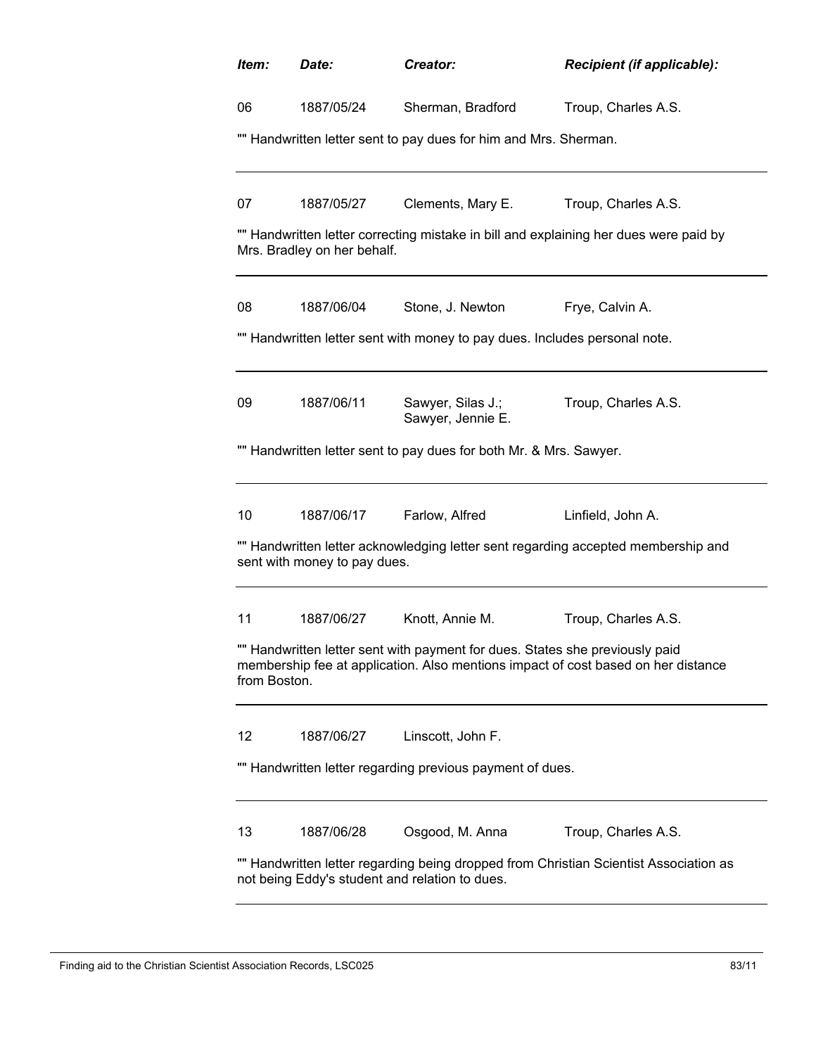| *Item:* | *Date:* | *Creator:* | *Recipient (if applicable):* |
|---|---|---|---|
| 06 | 1887/05/24 | Sherman, Bradford | Troup, Charles A.S. |

"" Handwritten letter sent to pay dues for him and Mrs. Sherman.

---

| | | | |
|---|---|---|---|
| 07 | 1887/05/27 | Clements, Mary E. | Troup, Charles A.S. |

"" Handwritten letter correcting mistake in bill and explaining her dues were paid by Mrs. Bradley on her behalf.

---

| | | | |
|---|---|---|---|
| 08 | 1887/06/04 | Stone, J. Newton | Frye, Calvin A. |

"" Handwritten letter sent with money to pay dues. Includes personal note.

---

| | | | |
|---|---|---|---|
| 09 | 1887/06/11 | Sawyer, Silas J.; Sawyer, Jennie E. | Troup, Charles A.S. |

"" Handwritten letter sent to pay dues for both Mr. & Mrs. Sawyer.

---

| | | | |
|---|---|---|---|
| 10 | 1887/06/17 | Farlow, Alfred | Linfield, John A. |

"" Handwritten letter acknowledging letter sent regarding accepted membership and sent with money to pay dues.

---

| | | | |
|---|---|---|---|
| 11 | 1887/06/27 | Knott, Annie M. | Troup, Charles A.S. |

"" Handwritten letter sent with payment for dues. States she previously paid membership fee at application. Also mentions impact of cost based on her distance from Boston.

---

| | | | |
|---|---|---|---|
| 12 | 1887/06/27 | Linscott, John F. | |

"" Handwritten letter regarding previous payment of dues.

---

| | | | |
|---|---|---|---|
| 13 | 1887/06/28 | Osgood, M. Anna | Troup, Charles A.S. |

"" Handwritten letter regarding being dropped from Christian Scientist Association as not being Eddy's student and relation to dues.

---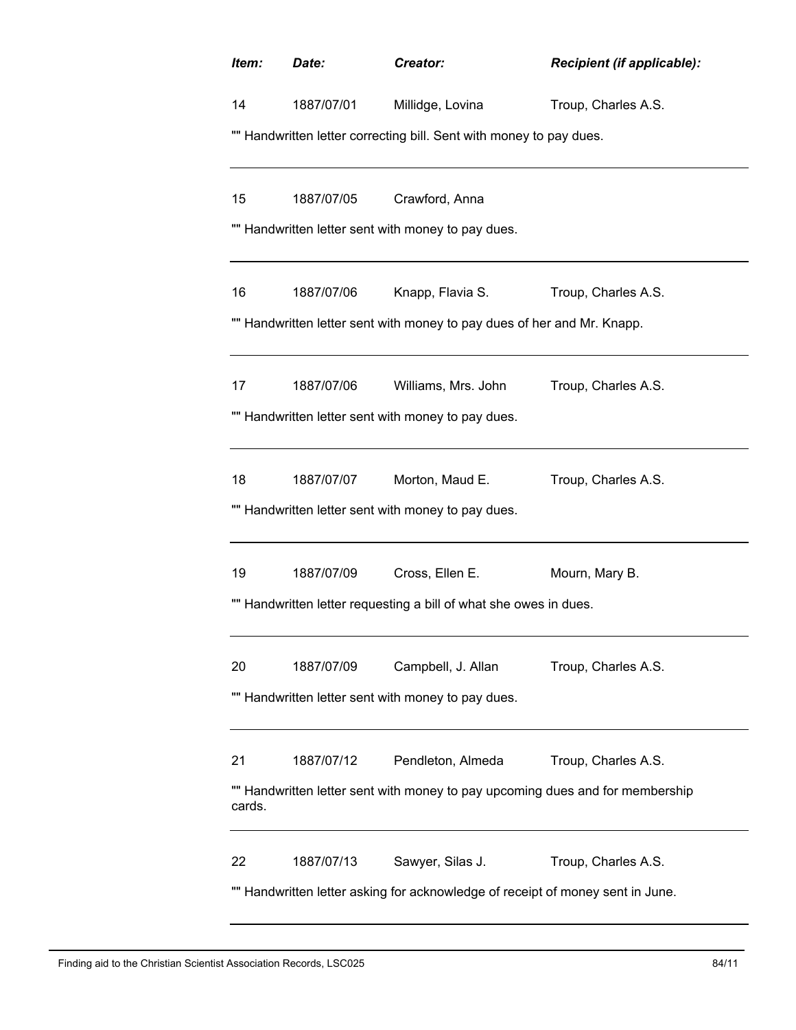| *Item:* | *Date:* | *Creator:* | *Recipient (if applicable):* |
|---|---|---|---|
| 14 | 1887/07/01 | Millidge, Lovina | Troup, Charles A.S. |

"" Handwritten letter correcting bill. Sent with money to pay dues.

---

| | | | |
|---|---|---|---|
| 15 | 1887/07/05 | Crawford, Anna | |

"" Handwritten letter sent with money to pay dues.

---

| | | | |
|---|---|---|---|
| 16 | 1887/07/06 | Knapp, Flavia S. | Troup, Charles A.S. |

"" Handwritten letter sent with money to pay dues of her and Mr. Knapp.

---

| | | | |
|---|---|---|---|
| 17 | 1887/07/06 | Williams, Mrs. John | Troup, Charles A.S. |

"" Handwritten letter sent with money to pay dues.

---

| | | | |
|---|---|---|---|
| 18 | 1887/07/07 | Morton, Maud E. | Troup, Charles A.S. |

"" Handwritten letter sent with money to pay dues.

---

| | | | |
|---|---|---|---|
| 19 | 1887/07/09 | Cross, Ellen E. | Mourn, Mary B. |

"" Handwritten letter requesting a bill of what she owes in dues.

---

| | | | |
|---|---|---|---|
| 20 | 1887/07/09 | Campbell, J. Allan | Troup, Charles A.S. |

"" Handwritten letter sent with money to pay dues.

---

| | | | |
|---|---|---|---|
| 21 | 1887/07/12 | Pendleton, Almeda | Troup, Charles A.S. |

"" Handwritten letter sent with money to pay upcoming dues and for membership cards.

---

| | | | |
|---|---|---|---|
| 22 | 1887/07/13 | Sawyer, Silas J. | Troup, Charles A.S. |

"" Handwritten letter asking for acknowledge of receipt of money sent in June.

---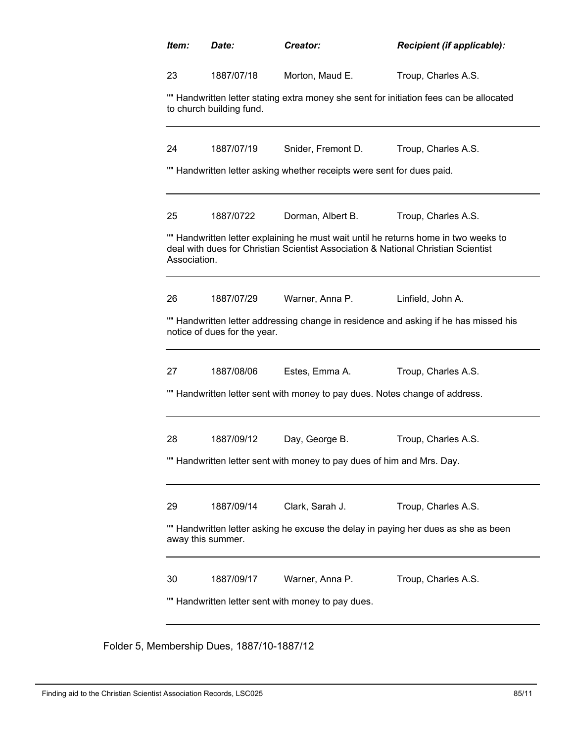| *Item:* | *Date:* | *Creator:* | *Recipient (if applicable):* |
|---|---|---|---|
| 23 | 1887/07/18 | Morton, Maud E. | Troup, Charles A.S. |

"" Handwritten letter stating extra money she sent for initiation fees can be allocated to church building fund.

---

| | | | |
|---|---|---|---|
| 24 | 1887/07/19 | Snider, Fremont D. | Troup, Charles A.S. |

"" Handwritten letter asking whether receipts were sent for dues paid.

---

| | | | |
|---|---|---|---|
| 25 | 1887/0722 | Dorman, Albert B. | Troup, Charles A.S. |

"" Handwritten letter explaining he must wait until he returns home in two weeks to deal with dues for Christian Scientist Association & National Christian Scientist Association.

---

| | | | |
|---|---|---|---|
| 26 | 1887/07/29 | Warner, Anna P. | Linfield, John A. |

"" Handwritten letter addressing change in residence and asking if he has missed his notice of dues for the year.

---

| | | | |
|---|---|---|---|
| 27 | 1887/08/06 | Estes, Emma A. | Troup, Charles A.S. |

"" Handwritten letter sent with money to pay dues. Notes change of address.

---

| | | | |
|---|---|---|---|
| 28 | 1887/09/12 | Day, George B. | Troup, Charles A.S. |

"" Handwritten letter sent with money to pay dues of him and Mrs. Day.

---

| | | | |
|---|---|---|---|
| 29 | 1887/09/14 | Clark, Sarah J. | Troup, Charles A.S. |

"" Handwritten letter asking he excuse the delay in paying her dues as she as been away this summer.

---

| | | | |
|---|---|---|---|
| 30 | 1887/09/17 | Warner, Anna P. | Troup, Charles A.S. |

"" Handwritten letter sent with money to pay dues.

---

Folder 5, Membership Dues, 1887/10-1887/12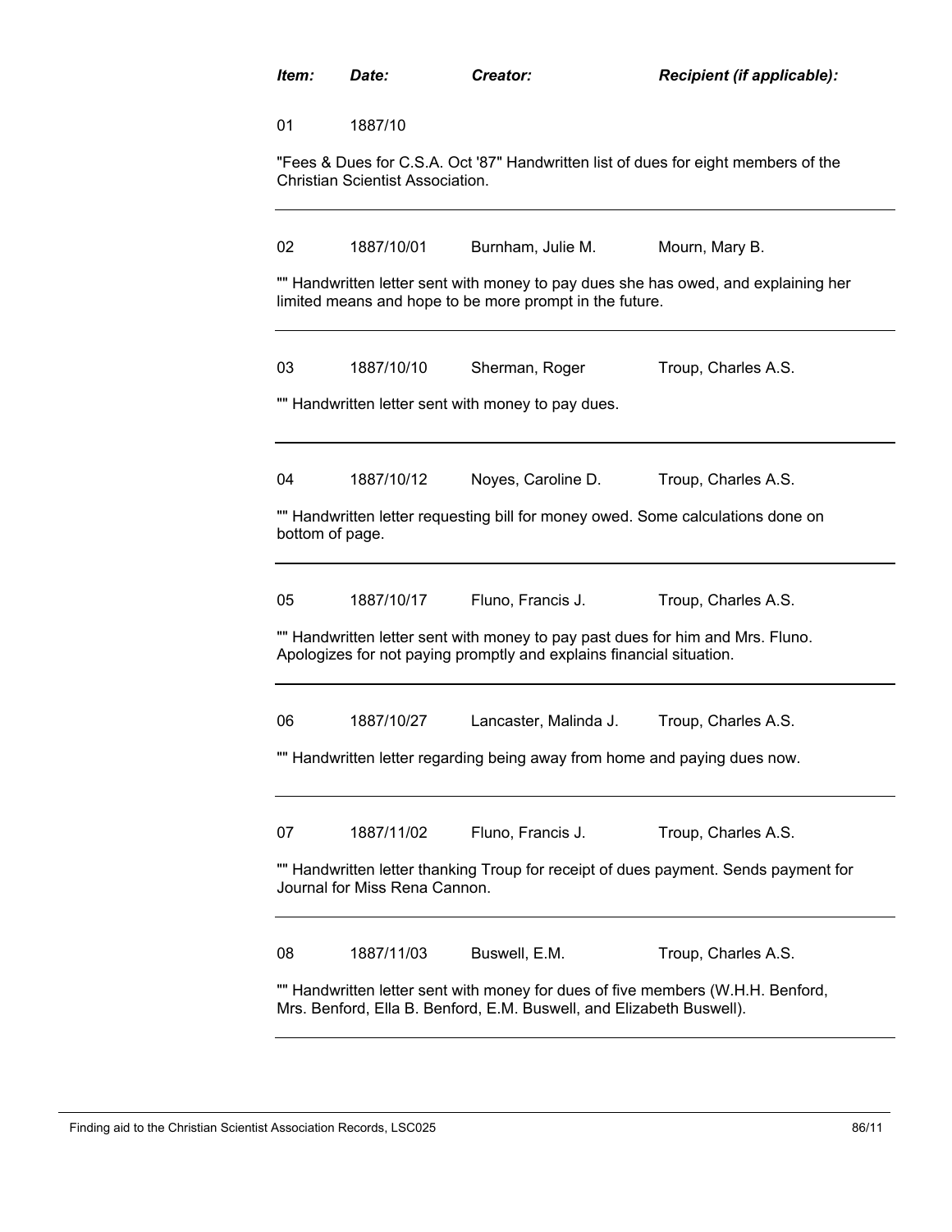| *Item:* | *Date:* | *Creator:* | *Recipient (if applicable):* |
|---|---|---|---|
| 01 | 1887/10 | | |

"Fees & Dues for C.S.A. Oct '87" Handwritten list of dues for eight members of the Christian Scientist Association.

---

| | | | |
|---|---|---|---|
| 02 | 1887/10/01 | Burnham, Julie M. | Mourn, Mary B. |

"" Handwritten letter sent with money to pay dues she has owed, and explaining her limited means and hope to be more prompt in the future.

---

| | | | |
|---|---|---|---|
| 03 | 1887/10/10 | Sherman, Roger | Troup, Charles A.S. |

"" Handwritten letter sent with money to pay dues.

---

| | | | |
|---|---|---|---|
| 04 | 1887/10/12 | Noyes, Caroline D. | Troup, Charles A.S. |

"" Handwritten letter requesting bill for money owed. Some calculations done on bottom of page.

---

| | | | |
|---|---|---|---|
| 05 | 1887/10/17 | Fluno, Francis J. | Troup, Charles A.S. |

"" Handwritten letter sent with money to pay past dues for him and Mrs. Fluno. Apologizes for not paying promptly and explains financial situation.

---

| | | | |
|---|---|---|---|
| 06 | 1887/10/27 | Lancaster, Malinda J. | Troup, Charles A.S. |

"" Handwritten letter regarding being away from home and paying dues now.

---

| | | | |
|---|---|---|---|
| 07 | 1887/11/02 | Fluno, Francis J. | Troup, Charles A.S. |

"" Handwritten letter thanking Troup for receipt of dues payment. Sends payment for Journal for Miss Rena Cannon.

---

| | | | |
|---|---|---|---|
| 08 | 1887/11/03 | Buswell, E.M. | Troup, Charles A.S. |

"" Handwritten letter sent with money for dues of five members (W.H.H. Benford, Mrs. Benford, Ella B. Benford, E.M. Buswell, and Elizabeth Buswell).

---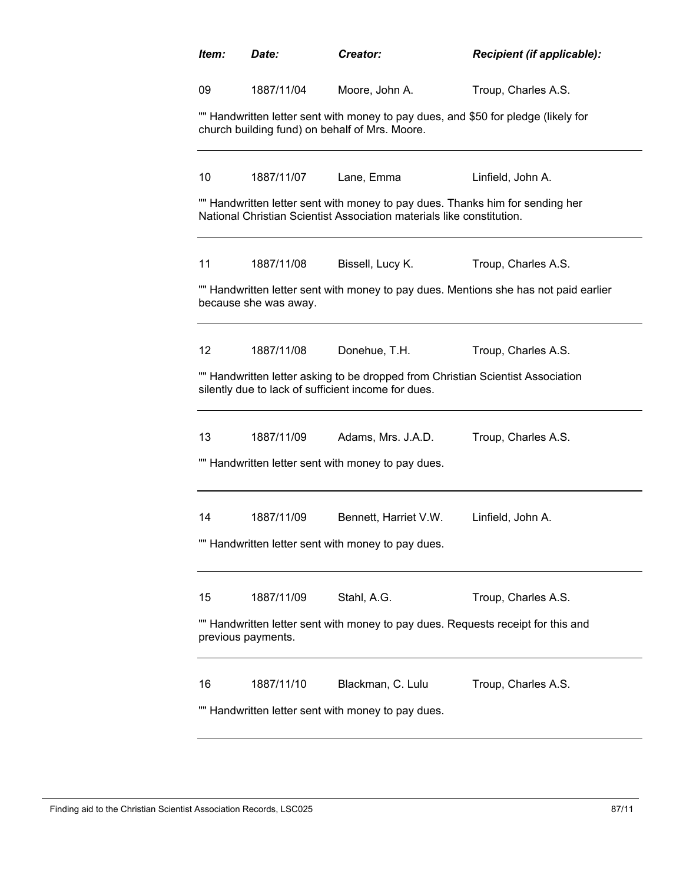| *Item:* | *Date:* | *Creator:* | *Recipient (if applicable):* |
|---|---|---|---|
| 09 | 1887/11/04 | Moore, John A. | Troup, Charles A.S. |

"" Handwritten letter sent with money to pay dues, and $50 for pledge (likely for church building fund) on behalf of Mrs. Moore.

---

| | | | |
|---|---|---|---|
| 10 | 1887/11/07 | Lane, Emma | Linfield, John A. |

"" Handwritten letter sent with money to pay dues. Thanks him for sending her National Christian Scientist Association materials like constitution.

---

| | | | |
|---|---|---|---|
| 11 | 1887/11/08 | Bissell, Lucy K. | Troup, Charles A.S. |

"" Handwritten letter sent with money to pay dues. Mentions she has not paid earlier because she was away.

---

| | | | |
|---|---|---|---|
| 12 | 1887/11/08 | Donehue, T.H. | Troup, Charles A.S. |

"" Handwritten letter asking to be dropped from Christian Scientist Association silently due to lack of sufficient income for dues.

---

| | | | |
|---|---|---|---|
| 13 | 1887/11/09 | Adams, Mrs. J.A.D. | Troup, Charles A.S. |

"" Handwritten letter sent with money to pay dues.

---

| | | | |
|---|---|---|---|
| 14 | 1887/11/09 | Bennett, Harriet V.W. | Linfield, John A. |

"" Handwritten letter sent with money to pay dues.

---

| | | | |
|---|---|---|---|
| 15 | 1887/11/09 | Stahl, A.G. | Troup, Charles A.S. |

"" Handwritten letter sent with money to pay dues. Requests receipt for this and previous payments.

---

| | | | |
|---|---|---|---|
| 16 | 1887/11/10 | Blackman, C. Lulu | Troup, Charles A.S. |

"" Handwritten letter sent with money to pay dues.

---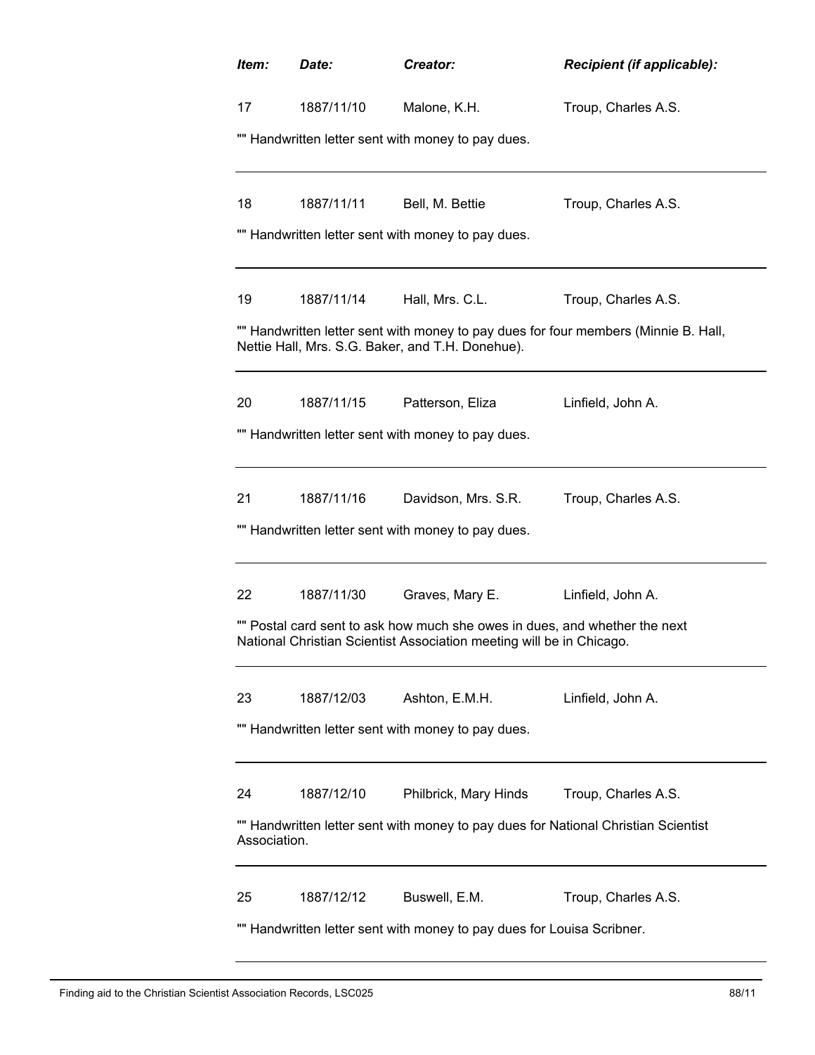| *Item:* | *Date:* | *Creator:* | *Recipient (if applicable):* |
|---|---|---|---|
| 17 | 1887/11/10 | Malone, K.H. | Troup, Charles A.S. |

"" Handwritten letter sent with money to pay dues.

---

| | | | |
|---|---|---|---|
| 18 | 1887/11/11 | Bell, M. Bettie | Troup, Charles A.S. |

"" Handwritten letter sent with money to pay dues.

---

| | | | |
|---|---|---|---|
| 19 | 1887/11/14 | Hall, Mrs. C.L. | Troup, Charles A.S. |

"" Handwritten letter sent with money to pay dues for four members (Minnie B. Hall, Nettie Hall, Mrs. S.G. Baker, and T.H. Donehue).

---

| | | | |
|---|---|---|---|
| 20 | 1887/11/15 | Patterson, Eliza | Linfield, John A. |

"" Handwritten letter sent with money to pay dues.

---

| | | | |
|---|---|---|---|
| 21 | 1887/11/16 | Davidson, Mrs. S.R. | Troup, Charles A.S. |

"" Handwritten letter sent with money to pay dues.

---

| | | | |
|---|---|---|---|
| 22 | 1887/11/30 | Graves, Mary E. | Linfield, John A. |

"" Postal card sent to ask how much she owes in dues, and whether the next National Christian Scientist Association meeting will be in Chicago.

---

| | | | |
|---|---|---|---|
| 23 | 1887/12/03 | Ashton, E.M.H. | Linfield, John A. |

"" Handwritten letter sent with money to pay dues.

---

| | | | |
|---|---|---|---|
| 24 | 1887/12/10 | Philbrick, Mary Hinds | Troup, Charles A.S. |

"" Handwritten letter sent with money to pay dues for National Christian Scientist Association.

---

| | | | |
|---|---|---|---|
| 25 | 1887/12/12 | Buswell, E.M. | Troup, Charles A.S. |

"" Handwritten letter sent with money to pay dues for Louisa Scribner.

---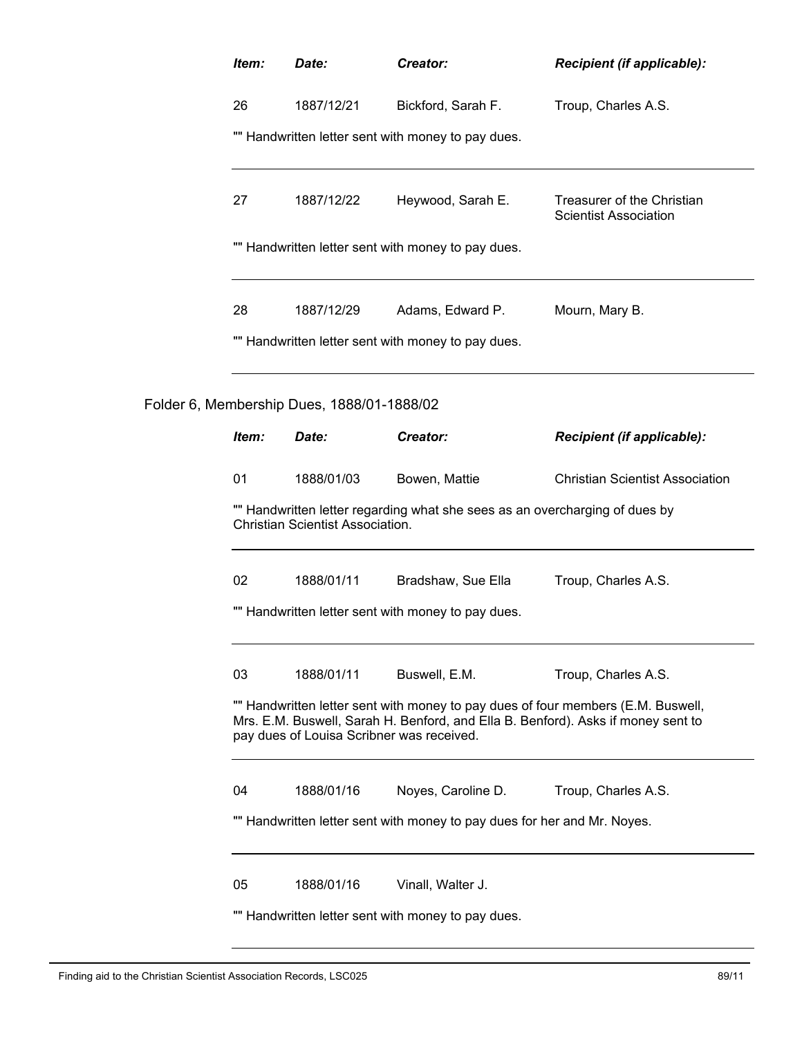| *Item:* | *Date:* | *Creator:* | *Recipient (if applicable):* |
|---|---|---|---|
| 26 | 1887/12/21 | Bickford, Sarah F. | Troup, Charles A.S. |

"" Handwritten letter sent with money to pay dues.

| *Item:* | *Date:* | *Creator:* | *Recipient (if applicable):* |
|---|---|---|---|
| 27 | 1887/12/22 | Heywood, Sarah E. | Treasurer of the Christian Scientist Association |

"" Handwritten letter sent with money to pay dues.

| *Item:* | *Date:* | *Creator:* | *Recipient (if applicable):* |
|---|---|---|---|
| 28 | 1887/12/29 | Adams, Edward P. | Mourn, Mary B. |

"" Handwritten letter sent with money to pay dues.

Folder 6, Membership Dues, 1888/01-1888/02

| *Item:* | *Date:* | *Creator:* | *Recipient (if applicable):* |
|---|---|---|---|
| 01 | 1888/01/03 | Bowen, Mattie | Christian Scientist Association |

"" Handwritten letter regarding what she sees as an overcharging of dues by Christian Scientist Association.

| *Item:* | *Date:* | *Creator:* | *Recipient (if applicable):* |
|---|---|---|---|
| 02 | 1888/01/11 | Bradshaw, Sue Ella | Troup, Charles A.S. |

"" Handwritten letter sent with money to pay dues.

| *Item:* | *Date:* | *Creator:* | *Recipient (if applicable):* |
|---|---|---|---|
| 03 | 1888/01/11 | Buswell, E.M. | Troup, Charles A.S. |

"" Handwritten letter sent with money to pay dues of four members (E.M. Buswell, Mrs. E.M. Buswell, Sarah H. Benford, and Ella B. Benford). Asks if money sent to pay dues of Louisa Scribner was received.

| *Item:* | *Date:* | *Creator:* | *Recipient (if applicable):* |
|---|---|---|---|
| 04 | 1888/01/16 | Noyes, Caroline D. | Troup, Charles A.S. |

"" Handwritten letter sent with money to pay dues for her and Mr. Noyes.

| *Item:* | *Date:* | *Creator:* | *Recipient (if applicable):* |
|---|---|---|---|
| 05 | 1888/01/16 | Vinall, Walter J. | |

"" Handwritten letter sent with money to pay dues.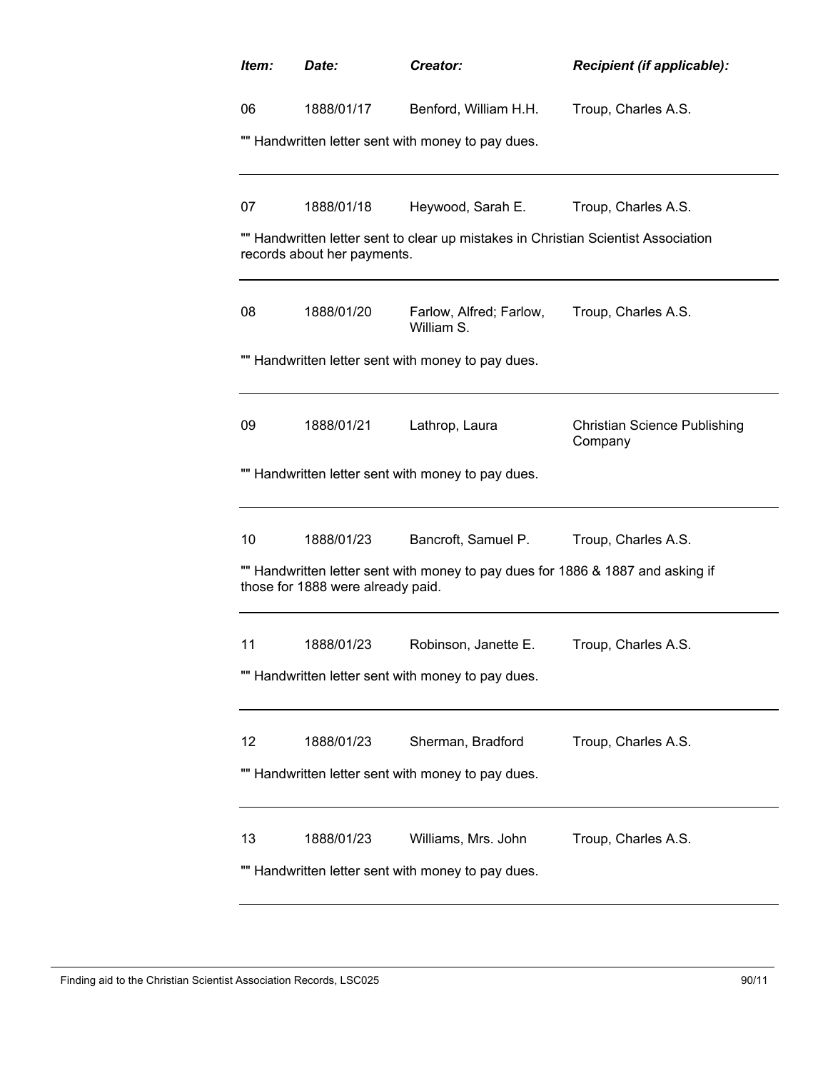| *Item:* | *Date:* | *Creator:* | *Recipient (if applicable):* |
|---|---|---|---|
| 06 | 1888/01/17 | Benford, William H.H. | Troup, Charles A.S. |

"" Handwritten letter sent with money to pay dues.

---

| | | | |
|---|---|---|---|
| 07 | 1888/01/18 | Heywood, Sarah E. | Troup, Charles A.S. |

"" Handwritten letter sent to clear up mistakes in Christian Scientist Association records about her payments.

---

| | | | |
|---|---|---|---|
| 08 | 1888/01/20 | Farlow, Alfred; Farlow, William S. | Troup, Charles A.S. |

"" Handwritten letter sent with money to pay dues.

---

| | | | |
|---|---|---|---|
| 09 | 1888/01/21 | Lathrop, Laura | Christian Science Publishing Company |

"" Handwritten letter sent with money to pay dues.

---

| | | | |
|---|---|---|---|
| 10 | 1888/01/23 | Bancroft, Samuel P. | Troup, Charles A.S. |

"" Handwritten letter sent with money to pay dues for 1886 & 1887 and asking if those for 1888 were already paid.

---

| | | | |
|---|---|---|---|
| 11 | 1888/01/23 | Robinson, Janette E. | Troup, Charles A.S. |

"" Handwritten letter sent with money to pay dues.

---

| | | | |
|---|---|---|---|
| 12 | 1888/01/23 | Sherman, Bradford | Troup, Charles A.S. |

"" Handwritten letter sent with money to pay dues.

---

| | | | |
|---|---|---|---|
| 13 | 1888/01/23 | Williams, Mrs. John | Troup, Charles A.S. |

"" Handwritten letter sent with money to pay dues.

---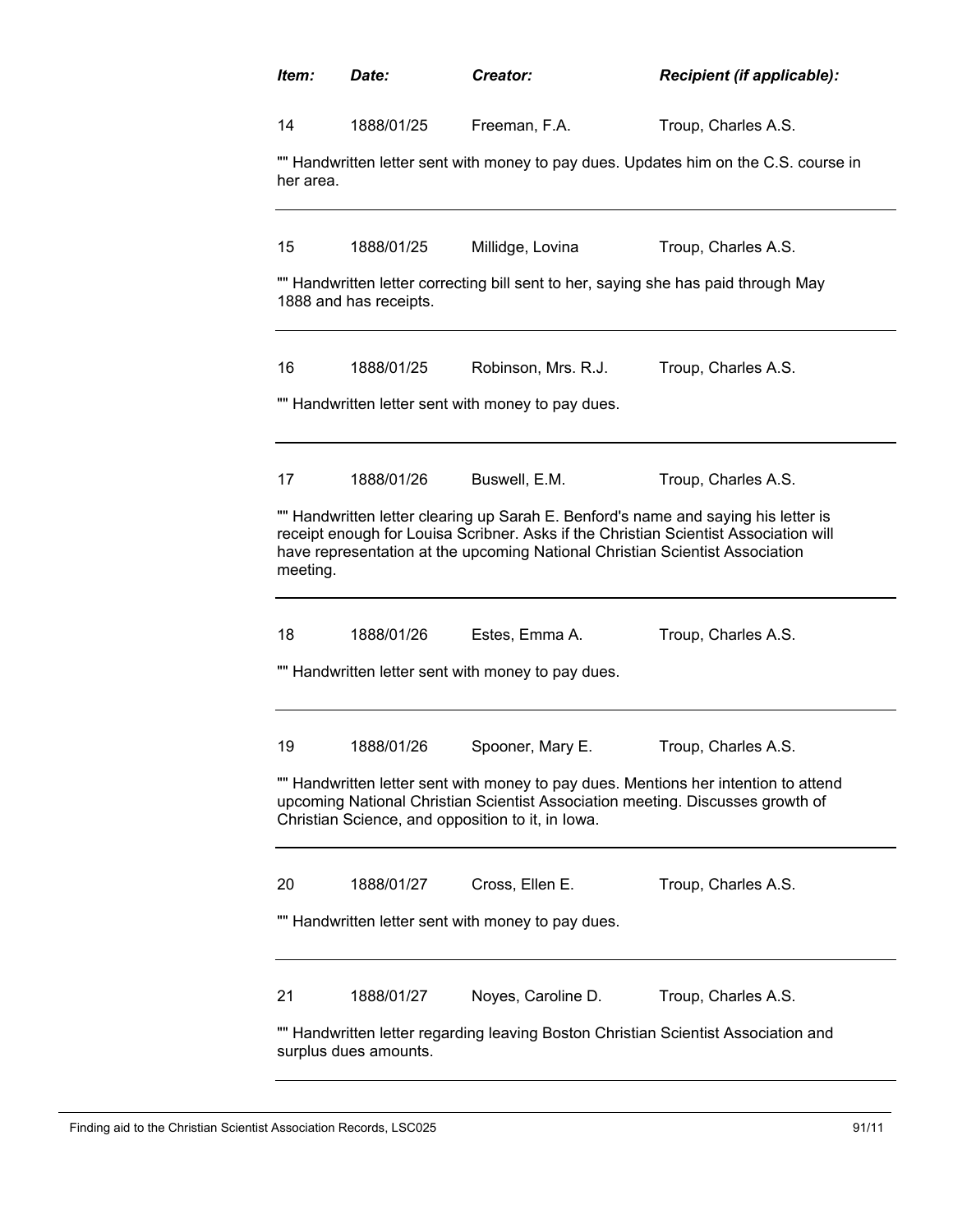| *Item:* | *Date:* | *Creator:* | *Recipient (if applicable):* |
|---|---|---|---|
| 14 | 1888/01/25 | Freeman, F.A. | Troup, Charles A.S. |

"" Handwritten letter sent with money to pay dues. Updates him on the C.S. course in her area.

---

| | | | |
|---|---|---|---|
| 15 | 1888/01/25 | Millidge, Lovina | Troup, Charles A.S. |

"" Handwritten letter correcting bill sent to her, saying she has paid through May 1888 and has receipts.

---

| | | | |
|---|---|---|---|
| 16 | 1888/01/25 | Robinson, Mrs. R.J. | Troup, Charles A.S. |

"" Handwritten letter sent with money to pay dues.

---

| | | | |
|---|---|---|---|
| 17 | 1888/01/26 | Buswell, E.M. | Troup, Charles A.S. |

"" Handwritten letter clearing up Sarah E. Benford's name and saying his letter is receipt enough for Louisa Scribner. Asks if the Christian Scientist Association will have representation at the upcoming National Christian Scientist Association meeting.

---

| | | | |
|---|---|---|---|
| 18 | 1888/01/26 | Estes, Emma A. | Troup, Charles A.S. |

"" Handwritten letter sent with money to pay dues.

---

| | | | |
|---|---|---|---|
| 19 | 1888/01/26 | Spooner, Mary E. | Troup, Charles A.S. |

"" Handwritten letter sent with money to pay dues. Mentions her intention to attend upcoming National Christian Scientist Association meeting. Discusses growth of Christian Science, and opposition to it, in Iowa.

---

| | | | |
|---|---|---|---|
| 20 | 1888/01/27 | Cross, Ellen E. | Troup, Charles A.S. |

"" Handwritten letter sent with money to pay dues.

---

| | | | |
|---|---|---|---|
| 21 | 1888/01/27 | Noyes, Caroline D. | Troup, Charles A.S. |

"" Handwritten letter regarding leaving Boston Christian Scientist Association and surplus dues amounts.

---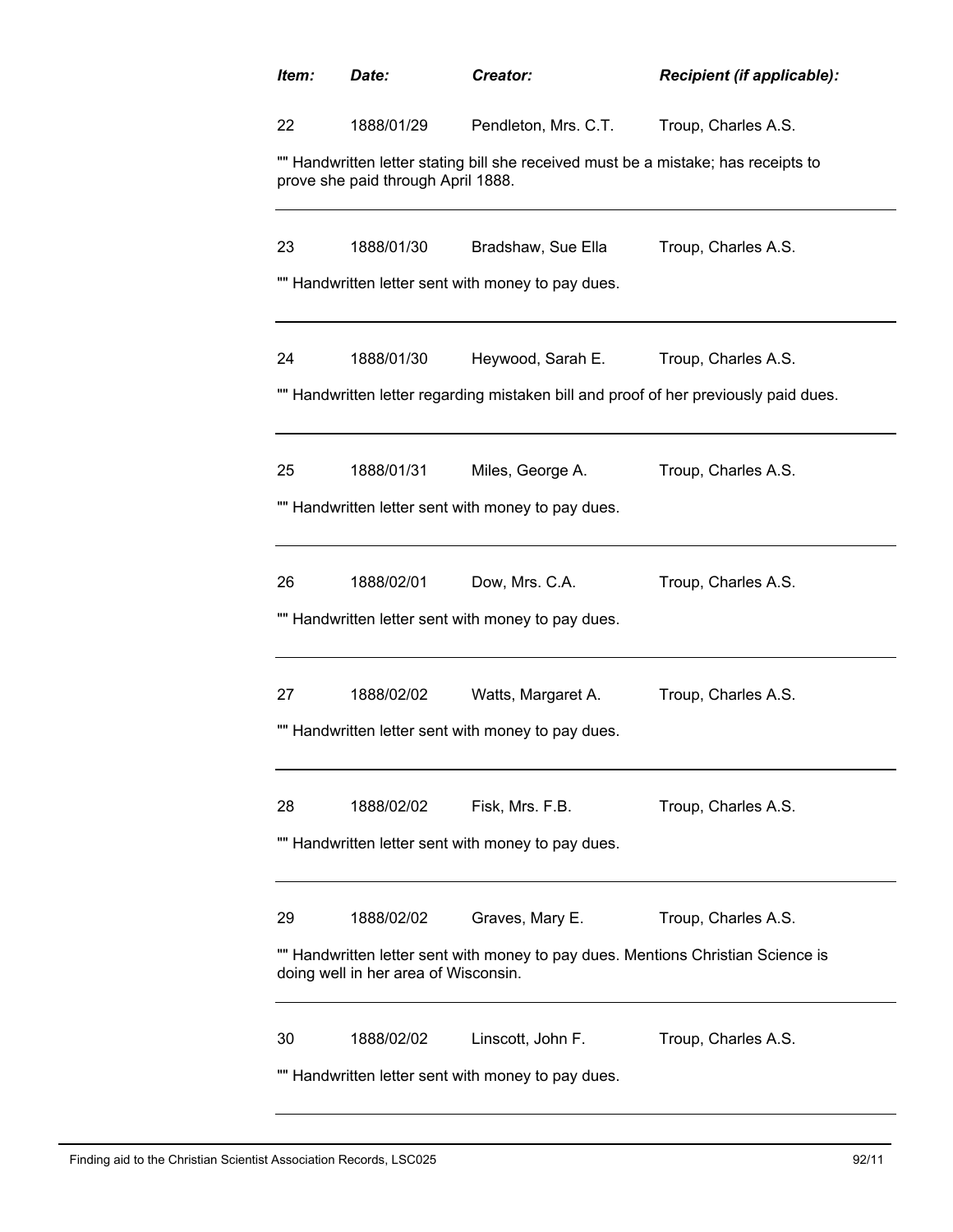| *Item:* | *Date:* | *Creator:* | *Recipient (if applicable):* |
|---|---|---|---|
| 22 | 1888/01/29 | Pendleton, Mrs. C.T. | Troup, Charles A.S. |

"" Handwritten letter stating bill she received must be a mistake; has receipts to prove she paid through April 1888.

---

| | | | |
|---|---|---|---|
| 23 | 1888/01/30 | Bradshaw, Sue Ella | Troup, Charles A.S. |

"" Handwritten letter sent with money to pay dues.

---

| | | | |
|---|---|---|---|
| 24 | 1888/01/30 | Heywood, Sarah E. | Troup, Charles A.S. |

"" Handwritten letter regarding mistaken bill and proof of her previously paid dues.

---

| | | | |
|---|---|---|---|
| 25 | 1888/01/31 | Miles, George A. | Troup, Charles A.S. |

"" Handwritten letter sent with money to pay dues.

---

| | | | |
|---|---|---|---|
| 26 | 1888/02/01 | Dow, Mrs. C.A. | Troup, Charles A.S. |

"" Handwritten letter sent with money to pay dues.

---

| | | | |
|---|---|---|---|
| 27 | 1888/02/02 | Watts, Margaret A. | Troup, Charles A.S. |

"" Handwritten letter sent with money to pay dues.

---

| | | | |
|---|---|---|---|
| 28 | 1888/02/02 | Fisk, Mrs. F.B. | Troup, Charles A.S. |

"" Handwritten letter sent with money to pay dues.

---

| | | | |
|---|---|---|---|
| 29 | 1888/02/02 | Graves, Mary E. | Troup, Charles A.S. |

"" Handwritten letter sent with money to pay dues. Mentions Christian Science is doing well in her area of Wisconsin.

---

| | | | |
|---|---|---|---|
| 30 | 1888/02/02 | Linscott, John F. | Troup, Charles A.S. |

"" Handwritten letter sent with money to pay dues.

---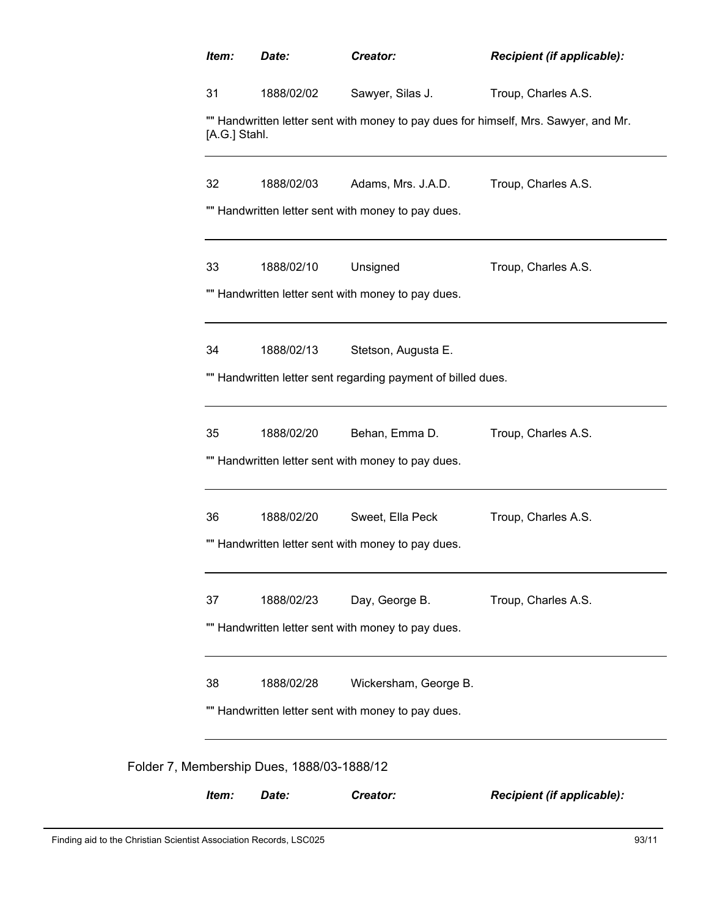| *Item:* | *Date:* | *Creator:* | *Recipient (if applicable):* |
|---|---|---|---|
| 31 | 1888/02/02 | Sawyer, Silas J. | Troup, Charles A.S. |

"" Handwritten letter sent with money to pay dues for himself, Mrs. Sawyer, and Mr. [A.G.] Stahl.

---

| 32 | 1888/02/03 | Adams, Mrs. J.A.D. | Troup, Charles A.S. |
|---|---|---|---|

"" Handwritten letter sent with money to pay dues.

---

| 33 | 1888/02/10 | Unsigned | Troup, Charles A.S. |
|---|---|---|---|

"" Handwritten letter sent with money to pay dues.

---

| 34 | 1888/02/13 | Stetson, Augusta E. | |
|---|---|---|---|

"" Handwritten letter sent regarding payment of billed dues.

---

| 35 | 1888/02/20 | Behan, Emma D. | Troup, Charles A.S. |
|---|---|---|---|

"" Handwritten letter sent with money to pay dues.

---

| 36 | 1888/02/20 | Sweet, Ella Peck | Troup, Charles A.S. |
|---|---|---|---|

"" Handwritten letter sent with money to pay dues.

---

| 37 | 1888/02/23 | Day, George B. | Troup, Charles A.S. |
|---|---|---|---|

"" Handwritten letter sent with money to pay dues.

---

| 38 | 1888/02/28 | Wickersham, George B. | |
|---|---|---|---|

"" Handwritten letter sent with money to pay dues.

---

Folder 7, Membership Dues, 1888/03-1888/12

| *Item:* | *Date:* | *Creator:* | *Recipient (if applicable):* |
|---|---|---|---|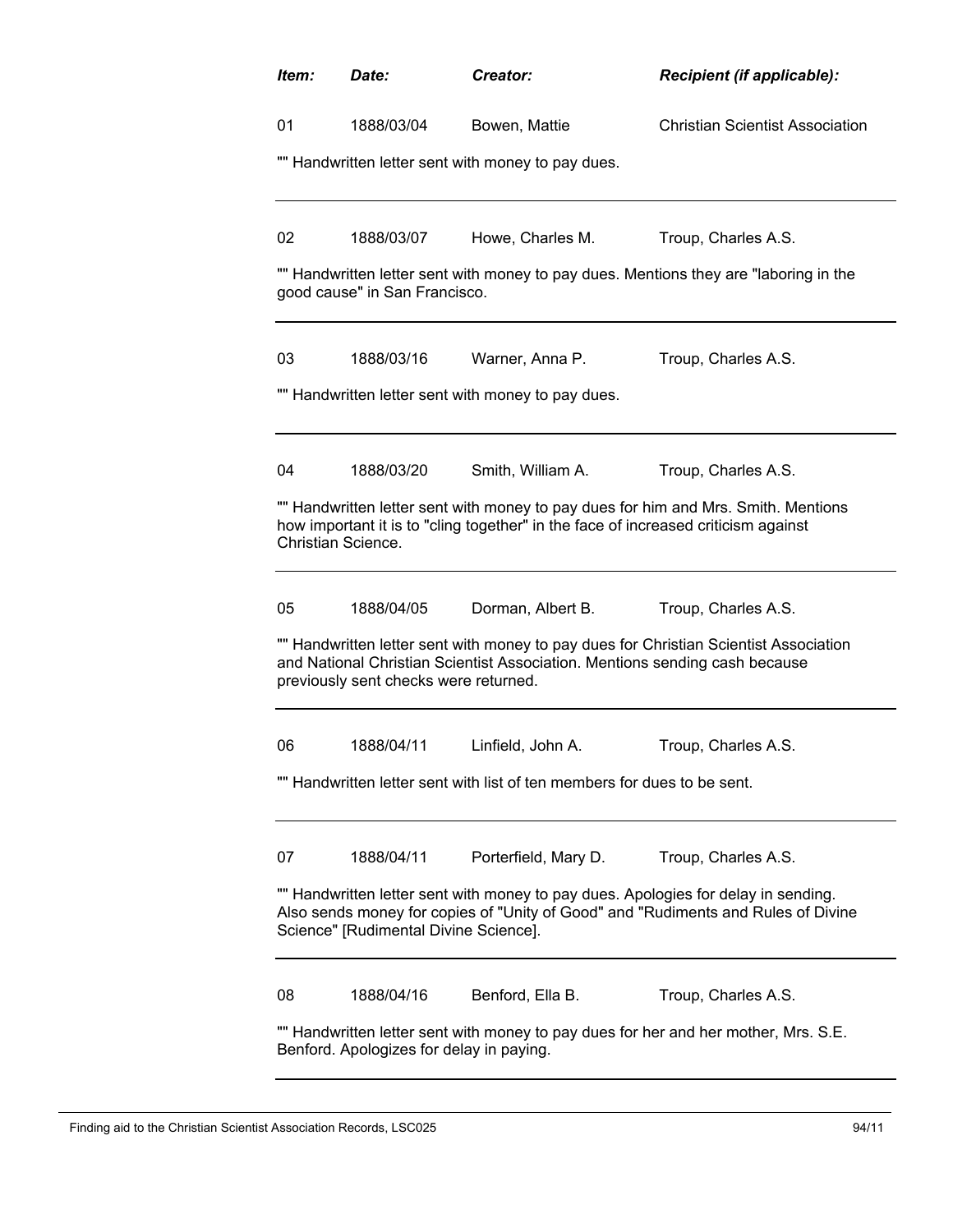| *Item:* | *Date:* | *Creator:* | *Recipient (if applicable):* |
|---|---|---|---|
| 01 | 1888/03/04 | Bowen, Mattie | Christian Scientist Association |

"" Handwritten letter sent with money to pay dues.

---

| | | | |
|---|---|---|---|
| 02 | 1888/03/07 | Howe, Charles M. | Troup, Charles A.S. |

"" Handwritten letter sent with money to pay dues. Mentions they are "laboring in the good cause" in San Francisco.

---

| | | | |
|---|---|---|---|
| 03 | 1888/03/16 | Warner, Anna P. | Troup, Charles A.S. |

"" Handwritten letter sent with money to pay dues.

---

| | | | |
|---|---|---|---|
| 04 | 1888/03/20 | Smith, William A. | Troup, Charles A.S. |

"" Handwritten letter sent with money to pay dues for him and Mrs. Smith. Mentions how important it is to "cling together" in the face of increased criticism against Christian Science.

---

| | | | |
|---|---|---|---|
| 05 | 1888/04/05 | Dorman, Albert B. | Troup, Charles A.S. |

"" Handwritten letter sent with money to pay dues for Christian Scientist Association and National Christian Scientist Association. Mentions sending cash because previously sent checks were returned.

---

| | | | |
|---|---|---|---|
| 06 | 1888/04/11 | Linfield, John A. | Troup, Charles A.S. |

"" Handwritten letter sent with list of ten members for dues to be sent.

---

| | | | |
|---|---|---|---|
| 07 | 1888/04/11 | Porterfield, Mary D. | Troup, Charles A.S. |

"" Handwritten letter sent with money to pay dues. Apologies for delay in sending. Also sends money for copies of "Unity of Good" and "Rudiments and Rules of Divine Science" [Rudimental Divine Science].

---

| | | | |
|---|---|---|---|
| 08 | 1888/04/16 | Benford, Ella B. | Troup, Charles A.S. |

"" Handwritten letter sent with money to pay dues for her and her mother, Mrs. S.E. Benford. Apologizes for delay in paying.

---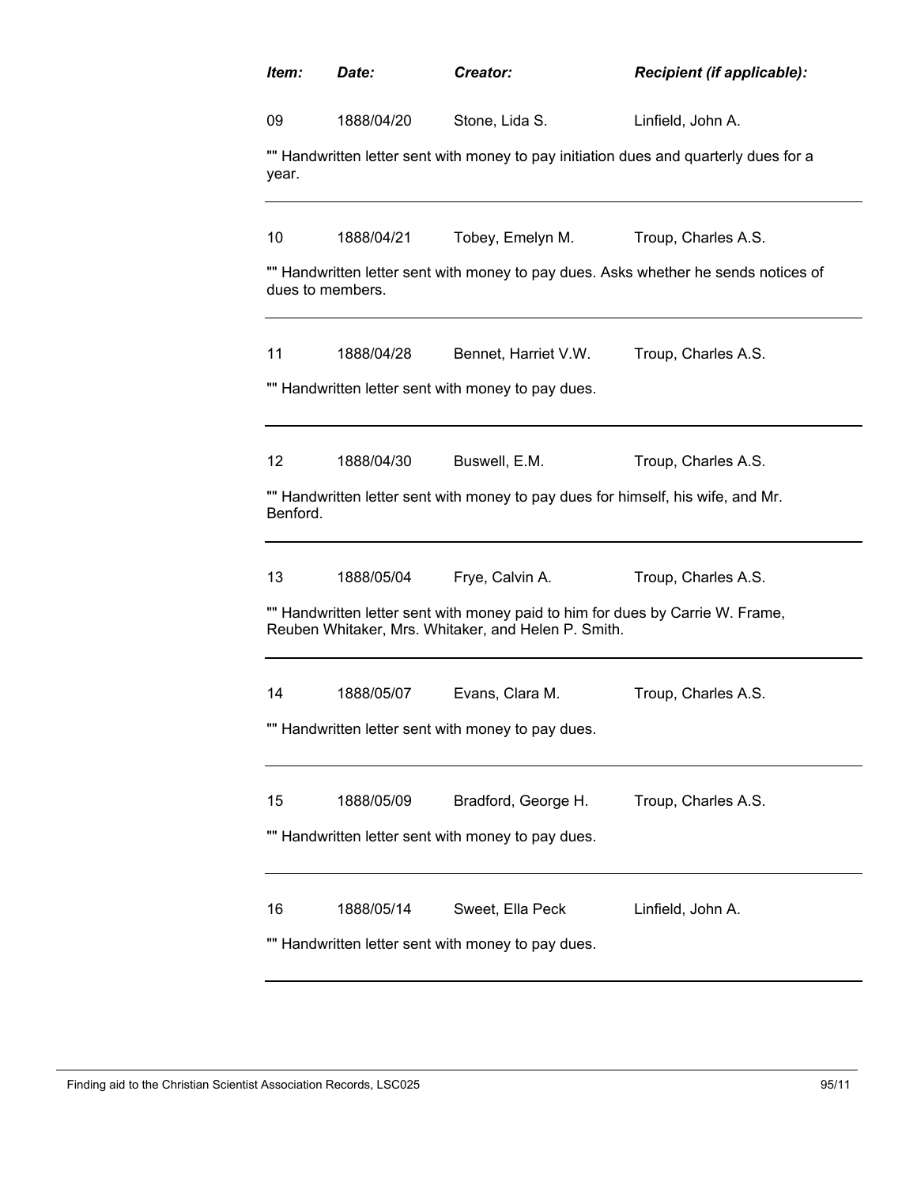| *Item:* | *Date:* | *Creator:* | *Recipient (if applicable):* |
|---|---|---|---|
| 09 | 1888/04/20 | Stone, Lida S. | Linfield, John A. |

"" Handwritten letter sent with money to pay initiation dues and quarterly dues for a year.

---

| | | | |
|---|---|---|---|
| 10 | 1888/04/21 | Tobey, Emelyn M. | Troup, Charles A.S. |

"" Handwritten letter sent with money to pay dues. Asks whether he sends notices of dues to members.

---

| | | | |
|---|---|---|---|
| 11 | 1888/04/28 | Bennet, Harriet V.W. | Troup, Charles A.S. |

"" Handwritten letter sent with money to pay dues.

---

| | | | |
|---|---|---|---|
| 12 | 1888/04/30 | Buswell, E.M. | Troup, Charles A.S. |

"" Handwritten letter sent with money to pay dues for himself, his wife, and Mr. Benford.

---

| | | | |
|---|---|---|---|
| 13 | 1888/05/04 | Frye, Calvin A. | Troup, Charles A.S. |

"" Handwritten letter sent with money paid to him for dues by Carrie W. Frame, Reuben Whitaker, Mrs. Whitaker, and Helen P. Smith.

---

| | | | |
|---|---|---|---|
| 14 | 1888/05/07 | Evans, Clara M. | Troup, Charles A.S. |

"" Handwritten letter sent with money to pay dues.

---

| | | | |
|---|---|---|---|
| 15 | 1888/05/09 | Bradford, George H. | Troup, Charles A.S. |

"" Handwritten letter sent with money to pay dues.

---

| | | | |
|---|---|---|---|
| 16 | 1888/05/14 | Sweet, Ella Peck | Linfield, John A. |

"" Handwritten letter sent with money to pay dues.

---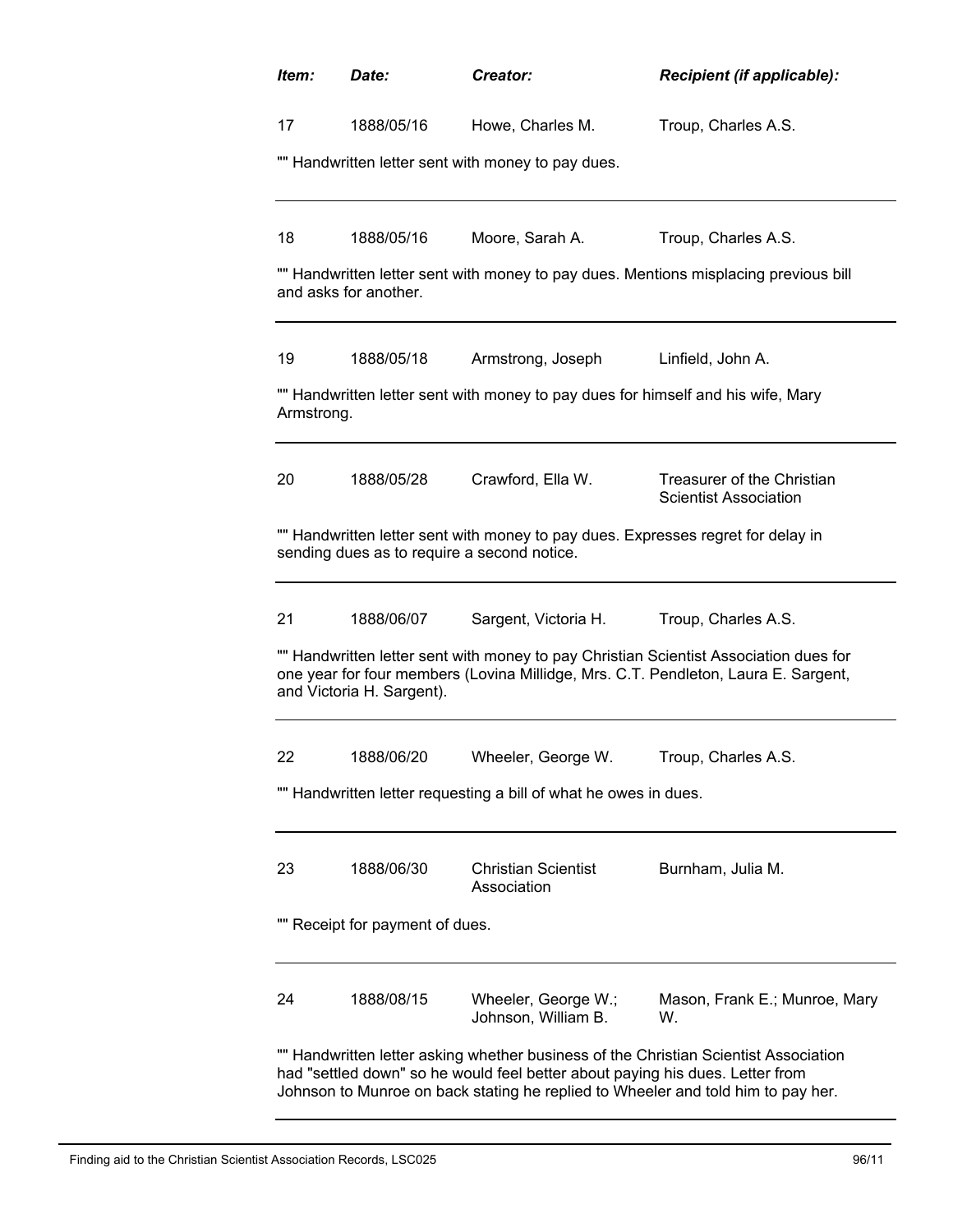| *Item:* | *Date:* | *Creator:* | *Recipient (if applicable):* |
|---|---|---|---|
| 17 | 1888/05/16 | Howe, Charles M. | Troup, Charles A.S. |

"" Handwritten letter sent with money to pay dues.

---

| | | | |
|---|---|---|---|
| 18 | 1888/05/16 | Moore, Sarah A. | Troup, Charles A.S. |

"" Handwritten letter sent with money to pay dues. Mentions misplacing previous bill and asks for another.

---

| | | | |
|---|---|---|---|
| 19 | 1888/05/18 | Armstrong, Joseph | Linfield, John A. |

"" Handwritten letter sent with money to pay dues for himself and his wife, Mary Armstrong.

---

| | | | |
|---|---|---|---|
| 20 | 1888/05/28 | Crawford, Ella W. | Treasurer of the Christian Scientist Association |

"" Handwritten letter sent with money to pay dues. Expresses regret for delay in sending dues as to require a second notice.

---

| | | | |
|---|---|---|---|
| 21 | 1888/06/07 | Sargent, Victoria H. | Troup, Charles A.S. |

"" Handwritten letter sent with money to pay Christian Scientist Association dues for one year for four members (Lovina Millidge, Mrs. C.T. Pendleton, Laura E. Sargent, and Victoria H. Sargent).

---

| | | | |
|---|---|---|---|
| 22 | 1888/06/20 | Wheeler, George W. | Troup, Charles A.S. |

"" Handwritten letter requesting a bill of what he owes in dues.

---

| | | | |
|---|---|---|---|
| 23 | 1888/06/30 | Christian Scientist Association | Burnham, Julia M. |

"" Receipt for payment of dues.

---

| | | | |
|---|---|---|---|
| 24 | 1888/08/15 | Wheeler, George W.; Johnson, William B. | Mason, Frank E.; Munroe, Mary W. |

"" Handwritten letter asking whether business of the Christian Scientist Association had "settled down" so he would feel better about paying his dues. Letter from Johnson to Munroe on back stating he replied to Wheeler and told him to pay her.

---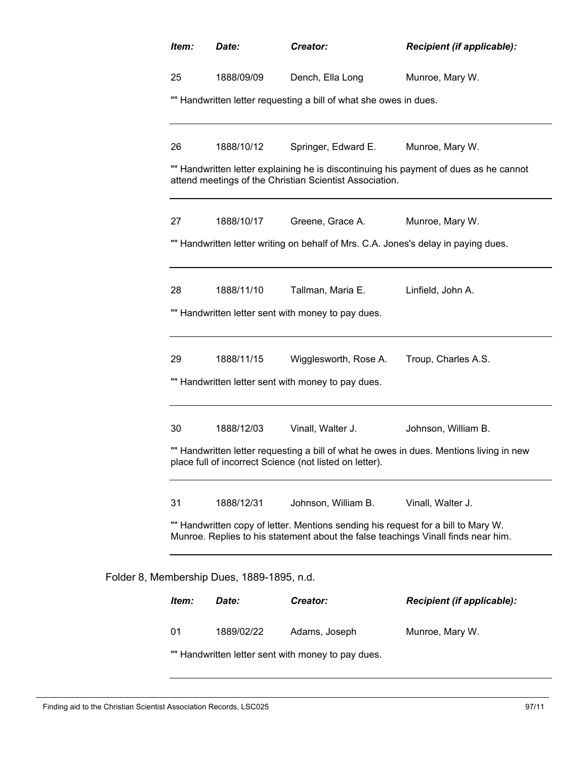| *Item:* | *Date:* | *Creator:* | *Recipient (if applicable):* |
|---|---|---|---|
| 25 | 1888/09/09 | Dench, Ella Long | Munroe, Mary W. |

"" Handwritten letter requesting a bill of what she owes in dues.

---

| | | | |
|---|---|---|---|
| 26 | 1888/10/12 | Springer, Edward E. | Munroe, Mary W. |

"" Handwritten letter explaining he is discontinuing his payment of dues as he cannot attend meetings of the Christian Scientist Association.

---

| | | | |
|---|---|---|---|
| 27 | 1888/10/17 | Greene, Grace A. | Munroe, Mary W. |

"" Handwritten letter writing on behalf of Mrs. C.A. Jones's delay in paying dues.

---

| | | | |
|---|---|---|---|
| 28 | 1888/11/10 | Tallman, Maria E. | Linfield, John A. |

"" Handwritten letter sent with money to pay dues.

---

| | | | |
|---|---|---|---|
| 29 | 1888/11/15 | Wigglesworth, Rose A. | Troup, Charles A.S. |

"" Handwritten letter sent with money to pay dues.

---

| | | | |
|---|---|---|---|
| 30 | 1888/12/03 | Vinall, Walter J. | Johnson, William B. |

"" Handwritten letter requesting a bill of what he owes in dues. Mentions living in new place full of incorrect Science (not listed on letter).

---

| | | | |
|---|---|---|---|
| 31 | 1888/12/31 | Johnson, William B. | Vinall, Walter J. |

"" Handwritten copy of letter. Mentions sending his request for a bill to Mary W. Munroe. Replies to his statement about the false teachings Vinall finds near him.

---

Folder 8, Membership Dues, 1889-1895, n.d.

| *Item:* | *Date:* | *Creator:* | *Recipient (if applicable):* |
|---|---|---|---|
| 01 | 1889/02/22 | Adams, Joseph | Munroe, Mary W. |

"" Handwritten letter sent with money to pay dues.

---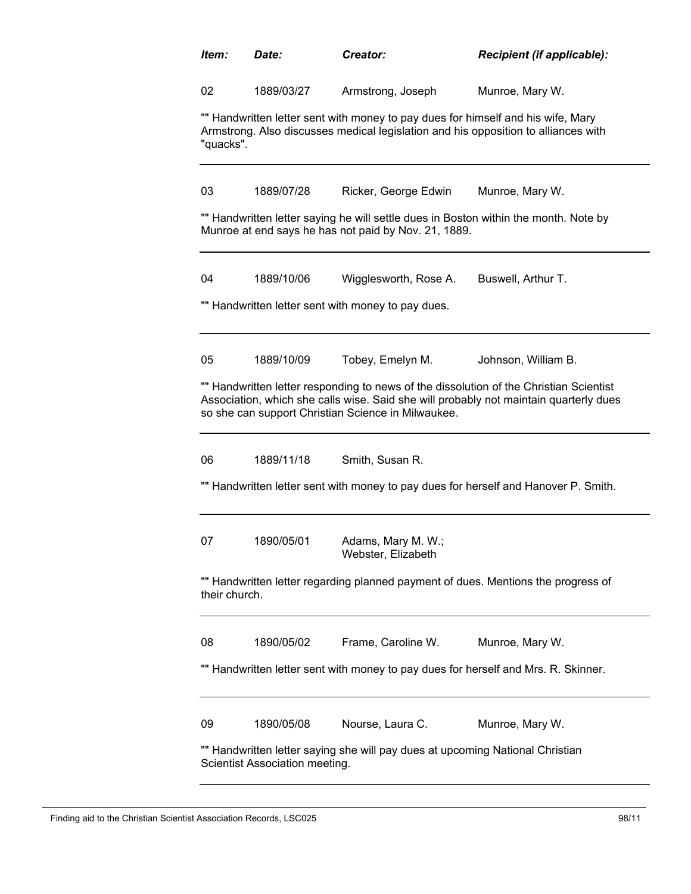| *Item:* | *Date:* | *Creator:* | *Recipient (if applicable):* |
|---|---|---|---|
| 02 | 1889/03/27 | Armstrong, Joseph | Munroe, Mary W. |

"" Handwritten letter sent with money to pay dues for himself and his wife, Mary Armstrong. Also discusses medical legislation and his opposition to alliances with "quacks".

---

| 03 | 1889/07/28 | Ricker, George Edwin | Munroe, Mary W. |
|---|---|---|---|

"" Handwritten letter saying he will settle dues in Boston within the month. Note by Munroe at end says he has not paid by Nov. 21, 1889.

---

| 04 | 1889/10/06 | Wigglesworth, Rose A. | Buswell, Arthur T. |
|---|---|---|---|

"" Handwritten letter sent with money to pay dues.

---

| 05 | 1889/10/09 | Tobey, Emelyn M. | Johnson, William B. |
|---|---|---|---|

"" Handwritten letter responding to news of the dissolution of the Christian Scientist Association, which she calls wise. Said she will probably not maintain quarterly dues so she can support Christian Science in Milwaukee.

---

| 06 | 1889/11/18 | Smith, Susan R. | |
|---|---|---|---|

"" Handwritten letter sent with money to pay dues for herself and Hanover P. Smith.

---

| 07 | 1890/05/01 | Adams, Mary M. W.; Webster, Elizabeth | |
|---|---|---|---|

"" Handwritten letter regarding planned payment of dues. Mentions the progress of their church.

---

| 08 | 1890/05/02 | Frame, Caroline W. | Munroe, Mary W. |
|---|---|---|---|

"" Handwritten letter sent with money to pay dues for herself and Mrs. R. Skinner.

---

| 09 | 1890/05/08 | Nourse, Laura C. | Munroe, Mary W. |
|---|---|---|---|

"" Handwritten letter saying she will pay dues at upcoming National Christian Scientist Association meeting.

---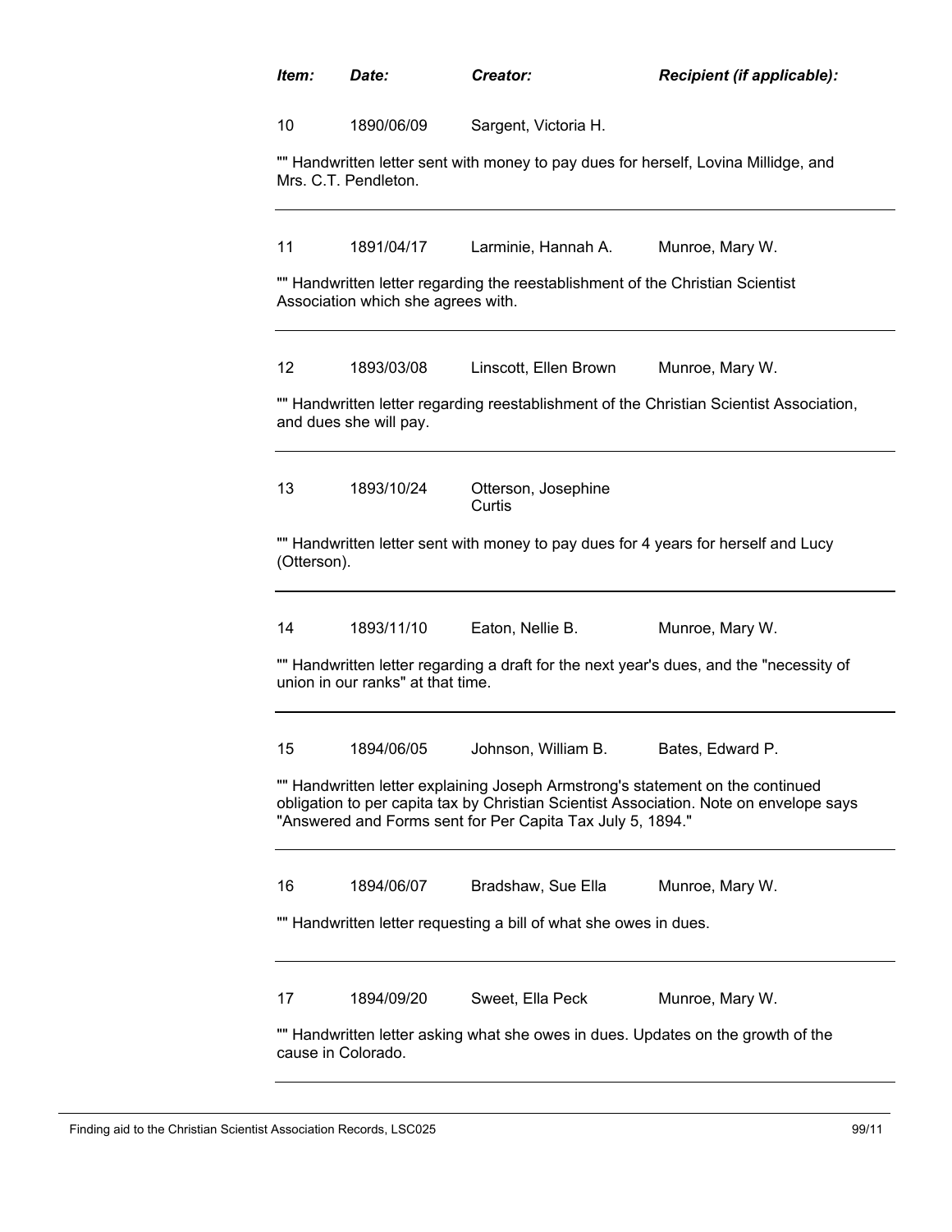| *Item:* | *Date:* | *Creator:* | *Recipient (if applicable):* |
|---|---|---|---|
| 10 | 1890/06/09 | Sargent, Victoria H. | |

"" Handwritten letter sent with money to pay dues for herself, Lovina Millidge, and Mrs. C.T. Pendleton.

---

| | | | |
|---|---|---|---|
| 11 | 1891/04/17 | Larminie, Hannah A. | Munroe, Mary W. |

"" Handwritten letter regarding the reestablishment of the Christian Scientist Association which she agrees with.

---

| | | | |
|---|---|---|---|
| 12 | 1893/03/08 | Linscott, Ellen Brown | Munroe, Mary W. |

"" Handwritten letter regarding reestablishment of the Christian Scientist Association, and dues she will pay.

---

| | | | |
|---|---|---|---|
| 13 | 1893/10/24 | Otterson, Josephine Curtis | |

"" Handwritten letter sent with money to pay dues for 4 years for herself and Lucy (Otterson).

---

| | | | |
|---|---|---|---|
| 14 | 1893/11/10 | Eaton, Nellie B. | Munroe, Mary W. |

"" Handwritten letter regarding a draft for the next year's dues, and the "necessity of union in our ranks" at that time.

---

| | | | |
|---|---|---|---|
| 15 | 1894/06/05 | Johnson, William B. | Bates, Edward P. |

"" Handwritten letter explaining Joseph Armstrong's statement on the continued obligation to per capita tax by Christian Scientist Association. Note on envelope says "Answered and Forms sent for Per Capita Tax July 5, 1894."

---

| | | | |
|---|---|---|---|
| 16 | 1894/06/07 | Bradshaw, Sue Ella | Munroe, Mary W. |

"" Handwritten letter requesting a bill of what she owes in dues.

---

| | | | |
|---|---|---|---|
| 17 | 1894/09/20 | Sweet, Ella Peck | Munroe, Mary W. |

"" Handwritten letter asking what she owes in dues. Updates on the growth of the cause in Colorado.

---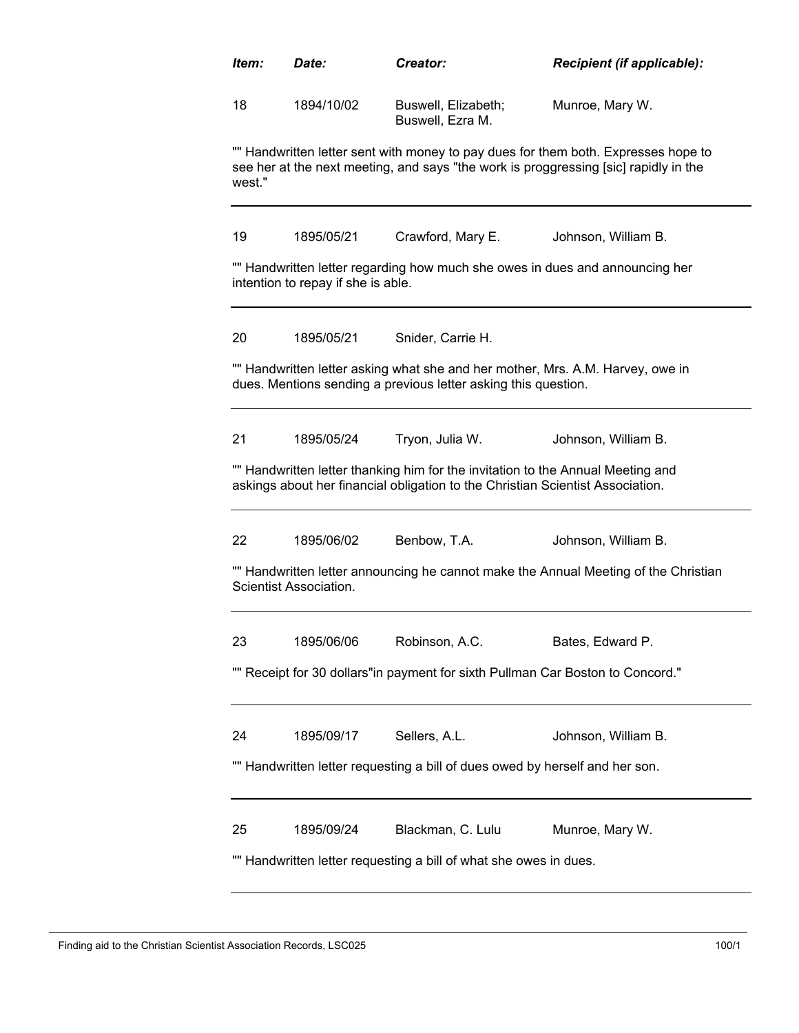| *Item:* | *Date:* | *Creator:* | *Recipient (if applicable):* |
|---|---|---|---|
| 18 | 1894/10/02 | Buswell, Elizabeth; Buswell, Ezra M. | Munroe, Mary W. |

"" Handwritten letter sent with money to pay dues for them both. Expresses hope to see her at the next meeting, and says "the work is proggressing [sic] rapidly in the west."

---

| | | | |
|---|---|---|---|
| 19 | 1895/05/21 | Crawford, Mary E. | Johnson, William B. |

"" Handwritten letter regarding how much she owes in dues and announcing her intention to repay if she is able.

---

| | | | |
|---|---|---|---|
| 20 | 1895/05/21 | Snider, Carrie H. | |

"" Handwritten letter asking what she and her mother, Mrs. A.M. Harvey, owe in dues. Mentions sending a previous letter asking this question.

---

| | | | |
|---|---|---|---|
| 21 | 1895/05/24 | Tryon, Julia W. | Johnson, William B. |

"" Handwritten letter thanking him for the invitation to the Annual Meeting and askings about her financial obligation to the Christian Scientist Association.

---

| | | | |
|---|---|---|---|
| 22 | 1895/06/02 | Benbow, T.A. | Johnson, William B. |

"" Handwritten letter announcing he cannot make the Annual Meeting of the Christian Scientist Association.

---

| | | | |
|---|---|---|---|
| 23 | 1895/06/06 | Robinson, A.C. | Bates, Edward P. |

"" Receipt for 30 dollars"in payment for sixth Pullman Car Boston to Concord."

---

| | | | |
|---|---|---|---|
| 24 | 1895/09/17 | Sellers, A.L. | Johnson, William B. |

"" Handwritten letter requesting a bill of dues owed by herself and her son.

---

| | | | |
|---|---|---|---|
| 25 | 1895/09/24 | Blackman, C. Lulu | Munroe, Mary W. |

"" Handwritten letter requesting a bill of what she owes in dues.

---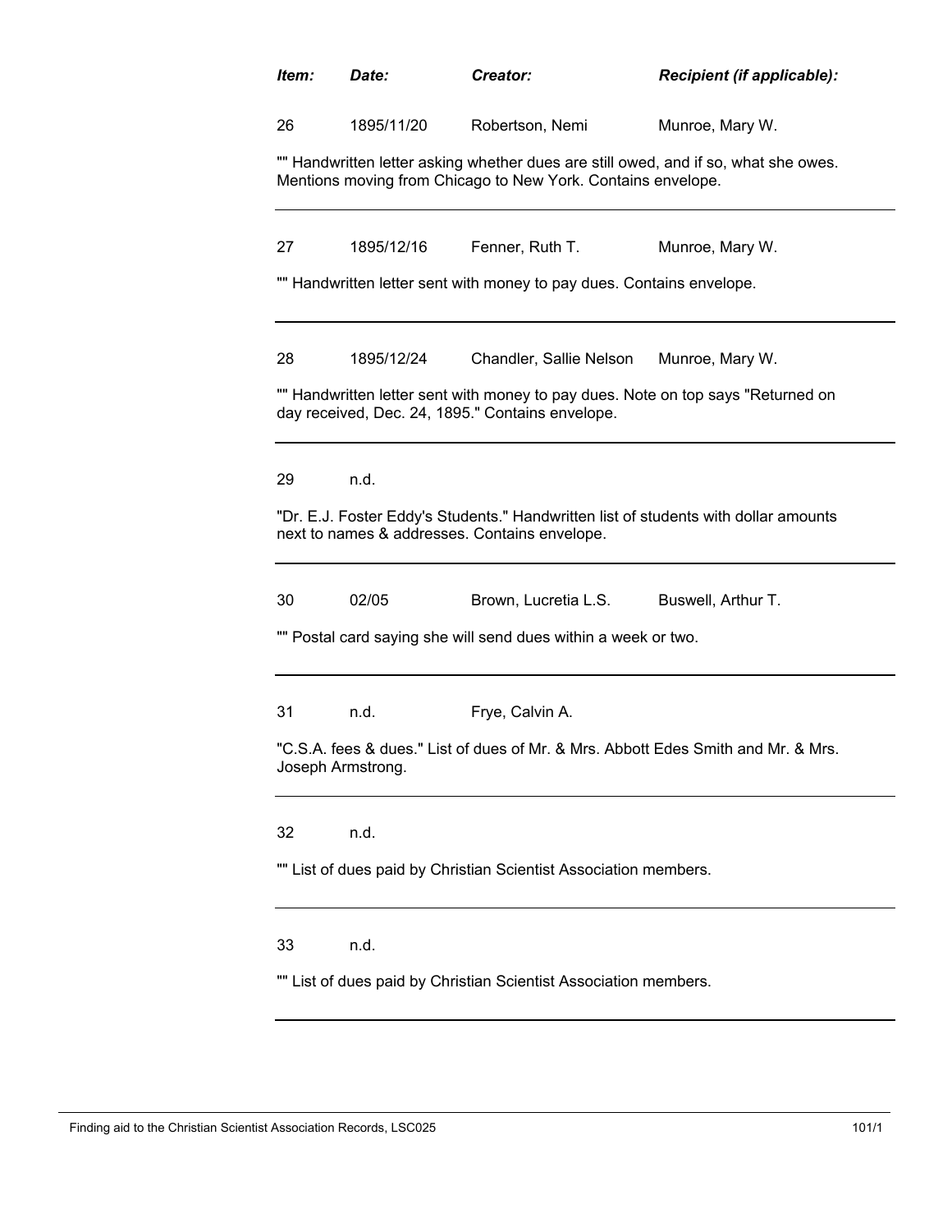| *Item:* | *Date:* | *Creator:* | *Recipient (if applicable):* |
|---|---|---|---|
| 26 | 1895/11/20 | Robertson, Nemi | Munroe, Mary W. |

"" Handwritten letter asking whether dues are still owed, and if so, what she owes. Mentions moving from Chicago to New York. Contains envelope.

---

| | | | |
|---|---|---|---|
| 27 | 1895/12/16 | Fenner, Ruth T. | Munroe, Mary W. |

"" Handwritten letter sent with money to pay dues. Contains envelope.

---

| | | | |
|---|---|---|---|
| 28 | 1895/12/24 | Chandler, Sallie Nelson | Munroe, Mary W. |

"" Handwritten letter sent with money to pay dues. Note on top says "Returned on day received, Dec. 24, 1895." Contains envelope.

---

| | | | |
|---|---|---|---|
| 29 | n.d. | | |

"Dr. E.J. Foster Eddy's Students." Handwritten list of students with dollar amounts next to names & addresses. Contains envelope.

---

| | | | |
|---|---|---|---|
| 30 | 02/05 | Brown, Lucretia L.S. | Buswell, Arthur T. |

"" Postal card saying she will send dues within a week or two.

---

| | | | |
|---|---|---|---|
| 31 | n.d. | Frye, Calvin A. | |

"C.S.A. fees & dues." List of dues of Mr. & Mrs. Abbott Edes Smith and Mr. & Mrs. Joseph Armstrong.

---

| | | | |
|---|---|---|---|
| 32 | n.d. | | |

"" List of dues paid by Christian Scientist Association members.

---

| | | | |
|---|---|---|---|
| 33 | n.d. | | |

"" List of dues paid by Christian Scientist Association members.

---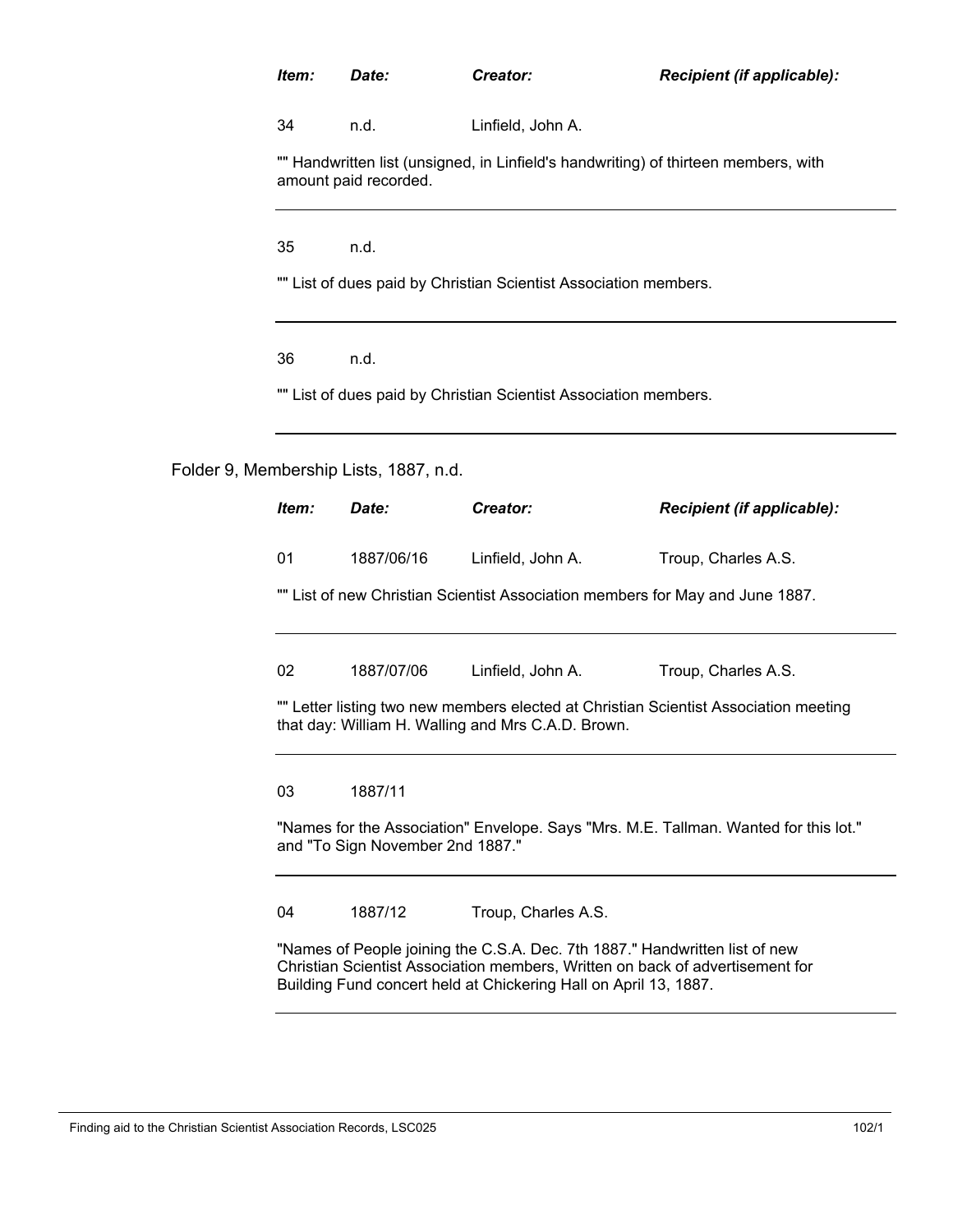| *Item:* | *Date:* | *Creator:* | *Recipient (if applicable):* |
|---|---|---|---|
| 34 | n.d. | Linfield, John A. | |

"" Handwritten list (unsigned, in Linfield's handwriting) of thirteen members, with amount paid recorded.

---

| | | | |
|---|---|---|---|
| 35 | n.d. | | |

"" List of dues paid by Christian Scientist Association members.

---

| | | | |
|---|---|---|---|
| 36 | n.d. | | |

"" List of dues paid by Christian Scientist Association members.

---

Folder 9, Membership Lists, 1887, n.d.

| *Item:* | *Date:* | *Creator:* | *Recipient (if applicable):* |
|---|---|---|---|
| 01 | 1887/06/16 | Linfield, John A. | Troup, Charles A.S. |

"" List of new Christian Scientist Association members for May and June 1887.

---

| | | | |
|---|---|---|---|
| 02 | 1887/07/06 | Linfield, John A. | Troup, Charles A.S. |

"" Letter listing two new members elected at Christian Scientist Association meeting that day: William H. Walling and Mrs C.A.D. Brown.

---

| | | | |
|---|---|---|---|
| 03 | 1887/11 | | |

"Names for the Association" Envelope. Says "Mrs. M.E. Tallman. Wanted for this lot." and "To Sign November 2nd 1887."

---

| | | | |
|---|---|---|---|
| 04 | 1887/12 | Troup, Charles A.S. | |

"Names of People joining the C.S.A. Dec. 7th 1887." Handwritten list of new Christian Scientist Association members, Written on back of advertisement for Building Fund concert held at Chickering Hall on April 13, 1887.

---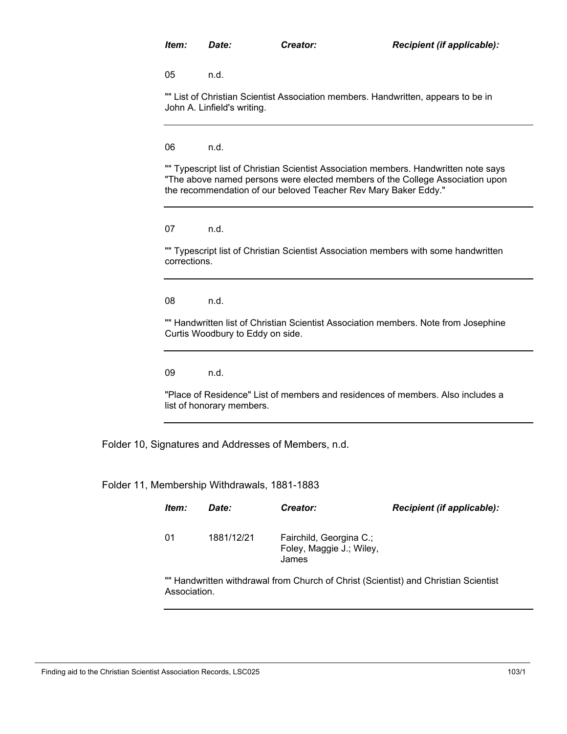| Item: | Date: | Creator: | Recipient (if applicable): |
|---|---|---|---|
| 05 | n.d. | | |

"" List of Christian Scientist Association members. Handwritten, appears to be in John A. Linfield's writing.

---

| 06 | n.d. | | |
|---|---|---|---|

"" Typescript list of Christian Scientist Association members. Handwritten note says "The above named persons were elected members of the College Association upon the recommendation of our beloved Teacher Rev Mary Baker Eddy."

---

| 07 | n.d. | | |
|---|---|---|---|

"" Typescript list of Christian Scientist Association members with some handwritten corrections.

---

| 08 | n.d. | | |
|---|---|---|---|

"" Handwritten list of Christian Scientist Association members. Note from Josephine Curtis Woodbury to Eddy on side.

---

| 09 | n.d. | | |
|---|---|---|---|

"Place of Residence" List of members and residences of members. Also includes a list of honorary members.

---

Folder 10, Signatures and Addresses of Members, n.d.

Folder 11, Membership Withdrawals, 1881-1883

| Item: | Date: | Creator: | Recipient (if applicable): |
|---|---|---|---|
| 01 | 1881/12/21 | Fairchild, Georgina C.; Foley, Maggie J.; Wiley, James | |

"" Handwritten withdrawal from Church of Christ (Scientist) and Christian Scientist Association.

---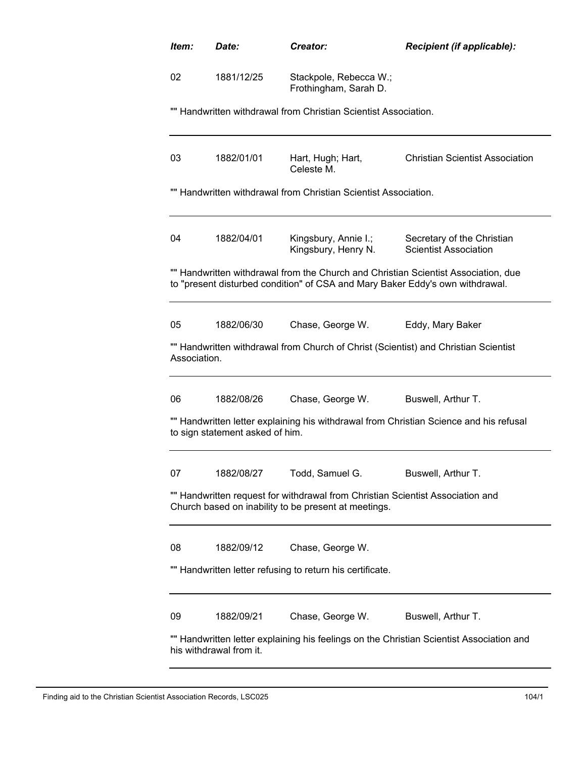| Item: | Date: | Creator: | Recipient (if applicable): |
|---|---|---|---|
| 02 | 1881/12/25 | Stackpole, Rebecca W.; Frothingham, Sarah D. | |

"" Handwritten withdrawal from Christian Scientist Association.

| Item: | Date: | Creator: | Recipient (if applicable): |
|---|---|---|---|
| 03 | 1882/01/01 | Hart, Hugh; Hart, Celeste M. | Christian Scientist Association |

"" Handwritten withdrawal from Christian Scientist Association.

| Item: | Date: | Creator: | Recipient (if applicable): |
|---|---|---|---|
| 04 | 1882/04/01 | Kingsbury, Annie I.; Kingsbury, Henry N. | Secretary of the Christian Scientist Association |

"" Handwritten withdrawal from the Church and Christian Scientist Association, due to "present disturbed condition" of CSA and Mary Baker Eddy's own withdrawal.

| Item: | Date: | Creator: | Recipient (if applicable): |
|---|---|---|---|
| 05 | 1882/06/30 | Chase, George W. | Eddy, Mary Baker |

"" Handwritten withdrawal from Church of Christ (Scientist) and Christian Scientist Association.

| Item: | Date: | Creator: | Recipient (if applicable): |
|---|---|---|---|
| 06 | 1882/08/26 | Chase, George W. | Buswell, Arthur T. |

"" Handwritten letter explaining his withdrawal from Christian Science and his refusal to sign statement asked of him.

| Item: | Date: | Creator: | Recipient (if applicable): |
|---|---|---|---|
| 07 | 1882/08/27 | Todd, Samuel G. | Buswell, Arthur T. |

"" Handwritten request for withdrawal from Christian Scientist Association and Church based on inability to be present at meetings.

| Item: | Date: | Creator: | Recipient (if applicable): |
|---|---|---|---|
| 08 | 1882/09/12 | Chase, George W. | |

"" Handwritten letter refusing to return his certificate.

| Item: | Date: | Creator: | Recipient (if applicable): |
|---|---|---|---|
| 09 | 1882/09/21 | Chase, George W. | Buswell, Arthur T. |

"" Handwritten letter explaining his feelings on the Christian Scientist Association and his withdrawal from it.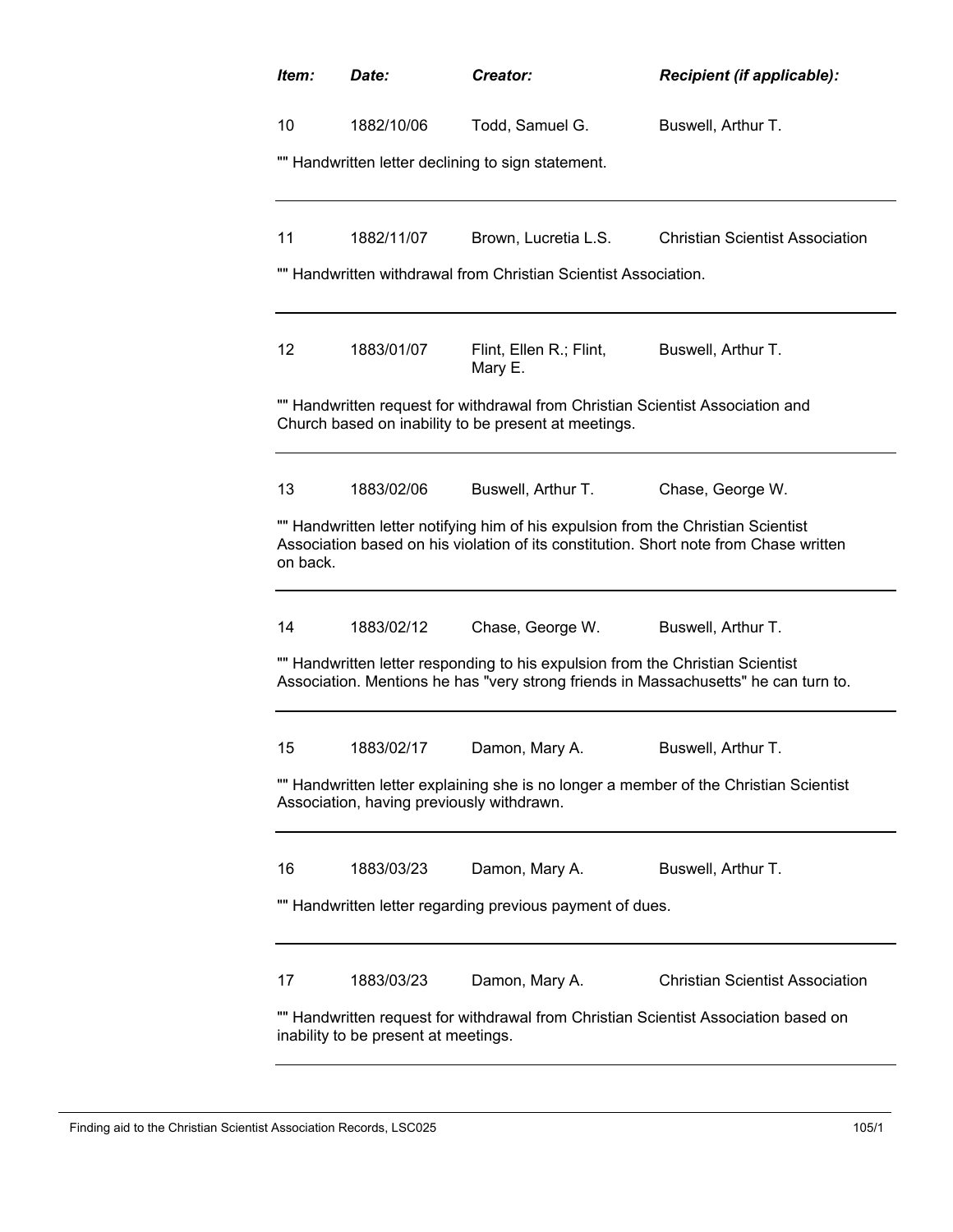| *Item:* | *Date:* | *Creator:* | *Recipient (if applicable):* |
|---|---|---|---|
| 10 | 1882/10/06 | Todd, Samuel G. | Buswell, Arthur T. |

"" Handwritten letter declining to sign statement.

---

| | | | |
|---|---|---|---|
| 11 | 1882/11/07 | Brown, Lucretia L.S. | Christian Scientist Association |

"" Handwritten withdrawal from Christian Scientist Association.

---

| | | | |
|---|---|---|---|
| 12 | 1883/01/07 | Flint, Ellen R.; Flint, Mary E. | Buswell, Arthur T. |

"" Handwritten request for withdrawal from Christian Scientist Association and Church based on inability to be present at meetings.

---

| | | | |
|---|---|---|---|
| 13 | 1883/02/06 | Buswell, Arthur T. | Chase, George W. |

"" Handwritten letter notifying him of his expulsion from the Christian Scientist Association based on his violation of its constitution. Short note from Chase written on back.

---

| | | | |
|---|---|---|---|
| 14 | 1883/02/12 | Chase, George W. | Buswell, Arthur T. |

"" Handwritten letter responding to his expulsion from the Christian Scientist Association. Mentions he has "very strong friends in Massachusetts" he can turn to.

---

| | | | |
|---|---|---|---|
| 15 | 1883/02/17 | Damon, Mary A. | Buswell, Arthur T. |

"" Handwritten letter explaining she is no longer a member of the Christian Scientist Association, having previously withdrawn.

---

| | | | |
|---|---|---|---|
| 16 | 1883/03/23 | Damon, Mary A. | Buswell, Arthur T. |

"" Handwritten letter regarding previous payment of dues.

---

| | | | |
|---|---|---|---|
| 17 | 1883/03/23 | Damon, Mary A. | Christian Scientist Association |

"" Handwritten request for withdrawal from Christian Scientist Association based on inability to be present at meetings.

---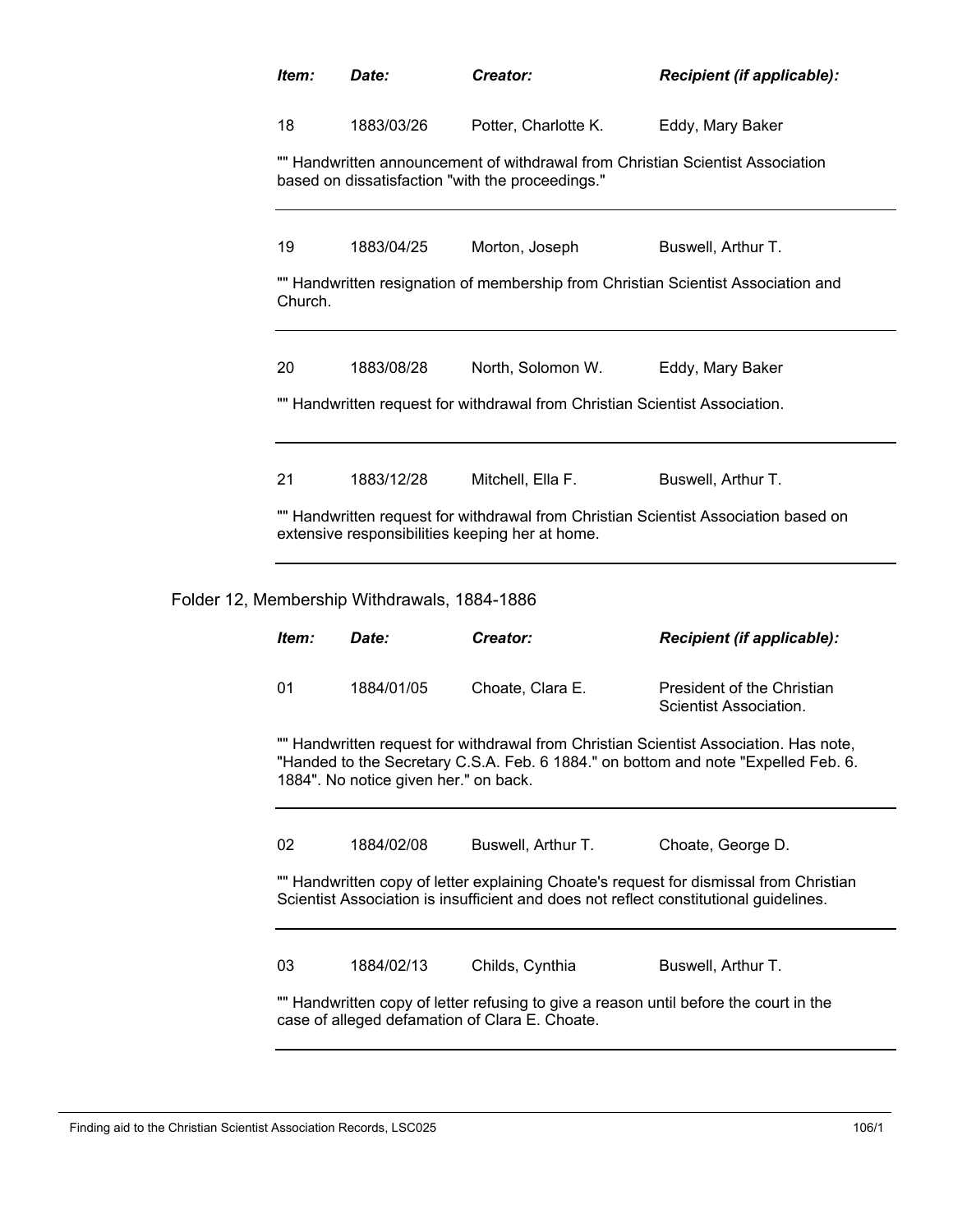| *Item:* | *Date:* | *Creator:* | *Recipient (if applicable):* |
|---|---|---|---|
| 18 | 1883/03/26 | Potter, Charlotte K. | Eddy, Mary Baker |

"" Handwritten announcement of withdrawal from Christian Scientist Association based on dissatisfaction "with the proceedings."

---

| | | | |
|---|---|---|---|
| 19 | 1883/04/25 | Morton, Joseph | Buswell, Arthur T. |

"" Handwritten resignation of membership from Christian Scientist Association and Church.

---

| | | | |
|---|---|---|---|
| 20 | 1883/08/28 | North, Solomon W. | Eddy, Mary Baker |

"" Handwritten request for withdrawal from Christian Scientist Association.

---

| | | | |
|---|---|---|---|
| 21 | 1883/12/28 | Mitchell, Ella F. | Buswell, Arthur T. |

"" Handwritten request for withdrawal from Christian Scientist Association based on extensive responsibilities keeping her at home.

---

Folder 12, Membership Withdrawals, 1884-1886

| *Item:* | *Date:* | *Creator:* | *Recipient (if applicable):* |
|---|---|---|---|
| 01 | 1884/01/05 | Choate, Clara E. | President of the Christian Scientist Association. |

"" Handwritten request for withdrawal from Christian Scientist Association. Has note, "Handed to the Secretary C.S.A. Feb. 6 1884." on bottom and note "Expelled Feb. 6. 1884". No notice given her." on back.

---

| | | | |
|---|---|---|---|
| 02 | 1884/02/08 | Buswell, Arthur T. | Choate, George D. |

"" Handwritten copy of letter explaining Choate's request for dismissal from Christian Scientist Association is insufficient and does not reflect constitutional guidelines.

---

| | | | |
|---|---|---|---|
| 03 | 1884/02/13 | Childs, Cynthia | Buswell, Arthur T. |

"" Handwritten copy of letter refusing to give a reason until before the court in the case of alleged defamation of Clara E. Choate.

---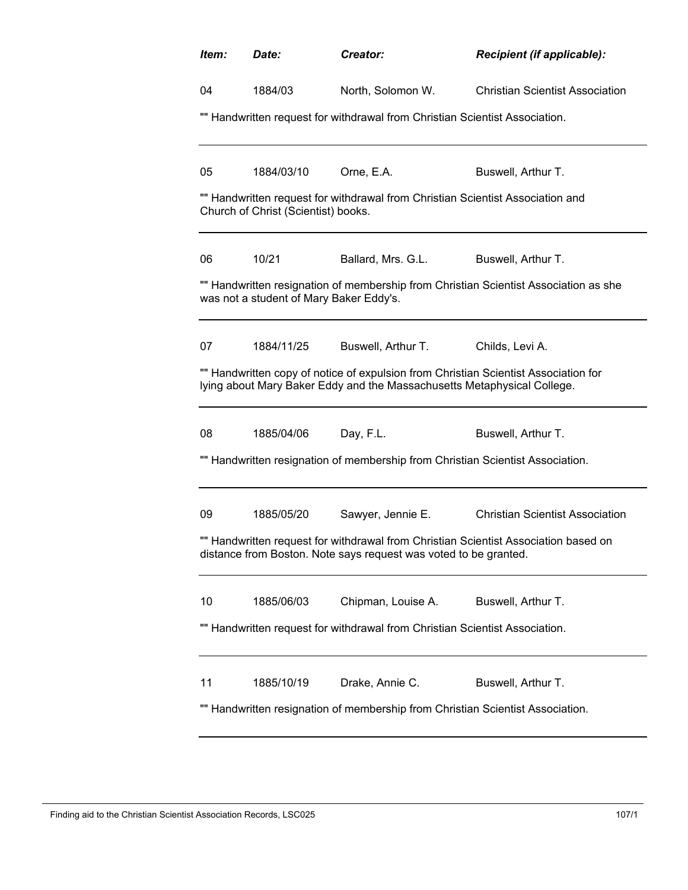| *Item:* | *Date:* | *Creator:* | *Recipient (if applicable):* |
|---|---|---|---|
| 04 | 1884/03 | North, Solomon W. | Christian Scientist Association |

"" Handwritten request for withdrawal from Christian Scientist Association.

---

| | | | |
|---|---|---|---|
| 05 | 1884/03/10 | Orne, E.A. | Buswell, Arthur T. |

"" Handwritten request for withdrawal from Christian Scientist Association and Church of Christ (Scientist) books.

---

| | | | |
|---|---|---|---|
| 06 | 10/21 | Ballard, Mrs. G.L. | Buswell, Arthur T. |

"" Handwritten resignation of membership from Christian Scientist Association as she was not a student of Mary Baker Eddy's.

---

| | | | |
|---|---|---|---|
| 07 | 1884/11/25 | Buswell, Arthur T. | Childs, Levi A. |

"" Handwritten copy of notice of expulsion from Christian Scientist Association for lying about Mary Baker Eddy and the Massachusetts Metaphysical College.

---

| | | | |
|---|---|---|---|
| 08 | 1885/04/06 | Day, F.L. | Buswell, Arthur T. |

"" Handwritten resignation of membership from Christian Scientist Association.

---

| | | | |
|---|---|---|---|
| 09 | 1885/05/20 | Sawyer, Jennie E. | Christian Scientist Association |

"" Handwritten request for withdrawal from Christian Scientist Association based on distance from Boston. Note says request was voted to be granted.

---

| | | | |
|---|---|---|---|
| 10 | 1885/06/03 | Chipman, Louise A. | Buswell, Arthur T. |

"" Handwritten request for withdrawal from Christian Scientist Association.

---

| | | | |
|---|---|---|---|
| 11 | 1885/10/19 | Drake, Annie C. | Buswell, Arthur T. |

"" Handwritten resignation of membership from Christian Scientist Association.

---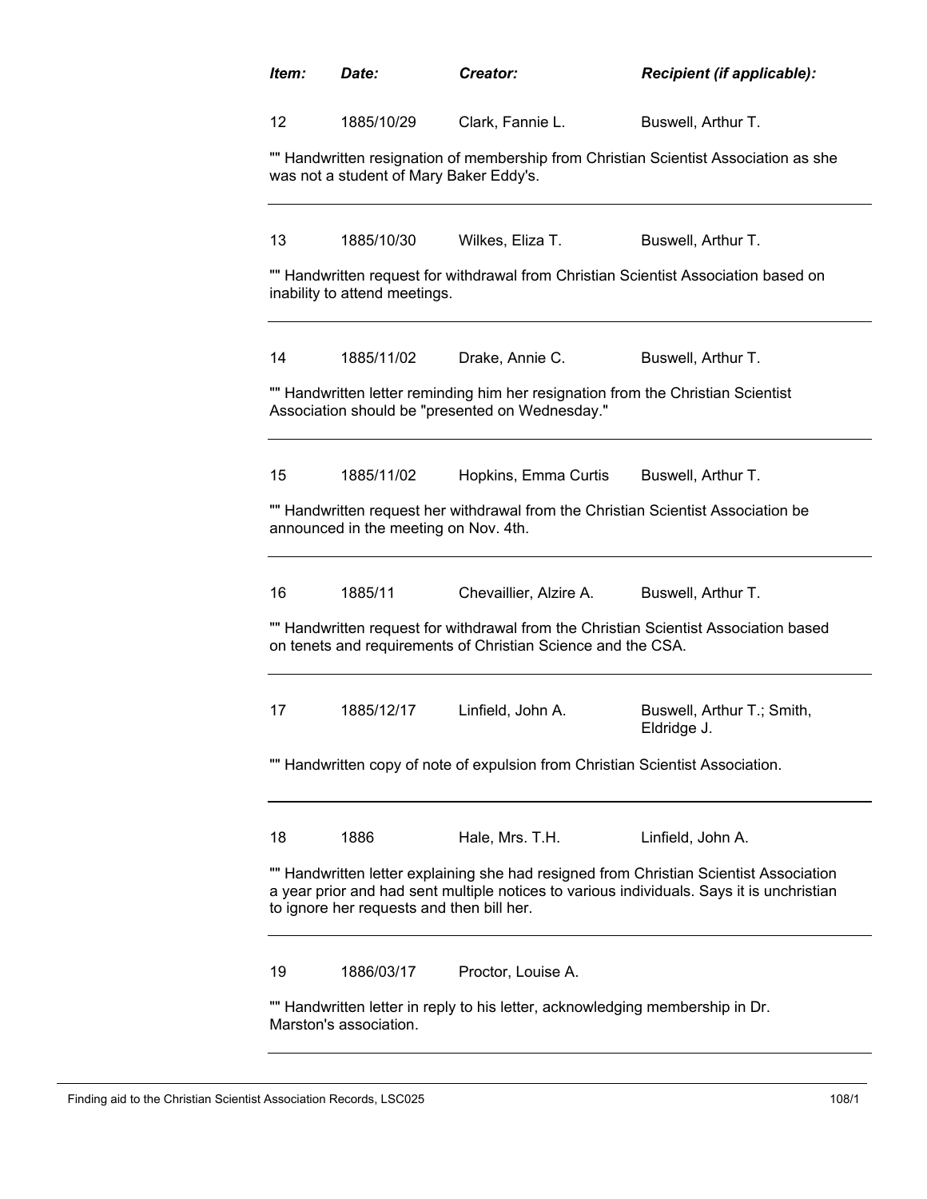| *Item:* | *Date:* | *Creator:* | *Recipient (if applicable):* |
|---|---|---|---|
| 12 | 1885/10/29 | Clark, Fannie L. | Buswell, Arthur T. |

"" Handwritten resignation of membership from Christian Scientist Association as she was not a student of Mary Baker Eddy's.

---

| | | | |
|---|---|---|---|
| 13 | 1885/10/30 | Wilkes, Eliza T. | Buswell, Arthur T. |

"" Handwritten request for withdrawal from Christian Scientist Association based on inability to attend meetings.

---

| | | | |
|---|---|---|---|
| 14 | 1885/11/02 | Drake, Annie C. | Buswell, Arthur T. |

"" Handwritten letter reminding him her resignation from the Christian Scientist Association should be "presented on Wednesday."

---

| | | | |
|---|---|---|---|
| 15 | 1885/11/02 | Hopkins, Emma Curtis | Buswell, Arthur T. |

"" Handwritten request her withdrawal from the Christian Scientist Association be announced in the meeting on Nov. 4th.

---

| | | | |
|---|---|---|---|
| 16 | 1885/11 | Chevaillier, Alzire A. | Buswell, Arthur T. |

"" Handwritten request for withdrawal from the Christian Scientist Association based on tenets and requirements of Christian Science and the CSA.

---

| | | | |
|---|---|---|---|
| 17 | 1885/12/17 | Linfield, John A. | Buswell, Arthur T.; Smith, Eldridge J. |

"" Handwritten copy of note of expulsion from Christian Scientist Association.

---

| | | | |
|---|---|---|---|
| 18 | 1886 | Hale, Mrs. T.H. | Linfield, John A. |

"" Handwritten letter explaining she had resigned from Christian Scientist Association a year prior and had sent multiple notices to various individuals. Says it is unchristian to ignore her requests and then bill her.

---

| | | | |
|---|---|---|---|
| 19 | 1886/03/17 | Proctor, Louise A. | |

"" Handwritten letter in reply to his letter, acknowledging membership in Dr. Marston's association.

---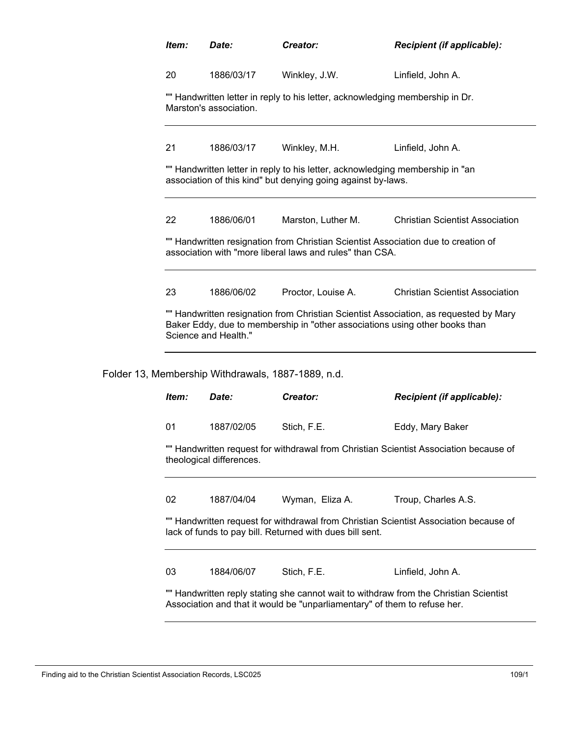| *Item:* | *Date:* | *Creator:* | *Recipient (if applicable):* |
|---|---|---|---|
| 20 | 1886/03/17 | Winkley, J.W. | Linfield, John A. |

"" Handwritten letter in reply to his letter, acknowledging membership in Dr. Marston's association.

---

| | | | |
|---|---|---|---|
| 21 | 1886/03/17 | Winkley, M.H. | Linfield, John A. |

"" Handwritten letter in reply to his letter, acknowledging membership in "an association of this kind" but denying going against by-laws.

---

| | | | |
|---|---|---|---|
| 22 | 1886/06/01 | Marston, Luther M. | Christian Scientist Association |

"" Handwritten resignation from Christian Scientist Association due to creation of association with "more liberal laws and rules" than CSA.

---

| | | | |
|---|---|---|---|
| 23 | 1886/06/02 | Proctor, Louise A. | Christian Scientist Association |

"" Handwritten resignation from Christian Scientist Association, as requested by Mary Baker Eddy, due to membership in "other associations using other books than Science and Health."

---

Folder 13, Membership Withdrawals, 1887-1889, n.d.

| *Item:* | *Date:* | *Creator:* | *Recipient (if applicable):* |
|---|---|---|---|
| 01 | 1887/02/05 | Stich, F.E. | Eddy, Mary Baker |

"" Handwritten request for withdrawal from Christian Scientist Association because of theological differences.

---

| | | | |
|---|---|---|---|
| 02 | 1887/04/04 | Wyman, Eliza A. | Troup, Charles A.S. |

"" Handwritten request for withdrawal from Christian Scientist Association because of lack of funds to pay bill. Returned with dues bill sent.

---

| | | | |
|---|---|---|---|
| 03 | 1884/06/07 | Stich, F.E. | Linfield, John A. |

"" Handwritten reply stating she cannot wait to withdraw from the Christian Scientist Association and that it would be "unparliamentary" of them to refuse her.

---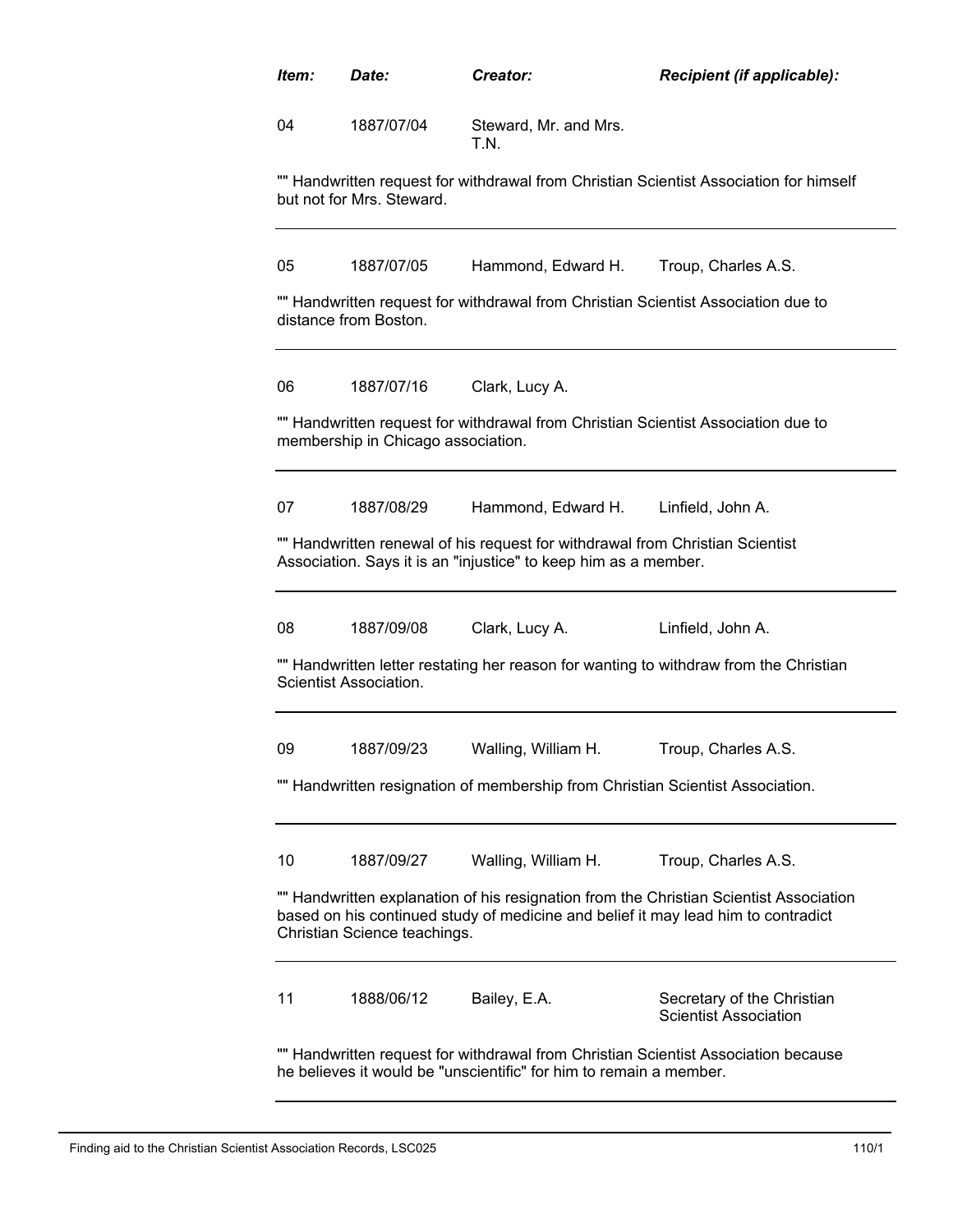| *Item:* | *Date:* | *Creator:* | *Recipient (if applicable):* |
| --- | --- | --- | --- |
| 04 | 1887/07/04 | Steward, Mr. and Mrs. T.N. | |

"" Handwritten request for withdrawal from Christian Scientist Association for himself but not for Mrs. Steward.

---

| | | | |
| --- | --- | --- | --- |
| 05 | 1887/07/05 | Hammond, Edward H. | Troup, Charles A.S. |

"" Handwritten request for withdrawal from Christian Scientist Association due to distance from Boston.

---

| | | | |
| --- | --- | --- | --- |
| 06 | 1887/07/16 | Clark, Lucy A. | |

"" Handwritten request for withdrawal from Christian Scientist Association due to membership in Chicago association.

---

| | | | |
| --- | --- | --- | --- |
| 07 | 1887/08/29 | Hammond, Edward H. | Linfield, John A. |

"" Handwritten renewal of his request for withdrawal from Christian Scientist Association. Says it is an "injustice" to keep him as a member.

---

| | | | |
| --- | --- | --- | --- |
| 08 | 1887/09/08 | Clark, Lucy A. | Linfield, John A. |

"" Handwritten letter restating her reason for wanting to withdraw from the Christian Scientist Association.

---

| | | | |
| --- | --- | --- | --- |
| 09 | 1887/09/23 | Walling, William H. | Troup, Charles A.S. |

"" Handwritten resignation of membership from Christian Scientist Association.

---

| | | | |
| --- | --- | --- | --- |
| 10 | 1887/09/27 | Walling, William H. | Troup, Charles A.S. |

"" Handwritten explanation of his resignation from the Christian Scientist Association based on his continued study of medicine and belief it may lead him to contradict Christian Science teachings.

---

| | | | |
| --- | --- | --- | --- |
| 11 | 1888/06/12 | Bailey, E.A. | Secretary of the Christian Scientist Association |

"" Handwritten request for withdrawal from Christian Scientist Association because he believes it would be "unscientific" for him to remain a member.

---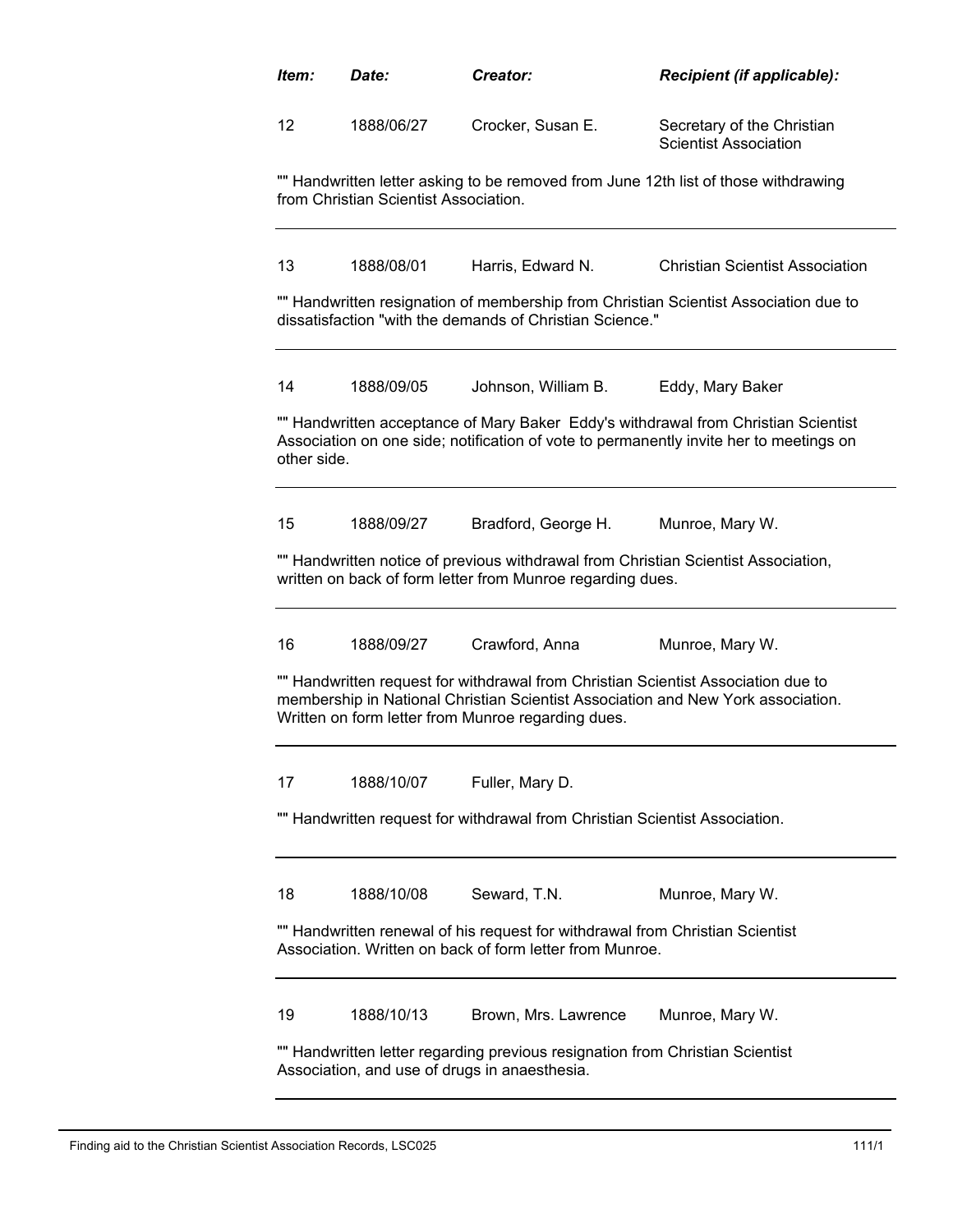| *Item:* | *Date:* | *Creator:* | *Recipient (if applicable):* |
|---|---|---|---|
| 12 | 1888/06/27 | Crocker, Susan E. | Secretary of the Christian Scientist Association |

"" Handwritten letter asking to be removed from June 12th list of those withdrawing from Christian Scientist Association.

---

| | | | |
|---|---|---|---|
| 13 | 1888/08/01 | Harris, Edward N. | Christian Scientist Association |

"" Handwritten resignation of membership from Christian Scientist Association due to dissatisfaction "with the demands of Christian Science."

---

| | | | |
|---|---|---|---|
| 14 | 1888/09/05 | Johnson, William B. | Eddy, Mary Baker |

"" Handwritten acceptance of Mary Baker Eddy's withdrawal from Christian Scientist Association on one side; notification of vote to permanently invite her to meetings on other side.

---

| | | | |
|---|---|---|---|
| 15 | 1888/09/27 | Bradford, George H. | Munroe, Mary W. |

"" Handwritten notice of previous withdrawal from Christian Scientist Association, written on back of form letter from Munroe regarding dues.

---

| | | | |
|---|---|---|---|
| 16 | 1888/09/27 | Crawford, Anna | Munroe, Mary W. |

"" Handwritten request for withdrawal from Christian Scientist Association due to membership in National Christian Scientist Association and New York association. Written on form letter from Munroe regarding dues.

---

| | | | |
|---|---|---|---|
| 17 | 1888/10/07 | Fuller, Mary D. | |

"" Handwritten request for withdrawal from Christian Scientist Association.

---

| | | | |
|---|---|---|---|
| 18 | 1888/10/08 | Seward, T.N. | Munroe, Mary W. |

"" Handwritten renewal of his request for withdrawal from Christian Scientist Association. Written on back of form letter from Munroe.

---

| | | | |
|---|---|---|---|
| 19 | 1888/10/13 | Brown, Mrs. Lawrence | Munroe, Mary W. |

"" Handwritten letter regarding previous resignation from Christian Scientist Association, and use of drugs in anaesthesia.

---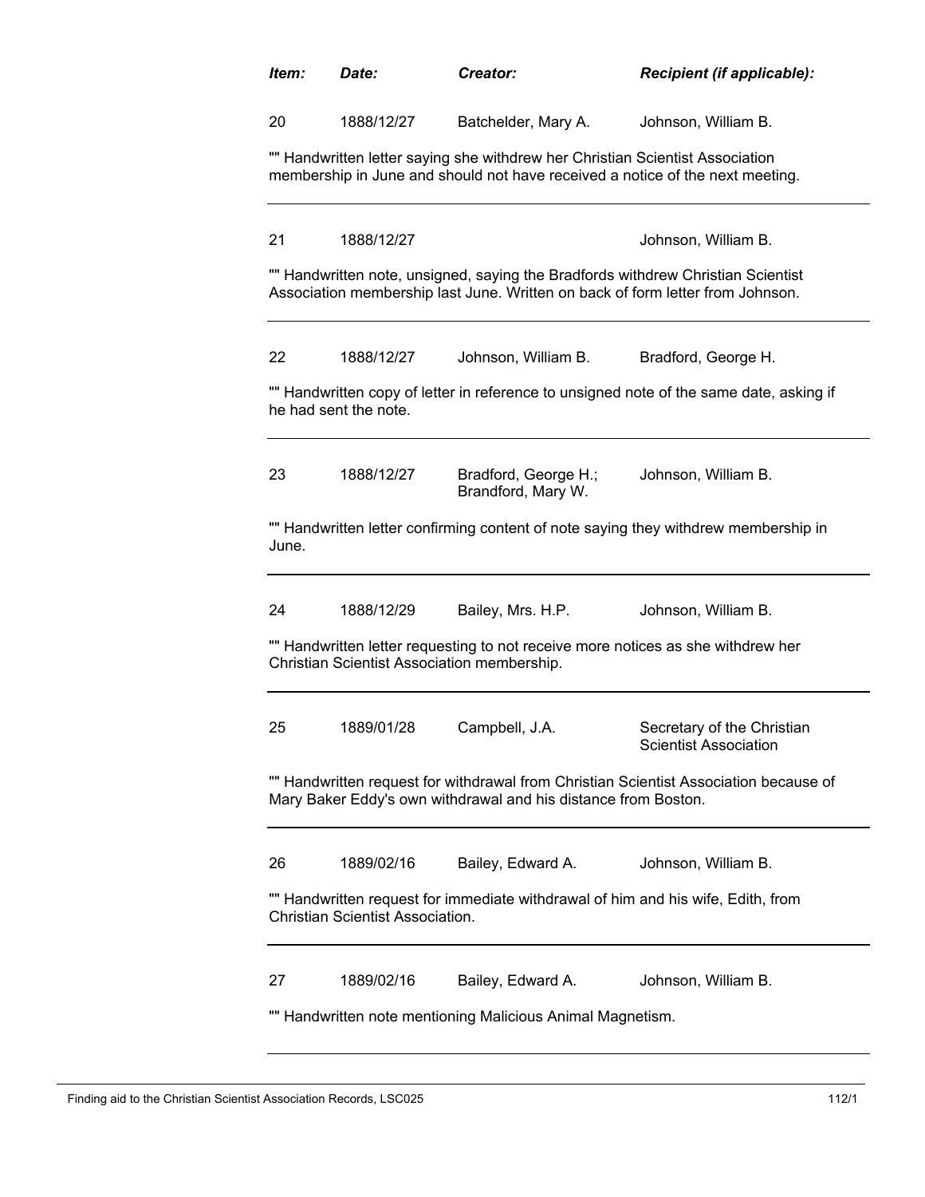| *Item:* | *Date:* | *Creator:* | *Recipient (if applicable):* |
|---|---|---|---|
| 20 | 1888/12/27 | Batchelder, Mary A. | Johnson, William B. |

"" Handwritten letter saying she withdrew her Christian Scientist Association membership in June and should not have received a notice of the next meeting.

---

| | | | |
|---|---|---|---|
| 21 | 1888/12/27 | | Johnson, William B. |

"" Handwritten note, unsigned, saying the Bradfords withdrew Christian Scientist Association membership last June. Written on back of form letter from Johnson.

---

| | | | |
|---|---|---|---|
| 22 | 1888/12/27 | Johnson, William B. | Bradford, George H. |

"" Handwritten copy of letter in reference to unsigned note of the same date, asking if he had sent the note.

---

| | | | |
|---|---|---|---|
| 23 | 1888/12/27 | Bradford, George H.; Brandford, Mary W. | Johnson, William B. |

"" Handwritten letter confirming content of note saying they withdrew membership in June.

---

| | | | |
|---|---|---|---|
| 24 | 1888/12/29 | Bailey, Mrs. H.P. | Johnson, William B. |

"" Handwritten letter requesting to not receive more notices as she withdrew her Christian Scientist Association membership.

---

| | | | |
|---|---|---|---|
| 25 | 1889/01/28 | Campbell, J.A. | Secretary of the Christian Scientist Association |

"" Handwritten request for withdrawal from Christian Scientist Association because of Mary Baker Eddy's own withdrawal and his distance from Boston.

---

| | | | |
|---|---|---|---|
| 26 | 1889/02/16 | Bailey, Edward A. | Johnson, William B. |

"" Handwritten request for immediate withdrawal of him and his wife, Edith, from Christian Scientist Association.

---

| | | | |
|---|---|---|---|
| 27 | 1889/02/16 | Bailey, Edward A. | Johnson, William B. |

"" Handwritten note mentioning Malicious Animal Magnetism.

---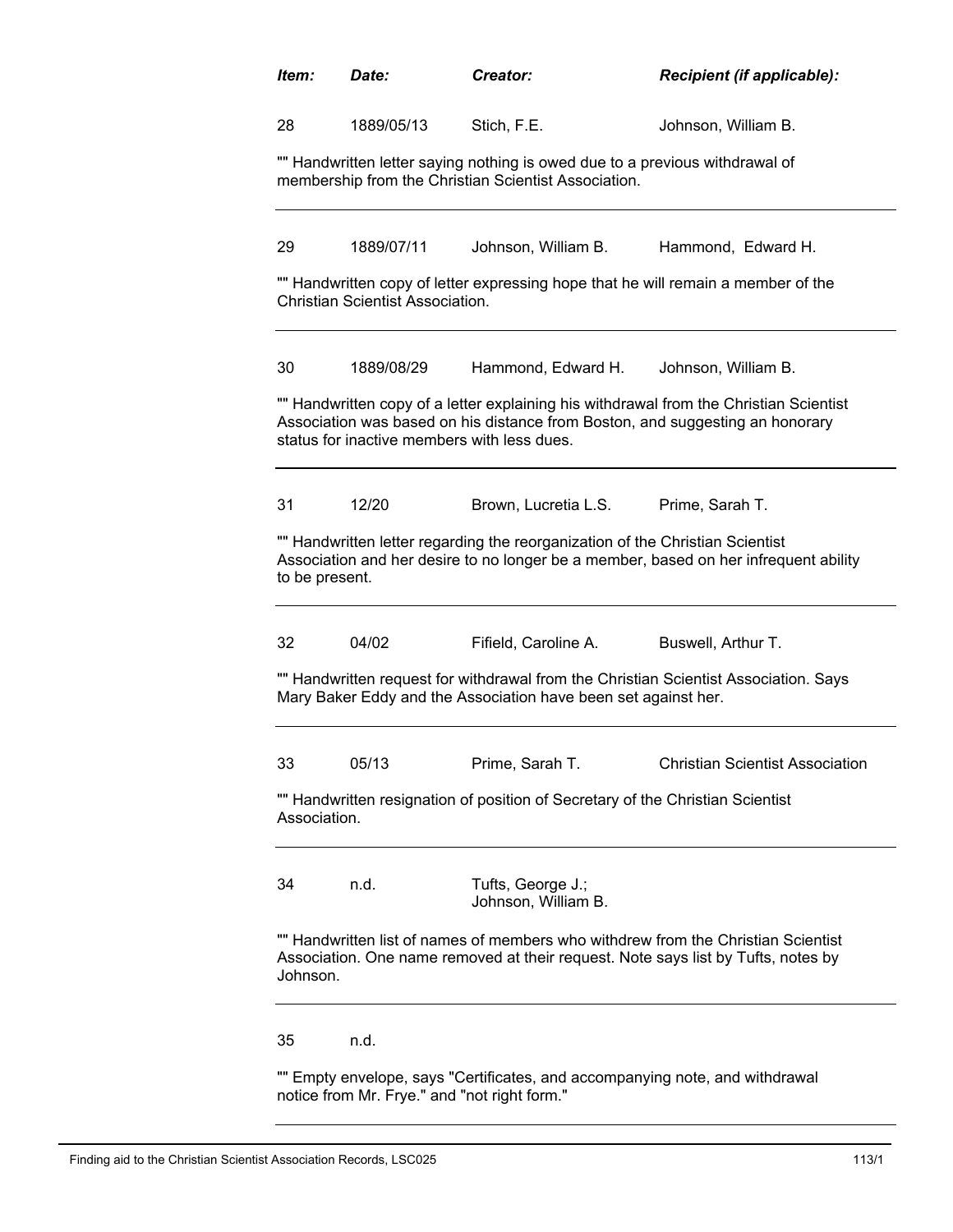| *Item:* | *Date:* | *Creator:* | *Recipient (if applicable):* |
|---|---|---|---|
| 28 | 1889/05/13 | Stich, F.E. | Johnson, William B. |

"" Handwritten letter saying nothing is owed due to a previous withdrawal of membership from the Christian Scientist Association.

---

| | | | |
|---|---|---|---|
| 29 | 1889/07/11 | Johnson, William B. | Hammond, Edward H. |

"" Handwritten copy of letter expressing hope that he will remain a member of the Christian Scientist Association.

---

| | | | |
|---|---|---|---|
| 30 | 1889/08/29 | Hammond, Edward H. | Johnson, William B. |

"" Handwritten copy of a letter explaining his withdrawal from the Christian Scientist Association was based on his distance from Boston, and suggesting an honorary status for inactive members with less dues.

---

| | | | |
|---|---|---|---|
| 31 | 12/20 | Brown, Lucretia L.S. | Prime, Sarah T. |

"" Handwritten letter regarding the reorganization of the Christian Scientist Association and her desire to no longer be a member, based on her infrequent ability to be present.

---

| | | | |
|---|---|---|---|
| 32 | 04/02 | Fifield, Caroline A. | Buswell, Arthur T. |

"" Handwritten request for withdrawal from the Christian Scientist Association. Says Mary Baker Eddy and the Association have been set against her.

---

| | | | |
|---|---|---|---|
| 33 | 05/13 | Prime, Sarah T. | Christian Scientist Association |

"" Handwritten resignation of position of Secretary of the Christian Scientist Association.

---

| | | | |
|---|---|---|---|
| 34 | n.d. | Tufts, George J.; Johnson, William B. | |

"" Handwritten list of names of members who withdrew from the Christian Scientist Association. One name removed at their request. Note says list by Tufts, notes by Johnson.

---

| | | | |
|---|---|---|---|
| 35 | n.d. | | |

"" Empty envelope, says "Certificates, and accompanying note, and withdrawal notice from Mr. Frye." and "not right form."

---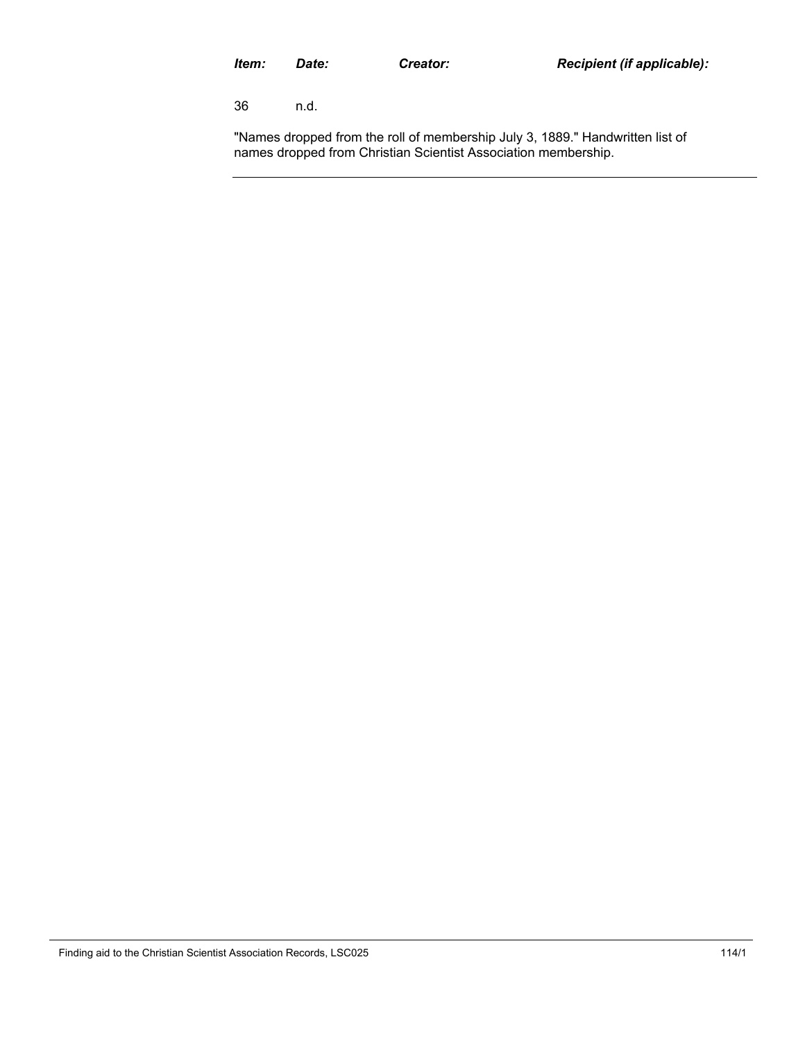| Item: | Date: | Creator: | Recipient (if applicable): |
|---|---|---|---|
| 36 | n.d. | | |

"Names dropped from the roll of membership July 3, 1889." Handwritten list of names dropped from Christian Scientist Association membership.